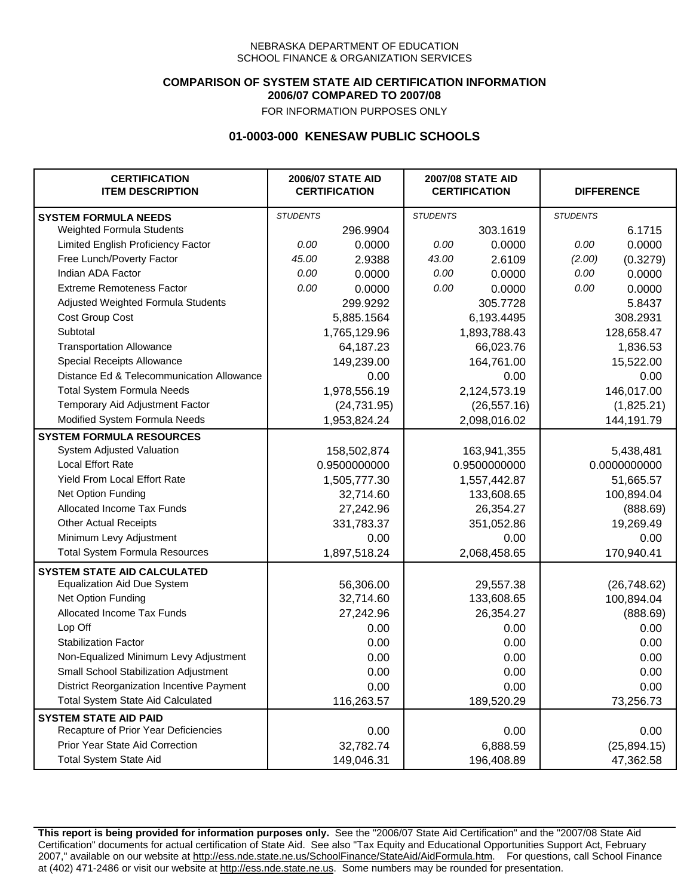NEBRASKA DEPARTMENT OF EDUCATION
SCHOOL FINANCE & ORGANIZATION SERVICES

**COMPARISON OF SYSTEM STATE AID CERTIFICATION INFORMATION**
**2006/07 COMPARED TO 2007/08**
FOR INFORMATION PURPOSES ONLY

## 01-0003-000 KENESAW PUBLIC SCHOOLS

| CERTIFICATION ITEM DESCRIPTION | 2006/07 STATE AID CERTIFICATION | | 2007/08 STATE AID CERTIFICATION | | DIFFERENCE | |
|---|---|---|---|---|---|---|
| **SYSTEM FORMULA NEEDS** | *STUDENTS* | | *STUDENTS* | | *STUDENTS* | |
| Weighted Formula Students | | 296.9904 | | 303.1619 | | 6.1715 |
| Limited English Proficiency Factor | *0.00* | 0.0000 | *0.00* | 0.0000 | *0.00* | 0.0000 |
| Free Lunch/Poverty Factor | *45.00* | 2.9388 | *43.00* | 2.6109 | *(2.00)* | (0.3279) |
| Indian ADA Factor | *0.00* | 0.0000 | *0.00* | 0.0000 | *0.00* | 0.0000 |
| Extreme Remoteness Factor | *0.00* | 0.0000 | *0.00* | 0.0000 | *0.00* | 0.0000 |
| Adjusted Weighted Formula Students | | 299.9292 | | 305.7728 | | 5.8437 |
| Cost Group Cost | | 5,885.1564 | | 6,193.4495 | | 308.2931 |
| Subtotal | | 1,765,129.96 | | 1,893,788.43 | | 128,658.47 |
| Transportation Allowance | | 64,187.23 | | 66,023.76 | | 1,836.53 |
| Special Receipts Allowance | | 149,239.00 | | 164,761.00 | | 15,522.00 |
| Distance Ed & Telecommunication Allowance | | 0.00 | | 0.00 | | 0.00 |
| Total System Formula Needs | | 1,978,556.19 | | 2,124,573.19 | | 146,017.00 |
| Temporary Aid Adjustment Factor | | (24,731.95) | | (26,557.16) | | (1,825.21) |
| Modified System Formula Needs | | 1,953,824.24 | | 2,098,016.02 | | 144,191.79 |
| **SYSTEM FORMULA RESOURCES** | | | | | | |
| System Adjusted Valuation | | 158,502,874 | | 163,941,355 | | 5,438,481 |
| Local Effort Rate | | 0.9500000000 | | 0.9500000000 | | 0.0000000000 |
| Yield From Local Effort Rate | | 1,505,777.30 | | 1,557,442.87 | | 51,665.57 |
| Net Option Funding | | 32,714.60 | | 133,608.65 | | 100,894.04 |
| Allocated Income Tax Funds | | 27,242.96 | | 26,354.27 | | (888.69) |
| Other Actual Receipts | | 331,783.37 | | 351,052.86 | | 19,269.49 |
| Minimum Levy Adjustment | | 0.00 | | 0.00 | | 0.00 |
| Total System Formula Resources | | 1,897,518.24 | | 2,068,458.65 | | 170,940.41 |
| **SYSTEM STATE AID CALCULATED** | | | | | | |
| Equalization Aid Due System | | 56,306.00 | | 29,557.38 | | (26,748.62) |
| Net Option Funding | | 32,714.60 | | 133,608.65 | | 100,894.04 |
| Allocated Income Tax Funds | | 27,242.96 | | 26,354.27 | | (888.69) |
| Lop Off | | 0.00 | | 0.00 | | 0.00 |
| Stabilization Factor | | 0.00 | | 0.00 | | 0.00 |
| Non-Equalized Minimum Levy Adjustment | | 0.00 | | 0.00 | | 0.00 |
| Small School Stabilization Adjustment | | 0.00 | | 0.00 | | 0.00 |
| District Reorganization Incentive Payment | | 0.00 | | 0.00 | | 0.00 |
| Total System State Aid Calculated | | 116,263.57 | | 189,520.29 | | 73,256.73 |
| **SYSTEM STATE AID PAID** | | | | | | |
| Recapture of Prior Year Deficiencies | | 0.00 | | 0.00 | | 0.00 |
| Prior Year State Aid Correction | | 32,782.74 | | 6,888.59 | | (25,894.15) |
| Total System State Aid | | 149,046.31 | | 196,408.89 | | 47,362.58 |

**This report is being provided for information purposes only.** See the "2006/07 State Aid Certification" and the "2007/08 State Aid Certification" documents for actual certification of State Aid. See also "Tax Equity and Educational Opportunities Support Act, February 2007," available on our website at http://ess.nde.state.ne.us/SchoolFinance/StateAid/AidFormula.htm. For questions, call School Finance at (402) 471-2486 or visit our website at http://ess.nde.state.ne.us. Some numbers may be rounded for presentation.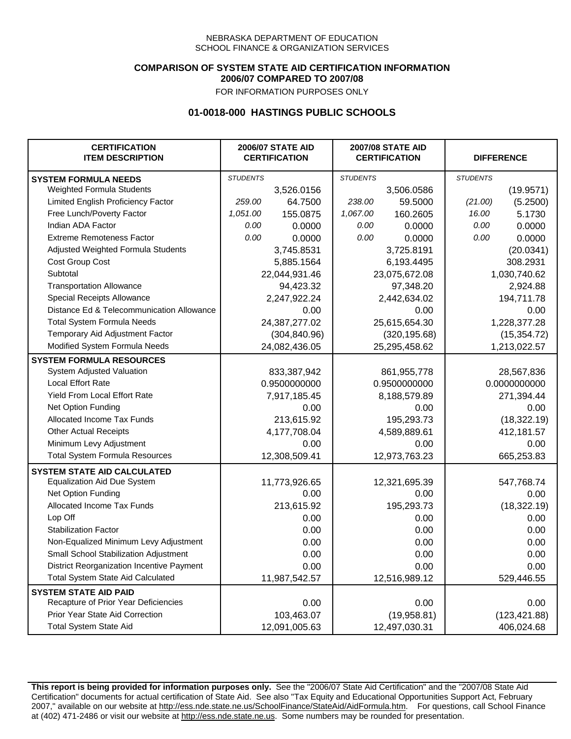NEBRASKA DEPARTMENT OF EDUCATION
SCHOOL FINANCE & ORGANIZATION SERVICES

**COMPARISON OF SYSTEM STATE AID CERTIFICATION INFORMATION**
**2006/07 COMPARED TO 2007/08**
FOR INFORMATION PURPOSES ONLY

## 01-0018-000 HASTINGS PUBLIC SCHOOLS

| CERTIFICATION ITEM DESCRIPTION | 2006/07 STATE AID CERTIFICATION | | 2007/08 STATE AID CERTIFICATION | | DIFFERENCE | |
|---|---|---|---|---|---|---|
| **SYSTEM FORMULA NEEDS** | *STUDENTS* | | *STUDENTS* | | *STUDENTS* | |
| Weighted Formula Students | | 3,526.0156 | | 3,506.0586 | | (19.9571) |
| Limited English Proficiency Factor | *259.00* | 64.7500 | *238.00* | 59.5000 | *(21.00)* | (5.2500) |
| Free Lunch/Poverty Factor | *1,051.00* | 155.0875 | *1,067.00* | 160.2605 | *16.00* | 5.1730 |
| Indian ADA Factor | *0.00* | 0.0000 | *0.00* | 0.0000 | *0.00* | 0.0000 |
| Extreme Remoteness Factor | *0.00* | 0.0000 | *0.00* | 0.0000 | *0.00* | 0.0000 |
| Adjusted Weighted Formula Students | | 3,745.8531 | | 3,725.8191 | | (20.0341) |
| Cost Group Cost | | 5,885.1564 | | 6,193.4495 | | 308.2931 |
| Subtotal | | 22,044,931.46 | | 23,075,672.08 | | 1,030,740.62 |
| Transportation Allowance | | 94,423.32 | | 97,348.20 | | 2,924.88 |
| Special Receipts Allowance | | 2,247,922.24 | | 2,442,634.02 | | 194,711.78 |
| Distance Ed & Telecommunication Allowance | | 0.00 | | 0.00 | | 0.00 |
| Total System Formula Needs | | 24,387,277.02 | | 25,615,654.30 | | 1,228,377.28 |
| Temporary Aid Adjustment Factor | | (304,840.96) | | (320,195.68) | | (15,354.72) |
| Modified System Formula Needs | | 24,082,436.05 | | 25,295,458.62 | | 1,213,022.57 |
| **SYSTEM FORMULA RESOURCES** | | | | | | |
| System Adjusted Valuation | | 833,387,942 | | 861,955,778 | | 28,567,836 |
| Local Effort Rate | | 0.9500000000 | | 0.9500000000 | | 0.0000000000 |
| Yield From Local Effort Rate | | 7,917,185.45 | | 8,188,579.89 | | 271,394.44 |
| Net Option Funding | | 0.00 | | 0.00 | | 0.00 |
| Allocated Income Tax Funds | | 213,615.92 | | 195,293.73 | | (18,322.19) |
| Other Actual Receipts | | 4,177,708.04 | | 4,589,889.61 | | 412,181.57 |
| Minimum Levy Adjustment | | 0.00 | | 0.00 | | 0.00 |
| Total System Formula Resources | | 12,308,509.41 | | 12,973,763.23 | | 665,253.83 |
| **SYSTEM STATE AID CALCULATED** | | | | | | |
| Equalization Aid Due System | | 11,773,926.65 | | 12,321,695.39 | | 547,768.74 |
| Net Option Funding | | 0.00 | | 0.00 | | 0.00 |
| Allocated Income Tax Funds | | 213,615.92 | | 195,293.73 | | (18,322.19) |
| Lop Off | | 0.00 | | 0.00 | | 0.00 |
| Stabilization Factor | | 0.00 | | 0.00 | | 0.00 |
| Non-Equalized Minimum Levy Adjustment | | 0.00 | | 0.00 | | 0.00 |
| Small School Stabilization Adjustment | | 0.00 | | 0.00 | | 0.00 |
| District Reorganization Incentive Payment | | 0.00 | | 0.00 | | 0.00 |
| Total System State Aid Calculated | | 11,987,542.57 | | 12,516,989.12 | | 529,446.55 |
| **SYSTEM STATE AID PAID** | | | | | | |
| Recapture of Prior Year Deficiencies | | 0.00 | | 0.00 | | 0.00 |
| Prior Year State Aid Correction | | 103,463.07 | | (19,958.81) | | (123,421.88) |
| Total System State Aid | | 12,091,005.63 | | 12,497,030.31 | | 406,024.68 |

**This report is being provided for information purposes only.** See the "2006/07 State Aid Certification" and the "2007/08 State Aid Certification" documents for actual certification of State Aid. See also "Tax Equity and Educational Opportunities Support Act, February 2007," available on our website at http://ess.nde.state.ne.us/SchoolFinance/StateAid/AidFormula.htm. For questions, call School Finance at (402) 471-2486 or visit our website at http://ess.nde.state.ne.us. Some numbers may be rounded for presentation.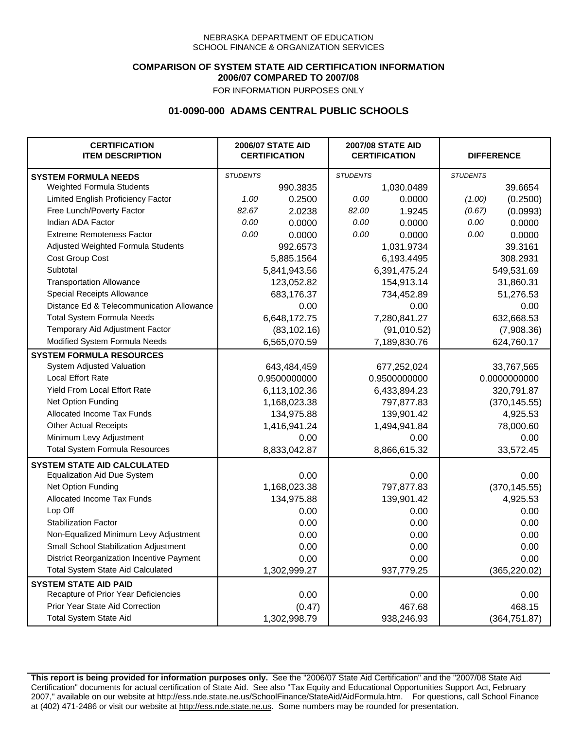NEBRASKA DEPARTMENT OF EDUCATION
SCHOOL FINANCE & ORGANIZATION SERVICES

**COMPARISON OF SYSTEM STATE AID CERTIFICATION INFORMATION**
**2006/07 COMPARED TO 2007/08**
FOR INFORMATION PURPOSES ONLY

## 01-0090-000 ADAMS CENTRAL PUBLIC SCHOOLS

| CERTIFICATION ITEM DESCRIPTION | 2006/07 STATE AID CERTIFICATION | | 2007/08 STATE AID CERTIFICATION | | DIFFERENCE | |
|---|---|---|---|---|---|---|
| **SYSTEM FORMULA NEEDS** | *STUDENTS* | | *STUDENTS* | | *STUDENTS* | |
| Weighted Formula Students | | 990.3835 | | 1,030.0489 | | 39.6654 |
| Limited English Proficiency Factor | *1.00* | 0.2500 | *0.00* | 0.0000 | *(1.00)* | (0.2500) |
| Free Lunch/Poverty Factor | *82.67* | 2.0238 | *82.00* | 1.9245 | *(0.67)* | (0.0993) |
| Indian ADA Factor | *0.00* | 0.0000 | *0.00* | 0.0000 | *0.00* | 0.0000 |
| Extreme Remoteness Factor | *0.00* | 0.0000 | *0.00* | 0.0000 | *0.00* | 0.0000 |
| Adjusted Weighted Formula Students | | 992.6573 | | 1,031.9734 | | 39.3161 |
| Cost Group Cost | | 5,885.1564 | | 6,193.4495 | | 308.2931 |
| Subtotal | | 5,841,943.56 | | 6,391,475.24 | | 549,531.69 |
| Transportation Allowance | | 123,052.82 | | 154,913.14 | | 31,860.31 |
| Special Receipts Allowance | | 683,176.37 | | 734,452.89 | | 51,276.53 |
| Distance Ed & Telecommunication Allowance | | 0.00 | | 0.00 | | 0.00 |
| Total System Formula Needs | | 6,648,172.75 | | 7,280,841.27 | | 632,668.53 |
| Temporary Aid Adjustment Factor | | (83,102.16) | | (91,010.52) | | (7,908.36) |
| Modified System Formula Needs | | 6,565,070.59 | | 7,189,830.76 | | 624,760.17 |
| **SYSTEM FORMULA RESOURCES** | | | | | | |
| System Adjusted Valuation | | 643,484,459 | | 677,252,024 | | 33,767,565 |
| Local Effort Rate | | 0.9500000000 | | 0.9500000000 | | 0.0000000000 |
| Yield From Local Effort Rate | | 6,113,102.36 | | 6,433,894.23 | | 320,791.87 |
| Net Option Funding | | 1,168,023.38 | | 797,877.83 | | (370,145.55) |
| Allocated Income Tax Funds | | 134,975.88 | | 139,901.42 | | 4,925.53 |
| Other Actual Receipts | | 1,416,941.24 | | 1,494,941.84 | | 78,000.60 |
| Minimum Levy Adjustment | | 0.00 | | 0.00 | | 0.00 |
| Total System Formula Resources | | 8,833,042.87 | | 8,866,615.32 | | 33,572.45 |
| **SYSTEM STATE AID CALCULATED** | | | | | | |
| Equalization Aid Due System | | 0.00 | | 0.00 | | 0.00 |
| Net Option Funding | | 1,168,023.38 | | 797,877.83 | | (370,145.55) |
| Allocated Income Tax Funds | | 134,975.88 | | 139,901.42 | | 4,925.53 |
| Lop Off | | 0.00 | | 0.00 | | 0.00 |
| Stabilization Factor | | 0.00 | | 0.00 | | 0.00 |
| Non-Equalized Minimum Levy Adjustment | | 0.00 | | 0.00 | | 0.00 |
| Small School Stabilization Adjustment | | 0.00 | | 0.00 | | 0.00 |
| District Reorganization Incentive Payment | | 0.00 | | 0.00 | | 0.00 |
| Total System State Aid Calculated | | 1,302,999.27 | | 937,779.25 | | (365,220.02) |
| **SYSTEM STATE AID PAID** | | | | | | |
| Recapture of Prior Year Deficiencies | | 0.00 | | 0.00 | | 0.00 |
| Prior Year State Aid Correction | | (0.47) | | 467.68 | | 468.15 |
| Total System State Aid | | 1,302,998.79 | | 938,246.93 | | (364,751.87) |

**This report is being provided for information purposes only.** See the "2006/07 State Aid Certification" and the "2007/08 State Aid Certification" documents for actual certification of State Aid. See also "Tax Equity and Educational Opportunities Support Act, February 2007," available on our website at http://ess.nde.state.ne.us/SchoolFinance/StateAid/AidFormula.htm. For questions, call School Finance at (402) 471-2486 or visit our website at http://ess.nde.state.ne.us. Some numbers may be rounded for presentation.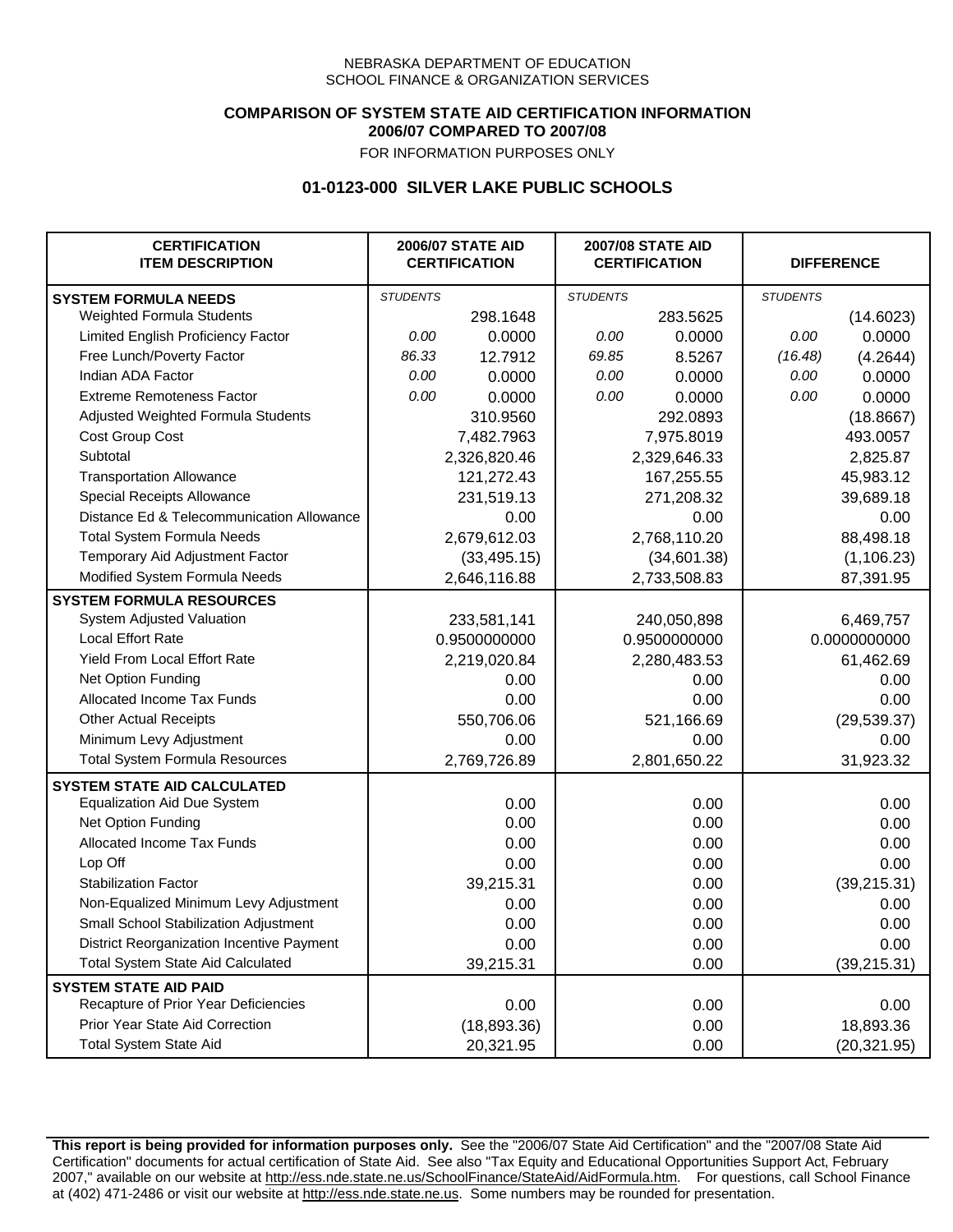NEBRASKA DEPARTMENT OF EDUCATION
SCHOOL FINANCE & ORGANIZATION SERVICES

**COMPARISON OF SYSTEM STATE AID CERTIFICATION INFORMATION**
**2006/07 COMPARED TO 2007/08**
FOR INFORMATION PURPOSES ONLY

## 01-0123-000 SILVER LAKE PUBLIC SCHOOLS

| CERTIFICATION ITEM DESCRIPTION | 2006/07 STATE AID CERTIFICATION | | 2007/08 STATE AID CERTIFICATION | | DIFFERENCE | |
|---|---|---|---|---|---|---|
| **SYSTEM FORMULA NEEDS** | *STUDENTS* | | *STUDENTS* | | *STUDENTS* | |
| Weighted Formula Students | | 298.1648 | | 283.5625 | | (14.6023) |
| Limited English Proficiency Factor | *0.00* | 0.0000 | *0.00* | 0.0000 | *0.00* | 0.0000 |
| Free Lunch/Poverty Factor | *86.33* | 12.7912 | *69.85* | 8.5267 | *(16.48)* | (4.2644) |
| Indian ADA Factor | *0.00* | 0.0000 | *0.00* | 0.0000 | *0.00* | 0.0000 |
| Extreme Remoteness Factor | *0.00* | 0.0000 | *0.00* | 0.0000 | *0.00* | 0.0000 |
| Adjusted Weighted Formula Students | | 310.9560 | | 292.0893 | | (18.8667) |
| Cost Group Cost | | 7,482.7963 | | 7,975.8019 | | 493.0057 |
| Subtotal | | 2,326,820.46 | | 2,329,646.33 | | 2,825.87 |
| Transportation Allowance | | 121,272.43 | | 167,255.55 | | 45,983.12 |
| Special Receipts Allowance | | 231,519.13 | | 271,208.32 | | 39,689.18 |
| Distance Ed & Telecommunication Allowance | | 0.00 | | 0.00 | | 0.00 |
| Total System Formula Needs | | 2,679,612.03 | | 2,768,110.20 | | 88,498.18 |
| Temporary Aid Adjustment Factor | | (33,495.15) | | (34,601.38) | | (1,106.23) |
| Modified System Formula Needs | | 2,646,116.88 | | 2,733,508.83 | | 87,391.95 |
| **SYSTEM FORMULA RESOURCES** | | | | | | |
| System Adjusted Valuation | | 233,581,141 | | 240,050,898 | | 6,469,757 |
| Local Effort Rate | | 0.9500000000 | | 0.9500000000 | | 0.0000000000 |
| Yield From Local Effort Rate | | 2,219,020.84 | | 2,280,483.53 | | 61,462.69 |
| Net Option Funding | | 0.00 | | 0.00 | | 0.00 |
| Allocated Income Tax Funds | | 0.00 | | 0.00 | | 0.00 |
| Other Actual Receipts | | 550,706.06 | | 521,166.69 | | (29,539.37) |
| Minimum Levy Adjustment | | 0.00 | | 0.00 | | 0.00 |
| Total System Formula Resources | | 2,769,726.89 | | 2,801,650.22 | | 31,923.32 |
| **SYSTEM STATE AID CALCULATED** | | | | | | |
| Equalization Aid Due System | | 0.00 | | 0.00 | | 0.00 |
| Net Option Funding | | 0.00 | | 0.00 | | 0.00 |
| Allocated Income Tax Funds | | 0.00 | | 0.00 | | 0.00 |
| Lop Off | | 0.00 | | 0.00 | | 0.00 |
| Stabilization Factor | | 39,215.31 | | 0.00 | | (39,215.31) |
| Non-Equalized Minimum Levy Adjustment | | 0.00 | | 0.00 | | 0.00 |
| Small School Stabilization Adjustment | | 0.00 | | 0.00 | | 0.00 |
| District Reorganization Incentive Payment | | 0.00 | | 0.00 | | 0.00 |
| Total System State Aid Calculated | | 39,215.31 | | 0.00 | | (39,215.31) |
| **SYSTEM STATE AID PAID** | | | | | | |
| Recapture of Prior Year Deficiencies | | 0.00 | | 0.00 | | 0.00 |
| Prior Year State Aid Correction | | (18,893.36) | | 0.00 | | 18,893.36 |
| Total System State Aid | | 20,321.95 | | 0.00 | | (20,321.95) |

**This report is being provided for information purposes only.** See the "2006/07 State Aid Certification" and the "2007/08 State Aid Certification" documents for actual certification of State Aid. See also "Tax Equity and Educational Opportunities Support Act, February 2007," available on our website at http://ess.nde.state.ne.us/SchoolFinance/StateAid/AidFormula.htm. For questions, call School Finance at (402) 471-2486 or visit our website at http://ess.nde.state.ne.us. Some numbers may be rounded for presentation.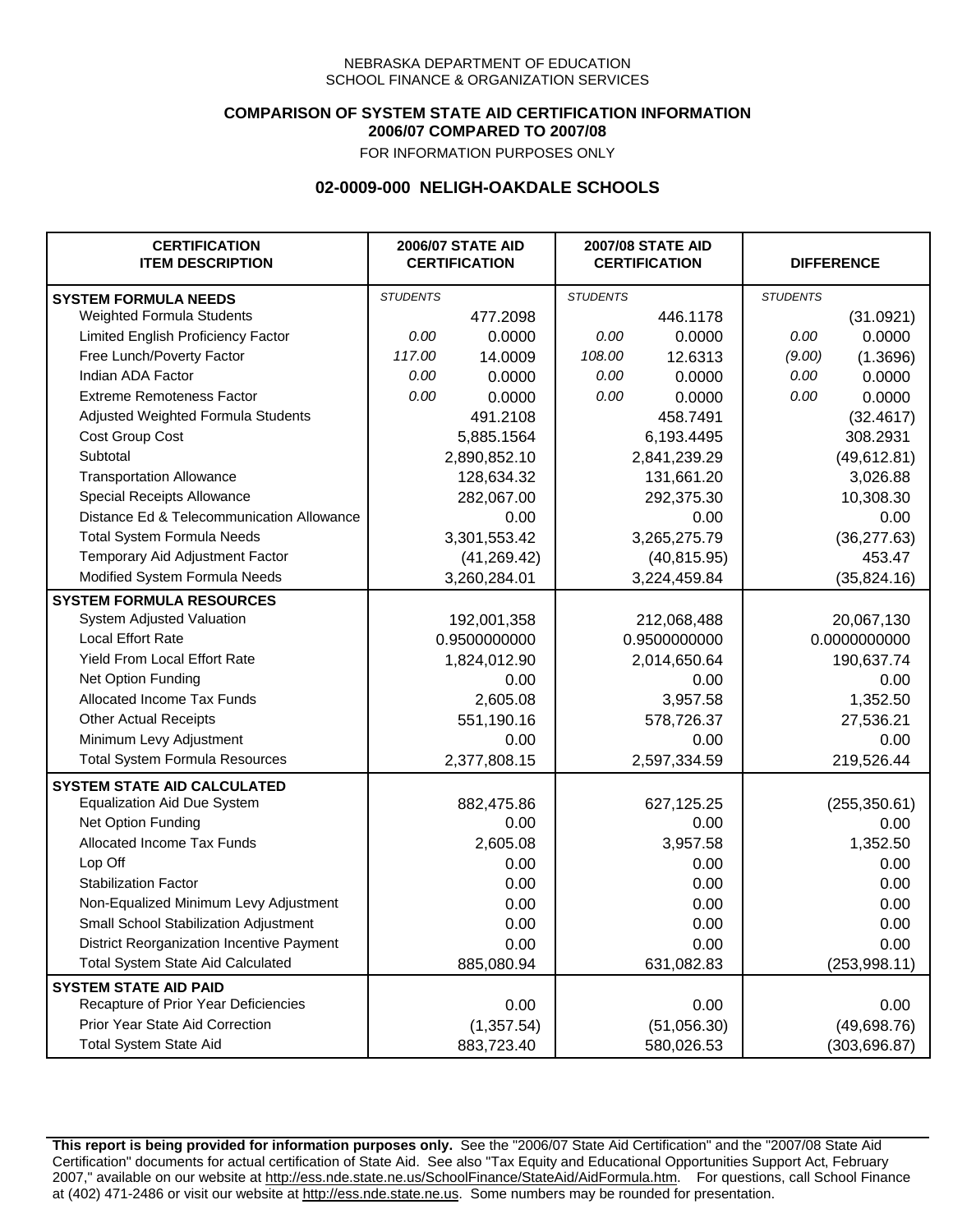NEBRASKA DEPARTMENT OF EDUCATION
SCHOOL FINANCE & ORGANIZATION SERVICES

**COMPARISON OF SYSTEM STATE AID CERTIFICATION INFORMATION**
**2006/07 COMPARED TO 2007/08**
FOR INFORMATION PURPOSES ONLY

## 02-0009-000 NELIGH-OAKDALE SCHOOLS

| CERTIFICATION ITEM DESCRIPTION | 2006/07 STATE AID CERTIFICATION | | 2007/08 STATE AID CERTIFICATION | | DIFFERENCE | |
|---|---|---|---|---|---|---|
| **SYSTEM FORMULA NEEDS** | *STUDENTS* | | *STUDENTS* | | *STUDENTS* | |
| Weighted Formula Students | | 477.2098 | | 446.1178 | | (31.0921) |
| Limited English Proficiency Factor | *0.00* | 0.0000 | *0.00* | 0.0000 | *0.00* | 0.0000 |
| Free Lunch/Poverty Factor | *117.00* | 14.0009 | *108.00* | 12.6313 | *(9.00)* | (1.3696) |
| Indian ADA Factor | *0.00* | 0.0000 | *0.00* | 0.0000 | *0.00* | 0.0000 |
| Extreme Remoteness Factor | *0.00* | 0.0000 | *0.00* | 0.0000 | *0.00* | 0.0000 |
| Adjusted Weighted Formula Students | | 491.2108 | | 458.7491 | | (32.4617) |
| Cost Group Cost | | 5,885.1564 | | 6,193.4495 | | 308.2931 |
| Subtotal | | 2,890,852.10 | | 2,841,239.29 | | (49,612.81) |
| Transportation Allowance | | 128,634.32 | | 131,661.20 | | 3,026.88 |
| Special Receipts Allowance | | 282,067.00 | | 292,375.30 | | 10,308.30 |
| Distance Ed & Telecommunication Allowance | | 0.00 | | 0.00 | | 0.00 |
| Total System Formula Needs | | 3,301,553.42 | | 3,265,275.79 | | (36,277.63) |
| Temporary Aid Adjustment Factor | | (41,269.42) | | (40,815.95) | | 453.47 |
| Modified System Formula Needs | | 3,260,284.01 | | 3,224,459.84 | | (35,824.16) |
| **SYSTEM FORMULA RESOURCES** | | | | | | |
| System Adjusted Valuation | | 192,001,358 | | 212,068,488 | | 20,067,130 |
| Local Effort Rate | | 0.9500000000 | | 0.9500000000 | | 0.0000000000 |
| Yield From Local Effort Rate | | 1,824,012.90 | | 2,014,650.64 | | 190,637.74 |
| Net Option Funding | | 0.00 | | 0.00 | | 0.00 |
| Allocated Income Tax Funds | | 2,605.08 | | 3,957.58 | | 1,352.50 |
| Other Actual Receipts | | 551,190.16 | | 578,726.37 | | 27,536.21 |
| Minimum Levy Adjustment | | 0.00 | | 0.00 | | 0.00 |
| Total System Formula Resources | | 2,377,808.15 | | 2,597,334.59 | | 219,526.44 |
| **SYSTEM STATE AID CALCULATED** | | | | | | |
| Equalization Aid Due System | | 882,475.86 | | 627,125.25 | | (255,350.61) |
| Net Option Funding | | 0.00 | | 0.00 | | 0.00 |
| Allocated Income Tax Funds | | 2,605.08 | | 3,957.58 | | 1,352.50 |
| Lop Off | | 0.00 | | 0.00 | | 0.00 |
| Stabilization Factor | | 0.00 | | 0.00 | | 0.00 |
| Non-Equalized Minimum Levy Adjustment | | 0.00 | | 0.00 | | 0.00 |
| Small School Stabilization Adjustment | | 0.00 | | 0.00 | | 0.00 |
| District Reorganization Incentive Payment | | 0.00 | | 0.00 | | 0.00 |
| Total System State Aid Calculated | | 885,080.94 | | 631,082.83 | | (253,998.11) |
| **SYSTEM STATE AID PAID** | | | | | | |
| Recapture of Prior Year Deficiencies | | 0.00 | | 0.00 | | 0.00 |
| Prior Year State Aid Correction | | (1,357.54) | | (51,056.30) | | (49,698.76) |
| Total System State Aid | | 883,723.40 | | 580,026.53 | | (303,696.87) |

**This report is being provided for information purposes only.** See the "2006/07 State Aid Certification" and the "2007/08 State Aid Certification" documents for actual certification of State Aid. See also "Tax Equity and Educational Opportunities Support Act, February 2007," available on our website at http://ess.nde.state.ne.us/SchoolFinance/StateAid/AidFormula.htm. For questions, call School Finance at (402) 471-2486 or visit our website at http://ess.nde.state.ne.us. Some numbers may be rounded for presentation.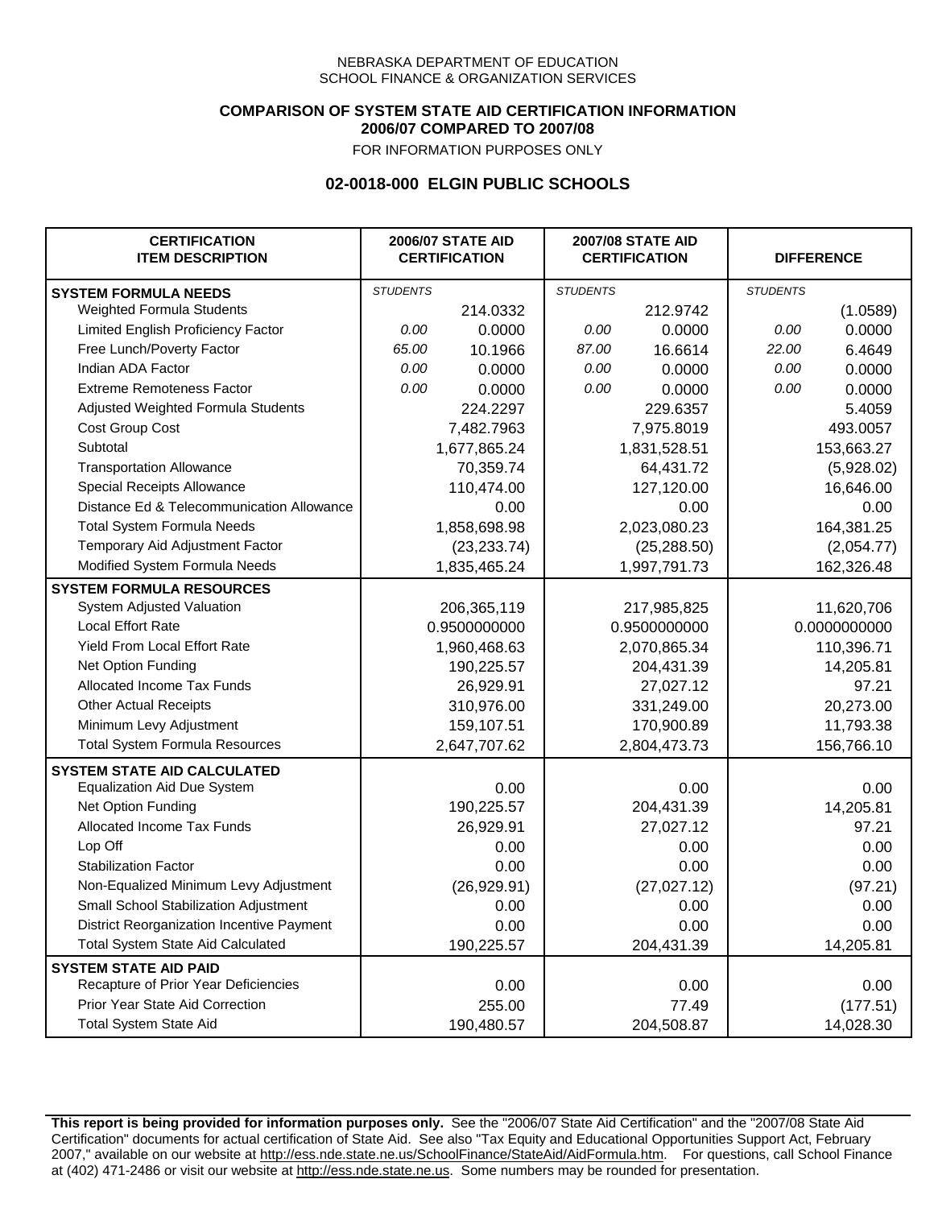NEBRASKA DEPARTMENT OF EDUCATION
SCHOOL FINANCE & ORGANIZATION SERVICES

**COMPARISON OF SYSTEM STATE AID CERTIFICATION INFORMATION**
**2006/07 COMPARED TO 2007/08**
FOR INFORMATION PURPOSES ONLY

## 02-0018-000 ELGIN PUBLIC SCHOOLS

| CERTIFICATION ITEM DESCRIPTION | 2006/07 STATE AID CERTIFICATION | | 2007/08 STATE AID CERTIFICATION | | DIFFERENCE | |
|---|---|---|---|---|---|---|
| **SYSTEM FORMULA NEEDS** | *STUDENTS* | | *STUDENTS* | | *STUDENTS* | |
| Weighted Formula Students | | 214.0332 | | 212.9742 | | (1.0589) |
| Limited English Proficiency Factor | *0.00* | 0.0000 | *0.00* | 0.0000 | *0.00* | 0.0000 |
| Free Lunch/Poverty Factor | *65.00* | 10.1966 | *87.00* | 16.6614 | *22.00* | 6.4649 |
| Indian ADA Factor | *0.00* | 0.0000 | *0.00* | 0.0000 | *0.00* | 0.0000 |
| Extreme Remoteness Factor | *0.00* | 0.0000 | *0.00* | 0.0000 | *0.00* | 0.0000 |
| Adjusted Weighted Formula Students | | 224.2297 | | 229.6357 | | 5.4059 |
| Cost Group Cost | | 7,482.7963 | | 7,975.8019 | | 493.0057 |
| Subtotal | | 1,677,865.24 | | 1,831,528.51 | | 153,663.27 |
| Transportation Allowance | | 70,359.74 | | 64,431.72 | | (5,928.02) |
| Special Receipts Allowance | | 110,474.00 | | 127,120.00 | | 16,646.00 |
| Distance Ed & Telecommunication Allowance | | 0.00 | | 0.00 | | 0.00 |
| Total System Formula Needs | | 1,858,698.98 | | 2,023,080.23 | | 164,381.25 |
| Temporary Aid Adjustment Factor | | (23,233.74) | | (25,288.50) | | (2,054.77) |
| Modified System Formula Needs | | 1,835,465.24 | | 1,997,791.73 | | 162,326.48 |
| **SYSTEM FORMULA RESOURCES** | | | | | | |
| System Adjusted Valuation | | 206,365,119 | | 217,985,825 | | 11,620,706 |
| Local Effort Rate | | 0.9500000000 | | 0.9500000000 | | 0.0000000000 |
| Yield From Local Effort Rate | | 1,960,468.63 | | 2,070,865.34 | | 110,396.71 |
| Net Option Funding | | 190,225.57 | | 204,431.39 | | 14,205.81 |
| Allocated Income Tax Funds | | 26,929.91 | | 27,027.12 | | 97.21 |
| Other Actual Receipts | | 310,976.00 | | 331,249.00 | | 20,273.00 |
| Minimum Levy Adjustment | | 159,107.51 | | 170,900.89 | | 11,793.38 |
| Total System Formula Resources | | 2,647,707.62 | | 2,804,473.73 | | 156,766.10 |
| **SYSTEM STATE AID CALCULATED** | | | | | | |
| Equalization Aid Due System | | 0.00 | | 0.00 | | 0.00 |
| Net Option Funding | | 190,225.57 | | 204,431.39 | | 14,205.81 |
| Allocated Income Tax Funds | | 26,929.91 | | 27,027.12 | | 97.21 |
| Lop Off | | 0.00 | | 0.00 | | 0.00 |
| Stabilization Factor | | 0.00 | | 0.00 | | 0.00 |
| Non-Equalized Minimum Levy Adjustment | | (26,929.91) | | (27,027.12) | | (97.21) |
| Small School Stabilization Adjustment | | 0.00 | | 0.00 | | 0.00 |
| District Reorganization Incentive Payment | | 0.00 | | 0.00 | | 0.00 |
| Total System State Aid Calculated | | 190,225.57 | | 204,431.39 | | 14,205.81 |
| **SYSTEM STATE AID PAID** | | | | | | |
| Recapture of Prior Year Deficiencies | | 0.00 | | 0.00 | | 0.00 |
| Prior Year State Aid Correction | | 255.00 | | 77.49 | | (177.51) |
| Total System State Aid | | 190,480.57 | | 204,508.87 | | 14,028.30 |

**This report is being provided for information purposes only.** See the "2006/07 State Aid Certification" and the "2007/08 State Aid Certification" documents for actual certification of State Aid. See also "Tax Equity and Educational Opportunities Support Act, February 2007," available on our website at http://ess.nde.state.ne.us/SchoolFinance/StateAid/AidFormula.htm. For questions, call School Finance at (402) 471-2486 or visit our website at http://ess.nde.state.ne.us. Some numbers may be rounded for presentation.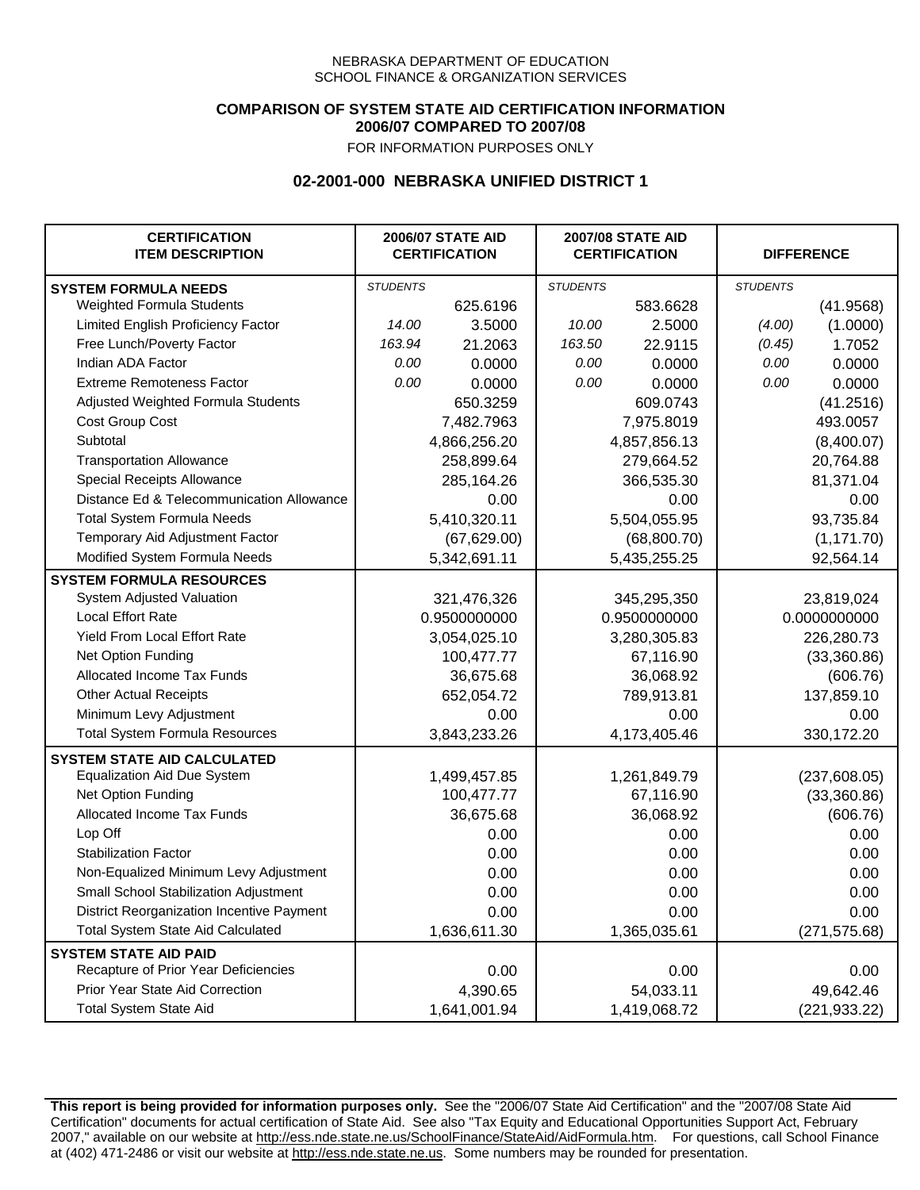NEBRASKA DEPARTMENT OF EDUCATION
SCHOOL FINANCE & ORGANIZATION SERVICES

**COMPARISON OF SYSTEM STATE AID CERTIFICATION INFORMATION**
**2006/07 COMPARED TO 2007/08**
FOR INFORMATION PURPOSES ONLY

## 02-2001-000 NEBRASKA UNIFIED DISTRICT 1

| CERTIFICATION ITEM DESCRIPTION | 2006/07 STATE AID CERTIFICATION | | 2007/08 STATE AID CERTIFICATION | | DIFFERENCE | |
|---|---|---|---|---|---|---|
| **SYSTEM FORMULA NEEDS** | *STUDENTS* | | *STUDENTS* | | *STUDENTS* | |
| Weighted Formula Students | | 625.6196 | | 583.6628 | | (41.9568) |
| Limited English Proficiency Factor | *14.00* | 3.5000 | *10.00* | 2.5000 | *(4.00)* | (1.0000) |
| Free Lunch/Poverty Factor | *163.94* | 21.2063 | *163.50* | 22.9115 | *(0.45)* | 1.7052 |
| Indian ADA Factor | *0.00* | 0.0000 | *0.00* | 0.0000 | *0.00* | 0.0000 |
| Extreme Remoteness Factor | *0.00* | 0.0000 | *0.00* | 0.0000 | *0.00* | 0.0000 |
| Adjusted Weighted Formula Students | | 650.3259 | | 609.0743 | | (41.2516) |
| Cost Group Cost | | 7,482.7963 | | 7,975.8019 | | 493.0057 |
| Subtotal | | 4,866,256.20 | | 4,857,856.13 | | (8,400.07) |
| Transportation Allowance | | 258,899.64 | | 279,664.52 | | 20,764.88 |
| Special Receipts Allowance | | 285,164.26 | | 366,535.30 | | 81,371.04 |
| Distance Ed & Telecommunication Allowance | | 0.00 | | 0.00 | | 0.00 |
| Total System Formula Needs | | 5,410,320.11 | | 5,504,055.95 | | 93,735.84 |
| Temporary Aid Adjustment Factor | | (67,629.00) | | (68,800.70) | | (1,171.70) |
| Modified System Formula Needs | | 5,342,691.11 | | 5,435,255.25 | | 92,564.14 |
| **SYSTEM FORMULA RESOURCES** | | | | | | |
| System Adjusted Valuation | | 321,476,326 | | 345,295,350 | | 23,819,024 |
| Local Effort Rate | | 0.9500000000 | | 0.9500000000 | | 0.0000000000 |
| Yield From Local Effort Rate | | 3,054,025.10 | | 3,280,305.83 | | 226,280.73 |
| Net Option Funding | | 100,477.77 | | 67,116.90 | | (33,360.86) |
| Allocated Income Tax Funds | | 36,675.68 | | 36,068.92 | | (606.76) |
| Other Actual Receipts | | 652,054.72 | | 789,913.81 | | 137,859.10 |
| Minimum Levy Adjustment | | 0.00 | | 0.00 | | 0.00 |
| Total System Formula Resources | | 3,843,233.26 | | 4,173,405.46 | | 330,172.20 |
| **SYSTEM STATE AID CALCULATED** | | | | | | |
| Equalization Aid Due System | | 1,499,457.85 | | 1,261,849.79 | | (237,608.05) |
| Net Option Funding | | 100,477.77 | | 67,116.90 | | (33,360.86) |
| Allocated Income Tax Funds | | 36,675.68 | | 36,068.92 | | (606.76) |
| Lop Off | | 0.00 | | 0.00 | | 0.00 |
| Stabilization Factor | | 0.00 | | 0.00 | | 0.00 |
| Non-Equalized Minimum Levy Adjustment | | 0.00 | | 0.00 | | 0.00 |
| Small School Stabilization Adjustment | | 0.00 | | 0.00 | | 0.00 |
| District Reorganization Incentive Payment | | 0.00 | | 0.00 | | 0.00 |
| Total System State Aid Calculated | | 1,636,611.30 | | 1,365,035.61 | | (271,575.68) |
| **SYSTEM STATE AID PAID** | | | | | | |
| Recapture of Prior Year Deficiencies | | 0.00 | | 0.00 | | 0.00 |
| Prior Year State Aid Correction | | 4,390.65 | | 54,033.11 | | 49,642.46 |
| Total System State Aid | | 1,641,001.94 | | 1,419,068.72 | | (221,933.22) |

**This report is being provided for information purposes only.** See the "2006/07 State Aid Certification" and the "2007/08 State Aid Certification" documents for actual certification of State Aid. See also "Tax Equity and Educational Opportunities Support Act, February 2007," available on our website at http://ess.nde.state.ne.us/SchoolFinance/StateAid/AidFormula.htm. For questions, call School Finance at (402) 471-2486 or visit our website at http://ess.nde.state.ne.us. Some numbers may be rounded for presentation.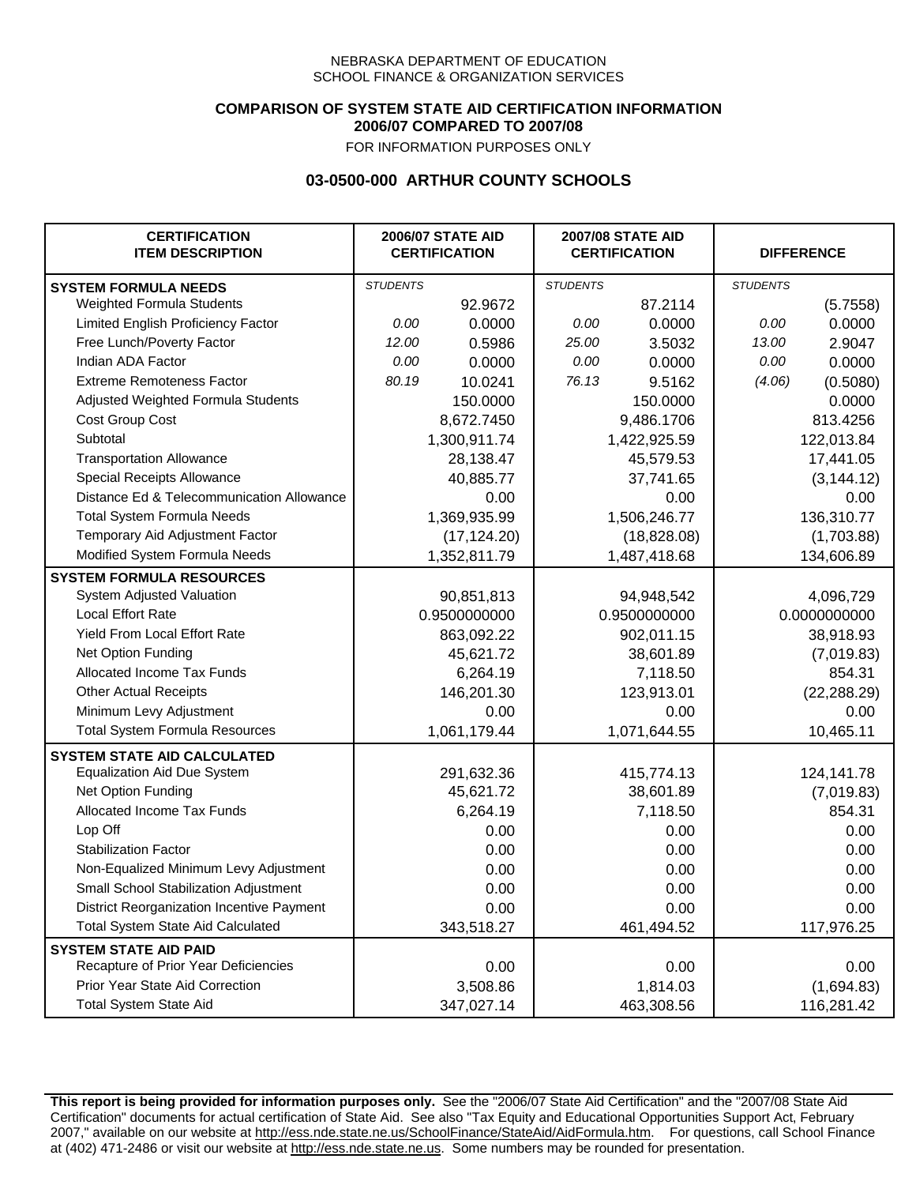NEBRASKA DEPARTMENT OF EDUCATION
SCHOOL FINANCE & ORGANIZATION SERVICES

**COMPARISON OF SYSTEM STATE AID CERTIFICATION INFORMATION**
**2006/07 COMPARED TO 2007/08**
FOR INFORMATION PURPOSES ONLY

## 03-0500-000 ARTHUR COUNTY SCHOOLS

| CERTIFICATION ITEM DESCRIPTION | 2006/07 STATE AID CERTIFICATION | | 2007/08 STATE AID CERTIFICATION | | DIFFERENCE | |
|---|---|---|---|---|---|---|
| **SYSTEM FORMULA NEEDS** | *STUDENTS* | | *STUDENTS* | | *STUDENTS* | |
| Weighted Formula Students | | 92.9672 | | 87.2114 | | (5.7558) |
| Limited English Proficiency Factor | *0.00* | 0.0000 | *0.00* | 0.0000 | *0.00* | 0.0000 |
| Free Lunch/Poverty Factor | *12.00* | 0.5986 | *25.00* | 3.5032 | *13.00* | 2.9047 |
| Indian ADA Factor | *0.00* | 0.0000 | *0.00* | 0.0000 | *0.00* | 0.0000 |
| Extreme Remoteness Factor | *80.19* | 10.0241 | *76.13* | 9.5162 | *(4.06)* | (0.5080) |
| Adjusted Weighted Formula Students | | 150.0000 | | 150.0000 | | 0.0000 |
| Cost Group Cost | | 8,672.7450 | | 9,486.1706 | | 813.4256 |
| Subtotal | | 1,300,911.74 | | 1,422,925.59 | | 122,013.84 |
| Transportation Allowance | | 28,138.47 | | 45,579.53 | | 17,441.05 |
| Special Receipts Allowance | | 40,885.77 | | 37,741.65 | | (3,144.12) |
| Distance Ed & Telecommunication Allowance | | 0.00 | | 0.00 | | 0.00 |
| Total System Formula Needs | | 1,369,935.99 | | 1,506,246.77 | | 136,310.77 |
| Temporary Aid Adjustment Factor | | (17,124.20) | | (18,828.08) | | (1,703.88) |
| Modified System Formula Needs | | 1,352,811.79 | | 1,487,418.68 | | 134,606.89 |
| **SYSTEM FORMULA RESOURCES** | | | | | | |
| System Adjusted Valuation | | 90,851,813 | | 94,948,542 | | 4,096,729 |
| Local Effort Rate | | 0.9500000000 | | 0.9500000000 | | 0.0000000000 |
| Yield From Local Effort Rate | | 863,092.22 | | 902,011.15 | | 38,918.93 |
| Net Option Funding | | 45,621.72 | | 38,601.89 | | (7,019.83) |
| Allocated Income Tax Funds | | 6,264.19 | | 7,118.50 | | 854.31 |
| Other Actual Receipts | | 146,201.30 | | 123,913.01 | | (22,288.29) |
| Minimum Levy Adjustment | | 0.00 | | 0.00 | | 0.00 |
| Total System Formula Resources | | 1,061,179.44 | | 1,071,644.55 | | 10,465.11 |
| **SYSTEM STATE AID CALCULATED** | | | | | | |
| Equalization Aid Due System | | 291,632.36 | | 415,774.13 | | 124,141.78 |
| Net Option Funding | | 45,621.72 | | 38,601.89 | | (7,019.83) |
| Allocated Income Tax Funds | | 6,264.19 | | 7,118.50 | | 854.31 |
| Lop Off | | 0.00 | | 0.00 | | 0.00 |
| Stabilization Factor | | 0.00 | | 0.00 | | 0.00 |
| Non-Equalized Minimum Levy Adjustment | | 0.00 | | 0.00 | | 0.00 |
| Small School Stabilization Adjustment | | 0.00 | | 0.00 | | 0.00 |
| District Reorganization Incentive Payment | | 0.00 | | 0.00 | | 0.00 |
| Total System State Aid Calculated | | 343,518.27 | | 461,494.52 | | 117,976.25 |
| **SYSTEM STATE AID PAID** | | | | | | |
| Recapture of Prior Year Deficiencies | | 0.00 | | 0.00 | | 0.00 |
| Prior Year State Aid Correction | | 3,508.86 | | 1,814.03 | | (1,694.83) |
| Total System State Aid | | 347,027.14 | | 463,308.56 | | 116,281.42 |

**This report is being provided for information purposes only.** See the "2006/07 State Aid Certification" and the "2007/08 State Aid Certification" documents for actual certification of State Aid. See also "Tax Equity and Educational Opportunities Support Act, February 2007," available on our website at http://ess.nde.state.ne.us/SchoolFinance/StateAid/AidFormula.htm. For questions, call School Finance at (402) 471-2486 or visit our website at http://ess.nde.state.ne.us. Some numbers may be rounded for presentation.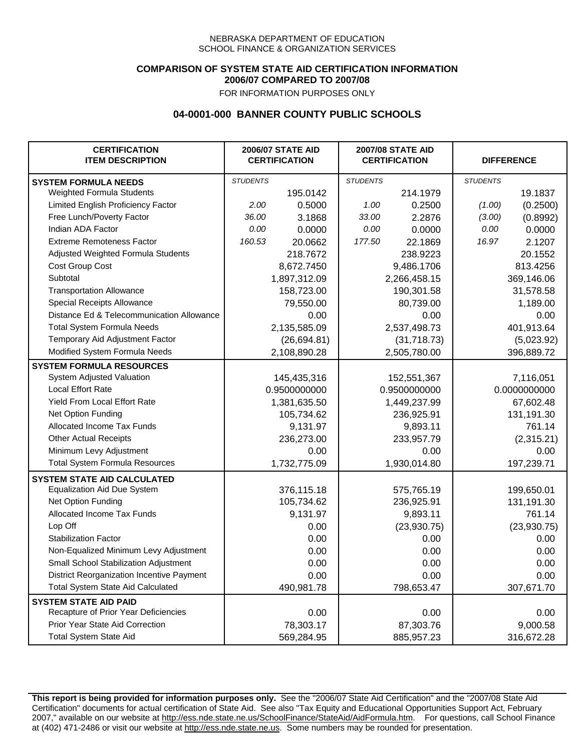NEBRASKA DEPARTMENT OF EDUCATION
SCHOOL FINANCE & ORGANIZATION SERVICES

**COMPARISON OF SYSTEM STATE AID CERTIFICATION INFORMATION**
**2006/07 COMPARED TO 2007/08**
FOR INFORMATION PURPOSES ONLY

## 04-0001-000 BANNER COUNTY PUBLIC SCHOOLS

| CERTIFICATION ITEM DESCRIPTION | 2006/07 STATE AID CERTIFICATION | | 2007/08 STATE AID CERTIFICATION | | DIFFERENCE | |
|---|---|---|---|---|---|---|
| **SYSTEM FORMULA NEEDS** | *STUDENTS* | | *STUDENTS* | | *STUDENTS* | |
| Weighted Formula Students | | 195.0142 | | 214.1979 | | 19.1837 |
| Limited English Proficiency Factor | *2.00* | 0.5000 | *1.00* | 0.2500 | *(1.00)* | (0.2500) |
| Free Lunch/Poverty Factor | *36.00* | 3.1868 | *33.00* | 2.2876 | *(3.00)* | (0.8992) |
| Indian ADA Factor | *0.00* | 0.0000 | *0.00* | 0.0000 | *0.00* | 0.0000 |
| Extreme Remoteness Factor | *160.53* | 20.0662 | *177.50* | 22.1869 | *16.97* | 2.1207 |
| Adjusted Weighted Formula Students | | 218.7672 | | 238.9223 | | 20.1552 |
| Cost Group Cost | | 8,672.7450 | | 9,486.1706 | | 813.4256 |
| Subtotal | | 1,897,312.09 | | 2,266,458.15 | | 369,146.06 |
| Transportation Allowance | | 158,723.00 | | 190,301.58 | | 31,578.58 |
| Special Receipts Allowance | | 79,550.00 | | 80,739.00 | | 1,189.00 |
| Distance Ed & Telecommunication Allowance | | 0.00 | | 0.00 | | 0.00 |
| Total System Formula Needs | | 2,135,585.09 | | 2,537,498.73 | | 401,913.64 |
| Temporary Aid Adjustment Factor | | (26,694.81) | | (31,718.73) | | (5,023.92) |
| Modified System Formula Needs | | 2,108,890.28 | | 2,505,780.00 | | 396,889.72 |
| **SYSTEM FORMULA RESOURCES** | | | | | | |
| System Adjusted Valuation | | 145,435,316 | | 152,551,367 | | 7,116,051 |
| Local Effort Rate | | 0.9500000000 | | 0.9500000000 | | 0.0000000000 |
| Yield From Local Effort Rate | | 1,381,635.50 | | 1,449,237.99 | | 67,602.48 |
| Net Option Funding | | 105,734.62 | | 236,925.91 | | 131,191.30 |
| Allocated Income Tax Funds | | 9,131.97 | | 9,893.11 | | 761.14 |
| Other Actual Receipts | | 236,273.00 | | 233,957.79 | | (2,315.21) |
| Minimum Levy Adjustment | | 0.00 | | 0.00 | | 0.00 |
| Total System Formula Resources | | 1,732,775.09 | | 1,930,014.80 | | 197,239.71 |
| **SYSTEM STATE AID CALCULATED** | | | | | | |
| Equalization Aid Due System | | 376,115.18 | | 575,765.19 | | 199,650.01 |
| Net Option Funding | | 105,734.62 | | 236,925.91 | | 131,191.30 |
| Allocated Income Tax Funds | | 9,131.97 | | 9,893.11 | | 761.14 |
| Lop Off | | 0.00 | | (23,930.75) | | (23,930.75) |
| Stabilization Factor | | 0.00 | | 0.00 | | 0.00 |
| Non-Equalized Minimum Levy Adjustment | | 0.00 | | 0.00 | | 0.00 |
| Small School Stabilization Adjustment | | 0.00 | | 0.00 | | 0.00 |
| District Reorganization Incentive Payment | | 0.00 | | 0.00 | | 0.00 |
| Total System State Aid Calculated | | 490,981.78 | | 798,653.47 | | 307,671.70 |
| **SYSTEM STATE AID PAID** | | | | | | |
| Recapture of Prior Year Deficiencies | | 0.00 | | 0.00 | | 0.00 |
| Prior Year State Aid Correction | | 78,303.17 | | 87,303.76 | | 9,000.58 |
| Total System State Aid | | 569,284.95 | | 885,957.23 | | 316,672.28 |

**This report is being provided for information purposes only.** See the "2006/07 State Aid Certification" and the "2007/08 State Aid Certification" documents for actual certification of State Aid. See also "Tax Equity and Educational Opportunities Support Act, February 2007," available on our website at http://ess.nde.state.ne.us/SchoolFinance/StateAid/AidFormula.htm. For questions, call School Finance at (402) 471-2486 or visit our website at http://ess.nde.state.ne.us. Some numbers may be rounded for presentation.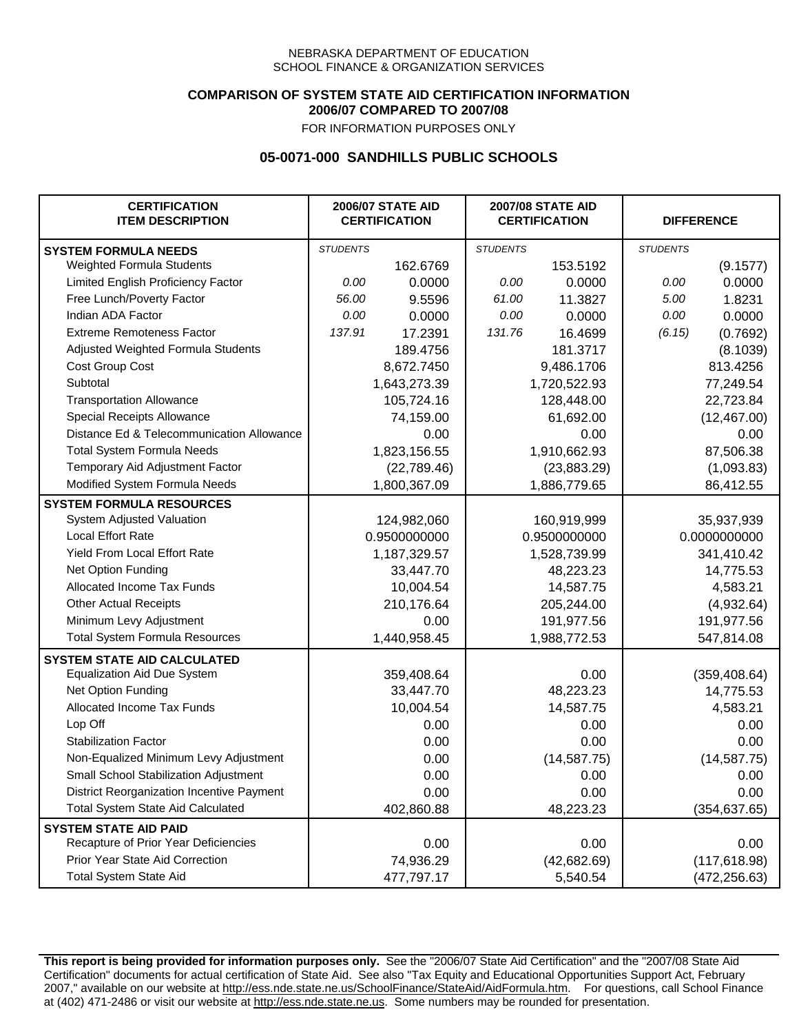NEBRASKA DEPARTMENT OF EDUCATION
SCHOOL FINANCE & ORGANIZATION SERVICES

**COMPARISON OF SYSTEM STATE AID CERTIFICATION INFORMATION**
**2006/07 COMPARED TO 2007/08**

FOR INFORMATION PURPOSES ONLY

## 05-0071-000 SANDHILLS PUBLIC SCHOOLS

| CERTIFICATION ITEM DESCRIPTION | 2006/07 STATE AID CERTIFICATION | | 2007/08 STATE AID CERTIFICATION | | DIFFERENCE | |
|---|---|---|---|---|---|---|
| **SYSTEM FORMULA NEEDS** | *STUDENTS* | | *STUDENTS* | | *STUDENTS* | |
| Weighted Formula Students | | 162.6769 | | 153.5192 | | (9.1577) |
| Limited English Proficiency Factor | *0.00* | 0.0000 | *0.00* | 0.0000 | *0.00* | 0.0000 |
| Free Lunch/Poverty Factor | *56.00* | 9.5596 | *61.00* | 11.3827 | *5.00* | 1.8231 |
| Indian ADA Factor | *0.00* | 0.0000 | *0.00* | 0.0000 | *0.00* | 0.0000 |
| Extreme Remoteness Factor | *137.91* | 17.2391 | *131.76* | 16.4699 | *(6.15)* | (0.7692) |
| Adjusted Weighted Formula Students | | 189.4756 | | 181.3717 | | (8.1039) |
| Cost Group Cost | | 8,672.7450 | | 9,486.1706 | | 813.4256 |
| Subtotal | | 1,643,273.39 | | 1,720,522.93 | | 77,249.54 |
| Transportation Allowance | | 105,724.16 | | 128,448.00 | | 22,723.84 |
| Special Receipts Allowance | | 74,159.00 | | 61,692.00 | | (12,467.00) |
| Distance Ed & Telecommunication Allowance | | 0.00 | | 0.00 | | 0.00 |
| Total System Formula Needs | | 1,823,156.55 | | 1,910,662.93 | | 87,506.38 |
| Temporary Aid Adjustment Factor | | (22,789.46) | | (23,883.29) | | (1,093.83) |
| Modified System Formula Needs | | 1,800,367.09 | | 1,886,779.65 | | 86,412.55 |
| **SYSTEM FORMULA RESOURCES** | | | | | | |
| System Adjusted Valuation | | 124,982,060 | | 160,919,999 | | 35,937,939 |
| Local Effort Rate | | 0.9500000000 | | 0.9500000000 | | 0.0000000000 |
| Yield From Local Effort Rate | | 1,187,329.57 | | 1,528,739.99 | | 341,410.42 |
| Net Option Funding | | 33,447.70 | | 48,223.23 | | 14,775.53 |
| Allocated Income Tax Funds | | 10,004.54 | | 14,587.75 | | 4,583.21 |
| Other Actual Receipts | | 210,176.64 | | 205,244.00 | | (4,932.64) |
| Minimum Levy Adjustment | | 0.00 | | 191,977.56 | | 191,977.56 |
| Total System Formula Resources | | 1,440,958.45 | | 1,988,772.53 | | 547,814.08 |
| **SYSTEM STATE AID CALCULATED** | | | | | | |
| Equalization Aid Due System | | 359,408.64 | | 0.00 | | (359,408.64) |
| Net Option Funding | | 33,447.70 | | 48,223.23 | | 14,775.53 |
| Allocated Income Tax Funds | | 10,004.54 | | 14,587.75 | | 4,583.21 |
| Lop Off | | 0.00 | | 0.00 | | 0.00 |
| Stabilization Factor | | 0.00 | | 0.00 | | 0.00 |
| Non-Equalized Minimum Levy Adjustment | | 0.00 | | (14,587.75) | | (14,587.75) |
| Small School Stabilization Adjustment | | 0.00 | | 0.00 | | 0.00 |
| District Reorganization Incentive Payment | | 0.00 | | 0.00 | | 0.00 |
| Total System State Aid Calculated | | 402,860.88 | | 48,223.23 | | (354,637.65) |
| **SYSTEM STATE AID PAID** | | | | | | |
| Recapture of Prior Year Deficiencies | | 0.00 | | 0.00 | | 0.00 |
| Prior Year State Aid Correction | | 74,936.29 | | (42,682.69) | | (117,618.98) |
| Total System State Aid | | 477,797.17 | | 5,540.54 | | (472,256.63) |

**This report is being provided for information purposes only.** See the "2006/07 State Aid Certification" and the "2007/08 State Aid Certification" documents for actual certification of State Aid. See also "Tax Equity and Educational Opportunities Support Act, February 2007," available on our website at http://ess.nde.state.ne.us/SchoolFinance/StateAid/AidFormula.htm. For questions, call School Finance at (402) 471-2486 or visit our website at http://ess.nde.state.ne.us. Some numbers may be rounded for presentation.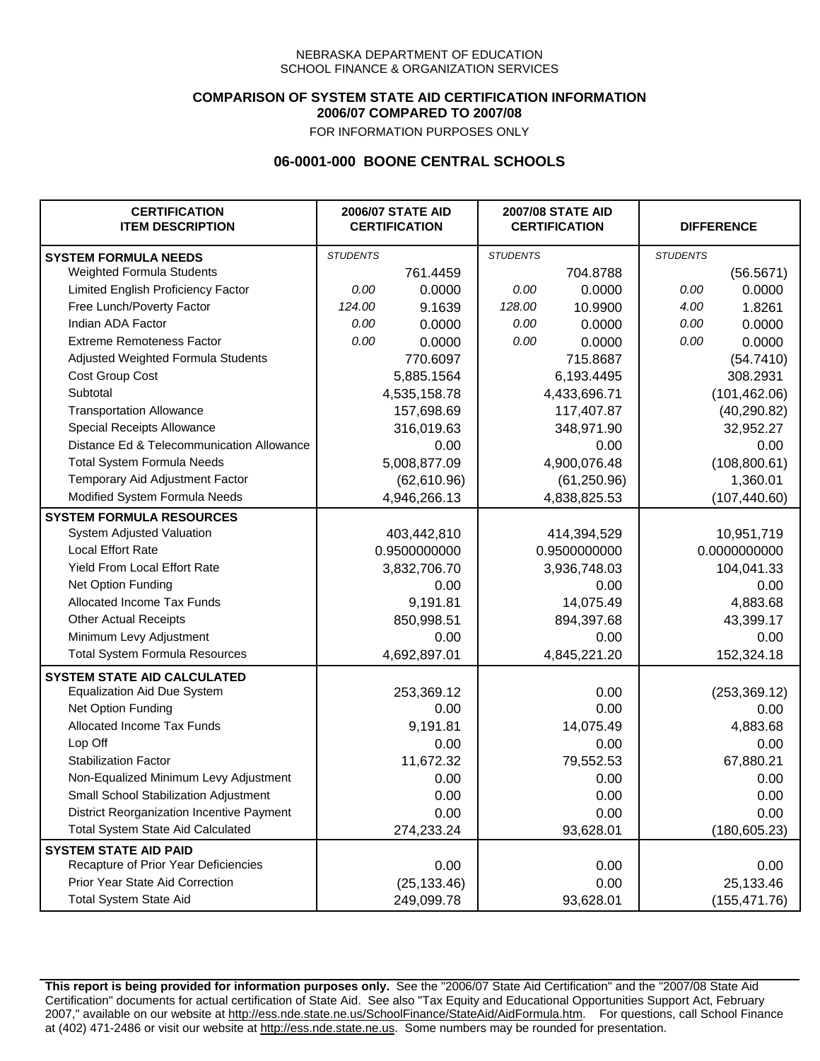NEBRASKA DEPARTMENT OF EDUCATION
SCHOOL FINANCE & ORGANIZATION SERVICES

**COMPARISON OF SYSTEM STATE AID CERTIFICATION INFORMATION**
**2006/07 COMPARED TO 2007/08**
FOR INFORMATION PURPOSES ONLY

## 06-0001-000 BOONE CENTRAL SCHOOLS

| CERTIFICATION ITEM DESCRIPTION | 2006/07 STATE AID CERTIFICATION | | 2007/08 STATE AID CERTIFICATION | | DIFFERENCE | |
|---|---|---|---|---|---|---|
| **SYSTEM FORMULA NEEDS** | *STUDENTS* | | *STUDENTS* | | *STUDENTS* | |
| Weighted Formula Students | | 761.4459 | | 704.8788 | | (56.5671) |
| Limited English Proficiency Factor | *0.00* | 0.0000 | *0.00* | 0.0000 | *0.00* | 0.0000 |
| Free Lunch/Poverty Factor | *124.00* | 9.1639 | *128.00* | 10.9900 | *4.00* | 1.8261 |
| Indian ADA Factor | *0.00* | 0.0000 | *0.00* | 0.0000 | *0.00* | 0.0000 |
| Extreme Remoteness Factor | *0.00* | 0.0000 | *0.00* | 0.0000 | *0.00* | 0.0000 |
| Adjusted Weighted Formula Students | | 770.6097 | | 715.8687 | | (54.7410) |
| Cost Group Cost | | 5,885.1564 | | 6,193.4495 | | 308.2931 |
| Subtotal | | 4,535,158.78 | | 4,433,696.71 | | (101,462.06) |
| Transportation Allowance | | 157,698.69 | | 117,407.87 | | (40,290.82) |
| Special Receipts Allowance | | 316,019.63 | | 348,971.90 | | 32,952.27 |
| Distance Ed & Telecommunication Allowance | | 0.00 | | 0.00 | | 0.00 |
| Total System Formula Needs | | 5,008,877.09 | | 4,900,076.48 | | (108,800.61) |
| Temporary Aid Adjustment Factor | | (62,610.96) | | (61,250.96) | | 1,360.01 |
| Modified System Formula Needs | | 4,946,266.13 | | 4,838,825.53 | | (107,440.60) |
| **SYSTEM FORMULA RESOURCES** | | | | | | |
| System Adjusted Valuation | | 403,442,810 | | 414,394,529 | | 10,951,719 |
| Local Effort Rate | | 0.9500000000 | | 0.9500000000 | | 0.0000000000 |
| Yield From Local Effort Rate | | 3,832,706.70 | | 3,936,748.03 | | 104,041.33 |
| Net Option Funding | | 0.00 | | 0.00 | | 0.00 |
| Allocated Income Tax Funds | | 9,191.81 | | 14,075.49 | | 4,883.68 |
| Other Actual Receipts | | 850,998.51 | | 894,397.68 | | 43,399.17 |
| Minimum Levy Adjustment | | 0.00 | | 0.00 | | 0.00 |
| Total System Formula Resources | | 4,692,897.01 | | 4,845,221.20 | | 152,324.18 |
| **SYSTEM STATE AID CALCULATED** | | | | | | |
| Equalization Aid Due System | | 253,369.12 | | 0.00 | | (253,369.12) |
| Net Option Funding | | 0.00 | | 0.00 | | 0.00 |
| Allocated Income Tax Funds | | 9,191.81 | | 14,075.49 | | 4,883.68 |
| Lop Off | | 0.00 | | 0.00 | | 0.00 |
| Stabilization Factor | | 11,672.32 | | 79,552.53 | | 67,880.21 |
| Non-Equalized Minimum Levy Adjustment | | 0.00 | | 0.00 | | 0.00 |
| Small School Stabilization Adjustment | | 0.00 | | 0.00 | | 0.00 |
| District Reorganization Incentive Payment | | 0.00 | | 0.00 | | 0.00 |
| Total System State Aid Calculated | | 274,233.24 | | 93,628.01 | | (180,605.23) |
| **SYSTEM STATE AID PAID** | | | | | | |
| Recapture of Prior Year Deficiencies | | 0.00 | | 0.00 | | 0.00 |
| Prior Year State Aid Correction | | (25,133.46) | | 0.00 | | 25,133.46 |
| Total System State Aid | | 249,099.78 | | 93,628.01 | | (155,471.76) |

**This report is being provided for information purposes only.** See the "2006/07 State Aid Certification" and the "2007/08 State Aid Certification" documents for actual certification of State Aid. See also "Tax Equity and Educational Opportunities Support Act, February 2007," available on our website at http://ess.nde.state.ne.us/SchoolFinance/StateAid/AidFormula.htm. For questions, call School Finance at (402) 471-2486 or visit our website at http://ess.nde.state.ne.us. Some numbers may be rounded for presentation.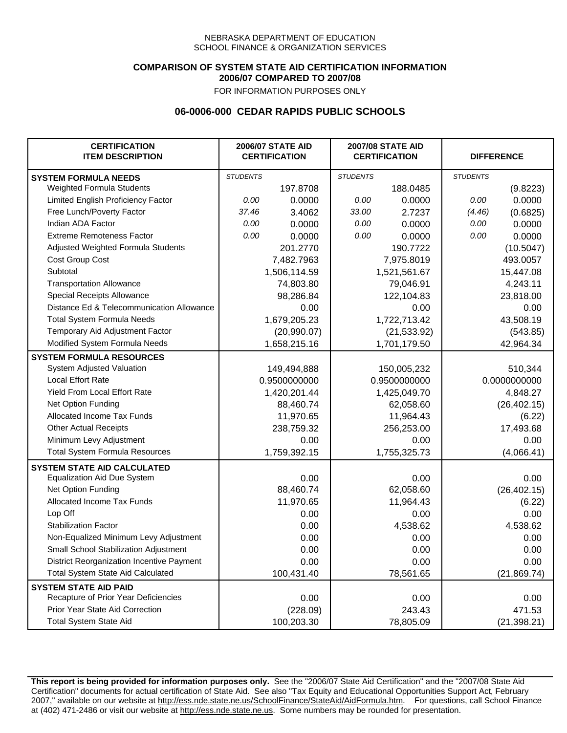NEBRASKA DEPARTMENT OF EDUCATION
SCHOOL FINANCE & ORGANIZATION SERVICES

**COMPARISON OF SYSTEM STATE AID CERTIFICATION INFORMATION**
**2006/07 COMPARED TO 2007/08**
FOR INFORMATION PURPOSES ONLY

## 06-0006-000 CEDAR RAPIDS PUBLIC SCHOOLS

| CERTIFICATION ITEM DESCRIPTION | 2006/07 STATE AID CERTIFICATION | | 2007/08 STATE AID CERTIFICATION | | DIFFERENCE | |
|---|---|---|---|---|---|---|
| **SYSTEM FORMULA NEEDS** | *STUDENTS* | | *STUDENTS* | | *STUDENTS* | |
| Weighted Formula Students | | 197.8708 | | 188.0485 | | (9.8223) |
| Limited English Proficiency Factor | *0.00* | 0.0000 | *0.00* | 0.0000 | *0.00* | 0.0000 |
| Free Lunch/Poverty Factor | *37.46* | 3.4062 | *33.00* | 2.7237 | *(4.46)* | (0.6825) |
| Indian ADA Factor | *0.00* | 0.0000 | *0.00* | 0.0000 | *0.00* | 0.0000 |
| Extreme Remoteness Factor | *0.00* | 0.0000 | *0.00* | 0.0000 | *0.00* | 0.0000 |
| Adjusted Weighted Formula Students | | 201.2770 | | 190.7722 | | (10.5047) |
| Cost Group Cost | | 7,482.7963 | | 7,975.8019 | | 493.0057 |
| Subtotal | | 1,506,114.59 | | 1,521,561.67 | | 15,447.08 |
| Transportation Allowance | | 74,803.80 | | 79,046.91 | | 4,243.11 |
| Special Receipts Allowance | | 98,286.84 | | 122,104.83 | | 23,818.00 |
| Distance Ed & Telecommunication Allowance | | 0.00 | | 0.00 | | 0.00 |
| Total System Formula Needs | | 1,679,205.23 | | 1,722,713.42 | | 43,508.19 |
| Temporary Aid Adjustment Factor | | (20,990.07) | | (21,533.92) | | (543.85) |
| Modified System Formula Needs | | 1,658,215.16 | | 1,701,179.50 | | 42,964.34 |
| **SYSTEM FORMULA RESOURCES** | | | | | | |
| System Adjusted Valuation | | 149,494,888 | | 150,005,232 | | 510,344 |
| Local Effort Rate | | 0.9500000000 | | 0.9500000000 | | 0.0000000000 |
| Yield From Local Effort Rate | | 1,420,201.44 | | 1,425,049.70 | | 4,848.27 |
| Net Option Funding | | 88,460.74 | | 62,058.60 | | (26,402.15) |
| Allocated Income Tax Funds | | 11,970.65 | | 11,964.43 | | (6.22) |
| Other Actual Receipts | | 238,759.32 | | 256,253.00 | | 17,493.68 |
| Minimum Levy Adjustment | | 0.00 | | 0.00 | | 0.00 |
| Total System Formula Resources | | 1,759,392.15 | | 1,755,325.73 | | (4,066.41) |
| **SYSTEM STATE AID CALCULATED** | | | | | | |
| Equalization Aid Due System | | 0.00 | | 0.00 | | 0.00 |
| Net Option Funding | | 88,460.74 | | 62,058.60 | | (26,402.15) |
| Allocated Income Tax Funds | | 11,970.65 | | 11,964.43 | | (6.22) |
| Lop Off | | 0.00 | | 0.00 | | 0.00 |
| Stabilization Factor | | 0.00 | | 4,538.62 | | 4,538.62 |
| Non-Equalized Minimum Levy Adjustment | | 0.00 | | 0.00 | | 0.00 |
| Small School Stabilization Adjustment | | 0.00 | | 0.00 | | 0.00 |
| District Reorganization Incentive Payment | | 0.00 | | 0.00 | | 0.00 |
| Total System State Aid Calculated | | 100,431.40 | | 78,561.65 | | (21,869.74) |
| **SYSTEM STATE AID PAID** | | | | | | |
| Recapture of Prior Year Deficiencies | | 0.00 | | 0.00 | | 0.00 |
| Prior Year State Aid Correction | | (228.09) | | 243.43 | | 471.53 |
| Total System State Aid | | 100,203.30 | | 78,805.09 | | (21,398.21) |

**This report is being provided for information purposes only.** See the "2006/07 State Aid Certification" and the "2007/08 State Aid Certification" documents for actual certification of State Aid. See also "Tax Equity and Educational Opportunities Support Act, February 2007," available on our website at http://ess.nde.state.ne.us/SchoolFinance/StateAid/AidFormula.htm. For questions, call School Finance at (402) 471-2486 or visit our website at http://ess.nde.state.ne.us. Some numbers may be rounded for presentation.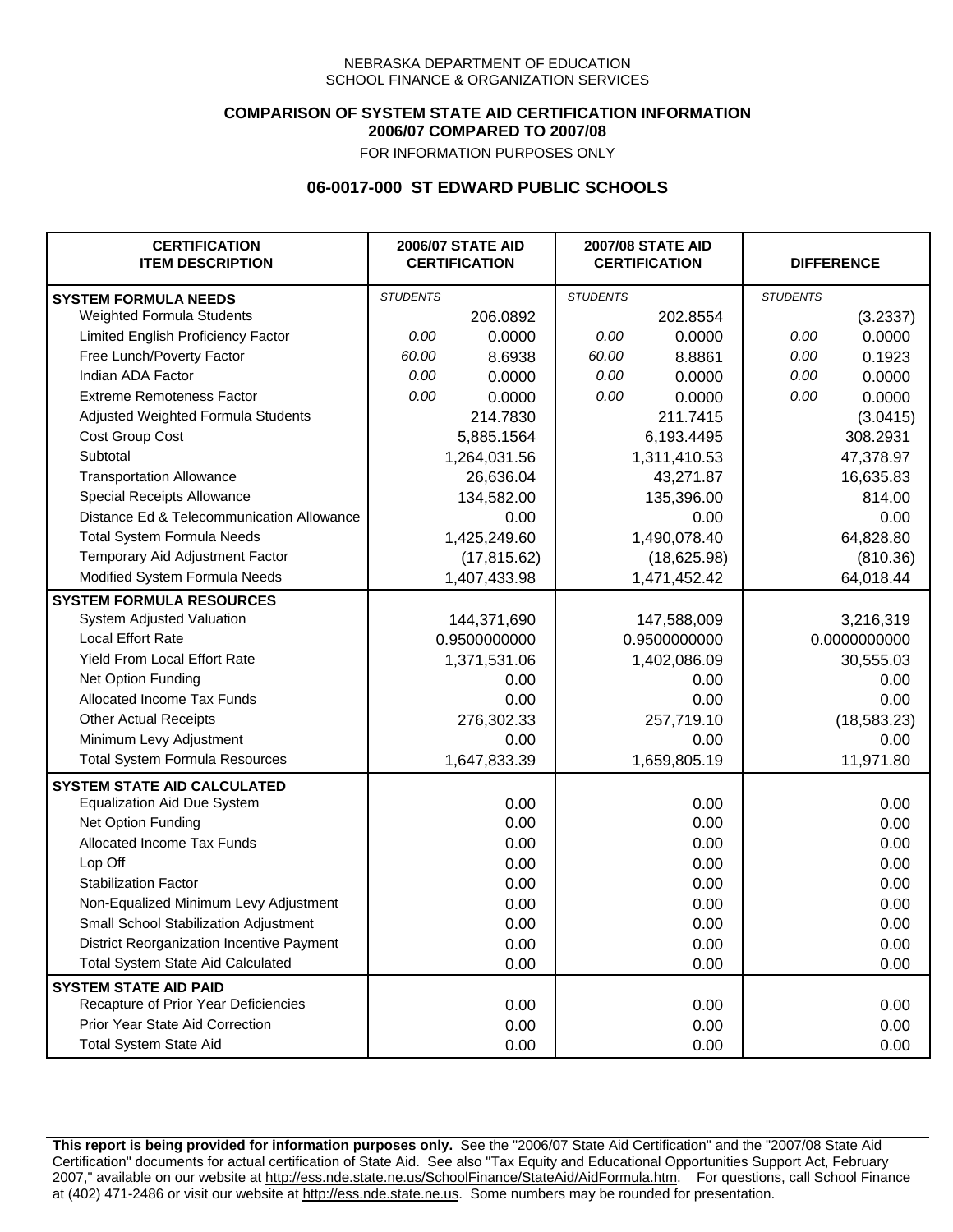NEBRASKA DEPARTMENT OF EDUCATION
SCHOOL FINANCE & ORGANIZATION SERVICES

**COMPARISON OF SYSTEM STATE AID CERTIFICATION INFORMATION**
**2006/07 COMPARED TO 2007/08**

FOR INFORMATION PURPOSES ONLY

## 06-0017-000 ST EDWARD PUBLIC SCHOOLS

| CERTIFICATION ITEM DESCRIPTION | 2006/07 STATE AID CERTIFICATION | | 2007/08 STATE AID CERTIFICATION | | DIFFERENCE | |
|---|---|---|---|---|---|---|
| **SYSTEM FORMULA NEEDS** | *STUDENTS* | | *STUDENTS* | | *STUDENTS* | |
| Weighted Formula Students | | 206.0892 | | 202.8554 | | (3.2337) |
| Limited English Proficiency Factor | *0.00* | 0.0000 | *0.00* | 0.0000 | *0.00* | 0.0000 |
| Free Lunch/Poverty Factor | *60.00* | 8.6938 | *60.00* | 8.8861 | *0.00* | 0.1923 |
| Indian ADA Factor | *0.00* | 0.0000 | *0.00* | 0.0000 | *0.00* | 0.0000 |
| Extreme Remoteness Factor | *0.00* | 0.0000 | *0.00* | 0.0000 | *0.00* | 0.0000 |
| Adjusted Weighted Formula Students | | 214.7830 | | 211.7415 | | (3.0415) |
| Cost Group Cost | | 5,885.1564 | | 6,193.4495 | | 308.2931 |
| Subtotal | | 1,264,031.56 | | 1,311,410.53 | | 47,378.97 |
| Transportation Allowance | | 26,636.04 | | 43,271.87 | | 16,635.83 |
| Special Receipts Allowance | | 134,582.00 | | 135,396.00 | | 814.00 |
| Distance Ed & Telecommunication Allowance | | 0.00 | | 0.00 | | 0.00 |
| Total System Formula Needs | | 1,425,249.60 | | 1,490,078.40 | | 64,828.80 |
| Temporary Aid Adjustment Factor | | (17,815.62) | | (18,625.98) | | (810.36) |
| Modified System Formula Needs | | 1,407,433.98 | | 1,471,452.42 | | 64,018.44 |
| **SYSTEM FORMULA RESOURCES** | | | | | | |
| System Adjusted Valuation | | 144,371,690 | | 147,588,009 | | 3,216,319 |
| Local Effort Rate | | 0.9500000000 | | 0.9500000000 | | 0.0000000000 |
| Yield From Local Effort Rate | | 1,371,531.06 | | 1,402,086.09 | | 30,555.03 |
| Net Option Funding | | 0.00 | | 0.00 | | 0.00 |
| Allocated Income Tax Funds | | 0.00 | | 0.00 | | 0.00 |
| Other Actual Receipts | | 276,302.33 | | 257,719.10 | | (18,583.23) |
| Minimum Levy Adjustment | | 0.00 | | 0.00 | | 0.00 |
| Total System Formula Resources | | 1,647,833.39 | | 1,659,805.19 | | 11,971.80 |
| **SYSTEM STATE AID CALCULATED** | | | | | | |
| Equalization Aid Due System | | 0.00 | | 0.00 | | 0.00 |
| Net Option Funding | | 0.00 | | 0.00 | | 0.00 |
| Allocated Income Tax Funds | | 0.00 | | 0.00 | | 0.00 |
| Lop Off | | 0.00 | | 0.00 | | 0.00 |
| Stabilization Factor | | 0.00 | | 0.00 | | 0.00 |
| Non-Equalized Minimum Levy Adjustment | | 0.00 | | 0.00 | | 0.00 |
| Small School Stabilization Adjustment | | 0.00 | | 0.00 | | 0.00 |
| District Reorganization Incentive Payment | | 0.00 | | 0.00 | | 0.00 |
| Total System State Aid Calculated | | 0.00 | | 0.00 | | 0.00 |
| **SYSTEM STATE AID PAID** | | | | | | |
| Recapture of Prior Year Deficiencies | | 0.00 | | 0.00 | | 0.00 |
| Prior Year State Aid Correction | | 0.00 | | 0.00 | | 0.00 |
| Total System State Aid | | 0.00 | | 0.00 | | 0.00 |

**This report is being provided for information purposes only.** See the "2006/07 State Aid Certification" and the "2007/08 State Aid Certification" documents for actual certification of State Aid. See also "Tax Equity and Educational Opportunities Support Act, February 2007," available on our website at http://ess.nde.state.ne.us/SchoolFinance/StateAid/AidFormula.htm. For questions, call School Finance at (402) 471-2486 or visit our website at http://ess.nde.state.ne.us. Some numbers may be rounded for presentation.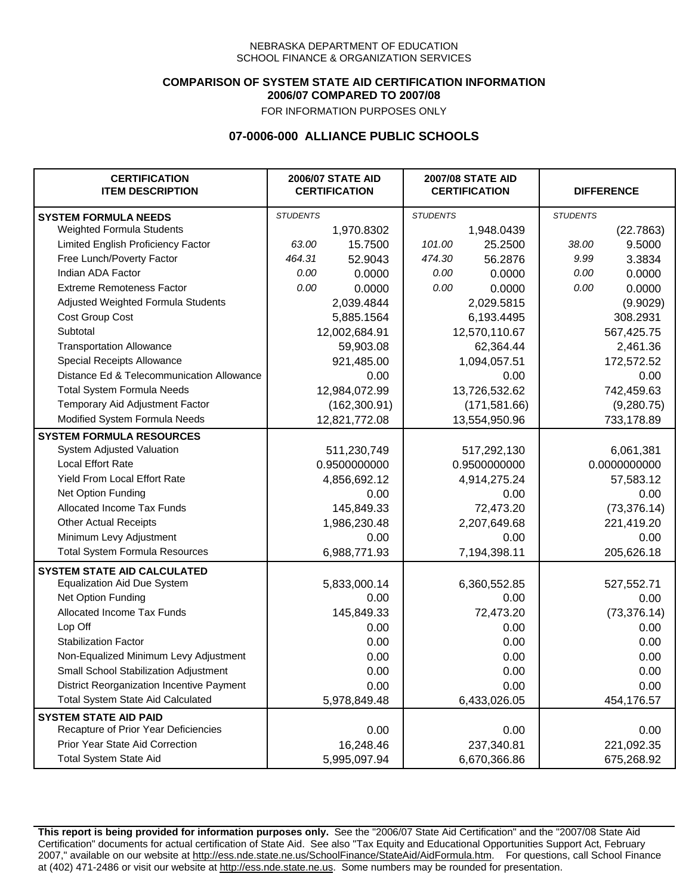NEBRASKA DEPARTMENT OF EDUCATION
SCHOOL FINANCE & ORGANIZATION SERVICES

**COMPARISON OF SYSTEM STATE AID CERTIFICATION INFORMATION**
**2006/07 COMPARED TO 2007/08**

FOR INFORMATION PURPOSES ONLY

## 07-0006-000 ALLIANCE PUBLIC SCHOOLS

| CERTIFICATION ITEM DESCRIPTION | 2006/07 STATE AID CERTIFICATION | | 2007/08 STATE AID CERTIFICATION | | DIFFERENCE | |
|---|---|---|---|---|---|---|
| **SYSTEM FORMULA NEEDS** | *STUDENTS* | | *STUDENTS* | | *STUDENTS* | |
| Weighted Formula Students | | 1,970.8302 | | 1,948.0439 | | (22.7863) |
| Limited English Proficiency Factor | *63.00* | 15.7500 | *101.00* | 25.2500 | *38.00* | 9.5000 |
| Free Lunch/Poverty Factor | *464.31* | 52.9043 | *474.30* | 56.2876 | *9.99* | 3.3834 |
| Indian ADA Factor | *0.00* | 0.0000 | *0.00* | 0.0000 | *0.00* | 0.0000 |
| Extreme Remoteness Factor | *0.00* | 0.0000 | *0.00* | 0.0000 | *0.00* | 0.0000 |
| Adjusted Weighted Formula Students | | 2,039.4844 | | 2,029.5815 | | (9.9029) |
| Cost Group Cost | | 5,885.1564 | | 6,193.4495 | | 308.2931 |
| Subtotal | | 12,002,684.91 | | 12,570,110.67 | | 567,425.75 |
| Transportation Allowance | | 59,903.08 | | 62,364.44 | | 2,461.36 |
| Special Receipts Allowance | | 921,485.00 | | 1,094,057.51 | | 172,572.52 |
| Distance Ed & Telecommunication Allowance | | 0.00 | | 0.00 | | 0.00 |
| Total System Formula Needs | | 12,984,072.99 | | 13,726,532.62 | | 742,459.63 |
| Temporary Aid Adjustment Factor | | (162,300.91) | | (171,581.66) | | (9,280.75) |
| Modified System Formula Needs | | 12,821,772.08 | | 13,554,950.96 | | 733,178.89 |
| **SYSTEM FORMULA RESOURCES** | | | | | | |
| System Adjusted Valuation | | 511,230,749 | | 517,292,130 | | 6,061,381 |
| Local Effort Rate | | 0.9500000000 | | 0.9500000000 | | 0.0000000000 |
| Yield From Local Effort Rate | | 4,856,692.12 | | 4,914,275.24 | | 57,583.12 |
| Net Option Funding | | 0.00 | | 0.00 | | 0.00 |
| Allocated Income Tax Funds | | 145,849.33 | | 72,473.20 | | (73,376.14) |
| Other Actual Receipts | | 1,986,230.48 | | 2,207,649.68 | | 221,419.20 |
| Minimum Levy Adjustment | | 0.00 | | 0.00 | | 0.00 |
| Total System Formula Resources | | 6,988,771.93 | | 7,194,398.11 | | 205,626.18 |
| **SYSTEM STATE AID CALCULATED** | | | | | | |
| Equalization Aid Due System | | 5,833,000.14 | | 6,360,552.85 | | 527,552.71 |
| Net Option Funding | | 0.00 | | 0.00 | | 0.00 |
| Allocated Income Tax Funds | | 145,849.33 | | 72,473.20 | | (73,376.14) |
| Lop Off | | 0.00 | | 0.00 | | 0.00 |
| Stabilization Factor | | 0.00 | | 0.00 | | 0.00 |
| Non-Equalized Minimum Levy Adjustment | | 0.00 | | 0.00 | | 0.00 |
| Small School Stabilization Adjustment | | 0.00 | | 0.00 | | 0.00 |
| District Reorganization Incentive Payment | | 0.00 | | 0.00 | | 0.00 |
| Total System State Aid Calculated | | 5,978,849.48 | | 6,433,026.05 | | 454,176.57 |
| **SYSTEM STATE AID PAID** | | | | | | |
| Recapture of Prior Year Deficiencies | | 0.00 | | 0.00 | | 0.00 |
| Prior Year State Aid Correction | | 16,248.46 | | 237,340.81 | | 221,092.35 |
| Total System State Aid | | 5,995,097.94 | | 6,670,366.86 | | 675,268.92 |

**This report is being provided for information purposes only.** See the "2006/07 State Aid Certification" and the "2007/08 State Aid Certification" documents for actual certification of State Aid. See also "Tax Equity and Educational Opportunities Support Act, February 2007," available on our website at http://ess.nde.state.ne.us/SchoolFinance/StateAid/AidFormula.htm. For questions, call School Finance at (402) 471-2486 or visit our website at http://ess.nde.state.ne.us. Some numbers may be rounded for presentation.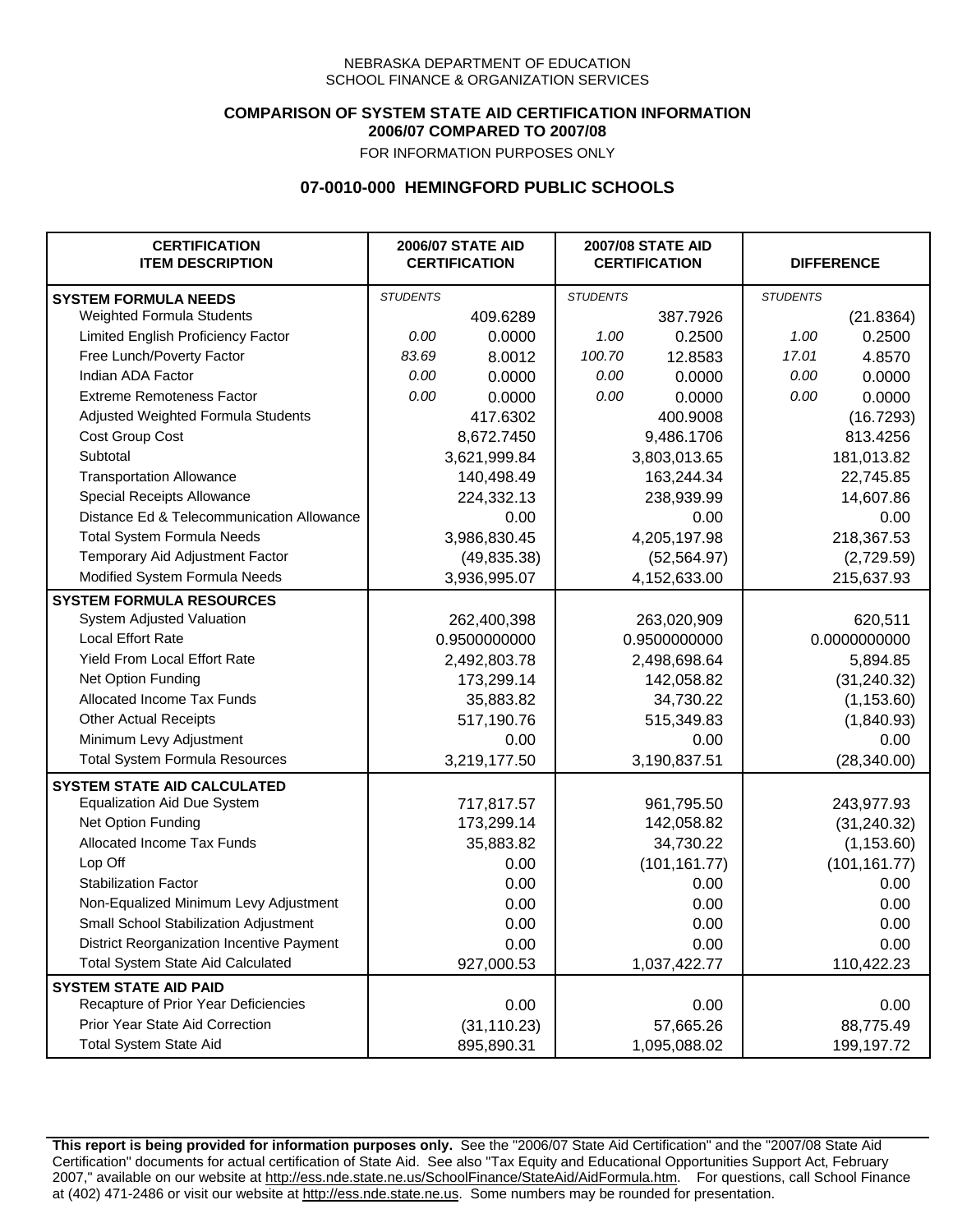NEBRASKA DEPARTMENT OF EDUCATION
SCHOOL FINANCE & ORGANIZATION SERVICES

**COMPARISON OF SYSTEM STATE AID CERTIFICATION INFORMATION**
**2006/07 COMPARED TO 2007/08**
FOR INFORMATION PURPOSES ONLY

## 07-0010-000 HEMINGFORD PUBLIC SCHOOLS

| CERTIFICATION ITEM DESCRIPTION | 2006/07 STATE AID CERTIFICATION | | 2007/08 STATE AID CERTIFICATION | | DIFFERENCE | |
|---|---|---|---|---|---|---|
| **SYSTEM FORMULA NEEDS** | *STUDENTS* | | *STUDENTS* | | *STUDENTS* | |
| Weighted Formula Students | | 409.6289 | | 387.7926 | | (21.8364) |
| Limited English Proficiency Factor | *0.00* | 0.0000 | *1.00* | 0.2500 | *1.00* | 0.2500 |
| Free Lunch/Poverty Factor | *83.69* | 8.0012 | *100.70* | 12.8583 | *17.01* | 4.8570 |
| Indian ADA Factor | *0.00* | 0.0000 | *0.00* | 0.0000 | *0.00* | 0.0000 |
| Extreme Remoteness Factor | *0.00* | 0.0000 | *0.00* | 0.0000 | *0.00* | 0.0000 |
| Adjusted Weighted Formula Students | | 417.6302 | | 400.9008 | | (16.7293) |
| Cost Group Cost | | 8,672.7450 | | 9,486.1706 | | 813.4256 |
| Subtotal | | 3,621,999.84 | | 3,803,013.65 | | 181,013.82 |
| Transportation Allowance | | 140,498.49 | | 163,244.34 | | 22,745.85 |
| Special Receipts Allowance | | 224,332.13 | | 238,939.99 | | 14,607.86 |
| Distance Ed & Telecommunication Allowance | | 0.00 | | 0.00 | | 0.00 |
| Total System Formula Needs | | 3,986,830.45 | | 4,205,197.98 | | 218,367.53 |
| Temporary Aid Adjustment Factor | | (49,835.38) | | (52,564.97) | | (2,729.59) |
| Modified System Formula Needs | | 3,936,995.07 | | 4,152,633.00 | | 215,637.93 |
| **SYSTEM FORMULA RESOURCES** | | | | | | |
| System Adjusted Valuation | | 262,400,398 | | 263,020,909 | | 620,511 |
| Local Effort Rate | | 0.9500000000 | | 0.9500000000 | | 0.0000000000 |
| Yield From Local Effort Rate | | 2,492,803.78 | | 2,498,698.64 | | 5,894.85 |
| Net Option Funding | | 173,299.14 | | 142,058.82 | | (31,240.32) |
| Allocated Income Tax Funds | | 35,883.82 | | 34,730.22 | | (1,153.60) |
| Other Actual Receipts | | 517,190.76 | | 515,349.83 | | (1,840.93) |
| Minimum Levy Adjustment | | 0.00 | | 0.00 | | 0.00 |
| Total System Formula Resources | | 3,219,177.50 | | 3,190,837.51 | | (28,340.00) |
| **SYSTEM STATE AID CALCULATED** | | | | | | |
| Equalization Aid Due System | | 717,817.57 | | 961,795.50 | | 243,977.93 |
| Net Option Funding | | 173,299.14 | | 142,058.82 | | (31,240.32) |
| Allocated Income Tax Funds | | 35,883.82 | | 34,730.22 | | (1,153.60) |
| Lop Off | | 0.00 | | (101,161.77) | | (101,161.77) |
| Stabilization Factor | | 0.00 | | 0.00 | | 0.00 |
| Non-Equalized Minimum Levy Adjustment | | 0.00 | | 0.00 | | 0.00 |
| Small School Stabilization Adjustment | | 0.00 | | 0.00 | | 0.00 |
| District Reorganization Incentive Payment | | 0.00 | | 0.00 | | 0.00 |
| Total System State Aid Calculated | | 927,000.53 | | 1,037,422.77 | | 110,422.23 |
| **SYSTEM STATE AID PAID** | | | | | | |
| Recapture of Prior Year Deficiencies | | 0.00 | | 0.00 | | 0.00 |
| Prior Year State Aid Correction | | (31,110.23) | | 57,665.26 | | 88,775.49 |
| Total System State Aid | | 895,890.31 | | 1,095,088.02 | | 199,197.72 |

**This report is being provided for information purposes only.** See the "2006/07 State Aid Certification" and the "2007/08 State Aid Certification" documents for actual certification of State Aid. See also "Tax Equity and Educational Opportunities Support Act, February 2007," available on our website at http://ess.nde.state.ne.us/SchoolFinance/StateAid/AidFormula.htm. For questions, call School Finance at (402) 471-2486 or visit our website at http://ess.nde.state.ne.us. Some numbers may be rounded for presentation.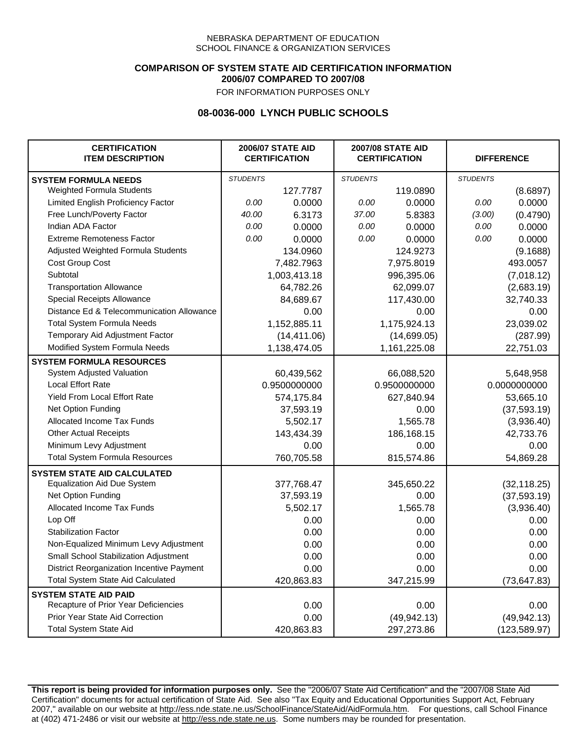NEBRASKA DEPARTMENT OF EDUCATION
SCHOOL FINANCE & ORGANIZATION SERVICES

**COMPARISON OF SYSTEM STATE AID CERTIFICATION INFORMATION**
**2006/07 COMPARED TO 2007/08**
FOR INFORMATION PURPOSES ONLY

## 08-0036-000 LYNCH PUBLIC SCHOOLS

| CERTIFICATION ITEM DESCRIPTION | 2006/07 STATE AID CERTIFICATION | | 2007/08 STATE AID CERTIFICATION | | DIFFERENCE | |
|---|---|---|---|---|---|---|
| **SYSTEM FORMULA NEEDS** | *STUDENTS* | | *STUDENTS* | | *STUDENTS* | |
| Weighted Formula Students | | 127.7787 | | 119.0890 | | (8.6897) |
| Limited English Proficiency Factor | *0.00* | 0.0000 | *0.00* | 0.0000 | *0.00* | 0.0000 |
| Free Lunch/Poverty Factor | *40.00* | 6.3173 | *37.00* | 5.8383 | *(3.00)* | (0.4790) |
| Indian ADA Factor | *0.00* | 0.0000 | *0.00* | 0.0000 | *0.00* | 0.0000 |
| Extreme Remoteness Factor | *0.00* | 0.0000 | *0.00* | 0.0000 | *0.00* | 0.0000 |
| Adjusted Weighted Formula Students | | 134.0960 | | 124.9273 | | (9.1688) |
| Cost Group Cost | | 7,482.7963 | | 7,975.8019 | | 493.0057 |
| Subtotal | | 1,003,413.18 | | 996,395.06 | | (7,018.12) |
| Transportation Allowance | | 64,782.26 | | 62,099.07 | | (2,683.19) |
| Special Receipts Allowance | | 84,689.67 | | 117,430.00 | | 32,740.33 |
| Distance Ed & Telecommunication Allowance | | 0.00 | | 0.00 | | 0.00 |
| Total System Formula Needs | | 1,152,885.11 | | 1,175,924.13 | | 23,039.02 |
| Temporary Aid Adjustment Factor | | (14,411.06) | | (14,699.05) | | (287.99) |
| Modified System Formula Needs | | 1,138,474.05 | | 1,161,225.08 | | 22,751.03 |
| **SYSTEM FORMULA RESOURCES** | | | | | | |
| System Adjusted Valuation | | 60,439,562 | | 66,088,520 | | 5,648,958 |
| Local Effort Rate | | 0.9500000000 | | 0.9500000000 | | 0.0000000000 |
| Yield From Local Effort Rate | | 574,175.84 | | 627,840.94 | | 53,665.10 |
| Net Option Funding | | 37,593.19 | | 0.00 | | (37,593.19) |
| Allocated Income Tax Funds | | 5,502.17 | | 1,565.78 | | (3,936.40) |
| Other Actual Receipts | | 143,434.39 | | 186,168.15 | | 42,733.76 |
| Minimum Levy Adjustment | | 0.00 | | 0.00 | | 0.00 |
| Total System Formula Resources | | 760,705.58 | | 815,574.86 | | 54,869.28 |
| **SYSTEM STATE AID CALCULATED** | | | | | | |
| Equalization Aid Due System | | 377,768.47 | | 345,650.22 | | (32,118.25) |
| Net Option Funding | | 37,593.19 | | 0.00 | | (37,593.19) |
| Allocated Income Tax Funds | | 5,502.17 | | 1,565.78 | | (3,936.40) |
| Lop Off | | 0.00 | | 0.00 | | 0.00 |
| Stabilization Factor | | 0.00 | | 0.00 | | 0.00 |
| Non-Equalized Minimum Levy Adjustment | | 0.00 | | 0.00 | | 0.00 |
| Small School Stabilization Adjustment | | 0.00 | | 0.00 | | 0.00 |
| District Reorganization Incentive Payment | | 0.00 | | 0.00 | | 0.00 |
| Total System State Aid Calculated | | 420,863.83 | | 347,215.99 | | (73,647.83) |
| **SYSTEM STATE AID PAID** | | | | | | |
| Recapture of Prior Year Deficiencies | | 0.00 | | 0.00 | | 0.00 |
| Prior Year State Aid Correction | | 0.00 | | (49,942.13) | | (49,942.13) |
| Total System State Aid | | 420,863.83 | | 297,273.86 | | (123,589.97) |

**This report is being provided for information purposes only.** See the "2006/07 State Aid Certification" and the "2007/08 State Aid Certification" documents for actual certification of State Aid. See also "Tax Equity and Educational Opportunities Support Act, February 2007," available on our website at http://ess.nde.state.ne.us/SchoolFinance/StateAid/AidFormula.htm. For questions, call School Finance at (402) 471-2486 or visit our website at http://ess.nde.state.ne.us. Some numbers may be rounded for presentation.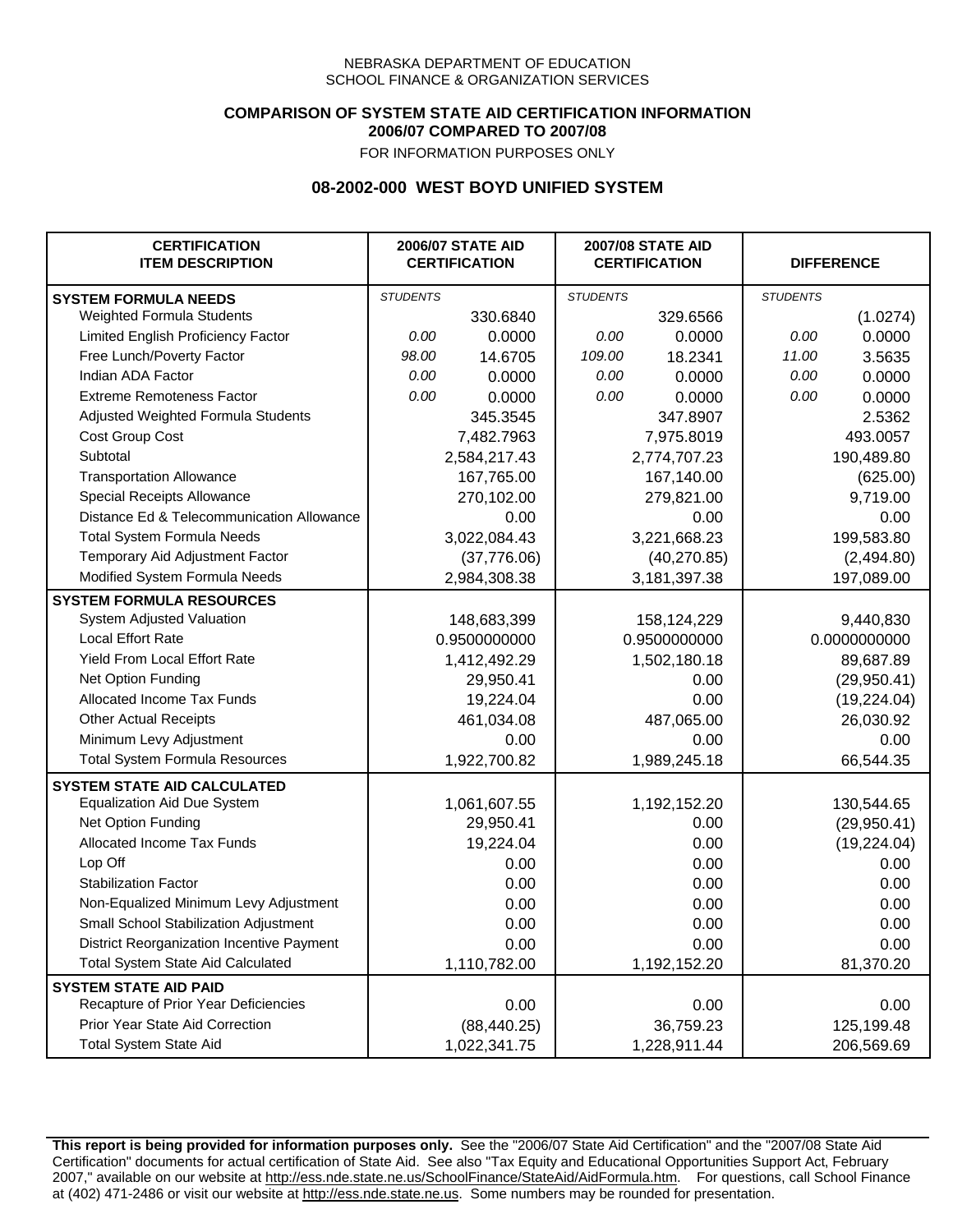NEBRASKA DEPARTMENT OF EDUCATION
SCHOOL FINANCE & ORGANIZATION SERVICES

**COMPARISON OF SYSTEM STATE AID CERTIFICATION INFORMATION**
**2006/07 COMPARED TO 2007/08**
FOR INFORMATION PURPOSES ONLY

## 08-2002-000 WEST BOYD UNIFIED SYSTEM

| CERTIFICATION ITEM DESCRIPTION | 2006/07 STATE AID CERTIFICATION | | 2007/08 STATE AID CERTIFICATION | | DIFFERENCE | |
|---|---|---|---|---|---|---|
| **SYSTEM FORMULA NEEDS** | *STUDENTS* | | *STUDENTS* | | *STUDENTS* | |
| Weighted Formula Students | | 330.6840 | | 329.6566 | | (1.0274) |
| Limited English Proficiency Factor | *0.00* | 0.0000 | *0.00* | 0.0000 | *0.00* | 0.0000 |
| Free Lunch/Poverty Factor | *98.00* | 14.6705 | *109.00* | 18.2341 | *11.00* | 3.5635 |
| Indian ADA Factor | *0.00* | 0.0000 | *0.00* | 0.0000 | *0.00* | 0.0000 |
| Extreme Remoteness Factor | *0.00* | 0.0000 | *0.00* | 0.0000 | *0.00* | 0.0000 |
| Adjusted Weighted Formula Students | | 345.3545 | | 347.8907 | | 2.5362 |
| Cost Group Cost | | 7,482.7963 | | 7,975.8019 | | 493.0057 |
| Subtotal | | 2,584,217.43 | | 2,774,707.23 | | 190,489.80 |
| Transportation Allowance | | 167,765.00 | | 167,140.00 | | (625.00) |
| Special Receipts Allowance | | 270,102.00 | | 279,821.00 | | 9,719.00 |
| Distance Ed & Telecommunication Allowance | | 0.00 | | 0.00 | | 0.00 |
| Total System Formula Needs | | 3,022,084.43 | | 3,221,668.23 | | 199,583.80 |
| Temporary Aid Adjustment Factor | | (37,776.06) | | (40,270.85) | | (2,494.80) |
| Modified System Formula Needs | | 2,984,308.38 | | 3,181,397.38 | | 197,089.00 |
| **SYSTEM FORMULA RESOURCES** | | | | | | |
| System Adjusted Valuation | | 148,683,399 | | 158,124,229 | | 9,440,830 |
| Local Effort Rate | | 0.9500000000 | | 0.9500000000 | | 0.0000000000 |
| Yield From Local Effort Rate | | 1,412,492.29 | | 1,502,180.18 | | 89,687.89 |
| Net Option Funding | | 29,950.41 | | 0.00 | | (29,950.41) |
| Allocated Income Tax Funds | | 19,224.04 | | 0.00 | | (19,224.04) |
| Other Actual Receipts | | 461,034.08 | | 487,065.00 | | 26,030.92 |
| Minimum Levy Adjustment | | 0.00 | | 0.00 | | 0.00 |
| Total System Formula Resources | | 1,922,700.82 | | 1,989,245.18 | | 66,544.35 |
| **SYSTEM STATE AID CALCULATED** | | | | | | |
| Equalization Aid Due System | | 1,061,607.55 | | 1,192,152.20 | | 130,544.65 |
| Net Option Funding | | 29,950.41 | | 0.00 | | (29,950.41) |
| Allocated Income Tax Funds | | 19,224.04 | | 0.00 | | (19,224.04) |
| Lop Off | | 0.00 | | 0.00 | | 0.00 |
| Stabilization Factor | | 0.00 | | 0.00 | | 0.00 |
| Non-Equalized Minimum Levy Adjustment | | 0.00 | | 0.00 | | 0.00 |
| Small School Stabilization Adjustment | | 0.00 | | 0.00 | | 0.00 |
| District Reorganization Incentive Payment | | 0.00 | | 0.00 | | 0.00 |
| Total System State Aid Calculated | | 1,110,782.00 | | 1,192,152.20 | | 81,370.20 |
| **SYSTEM STATE AID PAID** | | | | | | |
| Recapture of Prior Year Deficiencies | | 0.00 | | 0.00 | | 0.00 |
| Prior Year State Aid Correction | | (88,440.25) | | 36,759.23 | | 125,199.48 |
| Total System State Aid | | 1,022,341.75 | | 1,228,911.44 | | 206,569.69 |

**This report is being provided for information purposes only.** See the "2006/07 State Aid Certification" and the "2007/08 State Aid Certification" documents for actual certification of State Aid. See also "Tax Equity and Educational Opportunities Support Act, February 2007," available on our website at http://ess.nde.state.ne.us/SchoolFinance/StateAid/AidFormula.htm. For questions, call School Finance at (402) 471-2486 or visit our website at http://ess.nde.state.ne.us. Some numbers may be rounded for presentation.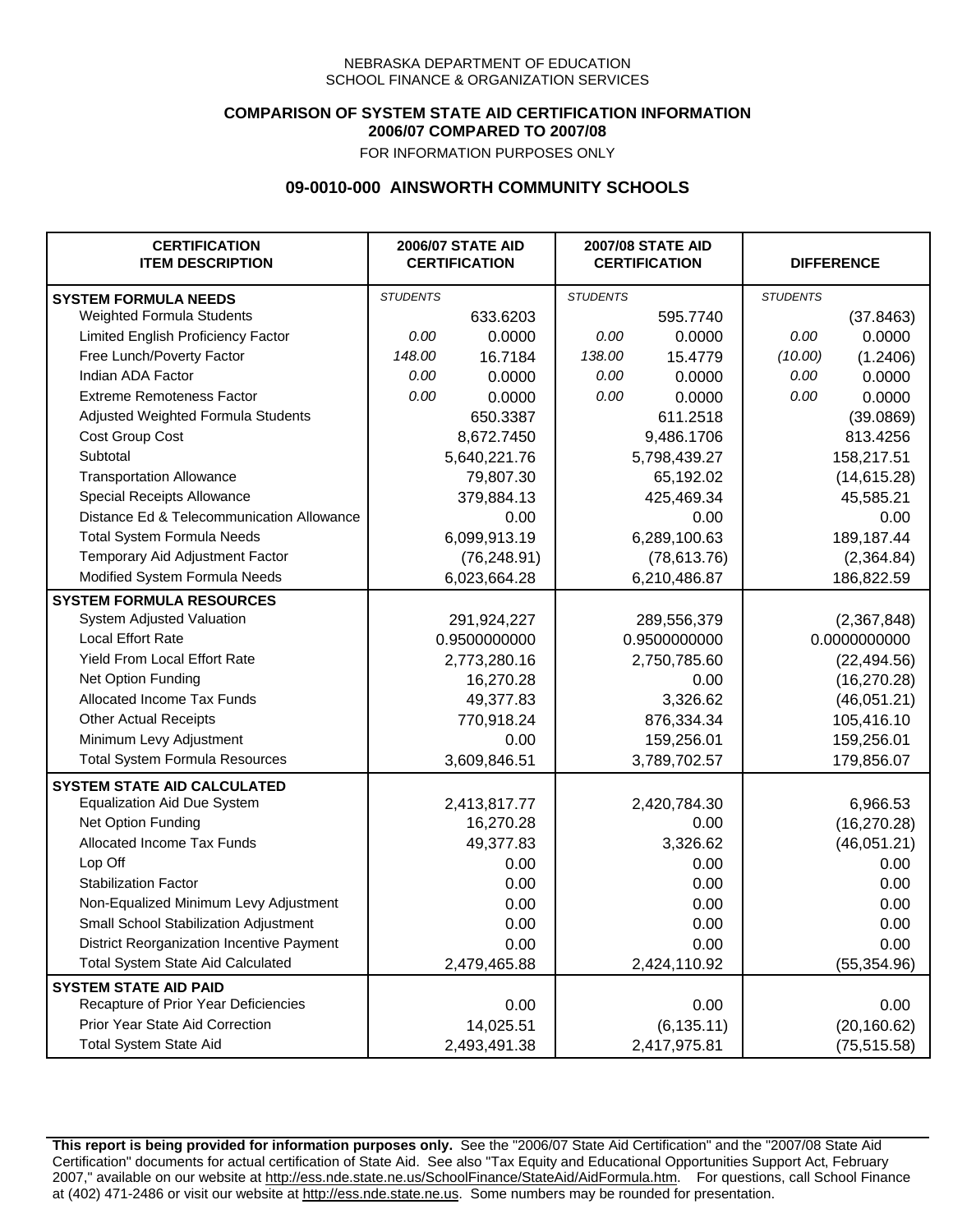NEBRASKA DEPARTMENT OF EDUCATION
SCHOOL FINANCE & ORGANIZATION SERVICES

**COMPARISON OF SYSTEM STATE AID CERTIFICATION INFORMATION**
**2006/07 COMPARED TO 2007/08**
FOR INFORMATION PURPOSES ONLY

## 09-0010-000 AINSWORTH COMMUNITY SCHOOLS

| CERTIFICATION ITEM DESCRIPTION | 2006/07 STATE AID CERTIFICATION | | 2007/08 STATE AID CERTIFICATION | | DIFFERENCE | |
|---|---|---|---|---|---|---|
| **SYSTEM FORMULA NEEDS** | *STUDENTS* | | *STUDENTS* | | *STUDENTS* | |
| Weighted Formula Students | | 633.6203 | | 595.7740 | | (37.8463) |
| Limited English Proficiency Factor | *0.00* | 0.0000 | *0.00* | 0.0000 | *0.00* | 0.0000 |
| Free Lunch/Poverty Factor | *148.00* | 16.7184 | *138.00* | 15.4779 | *(10.00)* | (1.2406) |
| Indian ADA Factor | *0.00* | 0.0000 | *0.00* | 0.0000 | *0.00* | 0.0000 |
| Extreme Remoteness Factor | *0.00* | 0.0000 | *0.00* | 0.0000 | *0.00* | 0.0000 |
| Adjusted Weighted Formula Students | | 650.3387 | | 611.2518 | | (39.0869) |
| Cost Group Cost | | 8,672.7450 | | 9,486.1706 | | 813.4256 |
| Subtotal | | 5,640,221.76 | | 5,798,439.27 | | 158,217.51 |
| Transportation Allowance | | 79,807.30 | | 65,192.02 | | (14,615.28) |
| Special Receipts Allowance | | 379,884.13 | | 425,469.34 | | 45,585.21 |
| Distance Ed & Telecommunication Allowance | | 0.00 | | 0.00 | | 0.00 |
| Total System Formula Needs | | 6,099,913.19 | | 6,289,100.63 | | 189,187.44 |
| Temporary Aid Adjustment Factor | | (76,248.91) | | (78,613.76) | | (2,364.84) |
| Modified System Formula Needs | | 6,023,664.28 | | 6,210,486.87 | | 186,822.59 |
| **SYSTEM FORMULA RESOURCES** | | | | | | |
| System Adjusted Valuation | | 291,924,227 | | 289,556,379 | | (2,367,848) |
| Local Effort Rate | | 0.9500000000 | | 0.9500000000 | | 0.0000000000 |
| Yield From Local Effort Rate | | 2,773,280.16 | | 2,750,785.60 | | (22,494.56) |
| Net Option Funding | | 16,270.28 | | 0.00 | | (16,270.28) |
| Allocated Income Tax Funds | | 49,377.83 | | 3,326.62 | | (46,051.21) |
| Other Actual Receipts | | 770,918.24 | | 876,334.34 | | 105,416.10 |
| Minimum Levy Adjustment | | 0.00 | | 159,256.01 | | 159,256.01 |
| Total System Formula Resources | | 3,609,846.51 | | 3,789,702.57 | | 179,856.07 |
| **SYSTEM STATE AID CALCULATED** | | | | | | |
| Equalization Aid Due System | | 2,413,817.77 | | 2,420,784.30 | | 6,966.53 |
| Net Option Funding | | 16,270.28 | | 0.00 | | (16,270.28) |
| Allocated Income Tax Funds | | 49,377.83 | | 3,326.62 | | (46,051.21) |
| Lop Off | | 0.00 | | 0.00 | | 0.00 |
| Stabilization Factor | | 0.00 | | 0.00 | | 0.00 |
| Non-Equalized Minimum Levy Adjustment | | 0.00 | | 0.00 | | 0.00 |
| Small School Stabilization Adjustment | | 0.00 | | 0.00 | | 0.00 |
| District Reorganization Incentive Payment | | 0.00 | | 0.00 | | 0.00 |
| Total System State Aid Calculated | | 2,479,465.88 | | 2,424,110.92 | | (55,354.96) |
| **SYSTEM STATE AID PAID** | | | | | | |
| Recapture of Prior Year Deficiencies | | 0.00 | | 0.00 | | 0.00 |
| Prior Year State Aid Correction | | 14,025.51 | | (6,135.11) | | (20,160.62) |
| Total System State Aid | | 2,493,491.38 | | 2,417,975.81 | | (75,515.58) |

**This report is being provided for information purposes only.** See the "2006/07 State Aid Certification" and the "2007/08 State Aid Certification" documents for actual certification of State Aid. See also "Tax Equity and Educational Opportunities Support Act, February 2007," available on our website at http://ess.nde.state.ne.us/SchoolFinance/StateAid/AidFormula.htm. For questions, call School Finance at (402) 471-2486 or visit our website at http://ess.nde.state.ne.us. Some numbers may be rounded for presentation.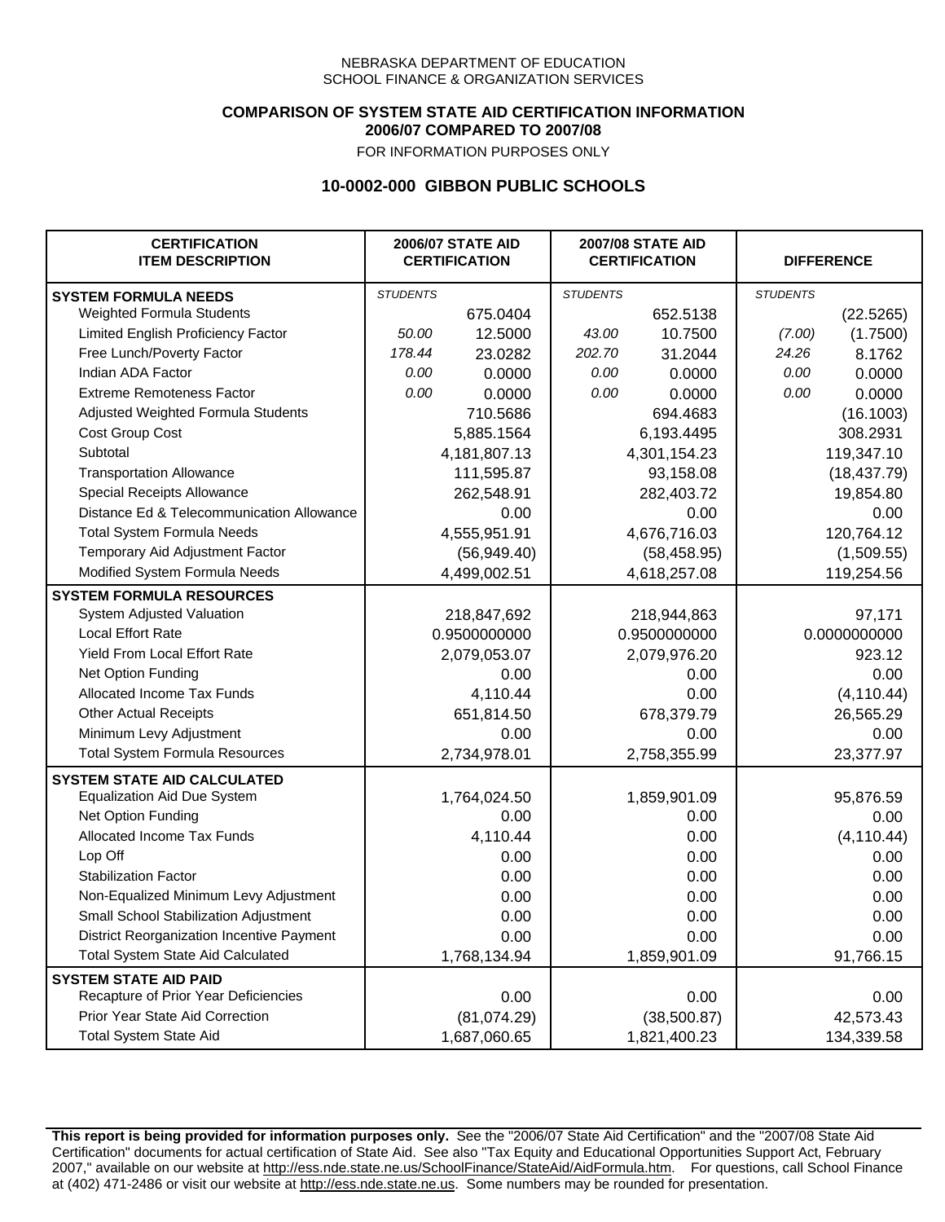NEBRASKA DEPARTMENT OF EDUCATION
SCHOOL FINANCE & ORGANIZATION SERVICES

**COMPARISON OF SYSTEM STATE AID CERTIFICATION INFORMATION**
**2006/07 COMPARED TO 2007/08**
FOR INFORMATION PURPOSES ONLY

## 10-0002-000 GIBBON PUBLIC SCHOOLS

| CERTIFICATION ITEM DESCRIPTION | 2006/07 STATE AID CERTIFICATION | | 2007/08 STATE AID CERTIFICATION | | DIFFERENCE | |
|---|---|---|---|---|---|---|
| **SYSTEM FORMULA NEEDS** | *STUDENTS* | | *STUDENTS* | | *STUDENTS* | |
| Weighted Formula Students | | 675.0404 | | 652.5138 | | (22.5265) |
| Limited English Proficiency Factor | *50.00* | 12.5000 | *43.00* | 10.7500 | *(7.00)* | (1.7500) |
| Free Lunch/Poverty Factor | *178.44* | 23.0282 | *202.70* | 31.2044 | *24.26* | 8.1762 |
| Indian ADA Factor | *0.00* | 0.0000 | *0.00* | 0.0000 | *0.00* | 0.0000 |
| Extreme Remoteness Factor | *0.00* | 0.0000 | *0.00* | 0.0000 | *0.00* | 0.0000 |
| Adjusted Weighted Formula Students | | 710.5686 | | 694.4683 | | (16.1003) |
| Cost Group Cost | | 5,885.1564 | | 6,193.4495 | | 308.2931 |
| Subtotal | | 4,181,807.13 | | 4,301,154.23 | | 119,347.10 |
| Transportation Allowance | | 111,595.87 | | 93,158.08 | | (18,437.79) |
| Special Receipts Allowance | | 262,548.91 | | 282,403.72 | | 19,854.80 |
| Distance Ed & Telecommunication Allowance | | 0.00 | | 0.00 | | 0.00 |
| Total System Formula Needs | | 4,555,951.91 | | 4,676,716.03 | | 120,764.12 |
| Temporary Aid Adjustment Factor | | (56,949.40) | | (58,458.95) | | (1,509.55) |
| Modified System Formula Needs | | 4,499,002.51 | | 4,618,257.08 | | 119,254.56 |
| **SYSTEM FORMULA RESOURCES** | | | | | | |
| System Adjusted Valuation | | 218,847,692 | | 218,944,863 | | 97,171 |
| Local Effort Rate | | 0.9500000000 | | 0.9500000000 | | 0.0000000000 |
| Yield From Local Effort Rate | | 2,079,053.07 | | 2,079,976.20 | | 923.12 |
| Net Option Funding | | 0.00 | | 0.00 | | 0.00 |
| Allocated Income Tax Funds | | 4,110.44 | | 0.00 | | (4,110.44) |
| Other Actual Receipts | | 651,814.50 | | 678,379.79 | | 26,565.29 |
| Minimum Levy Adjustment | | 0.00 | | 0.00 | | 0.00 |
| Total System Formula Resources | | 2,734,978.01 | | 2,758,355.99 | | 23,377.97 |
| **SYSTEM STATE AID CALCULATED** | | | | | | |
| Equalization Aid Due System | | 1,764,024.50 | | 1,859,901.09 | | 95,876.59 |
| Net Option Funding | | 0.00 | | 0.00 | | 0.00 |
| Allocated Income Tax Funds | | 4,110.44 | | 0.00 | | (4,110.44) |
| Lop Off | | 0.00 | | 0.00 | | 0.00 |
| Stabilization Factor | | 0.00 | | 0.00 | | 0.00 |
| Non-Equalized Minimum Levy Adjustment | | 0.00 | | 0.00 | | 0.00 |
| Small School Stabilization Adjustment | | 0.00 | | 0.00 | | 0.00 |
| District Reorganization Incentive Payment | | 0.00 | | 0.00 | | 0.00 |
| Total System State Aid Calculated | | 1,768,134.94 | | 1,859,901.09 | | 91,766.15 |
| **SYSTEM STATE AID PAID** | | | | | | |
| Recapture of Prior Year Deficiencies | | 0.00 | | 0.00 | | 0.00 |
| Prior Year State Aid Correction | | (81,074.29) | | (38,500.87) | | 42,573.43 |
| Total System State Aid | | 1,687,060.65 | | 1,821,400.23 | | 134,339.58 |

**This report is being provided for information purposes only.** See the "2006/07 State Aid Certification" and the "2007/08 State Aid Certification" documents for actual certification of State Aid. See also "Tax Equity and Educational Opportunities Support Act, February 2007," available on our website at http://ess.nde.state.ne.us/SchoolFinance/StateAid/AidFormula.htm. For questions, call School Finance at (402) 471-2486 or visit our website at http://ess.nde.state.ne.us. Some numbers may be rounded for presentation.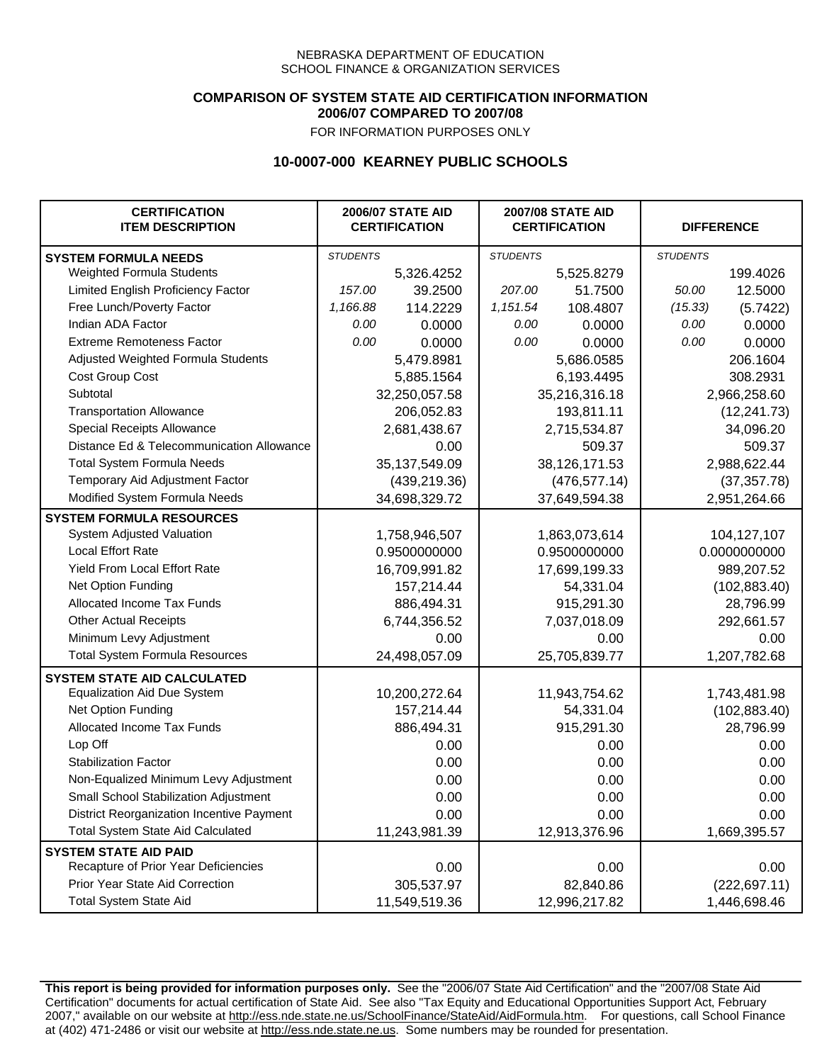NEBRASKA DEPARTMENT OF EDUCATION
SCHOOL FINANCE & ORGANIZATION SERVICES

**COMPARISON OF SYSTEM STATE AID CERTIFICATION INFORMATION**
**2006/07 COMPARED TO 2007/08**
FOR INFORMATION PURPOSES ONLY

## 10-0007-000 KEARNEY PUBLIC SCHOOLS

| CERTIFICATION ITEM DESCRIPTION | 2006/07 STATE AID CERTIFICATION | | 2007/08 STATE AID CERTIFICATION | | DIFFERENCE | |
|---|---|---|---|---|---|---|
| **SYSTEM FORMULA NEEDS** | *STUDENTS* | | *STUDENTS* | | *STUDENTS* | |
| Weighted Formula Students | | 5,326.4252 | | 5,525.8279 | | 199.4026 |
| Limited English Proficiency Factor | *157.00* | 39.2500 | *207.00* | 51.7500 | *50.00* | 12.5000 |
| Free Lunch/Poverty Factor | *1,166.88* | 114.2229 | *1,151.54* | 108.4807 | *(15.33)* | (5.7422) |
| Indian ADA Factor | *0.00* | 0.0000 | *0.00* | 0.0000 | *0.00* | 0.0000 |
| Extreme Remoteness Factor | *0.00* | 0.0000 | *0.00* | 0.0000 | *0.00* | 0.0000 |
| Adjusted Weighted Formula Students | | 5,479.8981 | | 5,686.0585 | | 206.1604 |
| Cost Group Cost | | 5,885.1564 | | 6,193.4495 | | 308.2931 |
| Subtotal | | 32,250,057.58 | | 35,216,316.18 | | 2,966,258.60 |
| Transportation Allowance | | 206,052.83 | | 193,811.11 | | (12,241.73) |
| Special Receipts Allowance | | 2,681,438.67 | | 2,715,534.87 | | 34,096.20 |
| Distance Ed & Telecommunication Allowance | | 0.00 | | 509.37 | | 509.37 |
| Total System Formula Needs | | 35,137,549.09 | | 38,126,171.53 | | 2,988,622.44 |
| Temporary Aid Adjustment Factor | | (439,219.36) | | (476,577.14) | | (37,357.78) |
| Modified System Formula Needs | | 34,698,329.72 | | 37,649,594.38 | | 2,951,264.66 |
| **SYSTEM FORMULA RESOURCES** | | | | | | |
| System Adjusted Valuation | | 1,758,946,507 | | 1,863,073,614 | | 104,127,107 |
| Local Effort Rate | | 0.9500000000 | | 0.9500000000 | | 0.0000000000 |
| Yield From Local Effort Rate | | 16,709,991.82 | | 17,699,199.33 | | 989,207.52 |
| Net Option Funding | | 157,214.44 | | 54,331.04 | | (102,883.40) |
| Allocated Income Tax Funds | | 886,494.31 | | 915,291.30 | | 28,796.99 |
| Other Actual Receipts | | 6,744,356.52 | | 7,037,018.09 | | 292,661.57 |
| Minimum Levy Adjustment | | 0.00 | | 0.00 | | 0.00 |
| Total System Formula Resources | | 24,498,057.09 | | 25,705,839.77 | | 1,207,782.68 |
| **SYSTEM STATE AID CALCULATED** | | | | | | |
| Equalization Aid Due System | | 10,200,272.64 | | 11,943,754.62 | | 1,743,481.98 |
| Net Option Funding | | 157,214.44 | | 54,331.04 | | (102,883.40) |
| Allocated Income Tax Funds | | 886,494.31 | | 915,291.30 | | 28,796.99 |
| Lop Off | | 0.00 | | 0.00 | | 0.00 |
| Stabilization Factor | | 0.00 | | 0.00 | | 0.00 |
| Non-Equalized Minimum Levy Adjustment | | 0.00 | | 0.00 | | 0.00 |
| Small School Stabilization Adjustment | | 0.00 | | 0.00 | | 0.00 |
| District Reorganization Incentive Payment | | 0.00 | | 0.00 | | 0.00 |
| Total System State Aid Calculated | | 11,243,981.39 | | 12,913,376.96 | | 1,669,395.57 |
| **SYSTEM STATE AID PAID** | | | | | | |
| Recapture of Prior Year Deficiencies | | 0.00 | | 0.00 | | 0.00 |
| Prior Year State Aid Correction | | 305,537.97 | | 82,840.86 | | (222,697.11) |
| Total System State Aid | | 11,549,519.36 | | 12,996,217.82 | | 1,446,698.46 |

**This report is being provided for information purposes only.** See the "2006/07 State Aid Certification" and the "2007/08 State Aid Certification" documents for actual certification of State Aid. See also "Tax Equity and Educational Opportunities Support Act, February 2007," available on our website at http://ess.nde.state.ne.us/SchoolFinance/StateAid/AidFormula.htm. For questions, call School Finance at (402) 471-2486 or visit our website at http://ess.nde.state.ne.us. Some numbers may be rounded for presentation.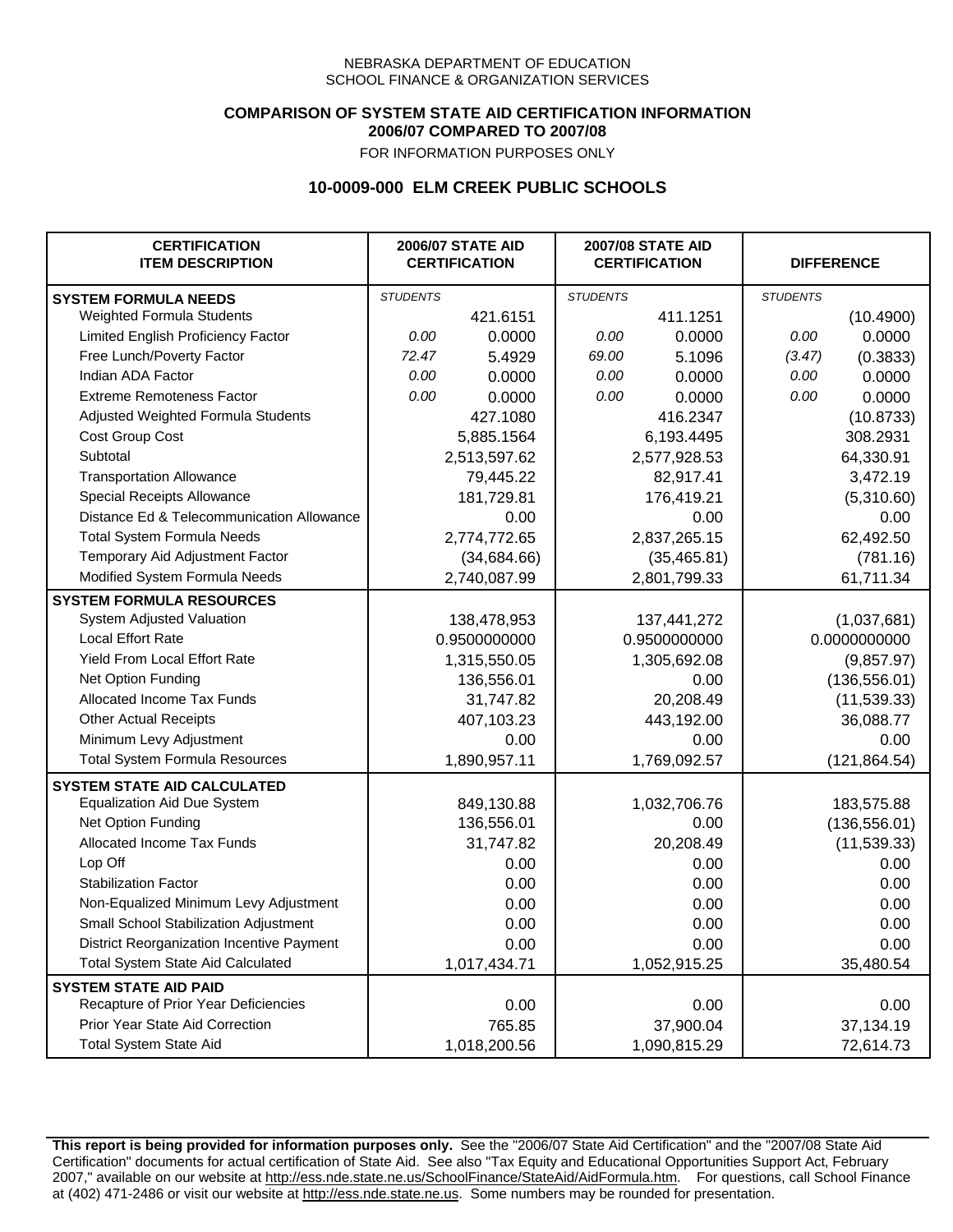NEBRASKA DEPARTMENT OF EDUCATION
SCHOOL FINANCE & ORGANIZATION SERVICES

**COMPARISON OF SYSTEM STATE AID CERTIFICATION INFORMATION**
**2006/07 COMPARED TO 2007/08**
FOR INFORMATION PURPOSES ONLY

## 10-0009-000 ELM CREEK PUBLIC SCHOOLS

| CERTIFICATION ITEM DESCRIPTION | 2006/07 STATE AID CERTIFICATION | | 2007/08 STATE AID CERTIFICATION | | DIFFERENCE | |
|---|---|---|---|---|---|---|
| **SYSTEM FORMULA NEEDS** | *STUDENTS* | | *STUDENTS* | | *STUDENTS* | |
| Weighted Formula Students | | 421.6151 | | 411.1251 | | (10.4900) |
| Limited English Proficiency Factor | *0.00* | 0.0000 | *0.00* | 0.0000 | *0.00* | 0.0000 |
| Free Lunch/Poverty Factor | *72.47* | 5.4929 | *69.00* | 5.1096 | *(3.47)* | (0.3833) |
| Indian ADA Factor | *0.00* | 0.0000 | *0.00* | 0.0000 | *0.00* | 0.0000 |
| Extreme Remoteness Factor | *0.00* | 0.0000 | *0.00* | 0.0000 | *0.00* | 0.0000 |
| Adjusted Weighted Formula Students | | 427.1080 | | 416.2347 | | (10.8733) |
| Cost Group Cost | | 5,885.1564 | | 6,193.4495 | | 308.2931 |
| Subtotal | | 2,513,597.62 | | 2,577,928.53 | | 64,330.91 |
| Transportation Allowance | | 79,445.22 | | 82,917.41 | | 3,472.19 |
| Special Receipts Allowance | | 181,729.81 | | 176,419.21 | | (5,310.60) |
| Distance Ed & Telecommunication Allowance | | 0.00 | | 0.00 | | 0.00 |
| Total System Formula Needs | | 2,774,772.65 | | 2,837,265.15 | | 62,492.50 |
| Temporary Aid Adjustment Factor | | (34,684.66) | | (35,465.81) | | (781.16) |
| Modified System Formula Needs | | 2,740,087.99 | | 2,801,799.33 | | 61,711.34 |
| **SYSTEM FORMULA RESOURCES** | | | | | | |
| System Adjusted Valuation | | 138,478,953 | | 137,441,272 | | (1,037,681) |
| Local Effort Rate | | 0.9500000000 | | 0.9500000000 | | 0.0000000000 |
| Yield From Local Effort Rate | | 1,315,550.05 | | 1,305,692.08 | | (9,857.97) |
| Net Option Funding | | 136,556.01 | | 0.00 | | (136,556.01) |
| Allocated Income Tax Funds | | 31,747.82 | | 20,208.49 | | (11,539.33) |
| Other Actual Receipts | | 407,103.23 | | 443,192.00 | | 36,088.77 |
| Minimum Levy Adjustment | | 0.00 | | 0.00 | | 0.00 |
| Total System Formula Resources | | 1,890,957.11 | | 1,769,092.57 | | (121,864.54) |
| **SYSTEM STATE AID CALCULATED** | | | | | | |
| Equalization Aid Due System | | 849,130.88 | | 1,032,706.76 | | 183,575.88 |
| Net Option Funding | | 136,556.01 | | 0.00 | | (136,556.01) |
| Allocated Income Tax Funds | | 31,747.82 | | 20,208.49 | | (11,539.33) |
| Lop Off | | 0.00 | | 0.00 | | 0.00 |
| Stabilization Factor | | 0.00 | | 0.00 | | 0.00 |
| Non-Equalized Minimum Levy Adjustment | | 0.00 | | 0.00 | | 0.00 |
| Small School Stabilization Adjustment | | 0.00 | | 0.00 | | 0.00 |
| District Reorganization Incentive Payment | | 0.00 | | 0.00 | | 0.00 |
| Total System State Aid Calculated | | 1,017,434.71 | | 1,052,915.25 | | 35,480.54 |
| **SYSTEM STATE AID PAID** | | | | | | |
| Recapture of Prior Year Deficiencies | | 0.00 | | 0.00 | | 0.00 |
| Prior Year State Aid Correction | | 765.85 | | 37,900.04 | | 37,134.19 |
| Total System State Aid | | 1,018,200.56 | | 1,090,815.29 | | 72,614.73 |

**This report is being provided for information purposes only.** See the "2006/07 State Aid Certification" and the "2007/08 State Aid Certification" documents for actual certification of State Aid. See also "Tax Equity and Educational Opportunities Support Act, February 2007," available on our website at http://ess.nde.state.ne.us/SchoolFinance/StateAid/AidFormula.htm. For questions, call School Finance at (402) 471-2486 or visit our website at http://ess.nde.state.ne.us. Some numbers may be rounded for presentation.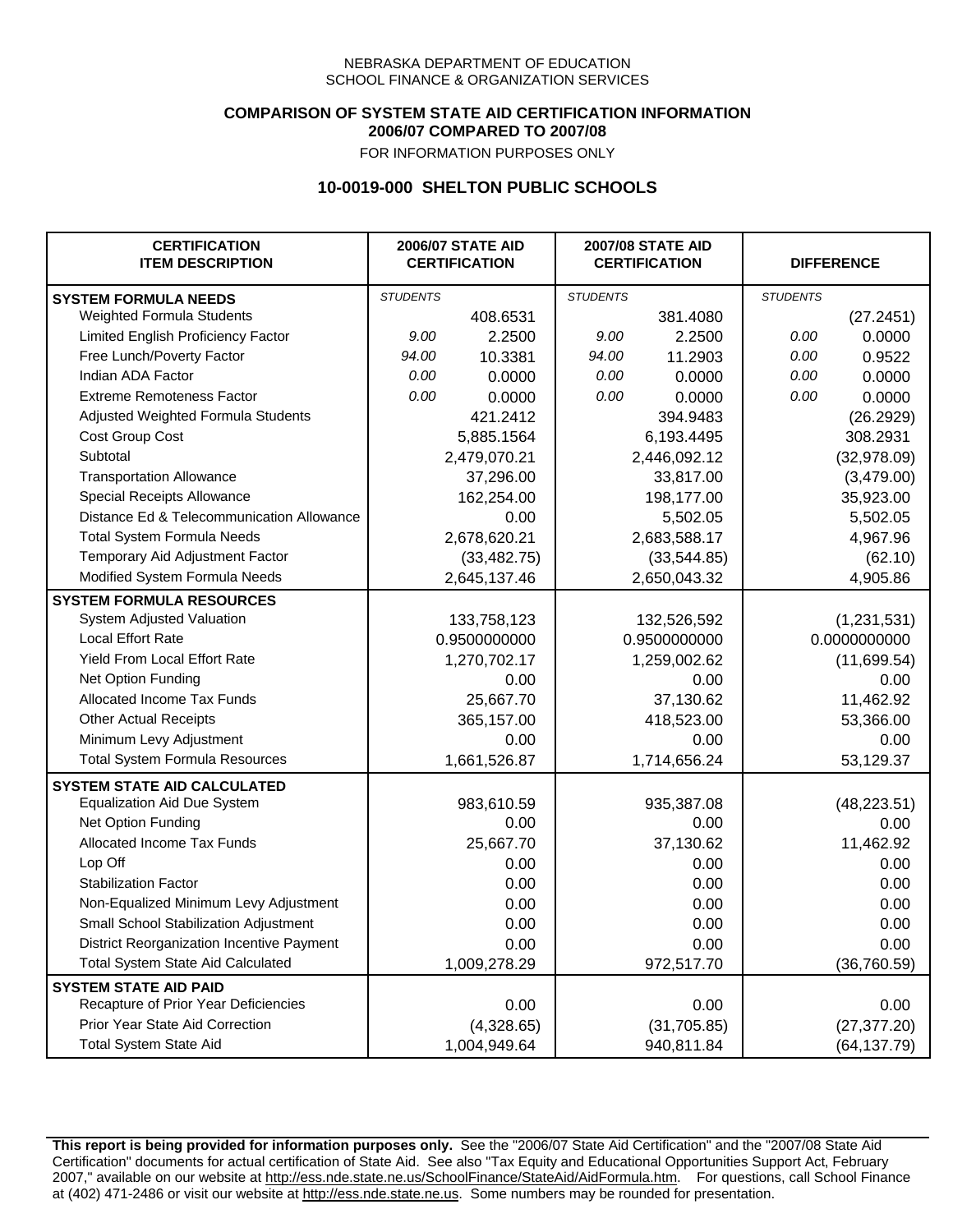NEBRASKA DEPARTMENT OF EDUCATION
SCHOOL FINANCE & ORGANIZATION SERVICES

**COMPARISON OF SYSTEM STATE AID CERTIFICATION INFORMATION**
**2006/07 COMPARED TO 2007/08**

FOR INFORMATION PURPOSES ONLY

## 10-0019-000 SHELTON PUBLIC SCHOOLS

| CERTIFICATION ITEM DESCRIPTION | 2006/07 STATE AID CERTIFICATION | | 2007/08 STATE AID CERTIFICATION | | DIFFERENCE | |
|---|---|---|---|---|---|---|
| **SYSTEM FORMULA NEEDS** | *STUDENTS* | | *STUDENTS* | | *STUDENTS* | |
| Weighted Formula Students | | 408.6531 | | 381.4080 | | (27.2451) |
| Limited English Proficiency Factor | *9.00* | 2.2500 | *9.00* | 2.2500 | *0.00* | 0.0000 |
| Free Lunch/Poverty Factor | *94.00* | 10.3381 | *94.00* | 11.2903 | *0.00* | 0.9522 |
| Indian ADA Factor | *0.00* | 0.0000 | *0.00* | 0.0000 | *0.00* | 0.0000 |
| Extreme Remoteness Factor | *0.00* | 0.0000 | *0.00* | 0.0000 | *0.00* | 0.0000 |
| Adjusted Weighted Formula Students | | 421.2412 | | 394.9483 | | (26.2929) |
| Cost Group Cost | | 5,885.1564 | | 6,193.4495 | | 308.2931 |
| Subtotal | | 2,479,070.21 | | 2,446,092.12 | | (32,978.09) |
| Transportation Allowance | | 37,296.00 | | 33,817.00 | | (3,479.00) |
| Special Receipts Allowance | | 162,254.00 | | 198,177.00 | | 35,923.00 |
| Distance Ed & Telecommunication Allowance | | 0.00 | | 5,502.05 | | 5,502.05 |
| Total System Formula Needs | | 2,678,620.21 | | 2,683,588.17 | | 4,967.96 |
| Temporary Aid Adjustment Factor | | (33,482.75) | | (33,544.85) | | (62.10) |
| Modified System Formula Needs | | 2,645,137.46 | | 2,650,043.32 | | 4,905.86 |
| **SYSTEM FORMULA RESOURCES** | | | | | | |
| System Adjusted Valuation | | 133,758,123 | | 132,526,592 | | (1,231,531) |
| Local Effort Rate | | 0.9500000000 | | 0.9500000000 | | 0.0000000000 |
| Yield From Local Effort Rate | | 1,270,702.17 | | 1,259,002.62 | | (11,699.54) |
| Net Option Funding | | 0.00 | | 0.00 | | 0.00 |
| Allocated Income Tax Funds | | 25,667.70 | | 37,130.62 | | 11,462.92 |
| Other Actual Receipts | | 365,157.00 | | 418,523.00 | | 53,366.00 |
| Minimum Levy Adjustment | | 0.00 | | 0.00 | | 0.00 |
| Total System Formula Resources | | 1,661,526.87 | | 1,714,656.24 | | 53,129.37 |
| **SYSTEM STATE AID CALCULATED** | | | | | | |
| Equalization Aid Due System | | 983,610.59 | | 935,387.08 | | (48,223.51) |
| Net Option Funding | | 0.00 | | 0.00 | | 0.00 |
| Allocated Income Tax Funds | | 25,667.70 | | 37,130.62 | | 11,462.92 |
| Lop Off | | 0.00 | | 0.00 | | 0.00 |
| Stabilization Factor | | 0.00 | | 0.00 | | 0.00 |
| Non-Equalized Minimum Levy Adjustment | | 0.00 | | 0.00 | | 0.00 |
| Small School Stabilization Adjustment | | 0.00 | | 0.00 | | 0.00 |
| District Reorganization Incentive Payment | | 0.00 | | 0.00 | | 0.00 |
| Total System State Aid Calculated | | 1,009,278.29 | | 972,517.70 | | (36,760.59) |
| **SYSTEM STATE AID PAID** | | | | | | |
| Recapture of Prior Year Deficiencies | | 0.00 | | 0.00 | | 0.00 |
| Prior Year State Aid Correction | | (4,328.65) | | (31,705.85) | | (27,377.20) |
| Total System State Aid | | 1,004,949.64 | | 940,811.84 | | (64,137.79) |

**This report is being provided for information purposes only.** See the "2006/07 State Aid Certification" and the "2007/08 State Aid Certification" documents for actual certification of State Aid. See also "Tax Equity and Educational Opportunities Support Act, February 2007," available on our website at http://ess.nde.state.ne.us/SchoolFinance/StateAid/AidFormula.htm. For questions, call School Finance at (402) 471-2486 or visit our website at http://ess.nde.state.ne.us. Some numbers may be rounded for presentation.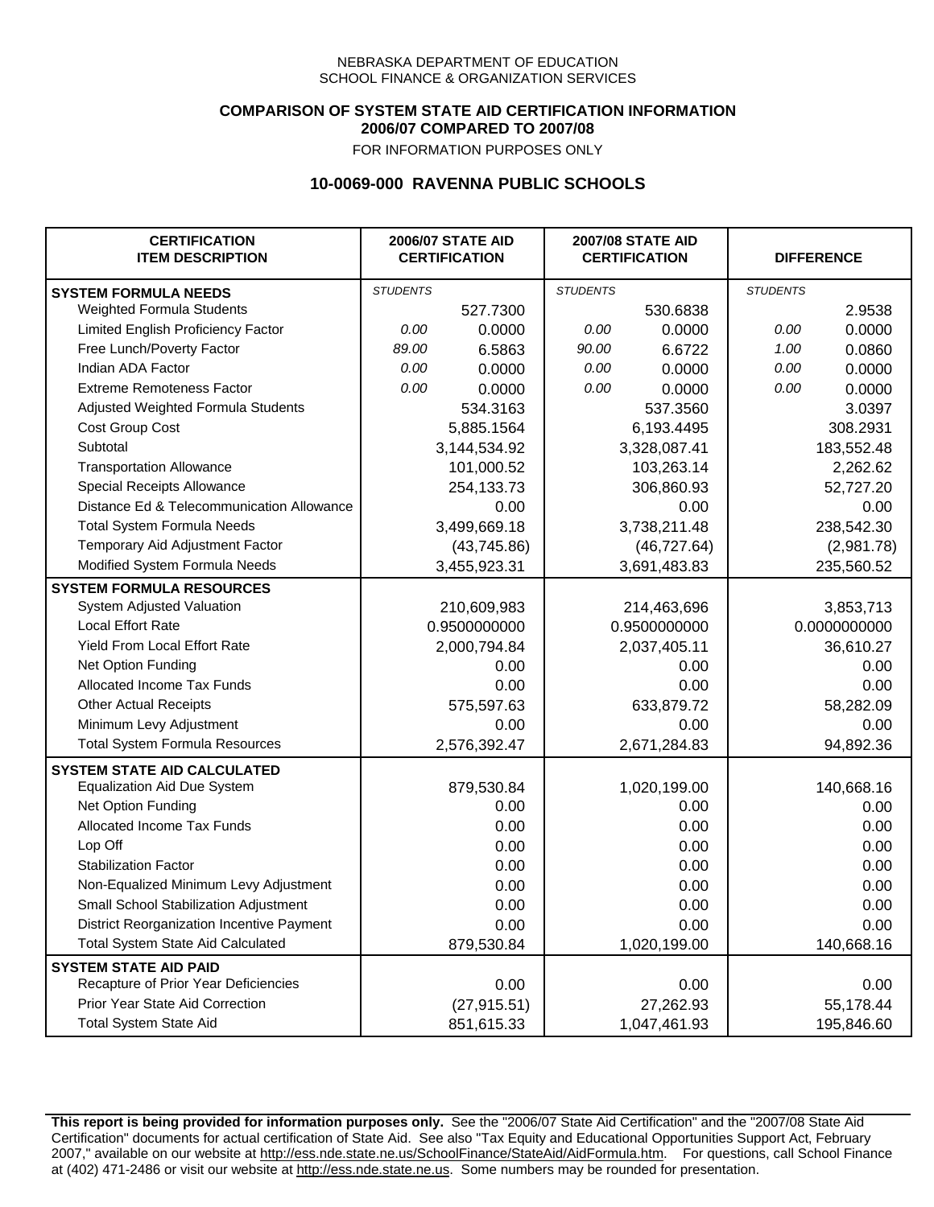NEBRASKA DEPARTMENT OF EDUCATION
SCHOOL FINANCE & ORGANIZATION SERVICES

**COMPARISON OF SYSTEM STATE AID CERTIFICATION INFORMATION**
**2006/07 COMPARED TO 2007/08**

FOR INFORMATION PURPOSES ONLY

## 10-0069-000 RAVENNA PUBLIC SCHOOLS

| CERTIFICATION ITEM DESCRIPTION | 2006/07 STATE AID CERTIFICATION | | 2007/08 STATE AID CERTIFICATION | | DIFFERENCE | |
|---|---|---|---|---|---|---|
| **SYSTEM FORMULA NEEDS** | *STUDENTS* | | *STUDENTS* | | *STUDENTS* | |
| Weighted Formula Students | | 527.7300 | | 530.6838 | | 2.9538 |
| Limited English Proficiency Factor | *0.00* | 0.0000 | *0.00* | 0.0000 | *0.00* | 0.0000 |
| Free Lunch/Poverty Factor | *89.00* | 6.5863 | *90.00* | 6.6722 | *1.00* | 0.0860 |
| Indian ADA Factor | *0.00* | 0.0000 | *0.00* | 0.0000 | *0.00* | 0.0000 |
| Extreme Remoteness Factor | *0.00* | 0.0000 | *0.00* | 0.0000 | *0.00* | 0.0000 |
| Adjusted Weighted Formula Students | | 534.3163 | | 537.3560 | | 3.0397 |
| Cost Group Cost | | 5,885.1564 | | 6,193.4495 | | 308.2931 |
| Subtotal | | 3,144,534.92 | | 3,328,087.41 | | 183,552.48 |
| Transportation Allowance | | 101,000.52 | | 103,263.14 | | 2,262.62 |
| Special Receipts Allowance | | 254,133.73 | | 306,860.93 | | 52,727.20 |
| Distance Ed & Telecommunication Allowance | | 0.00 | | 0.00 | | 0.00 |
| Total System Formula Needs | | 3,499,669.18 | | 3,738,211.48 | | 238,542.30 |
| Temporary Aid Adjustment Factor | | (43,745.86) | | (46,727.64) | | (2,981.78) |
| Modified System Formula Needs | | 3,455,923.31 | | 3,691,483.83 | | 235,560.52 |
| **SYSTEM FORMULA RESOURCES** | | | | | | |
| System Adjusted Valuation | | 210,609,983 | | 214,463,696 | | 3,853,713 |
| Local Effort Rate | | 0.9500000000 | | 0.9500000000 | | 0.0000000000 |
| Yield From Local Effort Rate | | 2,000,794.84 | | 2,037,405.11 | | 36,610.27 |
| Net Option Funding | | 0.00 | | 0.00 | | 0.00 |
| Allocated Income Tax Funds | | 0.00 | | 0.00 | | 0.00 |
| Other Actual Receipts | | 575,597.63 | | 633,879.72 | | 58,282.09 |
| Minimum Levy Adjustment | | 0.00 | | 0.00 | | 0.00 |
| Total System Formula Resources | | 2,576,392.47 | | 2,671,284.83 | | 94,892.36 |
| **SYSTEM STATE AID CALCULATED** | | | | | | |
| Equalization Aid Due System | | 879,530.84 | | 1,020,199.00 | | 140,668.16 |
| Net Option Funding | | 0.00 | | 0.00 | | 0.00 |
| Allocated Income Tax Funds | | 0.00 | | 0.00 | | 0.00 |
| Lop Off | | 0.00 | | 0.00 | | 0.00 |
| Stabilization Factor | | 0.00 | | 0.00 | | 0.00 |
| Non-Equalized Minimum Levy Adjustment | | 0.00 | | 0.00 | | 0.00 |
| Small School Stabilization Adjustment | | 0.00 | | 0.00 | | 0.00 |
| District Reorganization Incentive Payment | | 0.00 | | 0.00 | | 0.00 |
| Total System State Aid Calculated | | 879,530.84 | | 1,020,199.00 | | 140,668.16 |
| **SYSTEM STATE AID PAID** | | | | | | |
| Recapture of Prior Year Deficiencies | | 0.00 | | 0.00 | | 0.00 |
| Prior Year State Aid Correction | | (27,915.51) | | 27,262.93 | | 55,178.44 |
| Total System State Aid | | 851,615.33 | | 1,047,461.93 | | 195,846.60 |

**This report is being provided for information purposes only.** See the "2006/07 State Aid Certification" and the "2007/08 State Aid Certification" documents for actual certification of State Aid. See also "Tax Equity and Educational Opportunities Support Act, February 2007," available on our website at http://ess.nde.state.ne.us/SchoolFinance/StateAid/AidFormula.htm. For questions, call School Finance at (402) 471-2486 or visit our website at http://ess.nde.state.ne.us. Some numbers may be rounded for presentation.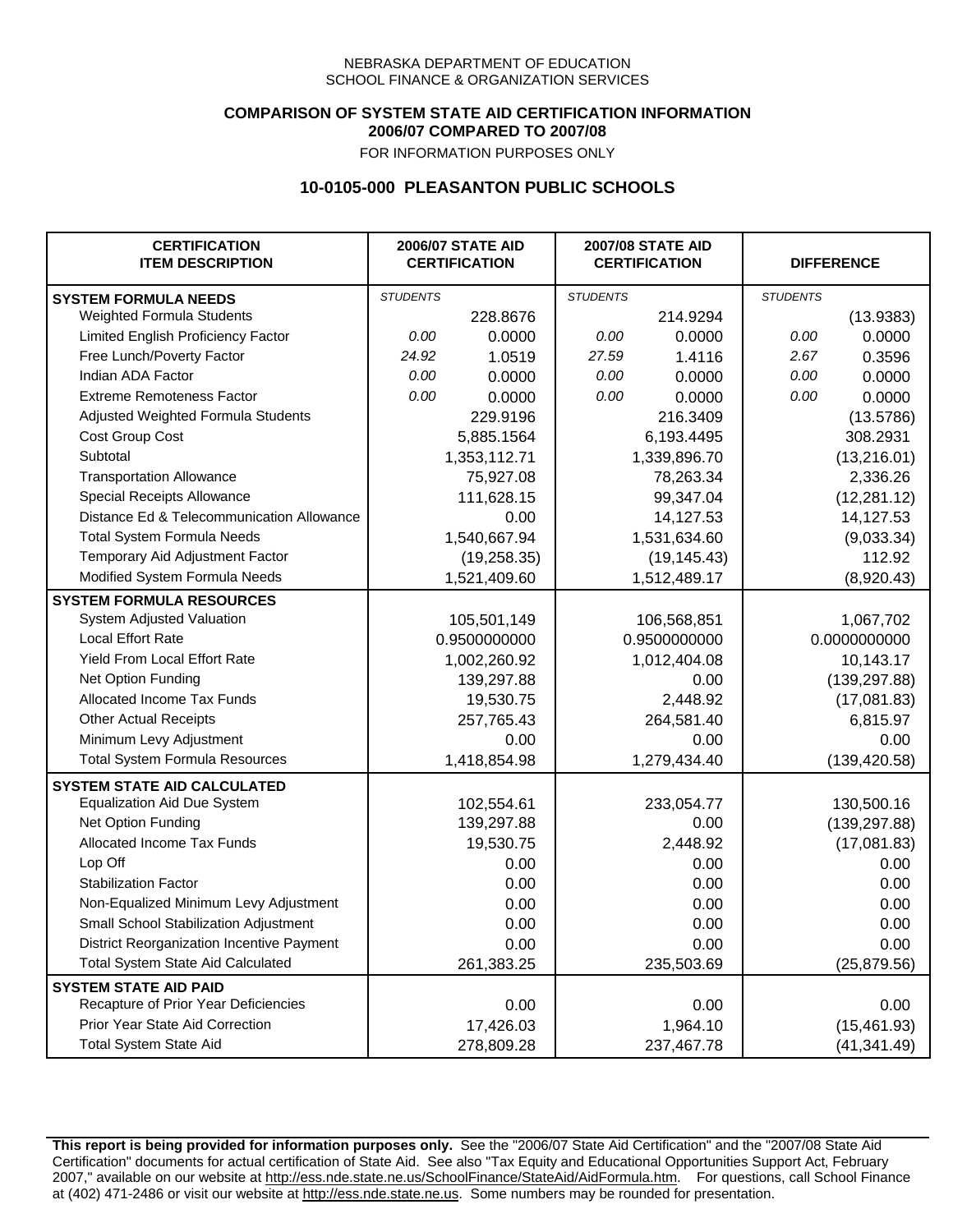NEBRASKA DEPARTMENT OF EDUCATION
SCHOOL FINANCE & ORGANIZATION SERVICES

**COMPARISON OF SYSTEM STATE AID CERTIFICATION INFORMATION**
**2006/07 COMPARED TO 2007/08**
FOR INFORMATION PURPOSES ONLY

## 10-0105-000 PLEASANTON PUBLIC SCHOOLS

| CERTIFICATION ITEM DESCRIPTION | 2006/07 STATE AID CERTIFICATION | | 2007/08 STATE AID CERTIFICATION | | DIFFERENCE | |
|---|---|---|---|---|---|---|
| **SYSTEM FORMULA NEEDS** | *STUDENTS* | | *STUDENTS* | | *STUDENTS* | |
| Weighted Formula Students | | 228.8676 | | 214.9294 | | (13.9383) |
| Limited English Proficiency Factor | *0.00* | 0.0000 | *0.00* | 0.0000 | *0.00* | 0.0000 |
| Free Lunch/Poverty Factor | *24.92* | 1.0519 | *27.59* | 1.4116 | *2.67* | 0.3596 |
| Indian ADA Factor | *0.00* | 0.0000 | *0.00* | 0.0000 | *0.00* | 0.0000 |
| Extreme Remoteness Factor | *0.00* | 0.0000 | *0.00* | 0.0000 | *0.00* | 0.0000 |
| Adjusted Weighted Formula Students | | 229.9196 | | 216.3409 | | (13.5786) |
| Cost Group Cost | | 5,885.1564 | | 6,193.4495 | | 308.2931 |
| Subtotal | | 1,353,112.71 | | 1,339,896.70 | | (13,216.01) |
| Transportation Allowance | | 75,927.08 | | 78,263.34 | | 2,336.26 |
| Special Receipts Allowance | | 111,628.15 | | 99,347.04 | | (12,281.12) |
| Distance Ed & Telecommunication Allowance | | 0.00 | | 14,127.53 | | 14,127.53 |
| Total System Formula Needs | | 1,540,667.94 | | 1,531,634.60 | | (9,033.34) |
| Temporary Aid Adjustment Factor | | (19,258.35) | | (19,145.43) | | 112.92 |
| Modified System Formula Needs | | 1,521,409.60 | | 1,512,489.17 | | (8,920.43) |
| **SYSTEM FORMULA RESOURCES** | | | | | | |
| System Adjusted Valuation | | 105,501,149 | | 106,568,851 | | 1,067,702 |
| Local Effort Rate | | 0.9500000000 | | 0.9500000000 | | 0.0000000000 |
| Yield From Local Effort Rate | | 1,002,260.92 | | 1,012,404.08 | | 10,143.17 |
| Net Option Funding | | 139,297.88 | | 0.00 | | (139,297.88) |
| Allocated Income Tax Funds | | 19,530.75 | | 2,448.92 | | (17,081.83) |
| Other Actual Receipts | | 257,765.43 | | 264,581.40 | | 6,815.97 |
| Minimum Levy Adjustment | | 0.00 | | 0.00 | | 0.00 |
| Total System Formula Resources | | 1,418,854.98 | | 1,279,434.40 | | (139,420.58) |
| **SYSTEM STATE AID CALCULATED** | | | | | | |
| Equalization Aid Due System | | 102,554.61 | | 233,054.77 | | 130,500.16 |
| Net Option Funding | | 139,297.88 | | 0.00 | | (139,297.88) |
| Allocated Income Tax Funds | | 19,530.75 | | 2,448.92 | | (17,081.83) |
| Lop Off | | 0.00 | | 0.00 | | 0.00 |
| Stabilization Factor | | 0.00 | | 0.00 | | 0.00 |
| Non-Equalized Minimum Levy Adjustment | | 0.00 | | 0.00 | | 0.00 |
| Small School Stabilization Adjustment | | 0.00 | | 0.00 | | 0.00 |
| District Reorganization Incentive Payment | | 0.00 | | 0.00 | | 0.00 |
| Total System State Aid Calculated | | 261,383.25 | | 235,503.69 | | (25,879.56) |
| **SYSTEM STATE AID PAID** | | | | | | |
| Recapture of Prior Year Deficiencies | | 0.00 | | 0.00 | | 0.00 |
| Prior Year State Aid Correction | | 17,426.03 | | 1,964.10 | | (15,461.93) |
| Total System State Aid | | 278,809.28 | | 237,467.78 | | (41,341.49) |

**This report is being provided for information purposes only.** See the "2006/07 State Aid Certification" and the "2007/08 State Aid Certification" documents for actual certification of State Aid. See also "Tax Equity and Educational Opportunities Support Act, February 2007," available on our website at http://ess.nde.state.ne.us/SchoolFinance/StateAid/AidFormula.htm. For questions, call School Finance at (402) 471-2486 or visit our website at http://ess.nde.state.ne.us. Some numbers may be rounded for presentation.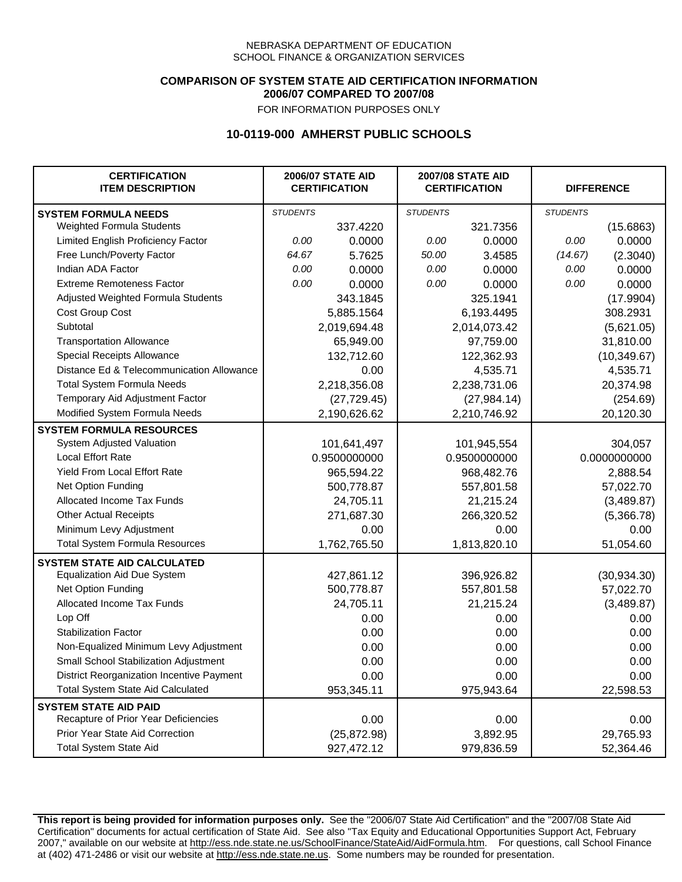NEBRASKA DEPARTMENT OF EDUCATION
SCHOOL FINANCE & ORGANIZATION SERVICES

**COMPARISON OF SYSTEM STATE AID CERTIFICATION INFORMATION**
**2006/07 COMPARED TO 2007/08**
FOR INFORMATION PURPOSES ONLY

## 10-0119-000 AMHERST PUBLIC SCHOOLS

| CERTIFICATION ITEM DESCRIPTION | 2006/07 STATE AID CERTIFICATION | | 2007/08 STATE AID CERTIFICATION | | DIFFERENCE | |
|---|---|---|---|---|---|---|
| **SYSTEM FORMULA NEEDS** | *STUDENTS* | | *STUDENTS* | | *STUDENTS* | |
| Weighted Formula Students | | 337.4220 | | 321.7356 | | (15.6863) |
| Limited English Proficiency Factor | *0.00* | 0.0000 | *0.00* | 0.0000 | *0.00* | 0.0000 |
| Free Lunch/Poverty Factor | *64.67* | 5.7625 | *50.00* | 3.4585 | *(14.67)* | (2.3040) |
| Indian ADA Factor | *0.00* | 0.0000 | *0.00* | 0.0000 | *0.00* | 0.0000 |
| Extreme Remoteness Factor | *0.00* | 0.0000 | *0.00* | 0.0000 | *0.00* | 0.0000 |
| Adjusted Weighted Formula Students | | 343.1845 | | 325.1941 | | (17.9904) |
| Cost Group Cost | | 5,885.1564 | | 6,193.4495 | | 308.2931 |
| Subtotal | | 2,019,694.48 | | 2,014,073.42 | | (5,621.05) |
| Transportation Allowance | | 65,949.00 | | 97,759.00 | | 31,810.00 |
| Special Receipts Allowance | | 132,712.60 | | 122,362.93 | | (10,349.67) |
| Distance Ed & Telecommunication Allowance | | 0.00 | | 4,535.71 | | 4,535.71 |
| Total System Formula Needs | | 2,218,356.08 | | 2,238,731.06 | | 20,374.98 |
| Temporary Aid Adjustment Factor | | (27,729.45) | | (27,984.14) | | (254.69) |
| Modified System Formula Needs | | 2,190,626.62 | | 2,210,746.92 | | 20,120.30 |
| **SYSTEM FORMULA RESOURCES** | | | | | | |
| System Adjusted Valuation | | 101,641,497 | | 101,945,554 | | 304,057 |
| Local Effort Rate | | 0.9500000000 | | 0.9500000000 | | 0.0000000000 |
| Yield From Local Effort Rate | | 965,594.22 | | 968,482.76 | | 2,888.54 |
| Net Option Funding | | 500,778.87 | | 557,801.58 | | 57,022.70 |
| Allocated Income Tax Funds | | 24,705.11 | | 21,215.24 | | (3,489.87) |
| Other Actual Receipts | | 271,687.30 | | 266,320.52 | | (5,366.78) |
| Minimum Levy Adjustment | | 0.00 | | 0.00 | | 0.00 |
| Total System Formula Resources | | 1,762,765.50 | | 1,813,820.10 | | 51,054.60 |
| **SYSTEM STATE AID CALCULATED** | | | | | | |
| Equalization Aid Due System | | 427,861.12 | | 396,926.82 | | (30,934.30) |
| Net Option Funding | | 500,778.87 | | 557,801.58 | | 57,022.70 |
| Allocated Income Tax Funds | | 24,705.11 | | 21,215.24 | | (3,489.87) |
| Lop Off | | 0.00 | | 0.00 | | 0.00 |
| Stabilization Factor | | 0.00 | | 0.00 | | 0.00 |
| Non-Equalized Minimum Levy Adjustment | | 0.00 | | 0.00 | | 0.00 |
| Small School Stabilization Adjustment | | 0.00 | | 0.00 | | 0.00 |
| District Reorganization Incentive Payment | | 0.00 | | 0.00 | | 0.00 |
| Total System State Aid Calculated | | 953,345.11 | | 975,943.64 | | 22,598.53 |
| **SYSTEM STATE AID PAID** | | | | | | |
| Recapture of Prior Year Deficiencies | | 0.00 | | 0.00 | | 0.00 |
| Prior Year State Aid Correction | | (25,872.98) | | 3,892.95 | | 29,765.93 |
| Total System State Aid | | 927,472.12 | | 979,836.59 | | 52,364.46 |

**This report is being provided for information purposes only.** See the "2006/07 State Aid Certification" and the "2007/08 State Aid Certification" documents for actual certification of State Aid. See also "Tax Equity and Educational Opportunities Support Act, February 2007," available on our website at http://ess.nde.state.ne.us/SchoolFinance/StateAid/AidFormula.htm. For questions, call School Finance at (402) 471-2486 or visit our website at http://ess.nde.state.ne.us. Some numbers may be rounded for presentation.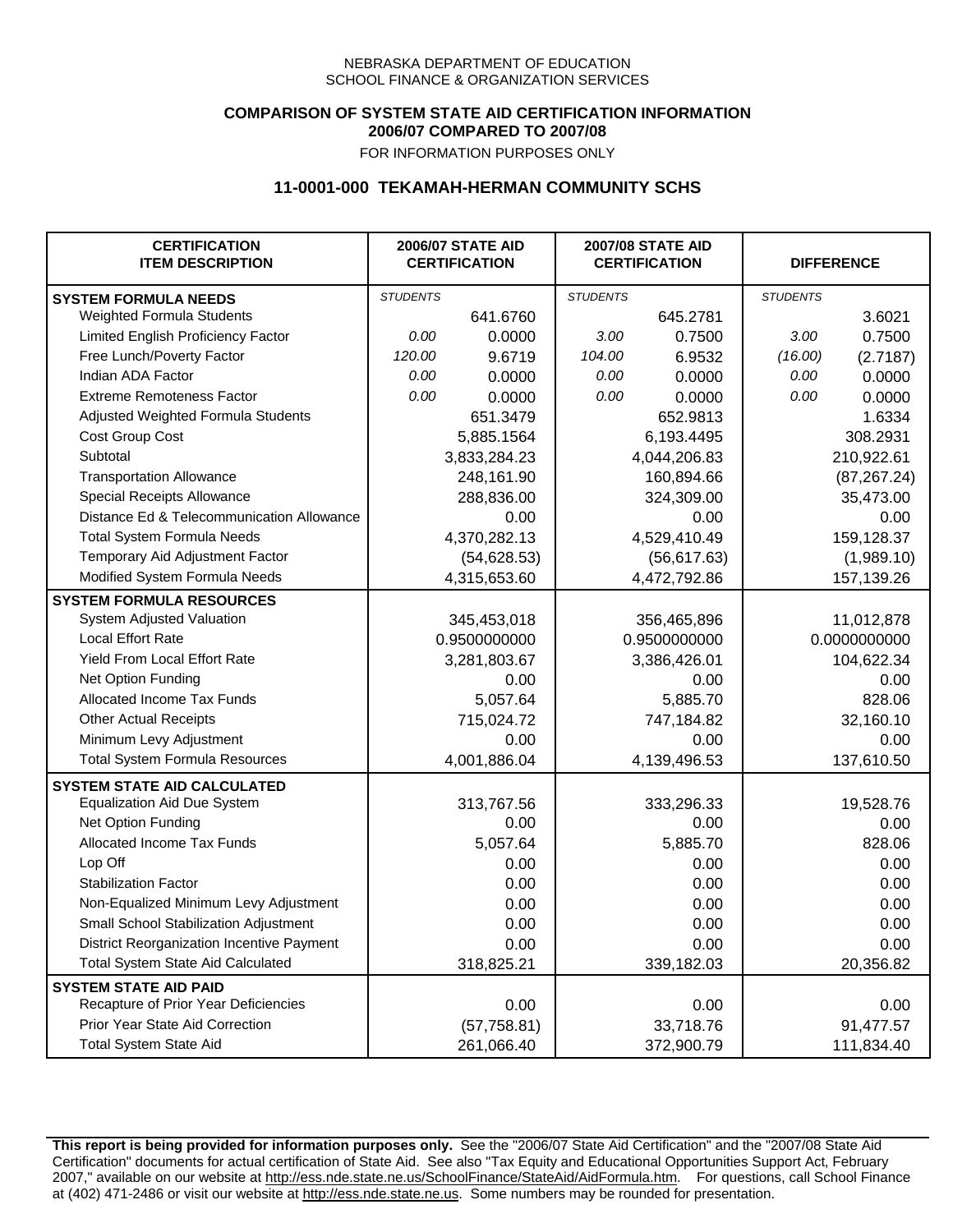NEBRASKA DEPARTMENT OF EDUCATION
SCHOOL FINANCE & ORGANIZATION SERVICES

**COMPARISON OF SYSTEM STATE AID CERTIFICATION INFORMATION**
**2006/07 COMPARED TO 2007/08**
FOR INFORMATION PURPOSES ONLY

## 11-0001-000 TEKAMAH-HERMAN COMMUNITY SCHS

| CERTIFICATION ITEM DESCRIPTION | 2006/07 STATE AID CERTIFICATION | | 2007/08 STATE AID CERTIFICATION | | DIFFERENCE | |
|---|---|---|---|---|---|---|
| **SYSTEM FORMULA NEEDS** | *STUDENTS* | | *STUDENTS* | | *STUDENTS* | |
| Weighted Formula Students | | 641.6760 | | 645.2781 | | 3.6021 |
| Limited English Proficiency Factor | *0.00* | 0.0000 | *3.00* | 0.7500 | *3.00* | 0.7500 |
| Free Lunch/Poverty Factor | *120.00* | 9.6719 | *104.00* | 6.9532 | *(16.00)* | (2.7187) |
| Indian ADA Factor | *0.00* | 0.0000 | *0.00* | 0.0000 | *0.00* | 0.0000 |
| Extreme Remoteness Factor | *0.00* | 0.0000 | *0.00* | 0.0000 | *0.00* | 0.0000 |
| Adjusted Weighted Formula Students | | 651.3479 | | 652.9813 | | 1.6334 |
| Cost Group Cost | | 5,885.1564 | | 6,193.4495 | | 308.2931 |
| Subtotal | | 3,833,284.23 | | 4,044,206.83 | | 210,922.61 |
| Transportation Allowance | | 248,161.90 | | 160,894.66 | | (87,267.24) |
| Special Receipts Allowance | | 288,836.00 | | 324,309.00 | | 35,473.00 |
| Distance Ed & Telecommunication Allowance | | 0.00 | | 0.00 | | 0.00 |
| Total System Formula Needs | | 4,370,282.13 | | 4,529,410.49 | | 159,128.37 |
| Temporary Aid Adjustment Factor | | (54,628.53) | | (56,617.63) | | (1,989.10) |
| Modified System Formula Needs | | 4,315,653.60 | | 4,472,792.86 | | 157,139.26 |
| **SYSTEM FORMULA RESOURCES** | | | | | | |
| System Adjusted Valuation | | 345,453,018 | | 356,465,896 | | 11,012,878 |
| Local Effort Rate | | 0.9500000000 | | 0.9500000000 | | 0.0000000000 |
| Yield From Local Effort Rate | | 3,281,803.67 | | 3,386,426.01 | | 104,622.34 |
| Net Option Funding | | 0.00 | | 0.00 | | 0.00 |
| Allocated Income Tax Funds | | 5,057.64 | | 5,885.70 | | 828.06 |
| Other Actual Receipts | | 715,024.72 | | 747,184.82 | | 32,160.10 |
| Minimum Levy Adjustment | | 0.00 | | 0.00 | | 0.00 |
| Total System Formula Resources | | 4,001,886.04 | | 4,139,496.53 | | 137,610.50 |
| **SYSTEM STATE AID CALCULATED** | | | | | | |
| Equalization Aid Due System | | 313,767.56 | | 333,296.33 | | 19,528.76 |
| Net Option Funding | | 0.00 | | 0.00 | | 0.00 |
| Allocated Income Tax Funds | | 5,057.64 | | 5,885.70 | | 828.06 |
| Lop Off | | 0.00 | | 0.00 | | 0.00 |
| Stabilization Factor | | 0.00 | | 0.00 | | 0.00 |
| Non-Equalized Minimum Levy Adjustment | | 0.00 | | 0.00 | | 0.00 |
| Small School Stabilization Adjustment | | 0.00 | | 0.00 | | 0.00 |
| District Reorganization Incentive Payment | | 0.00 | | 0.00 | | 0.00 |
| Total System State Aid Calculated | | 318,825.21 | | 339,182.03 | | 20,356.82 |
| **SYSTEM STATE AID PAID** | | | | | | |
| Recapture of Prior Year Deficiencies | | 0.00 | | 0.00 | | 0.00 |
| Prior Year State Aid Correction | | (57,758.81) | | 33,718.76 | | 91,477.57 |
| Total System State Aid | | 261,066.40 | | 372,900.79 | | 111,834.40 |

**This report is being provided for information purposes only.** See the "2006/07 State Aid Certification" and the "2007/08 State Aid Certification" documents for actual certification of State Aid. See also "Tax Equity and Educational Opportunities Support Act, February 2007," available on our website at http://ess.nde.state.ne.us/SchoolFinance/StateAid/AidFormula.htm. For questions, call School Finance at (402) 471-2486 or visit our website at http://ess.nde.state.ne.us. Some numbers may be rounded for presentation.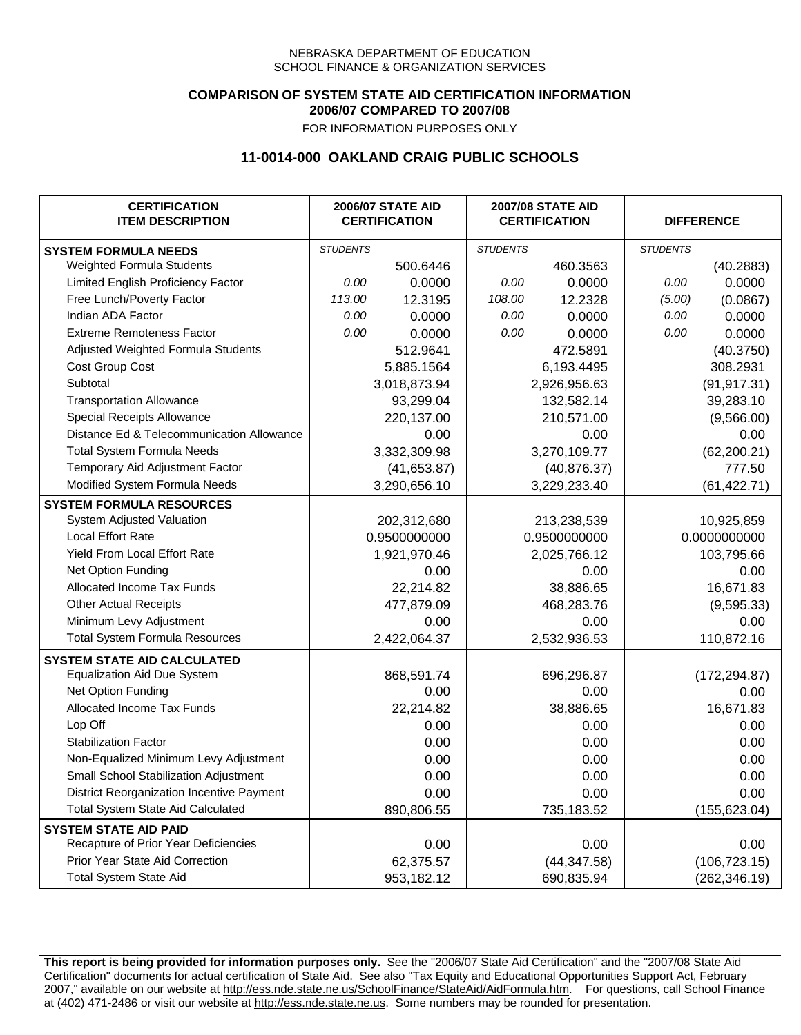NEBRASKA DEPARTMENT OF EDUCATION
SCHOOL FINANCE & ORGANIZATION SERVICES

**COMPARISON OF SYSTEM STATE AID CERTIFICATION INFORMATION**
**2006/07 COMPARED TO 2007/08**
FOR INFORMATION PURPOSES ONLY

## 11-0014-000 OAKLAND CRAIG PUBLIC SCHOOLS

| CERTIFICATION ITEM DESCRIPTION | 2006/07 STATE AID CERTIFICATION | | 2007/08 STATE AID CERTIFICATION | | DIFFERENCE | |
|---|---|---|---|---|---|---|
| **SYSTEM FORMULA NEEDS** | *STUDENTS* | | *STUDENTS* | | *STUDENTS* | |
| Weighted Formula Students | | 500.6446 | | 460.3563 | | (40.2883) |
| Limited English Proficiency Factor | *0.00* | 0.0000 | *0.00* | 0.0000 | *0.00* | 0.0000 |
| Free Lunch/Poverty Factor | *113.00* | 12.3195 | *108.00* | 12.2328 | *(5.00)* | (0.0867) |
| Indian ADA Factor | *0.00* | 0.0000 | *0.00* | 0.0000 | *0.00* | 0.0000 |
| Extreme Remoteness Factor | *0.00* | 0.0000 | *0.00* | 0.0000 | *0.00* | 0.0000 |
| Adjusted Weighted Formula Students | | 512.9641 | | 472.5891 | | (40.3750) |
| Cost Group Cost | | 5,885.1564 | | 6,193.4495 | | 308.2931 |
| Subtotal | | 3,018,873.94 | | 2,926,956.63 | | (91,917.31) |
| Transportation Allowance | | 93,299.04 | | 132,582.14 | | 39,283.10 |
| Special Receipts Allowance | | 220,137.00 | | 210,571.00 | | (9,566.00) |
| Distance Ed & Telecommunication Allowance | | 0.00 | | 0.00 | | 0.00 |
| Total System Formula Needs | | 3,332,309.98 | | 3,270,109.77 | | (62,200.21) |
| Temporary Aid Adjustment Factor | | (41,653.87) | | (40,876.37) | | 777.50 |
| Modified System Formula Needs | | 3,290,656.10 | | 3,229,233.40 | | (61,422.71) |
| **SYSTEM FORMULA RESOURCES** | | | | | | |
| System Adjusted Valuation | | 202,312,680 | | 213,238,539 | | 10,925,859 |
| Local Effort Rate | | 0.9500000000 | | 0.9500000000 | | 0.0000000000 |
| Yield From Local Effort Rate | | 1,921,970.46 | | 2,025,766.12 | | 103,795.66 |
| Net Option Funding | | 0.00 | | 0.00 | | 0.00 |
| Allocated Income Tax Funds | | 22,214.82 | | 38,886.65 | | 16,671.83 |
| Other Actual Receipts | | 477,879.09 | | 468,283.76 | | (9,595.33) |
| Minimum Levy Adjustment | | 0.00 | | 0.00 | | 0.00 |
| Total System Formula Resources | | 2,422,064.37 | | 2,532,936.53 | | 110,872.16 |
| **SYSTEM STATE AID CALCULATED** | | | | | | |
| Equalization Aid Due System | | 868,591.74 | | 696,296.87 | | (172,294.87) |
| Net Option Funding | | 0.00 | | 0.00 | | 0.00 |
| Allocated Income Tax Funds | | 22,214.82 | | 38,886.65 | | 16,671.83 |
| Lop Off | | 0.00 | | 0.00 | | 0.00 |
| Stabilization Factor | | 0.00 | | 0.00 | | 0.00 |
| Non-Equalized Minimum Levy Adjustment | | 0.00 | | 0.00 | | 0.00 |
| Small School Stabilization Adjustment | | 0.00 | | 0.00 | | 0.00 |
| District Reorganization Incentive Payment | | 0.00 | | 0.00 | | 0.00 |
| Total System State Aid Calculated | | 890,806.55 | | 735,183.52 | | (155,623.04) |
| **SYSTEM STATE AID PAID** | | | | | | |
| Recapture of Prior Year Deficiencies | | 0.00 | | 0.00 | | 0.00 |
| Prior Year State Aid Correction | | 62,375.57 | | (44,347.58) | | (106,723.15) |
| Total System State Aid | | 953,182.12 | | 690,835.94 | | (262,346.19) |

**This report is being provided for information purposes only.** See the "2006/07 State Aid Certification" and the "2007/08 State Aid Certification" documents for actual certification of State Aid. See also "Tax Equity and Educational Opportunities Support Act, February 2007," available on our website at http://ess.nde.state.ne.us/SchoolFinance/StateAid/AidFormula.htm. For questions, call School Finance at (402) 471-2486 or visit our website at http://ess.nde.state.ne.us. Some numbers may be rounded for presentation.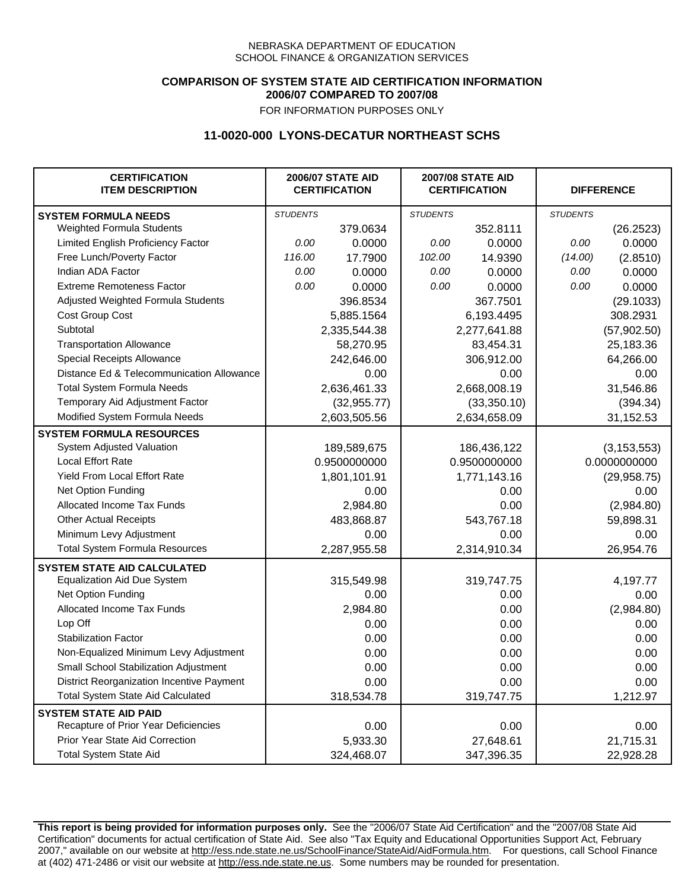NEBRASKA DEPARTMENT OF EDUCATION
SCHOOL FINANCE & ORGANIZATION SERVICES

**COMPARISON OF SYSTEM STATE AID CERTIFICATION INFORMATION**
**2006/07 COMPARED TO 2007/08**
FOR INFORMATION PURPOSES ONLY

## 11-0020-000 LYONS-DECATUR NORTHEAST SCHS

| CERTIFICATION ITEM DESCRIPTION | 2006/07 STATE AID CERTIFICATION | | 2007/08 STATE AID CERTIFICATION | | DIFFERENCE | |
|---|---|---|---|---|---|---|
| **SYSTEM FORMULA NEEDS** | *STUDENTS* | | *STUDENTS* | | *STUDENTS* | |
| Weighted Formula Students | | 379.0634 | | 352.8111 | | (26.2523) |
| Limited English Proficiency Factor | *0.00* | 0.0000 | *0.00* | 0.0000 | *0.00* | 0.0000 |
| Free Lunch/Poverty Factor | *116.00* | 17.7900 | *102.00* | 14.9390 | *(14.00)* | (2.8510) |
| Indian ADA Factor | *0.00* | 0.0000 | *0.00* | 0.0000 | *0.00* | 0.0000 |
| Extreme Remoteness Factor | *0.00* | 0.0000 | *0.00* | 0.0000 | *0.00* | 0.0000 |
| Adjusted Weighted Formula Students | | 396.8534 | | 367.7501 | | (29.1033) |
| Cost Group Cost | | 5,885.1564 | | 6,193.4495 | | 308.2931 |
| Subtotal | | 2,335,544.38 | | 2,277,641.88 | | (57,902.50) |
| Transportation Allowance | | 58,270.95 | | 83,454.31 | | 25,183.36 |
| Special Receipts Allowance | | 242,646.00 | | 306,912.00 | | 64,266.00 |
| Distance Ed & Telecommunication Allowance | | 0.00 | | 0.00 | | 0.00 |
| Total System Formula Needs | | 2,636,461.33 | | 2,668,008.19 | | 31,546.86 |
| Temporary Aid Adjustment Factor | | (32,955.77) | | (33,350.10) | | (394.34) |
| Modified System Formula Needs | | 2,603,505.56 | | 2,634,658.09 | | 31,152.53 |
| **SYSTEM FORMULA RESOURCES** | | | | | | |
| System Adjusted Valuation | | 189,589,675 | | 186,436,122 | | (3,153,553) |
| Local Effort Rate | | 0.9500000000 | | 0.9500000000 | | 0.0000000000 |
| Yield From Local Effort Rate | | 1,801,101.91 | | 1,771,143.16 | | (29,958.75) |
| Net Option Funding | | 0.00 | | 0.00 | | 0.00 |
| Allocated Income Tax Funds | | 2,984.80 | | 0.00 | | (2,984.80) |
| Other Actual Receipts | | 483,868.87 | | 543,767.18 | | 59,898.31 |
| Minimum Levy Adjustment | | 0.00 | | 0.00 | | 0.00 |
| Total System Formula Resources | | 2,287,955.58 | | 2,314,910.34 | | 26,954.76 |
| **SYSTEM STATE AID CALCULATED** | | | | | | |
| Equalization Aid Due System | | 315,549.98 | | 319,747.75 | | 4,197.77 |
| Net Option Funding | | 0.00 | | 0.00 | | 0.00 |
| Allocated Income Tax Funds | | 2,984.80 | | 0.00 | | (2,984.80) |
| Lop Off | | 0.00 | | 0.00 | | 0.00 |
| Stabilization Factor | | 0.00 | | 0.00 | | 0.00 |
| Non-Equalized Minimum Levy Adjustment | | 0.00 | | 0.00 | | 0.00 |
| Small School Stabilization Adjustment | | 0.00 | | 0.00 | | 0.00 |
| District Reorganization Incentive Payment | | 0.00 | | 0.00 | | 0.00 |
| Total System State Aid Calculated | | 318,534.78 | | 319,747.75 | | 1,212.97 |
| **SYSTEM STATE AID PAID** | | | | | | |
| Recapture of Prior Year Deficiencies | | 0.00 | | 0.00 | | 0.00 |
| Prior Year State Aid Correction | | 5,933.30 | | 27,648.61 | | 21,715.31 |
| Total System State Aid | | 324,468.07 | | 347,396.35 | | 22,928.28 |

**This report is being provided for information purposes only.** See the "2006/07 State Aid Certification" and the "2007/08 State Aid Certification" documents for actual certification of State Aid. See also "Tax Equity and Educational Opportunities Support Act, February 2007," available on our website at http://ess.nde.state.ne.us/SchoolFinance/StateAid/AidFormula.htm. For questions, call School Finance at (402) 471-2486 or visit our website at http://ess.nde.state.ne.us. Some numbers may be rounded for presentation.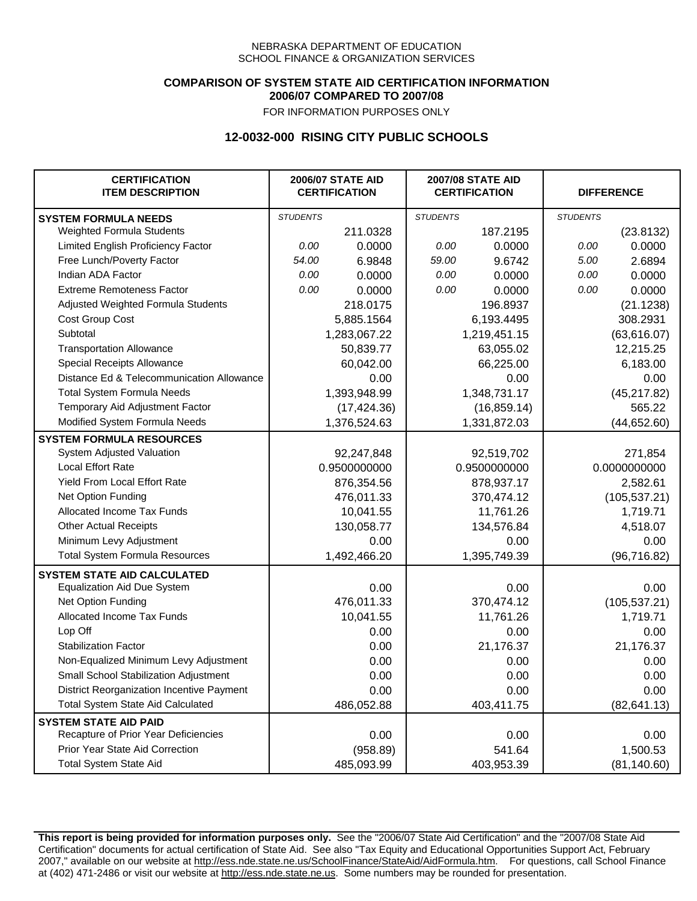NEBRASKA DEPARTMENT OF EDUCATION
SCHOOL FINANCE & ORGANIZATION SERVICES

**COMPARISON OF SYSTEM STATE AID CERTIFICATION INFORMATION**
**2006/07 COMPARED TO 2007/08**
FOR INFORMATION PURPOSES ONLY

## 12-0032-000 RISING CITY PUBLIC SCHOOLS

| CERTIFICATION ITEM DESCRIPTION | 2006/07 STATE AID CERTIFICATION | | 2007/08 STATE AID CERTIFICATION | | DIFFERENCE | |
|---|---|---|---|---|---|---|
| **SYSTEM FORMULA NEEDS** | *STUDENTS* | | *STUDENTS* | | *STUDENTS* | |
| Weighted Formula Students | | 211.0328 | | 187.2195 | | (23.8132) |
| Limited English Proficiency Factor | *0.00* | 0.0000 | *0.00* | 0.0000 | *0.00* | 0.0000 |
| Free Lunch/Poverty Factor | *54.00* | 6.9848 | *59.00* | 9.6742 | *5.00* | 2.6894 |
| Indian ADA Factor | *0.00* | 0.0000 | *0.00* | 0.0000 | *0.00* | 0.0000 |
| Extreme Remoteness Factor | *0.00* | 0.0000 | *0.00* | 0.0000 | *0.00* | 0.0000 |
| Adjusted Weighted Formula Students | | 218.0175 | | 196.8937 | | (21.1238) |
| Cost Group Cost | | 5,885.1564 | | 6,193.4495 | | 308.2931 |
| Subtotal | | 1,283,067.22 | | 1,219,451.15 | | (63,616.07) |
| Transportation Allowance | | 50,839.77 | | 63,055.02 | | 12,215.25 |
| Special Receipts Allowance | | 60,042.00 | | 66,225.00 | | 6,183.00 |
| Distance Ed & Telecommunication Allowance | | 0.00 | | 0.00 | | 0.00 |
| Total System Formula Needs | | 1,393,948.99 | | 1,348,731.17 | | (45,217.82) |
| Temporary Aid Adjustment Factor | | (17,424.36) | | (16,859.14) | | 565.22 |
| Modified System Formula Needs | | 1,376,524.63 | | 1,331,872.03 | | (44,652.60) |
| **SYSTEM FORMULA RESOURCES** | | | | | | |
| System Adjusted Valuation | | 92,247,848 | | 92,519,702 | | 271,854 |
| Local Effort Rate | | 0.9500000000 | | 0.9500000000 | | 0.0000000000 |
| Yield From Local Effort Rate | | 876,354.56 | | 878,937.17 | | 2,582.61 |
| Net Option Funding | | 476,011.33 | | 370,474.12 | | (105,537.21) |
| Allocated Income Tax Funds | | 10,041.55 | | 11,761.26 | | 1,719.71 |
| Other Actual Receipts | | 130,058.77 | | 134,576.84 | | 4,518.07 |
| Minimum Levy Adjustment | | 0.00 | | 0.00 | | 0.00 |
| Total System Formula Resources | | 1,492,466.20 | | 1,395,749.39 | | (96,716.82) |
| **SYSTEM STATE AID CALCULATED** | | | | | | |
| Equalization Aid Due System | | 0.00 | | 0.00 | | 0.00 |
| Net Option Funding | | 476,011.33 | | 370,474.12 | | (105,537.21) |
| Allocated Income Tax Funds | | 10,041.55 | | 11,761.26 | | 1,719.71 |
| Lop Off | | 0.00 | | 0.00 | | 0.00 |
| Stabilization Factor | | 0.00 | | 21,176.37 | | 21,176.37 |
| Non-Equalized Minimum Levy Adjustment | | 0.00 | | 0.00 | | 0.00 |
| Small School Stabilization Adjustment | | 0.00 | | 0.00 | | 0.00 |
| District Reorganization Incentive Payment | | 0.00 | | 0.00 | | 0.00 |
| Total System State Aid Calculated | | 486,052.88 | | 403,411.75 | | (82,641.13) |
| **SYSTEM STATE AID PAID** | | | | | | |
| Recapture of Prior Year Deficiencies | | 0.00 | | 0.00 | | 0.00 |
| Prior Year State Aid Correction | | (958.89) | | 541.64 | | 1,500.53 |
| Total System State Aid | | 485,093.99 | | 403,953.39 | | (81,140.60) |

**This report is being provided for information purposes only.** See the "2006/07 State Aid Certification" and the "2007/08 State Aid Certification" documents for actual certification of State Aid. See also "Tax Equity and Educational Opportunities Support Act, February 2007," available on our website at http://ess.nde.state.ne.us/SchoolFinance/StateAid/AidFormula.htm. For questions, call School Finance at (402) 471-2486 or visit our website at http://ess.nde.state.ne.us. Some numbers may be rounded for presentation.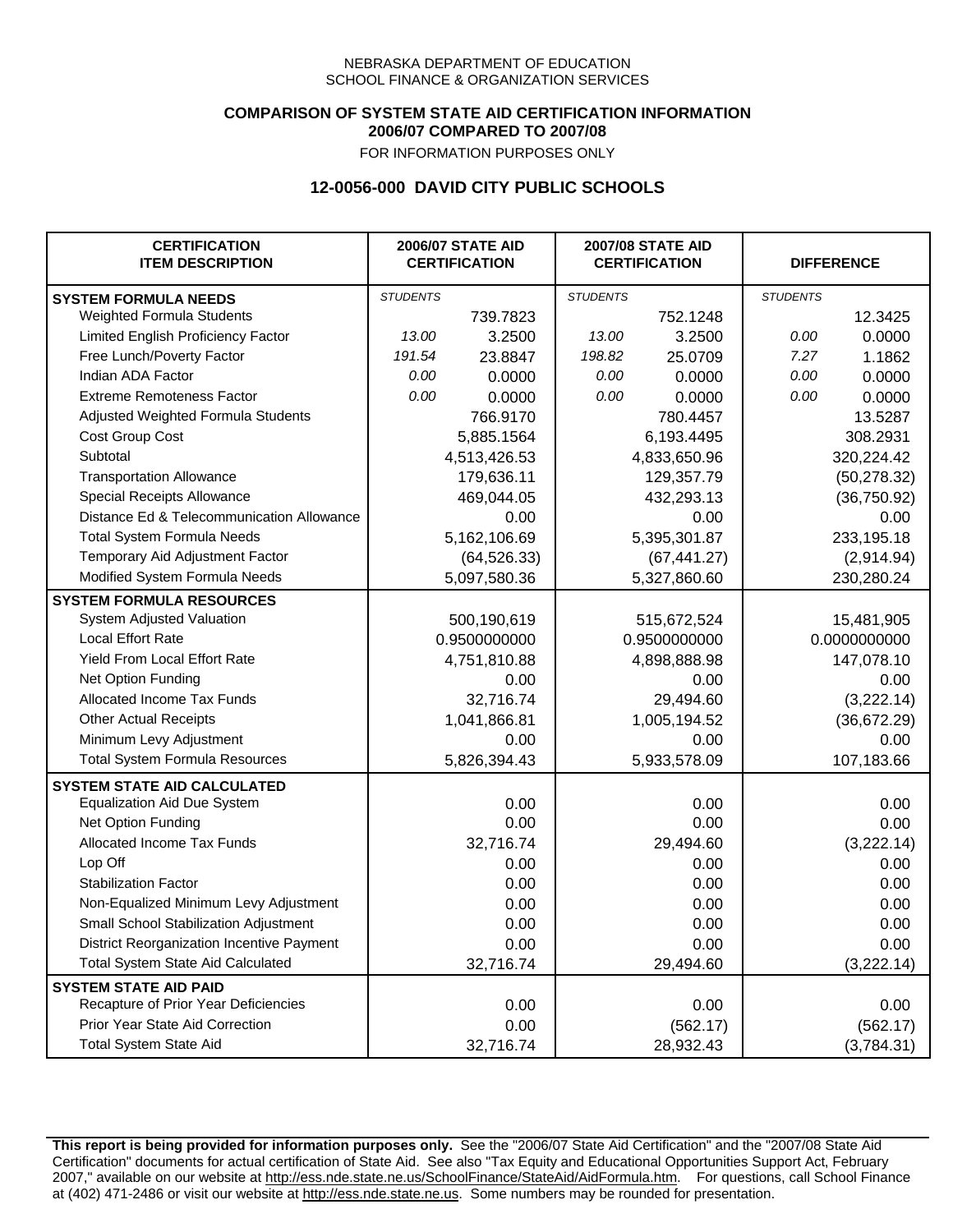NEBRASKA DEPARTMENT OF EDUCATION
SCHOOL FINANCE & ORGANIZATION SERVICES

**COMPARISON OF SYSTEM STATE AID CERTIFICATION INFORMATION**
**2006/07 COMPARED TO 2007/08**
FOR INFORMATION PURPOSES ONLY

## 12-0056-000 DAVID CITY PUBLIC SCHOOLS

| CERTIFICATION ITEM DESCRIPTION | 2006/07 STATE AID CERTIFICATION | | 2007/08 STATE AID CERTIFICATION | | DIFFERENCE | |
|---|---|---|---|---|---|---|
| **SYSTEM FORMULA NEEDS** | *STUDENTS* | | *STUDENTS* | | *STUDENTS* | |
| Weighted Formula Students | | 739.7823 | | 752.1248 | | 12.3425 |
| Limited English Proficiency Factor | *13.00* | 3.2500 | *13.00* | 3.2500 | *0.00* | 0.0000 |
| Free Lunch/Poverty Factor | *191.54* | 23.8847 | *198.82* | 25.0709 | *7.27* | 1.1862 |
| Indian ADA Factor | *0.00* | 0.0000 | *0.00* | 0.0000 | *0.00* | 0.0000 |
| Extreme Remoteness Factor | *0.00* | 0.0000 | *0.00* | 0.0000 | *0.00* | 0.0000 |
| Adjusted Weighted Formula Students | | 766.9170 | | 780.4457 | | 13.5287 |
| Cost Group Cost | | 5,885.1564 | | 6,193.4495 | | 308.2931 |
| Subtotal | | 4,513,426.53 | | 4,833,650.96 | | 320,224.42 |
| Transportation Allowance | | 179,636.11 | | 129,357.79 | | (50,278.32) |
| Special Receipts Allowance | | 469,044.05 | | 432,293.13 | | (36,750.92) |
| Distance Ed & Telecommunication Allowance | | 0.00 | | 0.00 | | 0.00 |
| Total System Formula Needs | | 5,162,106.69 | | 5,395,301.87 | | 233,195.18 |
| Temporary Aid Adjustment Factor | | (64,526.33) | | (67,441.27) | | (2,914.94) |
| Modified System Formula Needs | | 5,097,580.36 | | 5,327,860.60 | | 230,280.24 |
| **SYSTEM FORMULA RESOURCES** | | | | | | |
| System Adjusted Valuation | | 500,190,619 | | 515,672,524 | | 15,481,905 |
| Local Effort Rate | | 0.9500000000 | | 0.9500000000 | | 0.0000000000 |
| Yield From Local Effort Rate | | 4,751,810.88 | | 4,898,888.98 | | 147,078.10 |
| Net Option Funding | | 0.00 | | 0.00 | | 0.00 |
| Allocated Income Tax Funds | | 32,716.74 | | 29,494.60 | | (3,222.14) |
| Other Actual Receipts | | 1,041,866.81 | | 1,005,194.52 | | (36,672.29) |
| Minimum Levy Adjustment | | 0.00 | | 0.00 | | 0.00 |
| Total System Formula Resources | | 5,826,394.43 | | 5,933,578.09 | | 107,183.66 |
| **SYSTEM STATE AID CALCULATED** | | | | | | |
| Equalization Aid Due System | | 0.00 | | 0.00 | | 0.00 |
| Net Option Funding | | 0.00 | | 0.00 | | 0.00 |
| Allocated Income Tax Funds | | 32,716.74 | | 29,494.60 | | (3,222.14) |
| Lop Off | | 0.00 | | 0.00 | | 0.00 |
| Stabilization Factor | | 0.00 | | 0.00 | | 0.00 |
| Non-Equalized Minimum Levy Adjustment | | 0.00 | | 0.00 | | 0.00 |
| Small School Stabilization Adjustment | | 0.00 | | 0.00 | | 0.00 |
| District Reorganization Incentive Payment | | 0.00 | | 0.00 | | 0.00 |
| Total System State Aid Calculated | | 32,716.74 | | 29,494.60 | | (3,222.14) |
| **SYSTEM STATE AID PAID** | | | | | | |
| Recapture of Prior Year Deficiencies | | 0.00 | | 0.00 | | 0.00 |
| Prior Year State Aid Correction | | 0.00 | | (562.17) | | (562.17) |
| Total System State Aid | | 32,716.74 | | 28,932.43 | | (3,784.31) |

**This report is being provided for information purposes only.** See the "2006/07 State Aid Certification" and the "2007/08 State Aid Certification" documents for actual certification of State Aid. See also "Tax Equity and Educational Opportunities Support Act, February 2007," available on our website at http://ess.nde.state.ne.us/SchoolFinance/StateAid/AidFormula.htm. For questions, call School Finance at (402) 471-2486 or visit our website at http://ess.nde.state.ne.us. Some numbers may be rounded for presentation.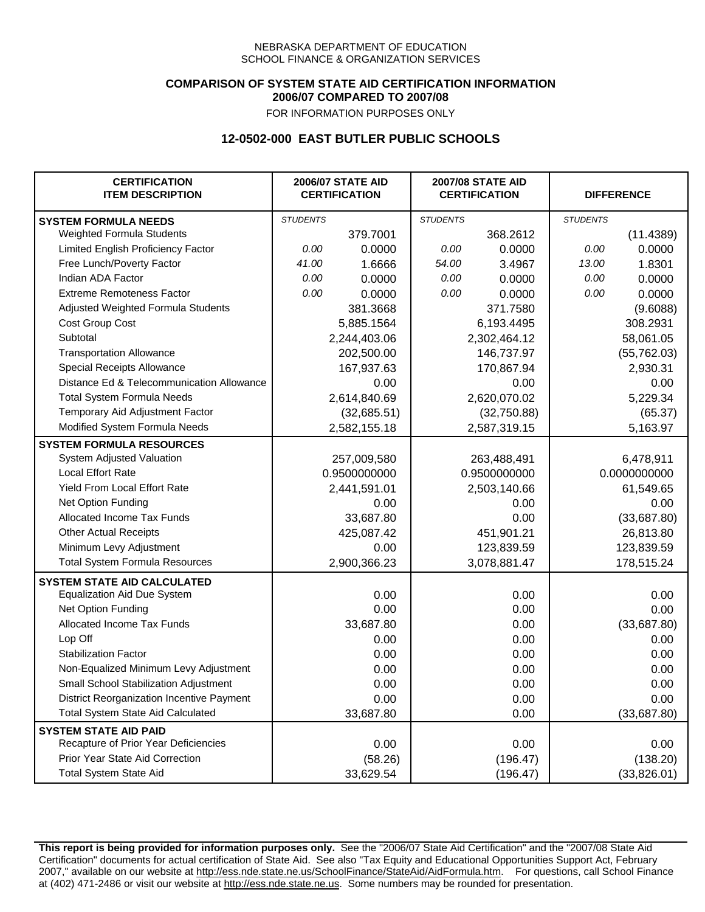NEBRASKA DEPARTMENT OF EDUCATION
SCHOOL FINANCE & ORGANIZATION SERVICES

**COMPARISON OF SYSTEM STATE AID CERTIFICATION INFORMATION**
**2006/07 COMPARED TO 2007/08**
FOR INFORMATION PURPOSES ONLY

## 12-0502-000 EAST BUTLER PUBLIC SCHOOLS

| CERTIFICATION ITEM DESCRIPTION | 2006/07 STATE AID CERTIFICATION | | 2007/08 STATE AID CERTIFICATION | | DIFFERENCE | |
|---|---|---|---|---|---|---|
| **SYSTEM FORMULA NEEDS** | *STUDENTS* | | *STUDENTS* | | *STUDENTS* | |
| Weighted Formula Students | | 379.7001 | | 368.2612 | | (11.4389) |
| Limited English Proficiency Factor | *0.00* | 0.0000 | *0.00* | 0.0000 | *0.00* | 0.0000 |
| Free Lunch/Poverty Factor | *41.00* | 1.6666 | *54.00* | 3.4967 | *13.00* | 1.8301 |
| Indian ADA Factor | *0.00* | 0.0000 | *0.00* | 0.0000 | *0.00* | 0.0000 |
| Extreme Remoteness Factor | *0.00* | 0.0000 | *0.00* | 0.0000 | *0.00* | 0.0000 |
| Adjusted Weighted Formula Students | | 381.3668 | | 371.7580 | | (9.6088) |
| Cost Group Cost | | 5,885.1564 | | 6,193.4495 | | 308.2931 |
| Subtotal | | 2,244,403.06 | | 2,302,464.12 | | 58,061.05 |
| Transportation Allowance | | 202,500.00 | | 146,737.97 | | (55,762.03) |
| Special Receipts Allowance | | 167,937.63 | | 170,867.94 | | 2,930.31 |
| Distance Ed & Telecommunication Allowance | | 0.00 | | 0.00 | | 0.00 |
| Total System Formula Needs | | 2,614,840.69 | | 2,620,070.02 | | 5,229.34 |
| Temporary Aid Adjustment Factor | | (32,685.51) | | (32,750.88) | | (65.37) |
| Modified System Formula Needs | | 2,582,155.18 | | 2,587,319.15 | | 5,163.97 |
| **SYSTEM FORMULA RESOURCES** | | | | | | |
| System Adjusted Valuation | | 257,009,580 | | 263,488,491 | | 6,478,911 |
| Local Effort Rate | | 0.9500000000 | | 0.9500000000 | | 0.0000000000 |
| Yield From Local Effort Rate | | 2,441,591.01 | | 2,503,140.66 | | 61,549.65 |
| Net Option Funding | | 0.00 | | 0.00 | | 0.00 |
| Allocated Income Tax Funds | | 33,687.80 | | 0.00 | | (33,687.80) |
| Other Actual Receipts | | 425,087.42 | | 451,901.21 | | 26,813.80 |
| Minimum Levy Adjustment | | 0.00 | | 123,839.59 | | 123,839.59 |
| Total System Formula Resources | | 2,900,366.23 | | 3,078,881.47 | | 178,515.24 |
| **SYSTEM STATE AID CALCULATED** | | | | | | |
| Equalization Aid Due System | | 0.00 | | 0.00 | | 0.00 |
| Net Option Funding | | 0.00 | | 0.00 | | 0.00 |
| Allocated Income Tax Funds | | 33,687.80 | | 0.00 | | (33,687.80) |
| Lop Off | | 0.00 | | 0.00 | | 0.00 |
| Stabilization Factor | | 0.00 | | 0.00 | | 0.00 |
| Non-Equalized Minimum Levy Adjustment | | 0.00 | | 0.00 | | 0.00 |
| Small School Stabilization Adjustment | | 0.00 | | 0.00 | | 0.00 |
| District Reorganization Incentive Payment | | 0.00 | | 0.00 | | 0.00 |
| Total System State Aid Calculated | | 33,687.80 | | 0.00 | | (33,687.80) |
| **SYSTEM STATE AID PAID** | | | | | | |
| Recapture of Prior Year Deficiencies | | 0.00 | | 0.00 | | 0.00 |
| Prior Year State Aid Correction | | (58.26) | | (196.47) | | (138.20) |
| Total System State Aid | | 33,629.54 | | (196.47) | | (33,826.01) |

**This report is being provided for information purposes only.** See the "2006/07 State Aid Certification" and the "2007/08 State Aid Certification" documents for actual certification of State Aid. See also "Tax Equity and Educational Opportunities Support Act, February 2007," available on our website at http://ess.nde.state.ne.us/SchoolFinance/StateAid/AidFormula.htm. For questions, call School Finance at (402) 471-2486 or visit our website at http://ess.nde.state.ne.us. Some numbers may be rounded for presentation.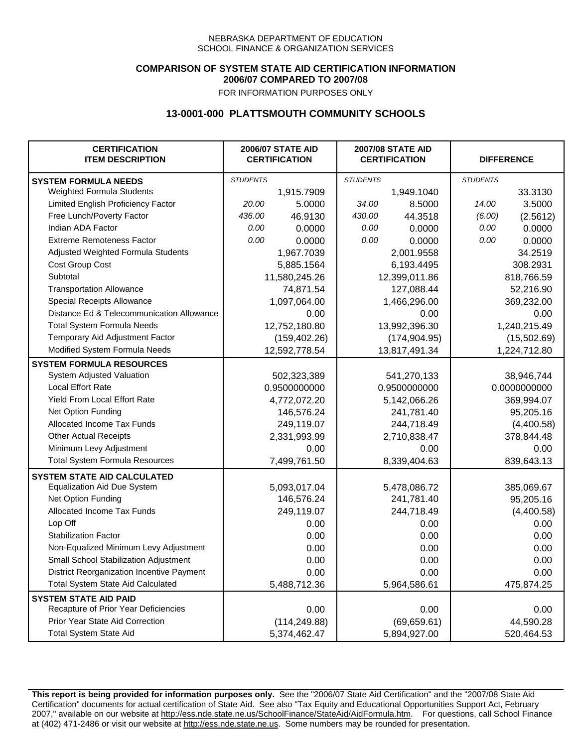NEBRASKA DEPARTMENT OF EDUCATION
SCHOOL FINANCE & ORGANIZATION SERVICES

**COMPARISON OF SYSTEM STATE AID CERTIFICATION INFORMATION**
**2006/07 COMPARED TO 2007/08**
FOR INFORMATION PURPOSES ONLY

## 13-0001-000 PLATTSMOUTH COMMUNITY SCHOOLS

| CERTIFICATION ITEM DESCRIPTION | 2006/07 STATE AID CERTIFICATION | | 2007/08 STATE AID CERTIFICATION | | DIFFERENCE | |
|---|---|---|---|---|---|---|
| **SYSTEM FORMULA NEEDS** | *STUDENTS* | | *STUDENTS* | | *STUDENTS* | |
| Weighted Formula Students | | 1,915.7909 | | 1,949.1040 | | 33.3130 |
| Limited English Proficiency Factor | *20.00* | 5.0000 | *34.00* | 8.5000 | *14.00* | 3.5000 |
| Free Lunch/Poverty Factor | *436.00* | 46.9130 | *430.00* | 44.3518 | *(6.00)* | (2.5612) |
| Indian ADA Factor | *0.00* | 0.0000 | *0.00* | 0.0000 | *0.00* | 0.0000 |
| Extreme Remoteness Factor | *0.00* | 0.0000 | *0.00* | 0.0000 | *0.00* | 0.0000 |
| Adjusted Weighted Formula Students | | 1,967.7039 | | 2,001.9558 | | 34.2519 |
| Cost Group Cost | | 5,885.1564 | | 6,193.4495 | | 308.2931 |
| Subtotal | | 11,580,245.26 | | 12,399,011.86 | | 818,766.59 |
| Transportation Allowance | | 74,871.54 | | 127,088.44 | | 52,216.90 |
| Special Receipts Allowance | | 1,097,064.00 | | 1,466,296.00 | | 369,232.00 |
| Distance Ed & Telecommunication Allowance | | 0.00 | | 0.00 | | 0.00 |
| Total System Formula Needs | | 12,752,180.80 | | 13,992,396.30 | | 1,240,215.49 |
| Temporary Aid Adjustment Factor | | (159,402.26) | | (174,904.95) | | (15,502.69) |
| Modified System Formula Needs | | 12,592,778.54 | | 13,817,491.34 | | 1,224,712.80 |
| **SYSTEM FORMULA RESOURCES** | | | | | | |
| System Adjusted Valuation | | 502,323,389 | | 541,270,133 | | 38,946,744 |
| Local Effort Rate | | 0.9500000000 | | 0.9500000000 | | 0.0000000000 |
| Yield From Local Effort Rate | | 4,772,072.20 | | 5,142,066.26 | | 369,994.07 |
| Net Option Funding | | 146,576.24 | | 241,781.40 | | 95,205.16 |
| Allocated Income Tax Funds | | 249,119.07 | | 244,718.49 | | (4,400.58) |
| Other Actual Receipts | | 2,331,993.99 | | 2,710,838.47 | | 378,844.48 |
| Minimum Levy Adjustment | | 0.00 | | 0.00 | | 0.00 |
| Total System Formula Resources | | 7,499,761.50 | | 8,339,404.63 | | 839,643.13 |
| **SYSTEM STATE AID CALCULATED** | | | | | | |
| Equalization Aid Due System | | 5,093,017.04 | | 5,478,086.72 | | 385,069.67 |
| Net Option Funding | | 146,576.24 | | 241,781.40 | | 95,205.16 |
| Allocated Income Tax Funds | | 249,119.07 | | 244,718.49 | | (4,400.58) |
| Lop Off | | 0.00 | | 0.00 | | 0.00 |
| Stabilization Factor | | 0.00 | | 0.00 | | 0.00 |
| Non-Equalized Minimum Levy Adjustment | | 0.00 | | 0.00 | | 0.00 |
| Small School Stabilization Adjustment | | 0.00 | | 0.00 | | 0.00 |
| District Reorganization Incentive Payment | | 0.00 | | 0.00 | | 0.00 |
| Total System State Aid Calculated | | 5,488,712.36 | | 5,964,586.61 | | 475,874.25 |
| **SYSTEM STATE AID PAID** | | | | | | |
| Recapture of Prior Year Deficiencies | | 0.00 | | 0.00 | | 0.00 |
| Prior Year State Aid Correction | | (114,249.88) | | (69,659.61) | | 44,590.28 |
| Total System State Aid | | 5,374,462.47 | | 5,894,927.00 | | 520,464.53 |

**This report is being provided for information purposes only.** See the "2006/07 State Aid Certification" and the "2007/08 State Aid Certification" documents for actual certification of State Aid. See also "Tax Equity and Educational Opportunities Support Act, February 2007," available on our website at http://ess.nde.state.ne.us/SchoolFinance/StateAid/AidFormula.htm. For questions, call School Finance at (402) 471-2486 or visit our website at http://ess.nde.state.ne.us. Some numbers may be rounded for presentation.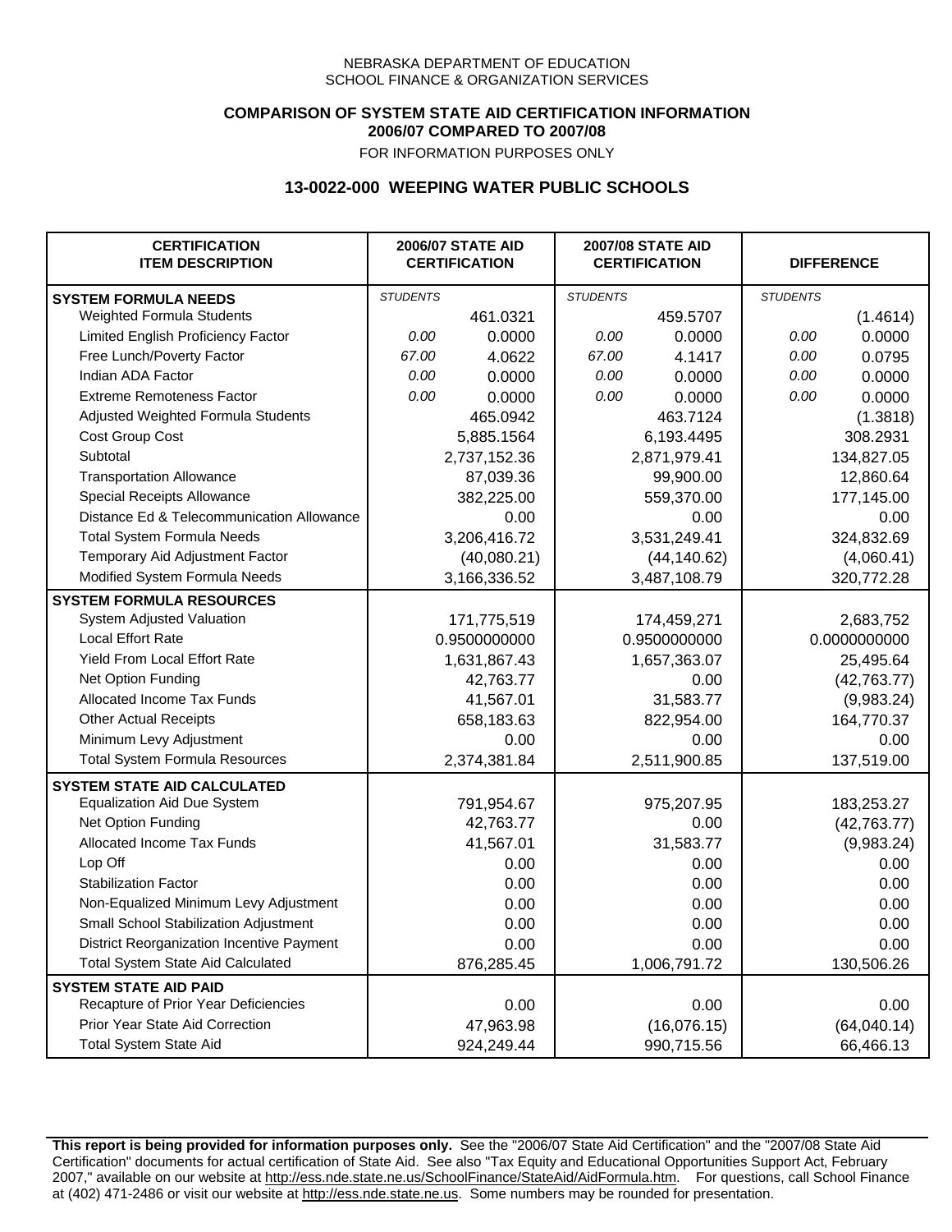NEBRASKA DEPARTMENT OF EDUCATION
SCHOOL FINANCE & ORGANIZATION SERVICES

**COMPARISON OF SYSTEM STATE AID CERTIFICATION INFORMATION**
**2006/07 COMPARED TO 2007/08**
FOR INFORMATION PURPOSES ONLY

## 13-0022-000 WEEPING WATER PUBLIC SCHOOLS

| CERTIFICATION ITEM DESCRIPTION | 2006/07 STATE AID CERTIFICATION | | 2007/08 STATE AID CERTIFICATION | | DIFFERENCE | |
|---|---|---|---|---|---|---|
| **SYSTEM FORMULA NEEDS** | *STUDENTS* | | *STUDENTS* | | *STUDENTS* | |
| Weighted Formula Students | | 461.0321 | | 459.5707 | | (1.4614) |
| Limited English Proficiency Factor | *0.00* | 0.0000 | *0.00* | 0.0000 | *0.00* | 0.0000 |
| Free Lunch/Poverty Factor | *67.00* | 4.0622 | *67.00* | 4.1417 | *0.00* | 0.0795 |
| Indian ADA Factor | *0.00* | 0.0000 | *0.00* | 0.0000 | *0.00* | 0.0000 |
| Extreme Remoteness Factor | *0.00* | 0.0000 | *0.00* | 0.0000 | *0.00* | 0.0000 |
| Adjusted Weighted Formula Students | | 465.0942 | | 463.7124 | | (1.3818) |
| Cost Group Cost | | 5,885.1564 | | 6,193.4495 | | 308.2931 |
| Subtotal | | 2,737,152.36 | | 2,871,979.41 | | 134,827.05 |
| Transportation Allowance | | 87,039.36 | | 99,900.00 | | 12,860.64 |
| Special Receipts Allowance | | 382,225.00 | | 559,370.00 | | 177,145.00 |
| Distance Ed & Telecommunication Allowance | | 0.00 | | 0.00 | | 0.00 |
| Total System Formula Needs | | 3,206,416.72 | | 3,531,249.41 | | 324,832.69 |
| Temporary Aid Adjustment Factor | | (40,080.21) | | (44,140.62) | | (4,060.41) |
| Modified System Formula Needs | | 3,166,336.52 | | 3,487,108.79 | | 320,772.28 |
| **SYSTEM FORMULA RESOURCES** | | | | | | |
| System Adjusted Valuation | | 171,775,519 | | 174,459,271 | | 2,683,752 |
| Local Effort Rate | | 0.9500000000 | | 0.9500000000 | | 0.0000000000 |
| Yield From Local Effort Rate | | 1,631,867.43 | | 1,657,363.07 | | 25,495.64 |
| Net Option Funding | | 42,763.77 | | 0.00 | | (42,763.77) |
| Allocated Income Tax Funds | | 41,567.01 | | 31,583.77 | | (9,983.24) |
| Other Actual Receipts | | 658,183.63 | | 822,954.00 | | 164,770.37 |
| Minimum Levy Adjustment | | 0.00 | | 0.00 | | 0.00 |
| Total System Formula Resources | | 2,374,381.84 | | 2,511,900.85 | | 137,519.00 |
| **SYSTEM STATE AID CALCULATED** | | | | | | |
| Equalization Aid Due System | | 791,954.67 | | 975,207.95 | | 183,253.27 |
| Net Option Funding | | 42,763.77 | | 0.00 | | (42,763.77) |
| Allocated Income Tax Funds | | 41,567.01 | | 31,583.77 | | (9,983.24) |
| Lop Off | | 0.00 | | 0.00 | | 0.00 |
| Stabilization Factor | | 0.00 | | 0.00 | | 0.00 |
| Non-Equalized Minimum Levy Adjustment | | 0.00 | | 0.00 | | 0.00 |
| Small School Stabilization Adjustment | | 0.00 | | 0.00 | | 0.00 |
| District Reorganization Incentive Payment | | 0.00 | | 0.00 | | 0.00 |
| Total System State Aid Calculated | | 876,285.45 | | 1,006,791.72 | | 130,506.26 |
| **SYSTEM STATE AID PAID** | | | | | | |
| Recapture of Prior Year Deficiencies | | 0.00 | | 0.00 | | 0.00 |
| Prior Year State Aid Correction | | 47,963.98 | | (16,076.15) | | (64,040.14) |
| Total System State Aid | | 924,249.44 | | 990,715.56 | | 66,466.13 |

**This report is being provided for information purposes only.** See the "2006/07 State Aid Certification" and the "2007/08 State Aid Certification" documents for actual certification of State Aid. See also "Tax Equity and Educational Opportunities Support Act, February 2007," available on our website at http://ess.nde.state.ne.us/SchoolFinance/StateAid/AidFormula.htm. For questions, call School Finance at (402) 471-2486 or visit our website at http://ess.nde.state.ne.us. Some numbers may be rounded for presentation.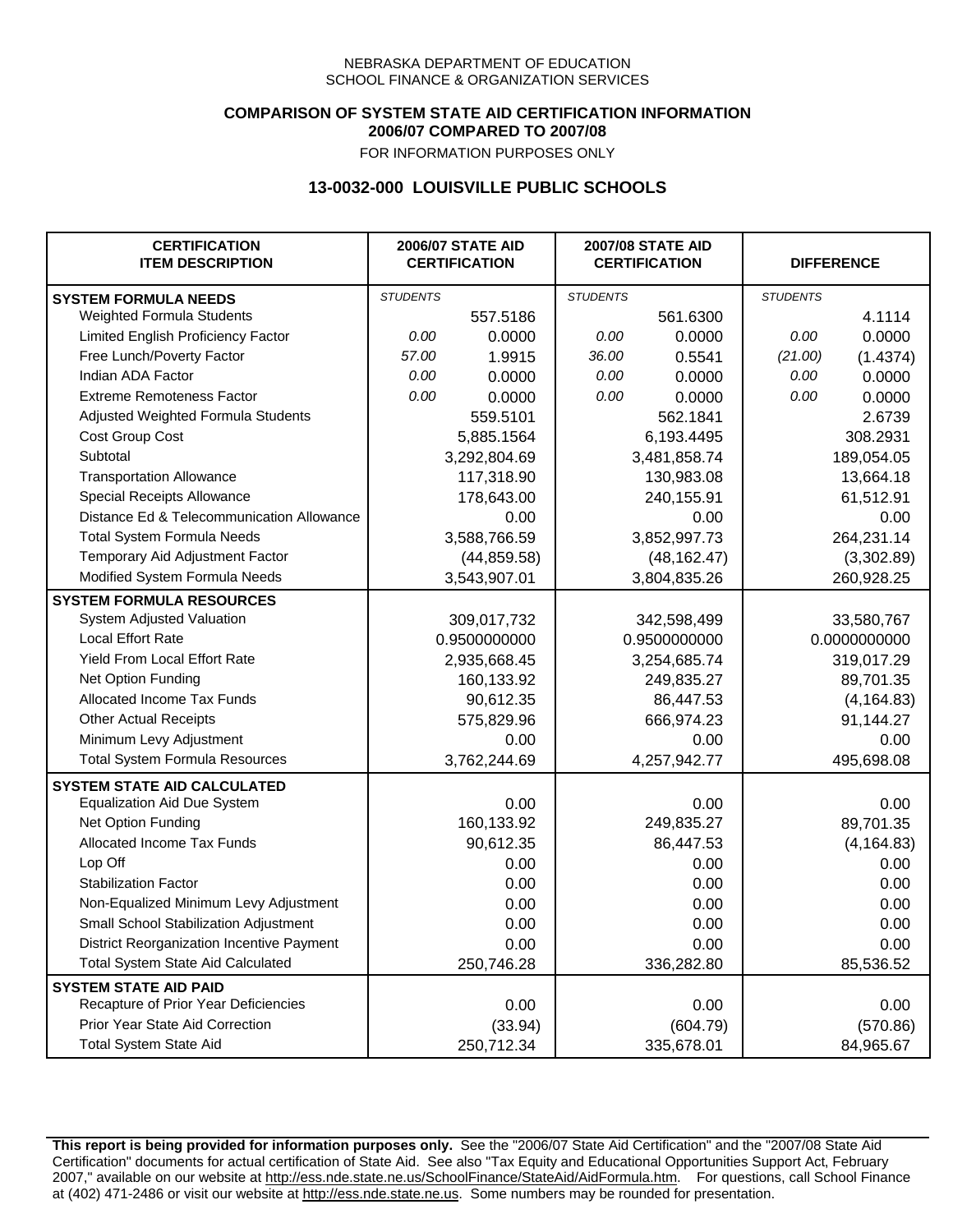NEBRASKA DEPARTMENT OF EDUCATION
SCHOOL FINANCE & ORGANIZATION SERVICES

**COMPARISON OF SYSTEM STATE AID CERTIFICATION INFORMATION**
**2006/07 COMPARED TO 2007/08**
FOR INFORMATION PURPOSES ONLY

## 13-0032-000 LOUISVILLE PUBLIC SCHOOLS

| CERTIFICATION ITEM DESCRIPTION | 2006/07 STATE AID CERTIFICATION | | 2007/08 STATE AID CERTIFICATION | | DIFFERENCE | |
|---|---|---|---|---|---|---|
| **SYSTEM FORMULA NEEDS** | *STUDENTS* | | *STUDENTS* | | *STUDENTS* | |
| Weighted Formula Students | | 557.5186 | | 561.6300 | | 4.1114 |
| Limited English Proficiency Factor | *0.00* | 0.0000 | *0.00* | 0.0000 | *0.00* | 0.0000 |
| Free Lunch/Poverty Factor | *57.00* | 1.9915 | *36.00* | 0.5541 | *(21.00)* | (1.4374) |
| Indian ADA Factor | *0.00* | 0.0000 | *0.00* | 0.0000 | *0.00* | 0.0000 |
| Extreme Remoteness Factor | *0.00* | 0.0000 | *0.00* | 0.0000 | *0.00* | 0.0000 |
| Adjusted Weighted Formula Students | | 559.5101 | | 562.1841 | | 2.6739 |
| Cost Group Cost | | 5,885.1564 | | 6,193.4495 | | 308.2931 |
| Subtotal | | 3,292,804.69 | | 3,481,858.74 | | 189,054.05 |
| Transportation Allowance | | 117,318.90 | | 130,983.08 | | 13,664.18 |
| Special Receipts Allowance | | 178,643.00 | | 240,155.91 | | 61,512.91 |
| Distance Ed & Telecommunication Allowance | | 0.00 | | 0.00 | | 0.00 |
| Total System Formula Needs | | 3,588,766.59 | | 3,852,997.73 | | 264,231.14 |
| Temporary Aid Adjustment Factor | | (44,859.58) | | (48,162.47) | | (3,302.89) |
| Modified System Formula Needs | | 3,543,907.01 | | 3,804,835.26 | | 260,928.25 |
| **SYSTEM FORMULA RESOURCES** | | | | | | |
| System Adjusted Valuation | | 309,017,732 | | 342,598,499 | | 33,580,767 |
| Local Effort Rate | | 0.9500000000 | | 0.9500000000 | | 0.0000000000 |
| Yield From Local Effort Rate | | 2,935,668.45 | | 3,254,685.74 | | 319,017.29 |
| Net Option Funding | | 160,133.92 | | 249,835.27 | | 89,701.35 |
| Allocated Income Tax Funds | | 90,612.35 | | 86,447.53 | | (4,164.83) |
| Other Actual Receipts | | 575,829.96 | | 666,974.23 | | 91,144.27 |
| Minimum Levy Adjustment | | 0.00 | | 0.00 | | 0.00 |
| Total System Formula Resources | | 3,762,244.69 | | 4,257,942.77 | | 495,698.08 |
| **SYSTEM STATE AID CALCULATED** | | | | | | |
| Equalization Aid Due System | | 0.00 | | 0.00 | | 0.00 |
| Net Option Funding | | 160,133.92 | | 249,835.27 | | 89,701.35 |
| Allocated Income Tax Funds | | 90,612.35 | | 86,447.53 | | (4,164.83) |
| Lop Off | | 0.00 | | 0.00 | | 0.00 |
| Stabilization Factor | | 0.00 | | 0.00 | | 0.00 |
| Non-Equalized Minimum Levy Adjustment | | 0.00 | | 0.00 | | 0.00 |
| Small School Stabilization Adjustment | | 0.00 | | 0.00 | | 0.00 |
| District Reorganization Incentive Payment | | 0.00 | | 0.00 | | 0.00 |
| Total System State Aid Calculated | | 250,746.28 | | 336,282.80 | | 85,536.52 |
| **SYSTEM STATE AID PAID** | | | | | | |
| Recapture of Prior Year Deficiencies | | 0.00 | | 0.00 | | 0.00 |
| Prior Year State Aid Correction | | (33.94) | | (604.79) | | (570.86) |
| Total System State Aid | | 250,712.34 | | 335,678.01 | | 84,965.67 |

**This report is being provided for information purposes only.** See the "2006/07 State Aid Certification" and the "2007/08 State Aid Certification" documents for actual certification of State Aid. See also "Tax Equity and Educational Opportunities Support Act, February 2007," available on our website at http://ess.nde.state.ne.us/SchoolFinance/StateAid/AidFormula.htm. For questions, call School Finance at (402) 471-2486 or visit our website at http://ess.nde.state.ne.us. Some numbers may be rounded for presentation.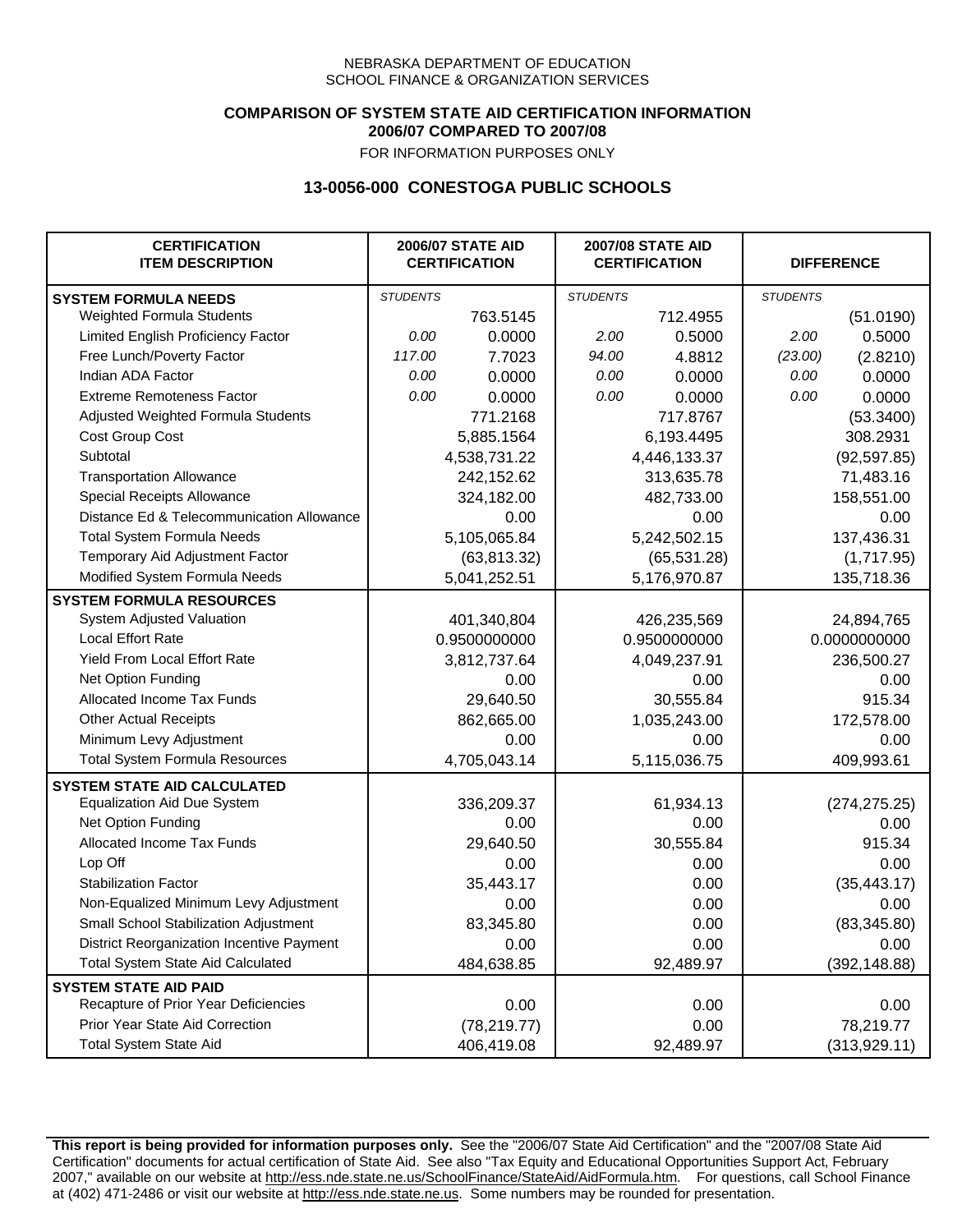NEBRASKA DEPARTMENT OF EDUCATION
SCHOOL FINANCE & ORGANIZATION SERVICES

**COMPARISON OF SYSTEM STATE AID CERTIFICATION INFORMATION**
**2006/07 COMPARED TO 2007/08**
FOR INFORMATION PURPOSES ONLY

## 13-0056-000 CONESTOGA PUBLIC SCHOOLS

| CERTIFICATION ITEM DESCRIPTION | 2006/07 STATE AID CERTIFICATION | | 2007/08 STATE AID CERTIFICATION | | DIFFERENCE | |
|---|---|---|---|---|---|---|
| **SYSTEM FORMULA NEEDS** | *STUDENTS* | | *STUDENTS* | | *STUDENTS* | |
| Weighted Formula Students | | 763.5145 | | 712.4955 | | (51.0190) |
| Limited English Proficiency Factor | *0.00* | 0.0000 | *2.00* | 0.5000 | *2.00* | 0.5000 |
| Free Lunch/Poverty Factor | *117.00* | 7.7023 | *94.00* | 4.8812 | *(23.00)* | (2.8210) |
| Indian ADA Factor | *0.00* | 0.0000 | *0.00* | 0.0000 | *0.00* | 0.0000 |
| Extreme Remoteness Factor | *0.00* | 0.0000 | *0.00* | 0.0000 | *0.00* | 0.0000 |
| Adjusted Weighted Formula Students | | 771.2168 | | 717.8767 | | (53.3400) |
| Cost Group Cost | | 5,885.1564 | | 6,193.4495 | | 308.2931 |
| Subtotal | | 4,538,731.22 | | 4,446,133.37 | | (92,597.85) |
| Transportation Allowance | | 242,152.62 | | 313,635.78 | | 71,483.16 |
| Special Receipts Allowance | | 324,182.00 | | 482,733.00 | | 158,551.00 |
| Distance Ed & Telecommunication Allowance | | 0.00 | | 0.00 | | 0.00 |
| Total System Formula Needs | | 5,105,065.84 | | 5,242,502.15 | | 137,436.31 |
| Temporary Aid Adjustment Factor | | (63,813.32) | | (65,531.28) | | (1,717.95) |
| Modified System Formula Needs | | 5,041,252.51 | | 5,176,970.87 | | 135,718.36 |
| **SYSTEM FORMULA RESOURCES** | | | | | | |
| System Adjusted Valuation | | 401,340,804 | | 426,235,569 | | 24,894,765 |
| Local Effort Rate | | 0.9500000000 | | 0.9500000000 | | 0.0000000000 |
| Yield From Local Effort Rate | | 3,812,737.64 | | 4,049,237.91 | | 236,500.27 |
| Net Option Funding | | 0.00 | | 0.00 | | 0.00 |
| Allocated Income Tax Funds | | 29,640.50 | | 30,555.84 | | 915.34 |
| Other Actual Receipts | | 862,665.00 | | 1,035,243.00 | | 172,578.00 |
| Minimum Levy Adjustment | | 0.00 | | 0.00 | | 0.00 |
| Total System Formula Resources | | 4,705,043.14 | | 5,115,036.75 | | 409,993.61 |
| **SYSTEM STATE AID CALCULATED** | | | | | | |
| Equalization Aid Due System | | 336,209.37 | | 61,934.13 | | (274,275.25) |
| Net Option Funding | | 0.00 | | 0.00 | | 0.00 |
| Allocated Income Tax Funds | | 29,640.50 | | 30,555.84 | | 915.34 |
| Lop Off | | 0.00 | | 0.00 | | 0.00 |
| Stabilization Factor | | 35,443.17 | | 0.00 | | (35,443.17) |
| Non-Equalized Minimum Levy Adjustment | | 0.00 | | 0.00 | | 0.00 |
| Small School Stabilization Adjustment | | 83,345.80 | | 0.00 | | (83,345.80) |
| District Reorganization Incentive Payment | | 0.00 | | 0.00 | | 0.00 |
| Total System State Aid Calculated | | 484,638.85 | | 92,489.97 | | (392,148.88) |
| **SYSTEM STATE AID PAID** | | | | | | |
| Recapture of Prior Year Deficiencies | | 0.00 | | 0.00 | | 0.00 |
| Prior Year State Aid Correction | | (78,219.77) | | 0.00 | | 78,219.77 |
| Total System State Aid | | 406,419.08 | | 92,489.97 | | (313,929.11) |

**This report is being provided for information purposes only.** See the "2006/07 State Aid Certification" and the "2007/08 State Aid Certification" documents for actual certification of State Aid. See also "Tax Equity and Educational Opportunities Support Act, February 2007," available on our website at http://ess.nde.state.ne.us/SchoolFinance/StateAid/AidFormula.htm. For questions, call School Finance at (402) 471-2486 or visit our website at http://ess.nde.state.ne.us. Some numbers may be rounded for presentation.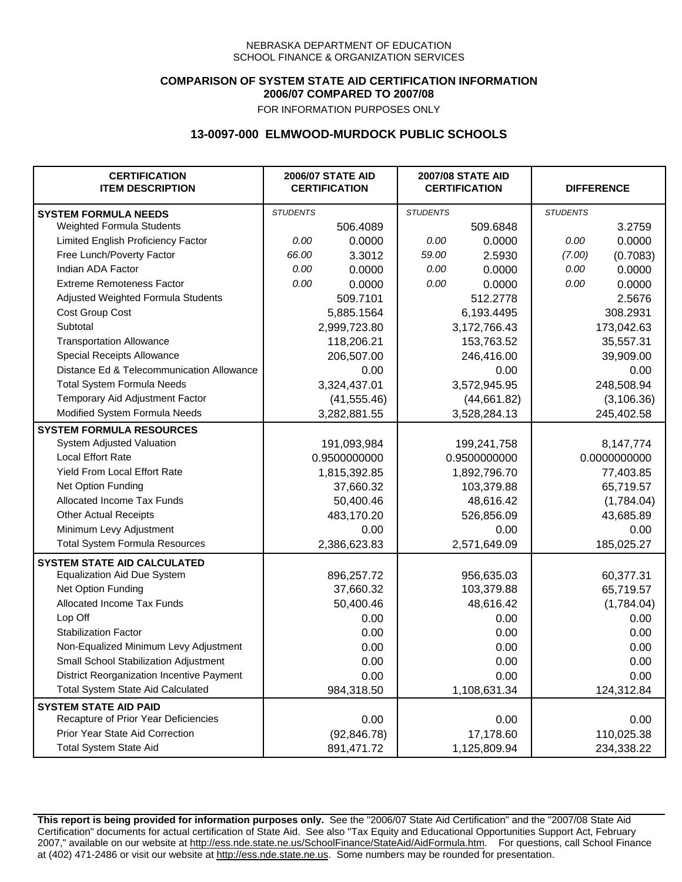NEBRASKA DEPARTMENT OF EDUCATION
SCHOOL FINANCE & ORGANIZATION SERVICES

**COMPARISON OF SYSTEM STATE AID CERTIFICATION INFORMATION**
**2006/07 COMPARED TO 2007/08**
FOR INFORMATION PURPOSES ONLY

## 13-0097-000 ELMWOOD-MURDOCK PUBLIC SCHOOLS

| CERTIFICATION ITEM DESCRIPTION | 2006/07 STATE AID CERTIFICATION | | 2007/08 STATE AID CERTIFICATION | | DIFFERENCE | |
|---|---|---|---|---|---|---|
| **SYSTEM FORMULA NEEDS** | *STUDENTS* | | *STUDENTS* | | *STUDENTS* | |
| Weighted Formula Students | | 506.4089 | | 509.6848 | | 3.2759 |
| Limited English Proficiency Factor | *0.00* | 0.0000 | *0.00* | 0.0000 | *0.00* | 0.0000 |
| Free Lunch/Poverty Factor | *66.00* | 3.3012 | *59.00* | 2.5930 | *(7.00)* | (0.7083) |
| Indian ADA Factor | *0.00* | 0.0000 | *0.00* | 0.0000 | *0.00* | 0.0000 |
| Extreme Remoteness Factor | *0.00* | 0.0000 | *0.00* | 0.0000 | *0.00* | 0.0000 |
| Adjusted Weighted Formula Students | | 509.7101 | | 512.2778 | | 2.5676 |
| Cost Group Cost | | 5,885.1564 | | 6,193.4495 | | 308.2931 |
| Subtotal | | 2,999,723.80 | | 3,172,766.43 | | 173,042.63 |
| Transportation Allowance | | 118,206.21 | | 153,763.52 | | 35,557.31 |
| Special Receipts Allowance | | 206,507.00 | | 246,416.00 | | 39,909.00 |
| Distance Ed & Telecommunication Allowance | | 0.00 | | 0.00 | | 0.00 |
| Total System Formula Needs | | 3,324,437.01 | | 3,572,945.95 | | 248,508.94 |
| Temporary Aid Adjustment Factor | | (41,555.46) | | (44,661.82) | | (3,106.36) |
| Modified System Formula Needs | | 3,282,881.55 | | 3,528,284.13 | | 245,402.58 |
| **SYSTEM FORMULA RESOURCES** | | | | | | |
| System Adjusted Valuation | | 191,093,984 | | 199,241,758 | | 8,147,774 |
| Local Effort Rate | | 0.9500000000 | | 0.9500000000 | | 0.0000000000 |
| Yield From Local Effort Rate | | 1,815,392.85 | | 1,892,796.70 | | 77,403.85 |
| Net Option Funding | | 37,660.32 | | 103,379.88 | | 65,719.57 |
| Allocated Income Tax Funds | | 50,400.46 | | 48,616.42 | | (1,784.04) |
| Other Actual Receipts | | 483,170.20 | | 526,856.09 | | 43,685.89 |
| Minimum Levy Adjustment | | 0.00 | | 0.00 | | 0.00 |
| Total System Formula Resources | | 2,386,623.83 | | 2,571,649.09 | | 185,025.27 |
| **SYSTEM STATE AID CALCULATED** | | | | | | |
| Equalization Aid Due System | | 896,257.72 | | 956,635.03 | | 60,377.31 |
| Net Option Funding | | 37,660.32 | | 103,379.88 | | 65,719.57 |
| Allocated Income Tax Funds | | 50,400.46 | | 48,616.42 | | (1,784.04) |
| Lop Off | | 0.00 | | 0.00 | | 0.00 |
| Stabilization Factor | | 0.00 | | 0.00 | | 0.00 |
| Non-Equalized Minimum Levy Adjustment | | 0.00 | | 0.00 | | 0.00 |
| Small School Stabilization Adjustment | | 0.00 | | 0.00 | | 0.00 |
| District Reorganization Incentive Payment | | 0.00 | | 0.00 | | 0.00 |
| Total System State Aid Calculated | | 984,318.50 | | 1,108,631.34 | | 124,312.84 |
| **SYSTEM STATE AID PAID** | | | | | | |
| Recapture of Prior Year Deficiencies | | 0.00 | | 0.00 | | 0.00 |
| Prior Year State Aid Correction | | (92,846.78) | | 17,178.60 | | 110,025.38 |
| Total System State Aid | | 891,471.72 | | 1,125,809.94 | | 234,338.22 |

**This report is being provided for information purposes only.** See the "2006/07 State Aid Certification" and the "2007/08 State Aid Certification" documents for actual certification of State Aid. See also "Tax Equity and Educational Opportunities Support Act, February 2007," available on our website at http://ess.nde.state.ne.us/SchoolFinance/StateAid/AidFormula.htm. For questions, call School Finance at (402) 471-2486 or visit our website at http://ess.nde.state.ne.us. Some numbers may be rounded for presentation.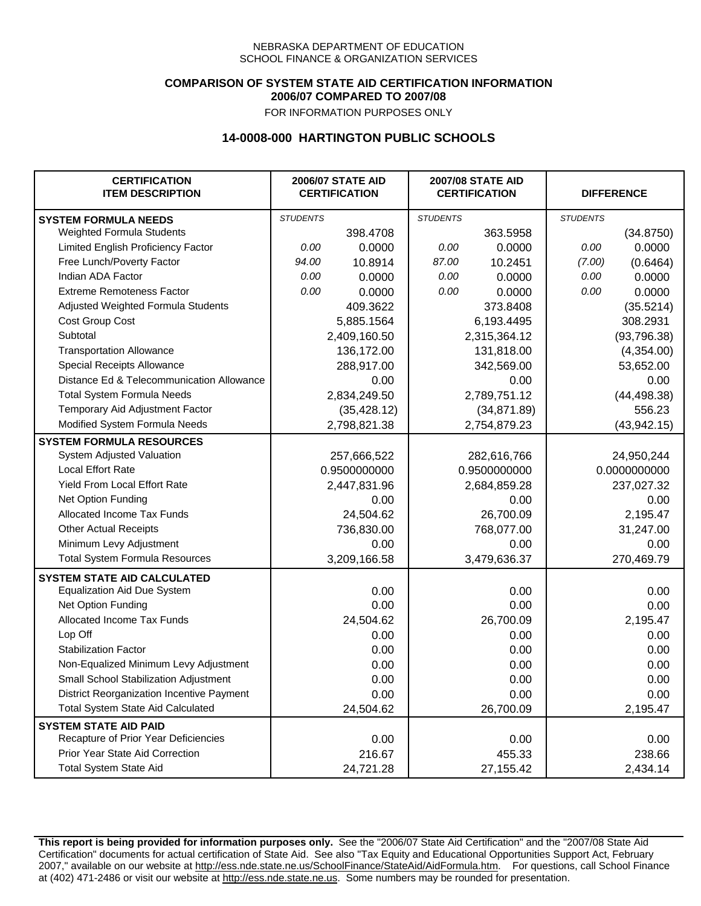NEBRASKA DEPARTMENT OF EDUCATION
SCHOOL FINANCE & ORGANIZATION SERVICES

**COMPARISON OF SYSTEM STATE AID CERTIFICATION INFORMATION**
**2006/07 COMPARED TO 2007/08**
FOR INFORMATION PURPOSES ONLY

## 14-0008-000 HARTINGTON PUBLIC SCHOOLS

| CERTIFICATION ITEM DESCRIPTION | 2006/07 STATE AID CERTIFICATION | | 2007/08 STATE AID CERTIFICATION | | DIFFERENCE | |
|---|---|---|---|---|---|---|
| **SYSTEM FORMULA NEEDS** | *STUDENTS* | | *STUDENTS* | | *STUDENTS* | |
| Weighted Formula Students | | 398.4708 | | 363.5958 | | (34.8750) |
| Limited English Proficiency Factor | *0.00* | 0.0000 | *0.00* | 0.0000 | *0.00* | 0.0000 |
| Free Lunch/Poverty Factor | *94.00* | 10.8914 | *87.00* | 10.2451 | *(7.00)* | (0.6464) |
| Indian ADA Factor | *0.00* | 0.0000 | *0.00* | 0.0000 | *0.00* | 0.0000 |
| Extreme Remoteness Factor | *0.00* | 0.0000 | *0.00* | 0.0000 | *0.00* | 0.0000 |
| Adjusted Weighted Formula Students | | 409.3622 | | 373.8408 | | (35.5214) |
| Cost Group Cost | | 5,885.1564 | | 6,193.4495 | | 308.2931 |
| Subtotal | | 2,409,160.50 | | 2,315,364.12 | | (93,796.38) |
| Transportation Allowance | | 136,172.00 | | 131,818.00 | | (4,354.00) |
| Special Receipts Allowance | | 288,917.00 | | 342,569.00 | | 53,652.00 |
| Distance Ed & Telecommunication Allowance | | 0.00 | | 0.00 | | 0.00 |
| Total System Formula Needs | | 2,834,249.50 | | 2,789,751.12 | | (44,498.38) |
| Temporary Aid Adjustment Factor | | (35,428.12) | | (34,871.89) | | 556.23 |
| Modified System Formula Needs | | 2,798,821.38 | | 2,754,879.23 | | (43,942.15) |
| **SYSTEM FORMULA RESOURCES** | | | | | | |
| System Adjusted Valuation | | 257,666,522 | | 282,616,766 | | 24,950,244 |
| Local Effort Rate | | 0.9500000000 | | 0.9500000000 | | 0.0000000000 |
| Yield From Local Effort Rate | | 2,447,831.96 | | 2,684,859.28 | | 237,027.32 |
| Net Option Funding | | 0.00 | | 0.00 | | 0.00 |
| Allocated Income Tax Funds | | 24,504.62 | | 26,700.09 | | 2,195.47 |
| Other Actual Receipts | | 736,830.00 | | 768,077.00 | | 31,247.00 |
| Minimum Levy Adjustment | | 0.00 | | 0.00 | | 0.00 |
| Total System Formula Resources | | 3,209,166.58 | | 3,479,636.37 | | 270,469.79 |
| **SYSTEM STATE AID CALCULATED** | | | | | | |
| Equalization Aid Due System | | 0.00 | | 0.00 | | 0.00 |
| Net Option Funding | | 0.00 | | 0.00 | | 0.00 |
| Allocated Income Tax Funds | | 24,504.62 | | 26,700.09 | | 2,195.47 |
| Lop Off | | 0.00 | | 0.00 | | 0.00 |
| Stabilization Factor | | 0.00 | | 0.00 | | 0.00 |
| Non-Equalized Minimum Levy Adjustment | | 0.00 | | 0.00 | | 0.00 |
| Small School Stabilization Adjustment | | 0.00 | | 0.00 | | 0.00 |
| District Reorganization Incentive Payment | | 0.00 | | 0.00 | | 0.00 |
| Total System State Aid Calculated | | 24,504.62 | | 26,700.09 | | 2,195.47 |
| **SYSTEM STATE AID PAID** | | | | | | |
| Recapture of Prior Year Deficiencies | | 0.00 | | 0.00 | | 0.00 |
| Prior Year State Aid Correction | | 216.67 | | 455.33 | | 238.66 |
| Total System State Aid | | 24,721.28 | | 27,155.42 | | 2,434.14 |

**This report is being provided for information purposes only.** See the "2006/07 State Aid Certification" and the "2007/08 State Aid Certification" documents for actual certification of State Aid. See also "Tax Equity and Educational Opportunities Support Act, February 2007," available on our website at http://ess.nde.state.ne.us/SchoolFinance/StateAid/AidFormula.htm. For questions, call School Finance at (402) 471-2486 or visit our website at http://ess.nde.state.ne.us. Some numbers may be rounded for presentation.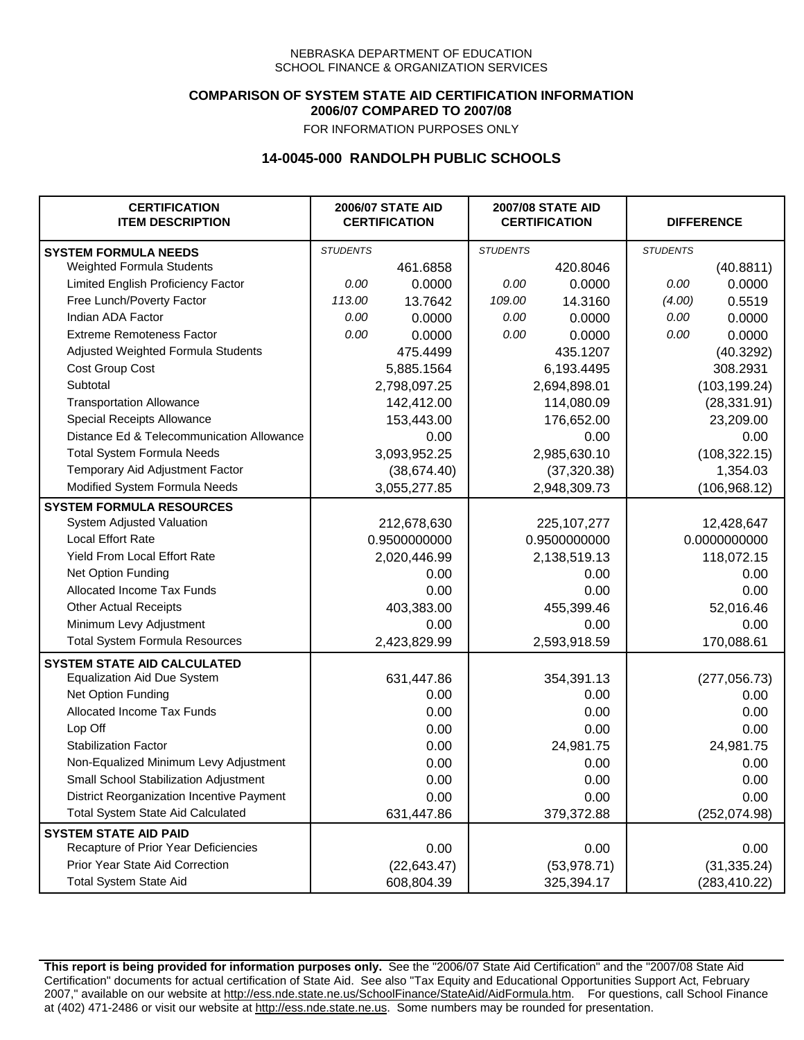NEBRASKA DEPARTMENT OF EDUCATION
SCHOOL FINANCE & ORGANIZATION SERVICES

**COMPARISON OF SYSTEM STATE AID CERTIFICATION INFORMATION**
**2006/07 COMPARED TO 2007/08**
FOR INFORMATION PURPOSES ONLY

## 14-0045-000 RANDOLPH PUBLIC SCHOOLS

| CERTIFICATION ITEM DESCRIPTION | 2006/07 STATE AID CERTIFICATION | | 2007/08 STATE AID CERTIFICATION | | DIFFERENCE | |
|---|---|---|---|---|---|---|
| **SYSTEM FORMULA NEEDS** | *STUDENTS* | | *STUDENTS* | | *STUDENTS* | |
| Weighted Formula Students | | 461.6858 | | 420.8046 | | (40.8811) |
| Limited English Proficiency Factor | *0.00* | 0.0000 | *0.00* | 0.0000 | *0.00* | 0.0000 |
| Free Lunch/Poverty Factor | *113.00* | 13.7642 | *109.00* | 14.3160 | *(4.00)* | 0.5519 |
| Indian ADA Factor | *0.00* | 0.0000 | *0.00* | 0.0000 | *0.00* | 0.0000 |
| Extreme Remoteness Factor | *0.00* | 0.0000 | *0.00* | 0.0000 | *0.00* | 0.0000 |
| Adjusted Weighted Formula Students | | 475.4499 | | 435.1207 | | (40.3292) |
| Cost Group Cost | | 5,885.1564 | | 6,193.4495 | | 308.2931 |
| Subtotal | | 2,798,097.25 | | 2,694,898.01 | | (103,199.24) |
| Transportation Allowance | | 142,412.00 | | 114,080.09 | | (28,331.91) |
| Special Receipts Allowance | | 153,443.00 | | 176,652.00 | | 23,209.00 |
| Distance Ed & Telecommunication Allowance | | 0.00 | | 0.00 | | 0.00 |
| Total System Formula Needs | | 3,093,952.25 | | 2,985,630.10 | | (108,322.15) |
| Temporary Aid Adjustment Factor | | (38,674.40) | | (37,320.38) | | 1,354.03 |
| Modified System Formula Needs | | 3,055,277.85 | | 2,948,309.73 | | (106,968.12) |
| **SYSTEM FORMULA RESOURCES** | | | | | | |
| System Adjusted Valuation | | 212,678,630 | | 225,107,277 | | 12,428,647 |
| Local Effort Rate | | 0.9500000000 | | 0.9500000000 | | 0.0000000000 |
| Yield From Local Effort Rate | | 2,020,446.99 | | 2,138,519.13 | | 118,072.15 |
| Net Option Funding | | 0.00 | | 0.00 | | 0.00 |
| Allocated Income Tax Funds | | 0.00 | | 0.00 | | 0.00 |
| Other Actual Receipts | | 403,383.00 | | 455,399.46 | | 52,016.46 |
| Minimum Levy Adjustment | | 0.00 | | 0.00 | | 0.00 |
| Total System Formula Resources | | 2,423,829.99 | | 2,593,918.59 | | 170,088.61 |
| **SYSTEM STATE AID CALCULATED** | | | | | | |
| Equalization Aid Due System | | 631,447.86 | | 354,391.13 | | (277,056.73) |
| Net Option Funding | | 0.00 | | 0.00 | | 0.00 |
| Allocated Income Tax Funds | | 0.00 | | 0.00 | | 0.00 |
| Lop Off | | 0.00 | | 0.00 | | 0.00 |
| Stabilization Factor | | 0.00 | | 24,981.75 | | 24,981.75 |
| Non-Equalized Minimum Levy Adjustment | | 0.00 | | 0.00 | | 0.00 |
| Small School Stabilization Adjustment | | 0.00 | | 0.00 | | 0.00 |
| District Reorganization Incentive Payment | | 0.00 | | 0.00 | | 0.00 |
| Total System State Aid Calculated | | 631,447.86 | | 379,372.88 | | (252,074.98) |
| **SYSTEM STATE AID PAID** | | | | | | |
| Recapture of Prior Year Deficiencies | | 0.00 | | 0.00 | | 0.00 |
| Prior Year State Aid Correction | | (22,643.47) | | (53,978.71) | | (31,335.24) |
| Total System State Aid | | 608,804.39 | | 325,394.17 | | (283,410.22) |

**This report is being provided for information purposes only.** See the "2006/07 State Aid Certification" and the "2007/08 State Aid Certification" documents for actual certification of State Aid. See also "Tax Equity and Educational Opportunities Support Act, February 2007," available on our website at http://ess.nde.state.ne.us/SchoolFinance/StateAid/AidFormula.htm. For questions, call School Finance at (402) 471-2486 or visit our website at http://ess.nde.state.ne.us. Some numbers may be rounded for presentation.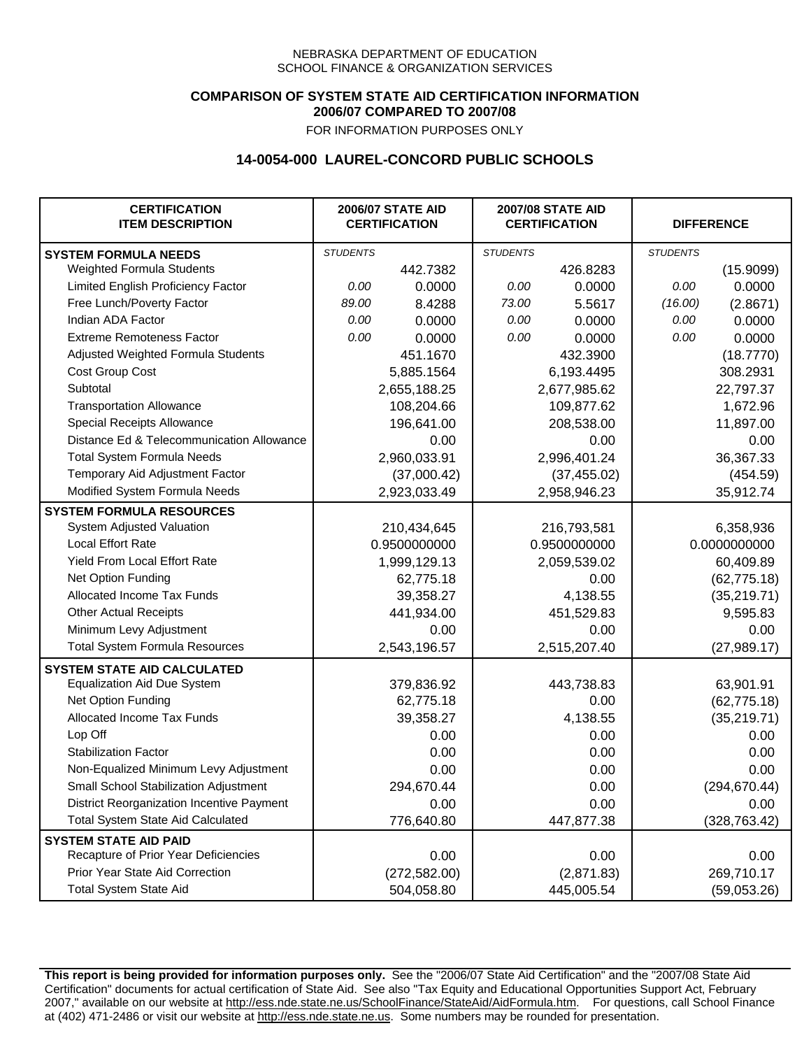NEBRASKA DEPARTMENT OF EDUCATION
SCHOOL FINANCE & ORGANIZATION SERVICES

**COMPARISON OF SYSTEM STATE AID CERTIFICATION INFORMATION**
**2006/07 COMPARED TO 2007/08**
FOR INFORMATION PURPOSES ONLY

## 14-0054-000 LAUREL-CONCORD PUBLIC SCHOOLS

| CERTIFICATION ITEM DESCRIPTION | 2006/07 STATE AID CERTIFICATION | | 2007/08 STATE AID CERTIFICATION | | DIFFERENCE | |
|---|---|---|---|---|---|---|
| **SYSTEM FORMULA NEEDS** | *STUDENTS* | | *STUDENTS* | | *STUDENTS* | |
| Weighted Formula Students | | 442.7382 | | 426.8283 | | (15.9099) |
| Limited English Proficiency Factor | *0.00* | 0.0000 | *0.00* | 0.0000 | *0.00* | 0.0000 |
| Free Lunch/Poverty Factor | *89.00* | 8.4288 | *73.00* | 5.5617 | *(16.00)* | (2.8671) |
| Indian ADA Factor | *0.00* | 0.0000 | *0.00* | 0.0000 | *0.00* | 0.0000 |
| Extreme Remoteness Factor | *0.00* | 0.0000 | *0.00* | 0.0000 | *0.00* | 0.0000 |
| Adjusted Weighted Formula Students | | 451.1670 | | 432.3900 | | (18.7770) |
| Cost Group Cost | | 5,885.1564 | | 6,193.4495 | | 308.2931 |
| Subtotal | | 2,655,188.25 | | 2,677,985.62 | | 22,797.37 |
| Transportation Allowance | | 108,204.66 | | 109,877.62 | | 1,672.96 |
| Special Receipts Allowance | | 196,641.00 | | 208,538.00 | | 11,897.00 |
| Distance Ed & Telecommunication Allowance | | 0.00 | | 0.00 | | 0.00 |
| Total System Formula Needs | | 2,960,033.91 | | 2,996,401.24 | | 36,367.33 |
| Temporary Aid Adjustment Factor | | (37,000.42) | | (37,455.02) | | (454.59) |
| Modified System Formula Needs | | 2,923,033.49 | | 2,958,946.23 | | 35,912.74 |
| **SYSTEM FORMULA RESOURCES** | | | | | | |
| System Adjusted Valuation | | 210,434,645 | | 216,793,581 | | 6,358,936 |
| Local Effort Rate | | 0.9500000000 | | 0.9500000000 | | 0.0000000000 |
| Yield From Local Effort Rate | | 1,999,129.13 | | 2,059,539.02 | | 60,409.89 |
| Net Option Funding | | 62,775.18 | | 0.00 | | (62,775.18) |
| Allocated Income Tax Funds | | 39,358.27 | | 4,138.55 | | (35,219.71) |
| Other Actual Receipts | | 441,934.00 | | 451,529.83 | | 9,595.83 |
| Minimum Levy Adjustment | | 0.00 | | 0.00 | | 0.00 |
| Total System Formula Resources | | 2,543,196.57 | | 2,515,207.40 | | (27,989.17) |
| **SYSTEM STATE AID CALCULATED** | | | | | | |
| Equalization Aid Due System | | 379,836.92 | | 443,738.83 | | 63,901.91 |
| Net Option Funding | | 62,775.18 | | 0.00 | | (62,775.18) |
| Allocated Income Tax Funds | | 39,358.27 | | 4,138.55 | | (35,219.71) |
| Lop Off | | 0.00 | | 0.00 | | 0.00 |
| Stabilization Factor | | 0.00 | | 0.00 | | 0.00 |
| Non-Equalized Minimum Levy Adjustment | | 0.00 | | 0.00 | | 0.00 |
| Small School Stabilization Adjustment | | 294,670.44 | | 0.00 | | (294,670.44) |
| District Reorganization Incentive Payment | | 0.00 | | 0.00 | | 0.00 |
| Total System State Aid Calculated | | 776,640.80 | | 447,877.38 | | (328,763.42) |
| **SYSTEM STATE AID PAID** | | | | | | |
| Recapture of Prior Year Deficiencies | | 0.00 | | 0.00 | | 0.00 |
| Prior Year State Aid Correction | | (272,582.00) | | (2,871.83) | | 269,710.17 |
| Total System State Aid | | 504,058.80 | | 445,005.54 | | (59,053.26) |

**This report is being provided for information purposes only.** See the "2006/07 State Aid Certification" and the "2007/08 State Aid Certification" documents for actual certification of State Aid. See also "Tax Equity and Educational Opportunities Support Act, February 2007," available on our website at http://ess.nde.state.ne.us/SchoolFinance/StateAid/AidFormula.htm. For questions, call School Finance at (402) 471-2486 or visit our website at http://ess.nde.state.ne.us. Some numbers may be rounded for presentation.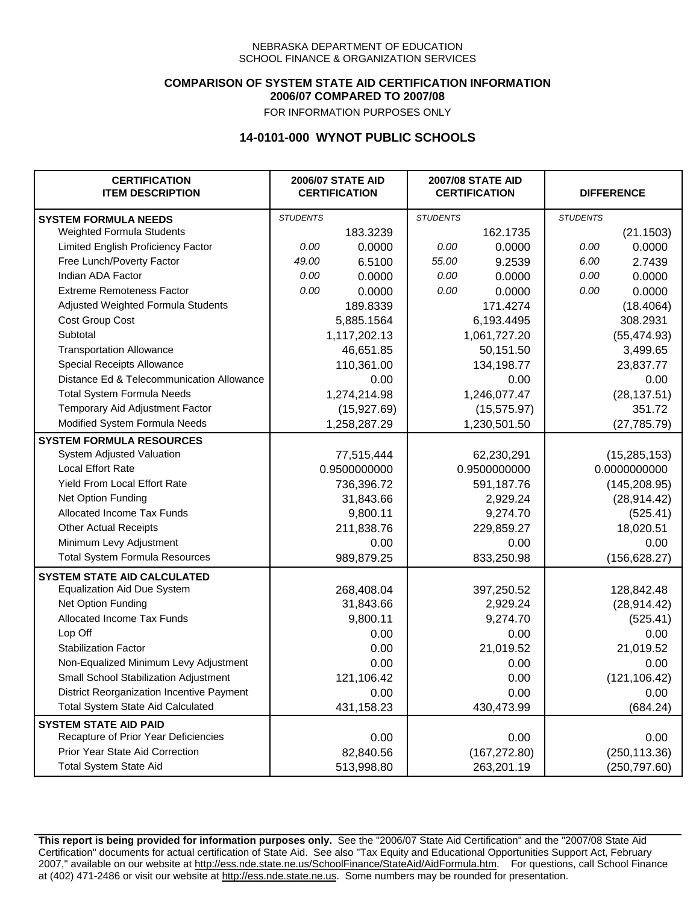NEBRASKA DEPARTMENT OF EDUCATION
SCHOOL FINANCE & ORGANIZATION SERVICES

**COMPARISON OF SYSTEM STATE AID CERTIFICATION INFORMATION**
**2006/07 COMPARED TO 2007/08**
FOR INFORMATION PURPOSES ONLY

## 14-0101-000 WYNOT PUBLIC SCHOOLS

| CERTIFICATION ITEM DESCRIPTION | 2006/07 STATE AID CERTIFICATION | | 2007/08 STATE AID CERTIFICATION | | DIFFERENCE | |
|---|---|---|---|---|---|---|
| **SYSTEM FORMULA NEEDS** | *STUDENTS* | | *STUDENTS* | | *STUDENTS* | |
| Weighted Formula Students | | 183.3239 | | 162.1735 | | (21.1503) |
| Limited English Proficiency Factor | *0.00* | 0.0000 | *0.00* | 0.0000 | *0.00* | 0.0000 |
| Free Lunch/Poverty Factor | *49.00* | 6.5100 | *55.00* | 9.2539 | *6.00* | 2.7439 |
| Indian ADA Factor | *0.00* | 0.0000 | *0.00* | 0.0000 | *0.00* | 0.0000 |
| Extreme Remoteness Factor | *0.00* | 0.0000 | *0.00* | 0.0000 | *0.00* | 0.0000 |
| Adjusted Weighted Formula Students | | 189.8339 | | 171.4274 | | (18.4064) |
| Cost Group Cost | | 5,885.1564 | | 6,193.4495 | | 308.2931 |
| Subtotal | | 1,117,202.13 | | 1,061,727.20 | | (55,474.93) |
| Transportation Allowance | | 46,651.85 | | 50,151.50 | | 3,499.65 |
| Special Receipts Allowance | | 110,361.00 | | 134,198.77 | | 23,837.77 |
| Distance Ed & Telecommunication Allowance | | 0.00 | | 0.00 | | 0.00 |
| Total System Formula Needs | | 1,274,214.98 | | 1,246,077.47 | | (28,137.51) |
| Temporary Aid Adjustment Factor | | (15,927.69) | | (15,575.97) | | 351.72 |
| Modified System Formula Needs | | 1,258,287.29 | | 1,230,501.50 | | (27,785.79) |
| **SYSTEM FORMULA RESOURCES** | | | | | | |
| System Adjusted Valuation | | 77,515,444 | | 62,230,291 | | (15,285,153) |
| Local Effort Rate | | 0.9500000000 | | 0.9500000000 | | 0.0000000000 |
| Yield From Local Effort Rate | | 736,396.72 | | 591,187.76 | | (145,208.95) |
| Net Option Funding | | 31,843.66 | | 2,929.24 | | (28,914.42) |
| Allocated Income Tax Funds | | 9,800.11 | | 9,274.70 | | (525.41) |
| Other Actual Receipts | | 211,838.76 | | 229,859.27 | | 18,020.51 |
| Minimum Levy Adjustment | | 0.00 | | 0.00 | | 0.00 |
| Total System Formula Resources | | 989,879.25 | | 833,250.98 | | (156,628.27) |
| **SYSTEM STATE AID CALCULATED** | | | | | | |
| Equalization Aid Due System | | 268,408.04 | | 397,250.52 | | 128,842.48 |
| Net Option Funding | | 31,843.66 | | 2,929.24 | | (28,914.42) |
| Allocated Income Tax Funds | | 9,800.11 | | 9,274.70 | | (525.41) |
| Lop Off | | 0.00 | | 0.00 | | 0.00 |
| Stabilization Factor | | 0.00 | | 21,019.52 | | 21,019.52 |
| Non-Equalized Minimum Levy Adjustment | | 0.00 | | 0.00 | | 0.00 |
| Small School Stabilization Adjustment | | 121,106.42 | | 0.00 | | (121,106.42) |
| District Reorganization Incentive Payment | | 0.00 | | 0.00 | | 0.00 |
| Total System State Aid Calculated | | 431,158.23 | | 430,473.99 | | (684.24) |
| **SYSTEM STATE AID PAID** | | | | | | |
| Recapture of Prior Year Deficiencies | | 0.00 | | 0.00 | | 0.00 |
| Prior Year State Aid Correction | | 82,840.56 | | (167,272.80) | | (250,113.36) |
| Total System State Aid | | 513,998.80 | | 263,201.19 | | (250,797.60) |

**This report is being provided for information purposes only.** See the "2006/07 State Aid Certification" and the "2007/08 State Aid Certification" documents for actual certification of State Aid. See also "Tax Equity and Educational Opportunities Support Act, February 2007," available on our website at http://ess.nde.state.ne.us/SchoolFinance/StateAid/AidFormula.htm. For questions, call School Finance at (402) 471-2486 or visit our website at http://ess.nde.state.ne.us. Some numbers may be rounded for presentation.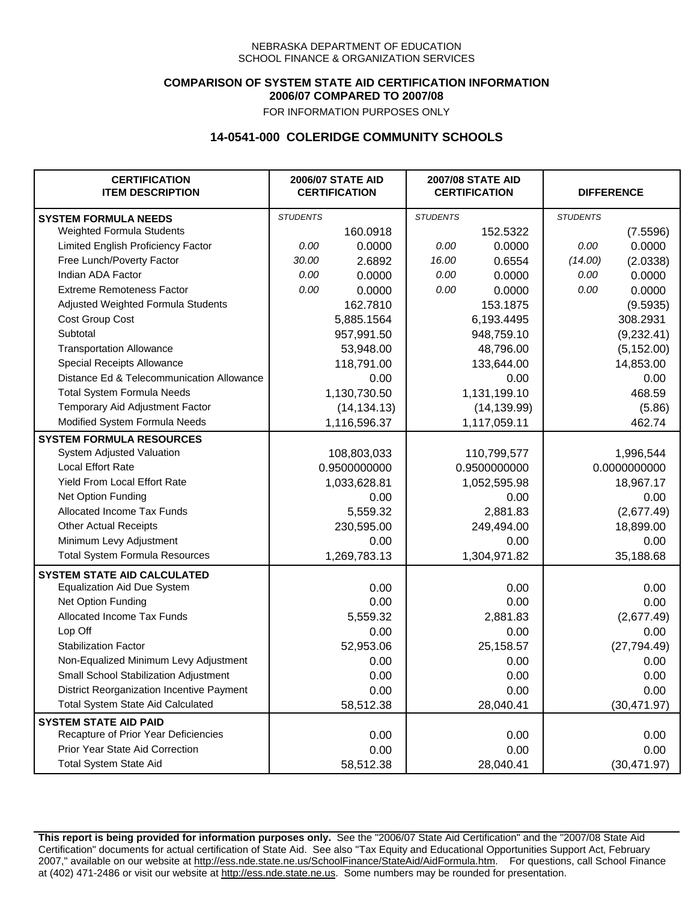NEBRASKA DEPARTMENT OF EDUCATION
SCHOOL FINANCE & ORGANIZATION SERVICES

**COMPARISON OF SYSTEM STATE AID CERTIFICATION INFORMATION**
**2006/07 COMPARED TO 2007/08**
FOR INFORMATION PURPOSES ONLY

## 14-0541-000 COLERIDGE COMMUNITY SCHOOLS

| CERTIFICATION ITEM DESCRIPTION | 2006/07 STATE AID CERTIFICATION | | 2007/08 STATE AID CERTIFICATION | | DIFFERENCE | |
|---|---|---|---|---|---|---|
| **SYSTEM FORMULA NEEDS** | *STUDENTS* | | *STUDENTS* | | *STUDENTS* | |
| Weighted Formula Students | | 160.0918 | | 152.5322 | | (7.5596) |
| Limited English Proficiency Factor | *0.00* | 0.0000 | *0.00* | 0.0000 | *0.00* | 0.0000 |
| Free Lunch/Poverty Factor | *30.00* | 2.6892 | *16.00* | 0.6554 | *(14.00)* | (2.0338) |
| Indian ADA Factor | *0.00* | 0.0000 | *0.00* | 0.0000 | *0.00* | 0.0000 |
| Extreme Remoteness Factor | *0.00* | 0.0000 | *0.00* | 0.0000 | *0.00* | 0.0000 |
| Adjusted Weighted Formula Students | | 162.7810 | | 153.1875 | | (9.5935) |
| Cost Group Cost | | 5,885.1564 | | 6,193.4495 | | 308.2931 |
| Subtotal | | 957,991.50 | | 948,759.10 | | (9,232.41) |
| Transportation Allowance | | 53,948.00 | | 48,796.00 | | (5,152.00) |
| Special Receipts Allowance | | 118,791.00 | | 133,644.00 | | 14,853.00 |
| Distance Ed & Telecommunication Allowance | | 0.00 | | 0.00 | | 0.00 |
| Total System Formula Needs | | 1,130,730.50 | | 1,131,199.10 | | 468.59 |
| Temporary Aid Adjustment Factor | | (14,134.13) | | (14,139.99) | | (5.86) |
| Modified System Formula Needs | | 1,116,596.37 | | 1,117,059.11 | | 462.74 |
| **SYSTEM FORMULA RESOURCES** | | | | | | |
| System Adjusted Valuation | | 108,803,033 | | 110,799,577 | | 1,996,544 |
| Local Effort Rate | | 0.9500000000 | | 0.9500000000 | | 0.0000000000 |
| Yield From Local Effort Rate | | 1,033,628.81 | | 1,052,595.98 | | 18,967.17 |
| Net Option Funding | | 0.00 | | 0.00 | | 0.00 |
| Allocated Income Tax Funds | | 5,559.32 | | 2,881.83 | | (2,677.49) |
| Other Actual Receipts | | 230,595.00 | | 249,494.00 | | 18,899.00 |
| Minimum Levy Adjustment | | 0.00 | | 0.00 | | 0.00 |
| Total System Formula Resources | | 1,269,783.13 | | 1,304,971.82 | | 35,188.68 |
| **SYSTEM STATE AID CALCULATED** | | | | | | |
| Equalization Aid Due System | | 0.00 | | 0.00 | | 0.00 |
| Net Option Funding | | 0.00 | | 0.00 | | 0.00 |
| Allocated Income Tax Funds | | 5,559.32 | | 2,881.83 | | (2,677.49) |
| Lop Off | | 0.00 | | 0.00 | | 0.00 |
| Stabilization Factor | | 52,953.06 | | 25,158.57 | | (27,794.49) |
| Non-Equalized Minimum Levy Adjustment | | 0.00 | | 0.00 | | 0.00 |
| Small School Stabilization Adjustment | | 0.00 | | 0.00 | | 0.00 |
| District Reorganization Incentive Payment | | 0.00 | | 0.00 | | 0.00 |
| Total System State Aid Calculated | | 58,512.38 | | 28,040.41 | | (30,471.97) |
| **SYSTEM STATE AID PAID** | | | | | | |
| Recapture of Prior Year Deficiencies | | 0.00 | | 0.00 | | 0.00 |
| Prior Year State Aid Correction | | 0.00 | | 0.00 | | 0.00 |
| Total System State Aid | | 58,512.38 | | 28,040.41 | | (30,471.97) |

**This report is being provided for information purposes only.** See the "2006/07 State Aid Certification" and the "2007/08 State Aid Certification" documents for actual certification of State Aid. See also "Tax Equity and Educational Opportunities Support Act, February 2007," available on our website at http://ess.nde.state.ne.us/SchoolFinance/StateAid/AidFormula.htm. For questions, call School Finance at (402) 471-2486 or visit our website at http://ess.nde.state.ne.us. Some numbers may be rounded for presentation.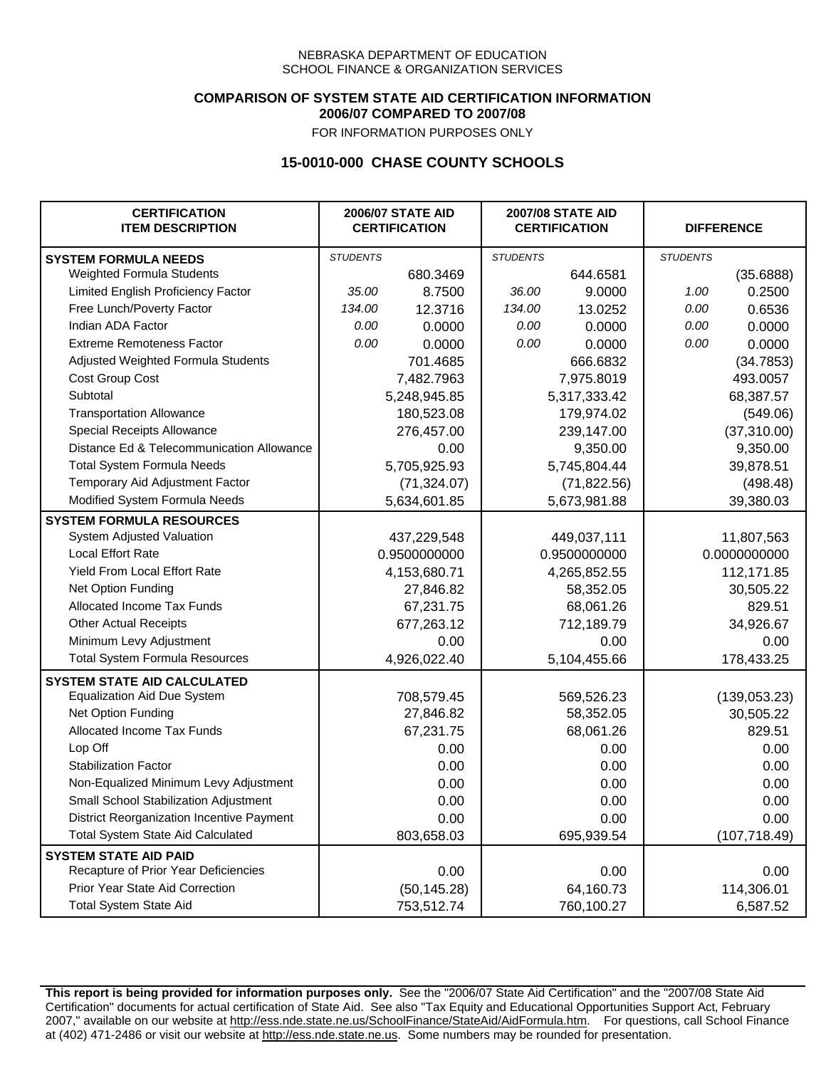NEBRASKA DEPARTMENT OF EDUCATION
SCHOOL FINANCE & ORGANIZATION SERVICES

**COMPARISON OF SYSTEM STATE AID CERTIFICATION INFORMATION**
**2006/07 COMPARED TO 2007/08**
FOR INFORMATION PURPOSES ONLY

## 15-0010-000 CHASE COUNTY SCHOOLS

| CERTIFICATION ITEM DESCRIPTION | 2006/07 STATE AID CERTIFICATION | | 2007/08 STATE AID CERTIFICATION | | DIFFERENCE | |
|---|---|---|---|---|---|---|
| **SYSTEM FORMULA NEEDS** | *STUDENTS* | | *STUDENTS* | | *STUDENTS* | |
| Weighted Formula Students | | 680.3469 | | 644.6581 | | (35.6888) |
| Limited English Proficiency Factor | *35.00* | 8.7500 | *36.00* | 9.0000 | *1.00* | 0.2500 |
| Free Lunch/Poverty Factor | *134.00* | 12.3716 | *134.00* | 13.0252 | *0.00* | 0.6536 |
| Indian ADA Factor | *0.00* | 0.0000 | *0.00* | 0.0000 | *0.00* | 0.0000 |
| Extreme Remoteness Factor | *0.00* | 0.0000 | *0.00* | 0.0000 | *0.00* | 0.0000 |
| Adjusted Weighted Formula Students | | 701.4685 | | 666.6832 | | (34.7853) |
| Cost Group Cost | | 7,482.7963 | | 7,975.8019 | | 493.0057 |
| Subtotal | | 5,248,945.85 | | 5,317,333.42 | | 68,387.57 |
| Transportation Allowance | | 180,523.08 | | 179,974.02 | | (549.06) |
| Special Receipts Allowance | | 276,457.00 | | 239,147.00 | | (37,310.00) |
| Distance Ed & Telecommunication Allowance | | 0.00 | | 9,350.00 | | 9,350.00 |
| Total System Formula Needs | | 5,705,925.93 | | 5,745,804.44 | | 39,878.51 |
| Temporary Aid Adjustment Factor | | (71,324.07) | | (71,822.56) | | (498.48) |
| Modified System Formula Needs | | 5,634,601.85 | | 5,673,981.88 | | 39,380.03 |
| **SYSTEM FORMULA RESOURCES** | | | | | | |
| System Adjusted Valuation | | 437,229,548 | | 449,037,111 | | 11,807,563 |
| Local Effort Rate | | 0.9500000000 | | 0.9500000000 | | 0.0000000000 |
| Yield From Local Effort Rate | | 4,153,680.71 | | 4,265,852.55 | | 112,171.85 |
| Net Option Funding | | 27,846.82 | | 58,352.05 | | 30,505.22 |
| Allocated Income Tax Funds | | 67,231.75 | | 68,061.26 | | 829.51 |
| Other Actual Receipts | | 677,263.12 | | 712,189.79 | | 34,926.67 |
| Minimum Levy Adjustment | | 0.00 | | 0.00 | | 0.00 |
| Total System Formula Resources | | 4,926,022.40 | | 5,104,455.66 | | 178,433.25 |
| **SYSTEM STATE AID CALCULATED** | | | | | | |
| Equalization Aid Due System | | 708,579.45 | | 569,526.23 | | (139,053.23) |
| Net Option Funding | | 27,846.82 | | 58,352.05 | | 30,505.22 |
| Allocated Income Tax Funds | | 67,231.75 | | 68,061.26 | | 829.51 |
| Lop Off | | 0.00 | | 0.00 | | 0.00 |
| Stabilization Factor | | 0.00 | | 0.00 | | 0.00 |
| Non-Equalized Minimum Levy Adjustment | | 0.00 | | 0.00 | | 0.00 |
| Small School Stabilization Adjustment | | 0.00 | | 0.00 | | 0.00 |
| District Reorganization Incentive Payment | | 0.00 | | 0.00 | | 0.00 |
| Total System State Aid Calculated | | 803,658.03 | | 695,939.54 | | (107,718.49) |
| **SYSTEM STATE AID PAID** | | | | | | |
| Recapture of Prior Year Deficiencies | | 0.00 | | 0.00 | | 0.00 |
| Prior Year State Aid Correction | | (50,145.28) | | 64,160.73 | | 114,306.01 |
| Total System State Aid | | 753,512.74 | | 760,100.27 | | 6,587.52 |

**This report is being provided for information purposes only.** See the "2006/07 State Aid Certification" and the "2007/08 State Aid Certification" documents for actual certification of State Aid. See also "Tax Equity and Educational Opportunities Support Act, February 2007," available on our website at http://ess.nde.state.ne.us/SchoolFinance/StateAid/AidFormula.htm. For questions, call School Finance at (402) 471-2486 or visit our website at http://ess.nde.state.ne.us. Some numbers may be rounded for presentation.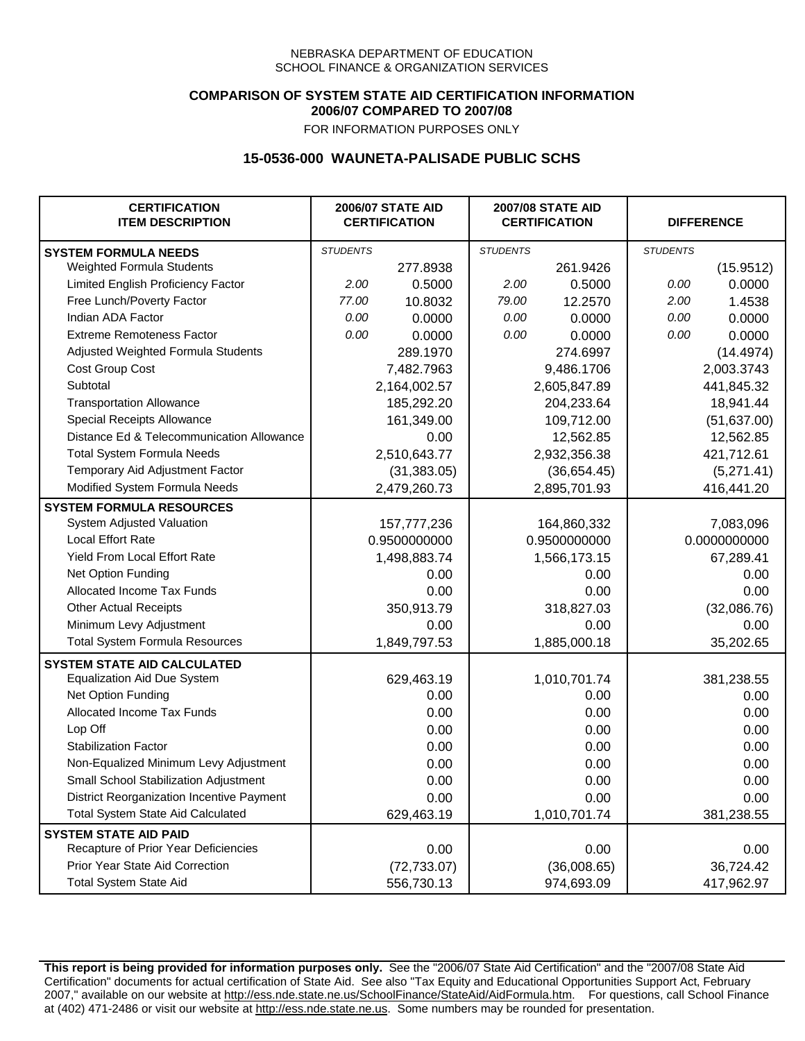NEBRASKA DEPARTMENT OF EDUCATION
SCHOOL FINANCE & ORGANIZATION SERVICES

**COMPARISON OF SYSTEM STATE AID CERTIFICATION INFORMATION**
**2006/07 COMPARED TO 2007/08**
FOR INFORMATION PURPOSES ONLY

## 15-0536-000 WAUNETA-PALISADE PUBLIC SCHS

| CERTIFICATION ITEM DESCRIPTION | 2006/07 STATE AID CERTIFICATION | | 2007/08 STATE AID CERTIFICATION | | DIFFERENCE | |
|---|---|---|---|---|---|---|
| **SYSTEM FORMULA NEEDS** | *STUDENTS* | | *STUDENTS* | | *STUDENTS* | |
| Weighted Formula Students | | 277.8938 | | 261.9426 | | (15.9512) |
| Limited English Proficiency Factor | *2.00* | 0.5000 | *2.00* | 0.5000 | *0.00* | 0.0000 |
| Free Lunch/Poverty Factor | *77.00* | 10.8032 | *79.00* | 12.2570 | *2.00* | 1.4538 |
| Indian ADA Factor | *0.00* | 0.0000 | *0.00* | 0.0000 | *0.00* | 0.0000 |
| Extreme Remoteness Factor | *0.00* | 0.0000 | *0.00* | 0.0000 | *0.00* | 0.0000 |
| Adjusted Weighted Formula Students | | 289.1970 | | 274.6997 | | (14.4974) |
| Cost Group Cost | | 7,482.7963 | | 9,486.1706 | | 2,003.3743 |
| Subtotal | | 2,164,002.57 | | 2,605,847.89 | | 441,845.32 |
| Transportation Allowance | | 185,292.20 | | 204,233.64 | | 18,941.44 |
| Special Receipts Allowance | | 161,349.00 | | 109,712.00 | | (51,637.00) |
| Distance Ed & Telecommunication Allowance | | 0.00 | | 12,562.85 | | 12,562.85 |
| Total System Formula Needs | | 2,510,643.77 | | 2,932,356.38 | | 421,712.61 |
| Temporary Aid Adjustment Factor | | (31,383.05) | | (36,654.45) | | (5,271.41) |
| Modified System Formula Needs | | 2,479,260.73 | | 2,895,701.93 | | 416,441.20 |
| **SYSTEM FORMULA RESOURCES** | | | | | | |
| System Adjusted Valuation | | 157,777,236 | | 164,860,332 | | 7,083,096 |
| Local Effort Rate | | 0.9500000000 | | 0.9500000000 | | 0.0000000000 |
| Yield From Local Effort Rate | | 1,498,883.74 | | 1,566,173.15 | | 67,289.41 |
| Net Option Funding | | 0.00 | | 0.00 | | 0.00 |
| Allocated Income Tax Funds | | 0.00 | | 0.00 | | 0.00 |
| Other Actual Receipts | | 350,913.79 | | 318,827.03 | | (32,086.76) |
| Minimum Levy Adjustment | | 0.00 | | 0.00 | | 0.00 |
| Total System Formula Resources | | 1,849,797.53 | | 1,885,000.18 | | 35,202.65 |
| **SYSTEM STATE AID CALCULATED** | | | | | | |
| Equalization Aid Due System | | 629,463.19 | | 1,010,701.74 | | 381,238.55 |
| Net Option Funding | | 0.00 | | 0.00 | | 0.00 |
| Allocated Income Tax Funds | | 0.00 | | 0.00 | | 0.00 |
| Lop Off | | 0.00 | | 0.00 | | 0.00 |
| Stabilization Factor | | 0.00 | | 0.00 | | 0.00 |
| Non-Equalized Minimum Levy Adjustment | | 0.00 | | 0.00 | | 0.00 |
| Small School Stabilization Adjustment | | 0.00 | | 0.00 | | 0.00 |
| District Reorganization Incentive Payment | | 0.00 | | 0.00 | | 0.00 |
| Total System State Aid Calculated | | 629,463.19 | | 1,010,701.74 | | 381,238.55 |
| **SYSTEM STATE AID PAID** | | | | | | |
| Recapture of Prior Year Deficiencies | | 0.00 | | 0.00 | | 0.00 |
| Prior Year State Aid Correction | | (72,733.07) | | (36,008.65) | | 36,724.42 |
| Total System State Aid | | 556,730.13 | | 974,693.09 | | 417,962.97 |

**This report is being provided for information purposes only.** See the "2006/07 State Aid Certification" and the "2007/08 State Aid Certification" documents for actual certification of State Aid. See also "Tax Equity and Educational Opportunities Support Act, February 2007," available on our website at http://ess.nde.state.ne.us/SchoolFinance/StateAid/AidFormula.htm. For questions, call School Finance at (402) 471-2486 or visit our website at http://ess.nde.state.ne.us. Some numbers may be rounded for presentation.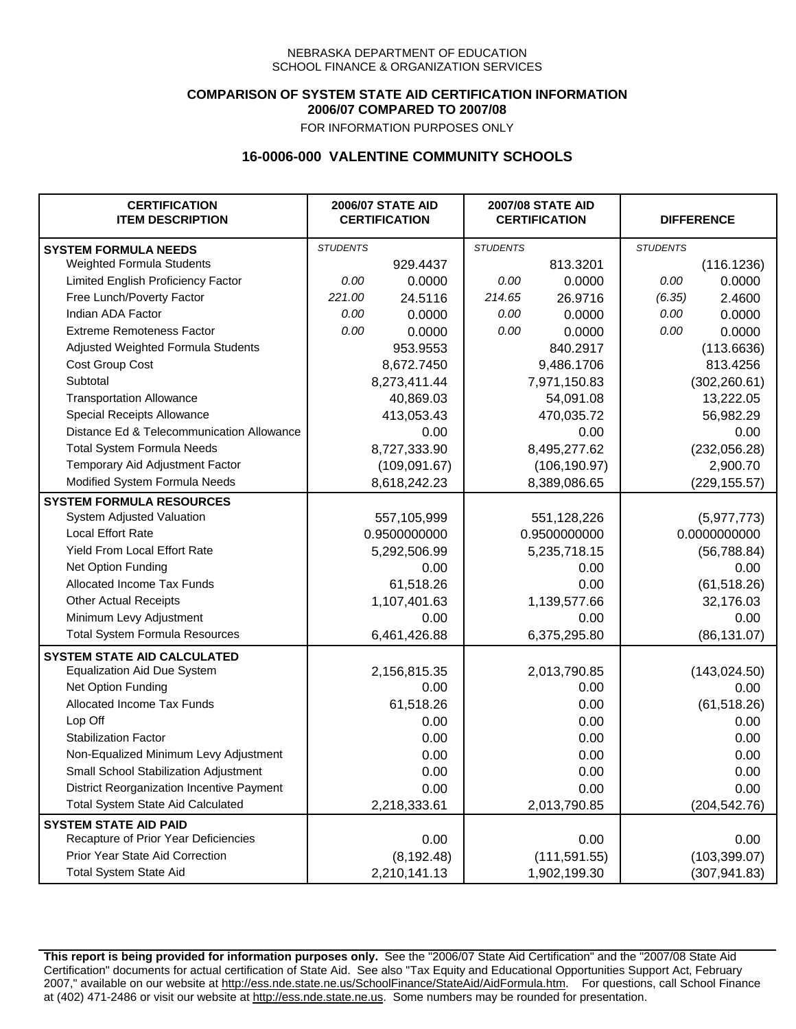NEBRASKA DEPARTMENT OF EDUCATION
SCHOOL FINANCE & ORGANIZATION SERVICES

**COMPARISON OF SYSTEM STATE AID CERTIFICATION INFORMATION**
**2006/07 COMPARED TO 2007/08**
FOR INFORMATION PURPOSES ONLY

## 16-0006-000 VALENTINE COMMUNITY SCHOOLS

| CERTIFICATION ITEM DESCRIPTION | 2006/07 STATE AID CERTIFICATION | | 2007/08 STATE AID CERTIFICATION | | DIFFERENCE | |
|---|---|---|---|---|---|---|
| **SYSTEM FORMULA NEEDS** | *STUDENTS* | | *STUDENTS* | | *STUDENTS* | |
| Weighted Formula Students | | 929.4437 | | 813.3201 | | (116.1236) |
| Limited English Proficiency Factor | *0.00* | 0.0000 | *0.00* | 0.0000 | *0.00* | 0.0000 |
| Free Lunch/Poverty Factor | *221.00* | 24.5116 | *214.65* | 26.9716 | *(6.35)* | 2.4600 |
| Indian ADA Factor | *0.00* | 0.0000 | *0.00* | 0.0000 | *0.00* | 0.0000 |
| Extreme Remoteness Factor | *0.00* | 0.0000 | *0.00* | 0.0000 | *0.00* | 0.0000 |
| Adjusted Weighted Formula Students | | 953.9553 | | 840.2917 | | (113.6636) |
| Cost Group Cost | | 8,672.7450 | | 9,486.1706 | | 813.4256 |
| Subtotal | | 8,273,411.44 | | 7,971,150.83 | | (302,260.61) |
| Transportation Allowance | | 40,869.03 | | 54,091.08 | | 13,222.05 |
| Special Receipts Allowance | | 413,053.43 | | 470,035.72 | | 56,982.29 |
| Distance Ed & Telecommunication Allowance | | 0.00 | | 0.00 | | 0.00 |
| Total System Formula Needs | | 8,727,333.90 | | 8,495,277.62 | | (232,056.28) |
| Temporary Aid Adjustment Factor | | (109,091.67) | | (106,190.97) | | 2,900.70 |
| Modified System Formula Needs | | 8,618,242.23 | | 8,389,086.65 | | (229,155.57) |
| **SYSTEM FORMULA RESOURCES** | | | | | | |
| System Adjusted Valuation | | 557,105,999 | | 551,128,226 | | (5,977,773) |
| Local Effort Rate | | 0.9500000000 | | 0.9500000000 | | 0.0000000000 |
| Yield From Local Effort Rate | | 5,292,506.99 | | 5,235,718.15 | | (56,788.84) |
| Net Option Funding | | 0.00 | | 0.00 | | 0.00 |
| Allocated Income Tax Funds | | 61,518.26 | | 0.00 | | (61,518.26) |
| Other Actual Receipts | | 1,107,401.63 | | 1,139,577.66 | | 32,176.03 |
| Minimum Levy Adjustment | | 0.00 | | 0.00 | | 0.00 |
| Total System Formula Resources | | 6,461,426.88 | | 6,375,295.80 | | (86,131.07) |
| **SYSTEM STATE AID CALCULATED** | | | | | | |
| Equalization Aid Due System | | 2,156,815.35 | | 2,013,790.85 | | (143,024.50) |
| Net Option Funding | | 0.00 | | 0.00 | | 0.00 |
| Allocated Income Tax Funds | | 61,518.26 | | 0.00 | | (61,518.26) |
| Lop Off | | 0.00 | | 0.00 | | 0.00 |
| Stabilization Factor | | 0.00 | | 0.00 | | 0.00 |
| Non-Equalized Minimum Levy Adjustment | | 0.00 | | 0.00 | | 0.00 |
| Small School Stabilization Adjustment | | 0.00 | | 0.00 | | 0.00 |
| District Reorganization Incentive Payment | | 0.00 | | 0.00 | | 0.00 |
| Total System State Aid Calculated | | 2,218,333.61 | | 2,013,790.85 | | (204,542.76) |
| **SYSTEM STATE AID PAID** | | | | | | |
| Recapture of Prior Year Deficiencies | | 0.00 | | 0.00 | | 0.00 |
| Prior Year State Aid Correction | | (8,192.48) | | (111,591.55) | | (103,399.07) |
| Total System State Aid | | 2,210,141.13 | | 1,902,199.30 | | (307,941.83) |

**This report is being provided for information purposes only.** See the "2006/07 State Aid Certification" and the "2007/08 State Aid Certification" documents for actual certification of State Aid. See also "Tax Equity and Educational Opportunities Support Act, February 2007," available on our website at http://ess.nde.state.ne.us/SchoolFinance/StateAid/AidFormula.htm. For questions, call School Finance at (402) 471-2486 or visit our website at http://ess.nde.state.ne.us. Some numbers may be rounded for presentation.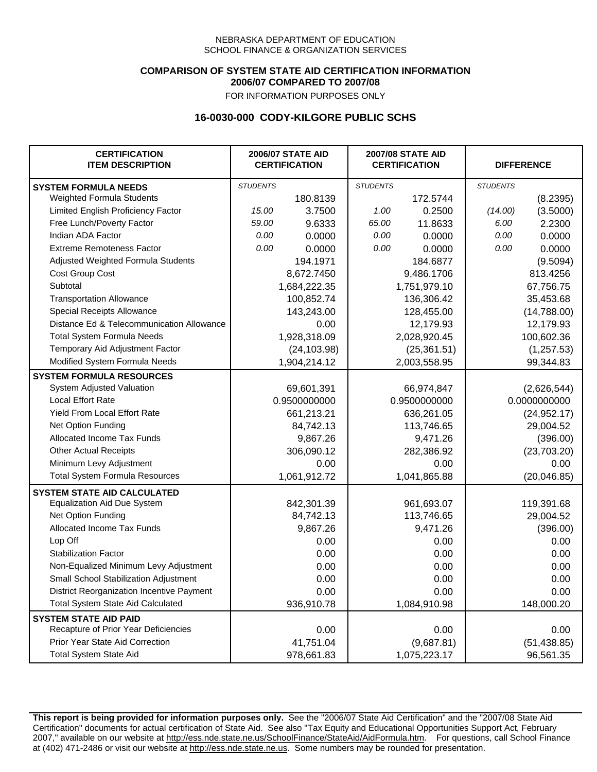NEBRASKA DEPARTMENT OF EDUCATION
SCHOOL FINANCE & ORGANIZATION SERVICES

**COMPARISON OF SYSTEM STATE AID CERTIFICATION INFORMATION**
**2006/07 COMPARED TO 2007/08**
FOR INFORMATION PURPOSES ONLY

## 16-0030-000 CODY-KILGORE PUBLIC SCHS

| CERTIFICATION ITEM DESCRIPTION | 2006/07 STATE AID CERTIFICATION | | 2007/08 STATE AID CERTIFICATION | | DIFFERENCE | |
|---|---|---|---|---|---|---|
| **SYSTEM FORMULA NEEDS** | *STUDENTS* | | *STUDENTS* | | *STUDENTS* | |
| Weighted Formula Students | | 180.8139 | | 172.5744 | | (8.2395) |
| Limited English Proficiency Factor | *15.00* | 3.7500 | *1.00* | 0.2500 | *(14.00)* | (3.5000) |
| Free Lunch/Poverty Factor | *59.00* | 9.6333 | *65.00* | 11.8633 | *6.00* | 2.2300 |
| Indian ADA Factor | *0.00* | 0.0000 | *0.00* | 0.0000 | *0.00* | 0.0000 |
| Extreme Remoteness Factor | *0.00* | 0.0000 | *0.00* | 0.0000 | *0.00* | 0.0000 |
| Adjusted Weighted Formula Students | | 194.1971 | | 184.6877 | | (9.5094) |
| Cost Group Cost | | 8,672.7450 | | 9,486.1706 | | 813.4256 |
| Subtotal | | 1,684,222.35 | | 1,751,979.10 | | 67,756.75 |
| Transportation Allowance | | 100,852.74 | | 136,306.42 | | 35,453.68 |
| Special Receipts Allowance | | 143,243.00 | | 128,455.00 | | (14,788.00) |
| Distance Ed & Telecommunication Allowance | | 0.00 | | 12,179.93 | | 12,179.93 |
| Total System Formula Needs | | 1,928,318.09 | | 2,028,920.45 | | 100,602.36 |
| Temporary Aid Adjustment Factor | | (24,103.98) | | (25,361.51) | | (1,257.53) |
| Modified System Formula Needs | | 1,904,214.12 | | 2,003,558.95 | | 99,344.83 |
| **SYSTEM FORMULA RESOURCES** | | | | | | |
| System Adjusted Valuation | | 69,601,391 | | 66,974,847 | | (2,626,544) |
| Local Effort Rate | | 0.9500000000 | | 0.9500000000 | | 0.0000000000 |
| Yield From Local Effort Rate | | 661,213.21 | | 636,261.05 | | (24,952.17) |
| Net Option Funding | | 84,742.13 | | 113,746.65 | | 29,004.52 |
| Allocated Income Tax Funds | | 9,867.26 | | 9,471.26 | | (396.00) |
| Other Actual Receipts | | 306,090.12 | | 282,386.92 | | (23,703.20) |
| Minimum Levy Adjustment | | 0.00 | | 0.00 | | 0.00 |
| Total System Formula Resources | | 1,061,912.72 | | 1,041,865.88 | | (20,046.85) |
| **SYSTEM STATE AID CALCULATED** | | | | | | |
| Equalization Aid Due System | | 842,301.39 | | 961,693.07 | | 119,391.68 |
| Net Option Funding | | 84,742.13 | | 113,746.65 | | 29,004.52 |
| Allocated Income Tax Funds | | 9,867.26 | | 9,471.26 | | (396.00) |
| Lop Off | | 0.00 | | 0.00 | | 0.00 |
| Stabilization Factor | | 0.00 | | 0.00 | | 0.00 |
| Non-Equalized Minimum Levy Adjustment | | 0.00 | | 0.00 | | 0.00 |
| Small School Stabilization Adjustment | | 0.00 | | 0.00 | | 0.00 |
| District Reorganization Incentive Payment | | 0.00 | | 0.00 | | 0.00 |
| Total System State Aid Calculated | | 936,910.78 | | 1,084,910.98 | | 148,000.20 |
| **SYSTEM STATE AID PAID** | | | | | | |
| Recapture of Prior Year Deficiencies | | 0.00 | | 0.00 | | 0.00 |
| Prior Year State Aid Correction | | 41,751.04 | | (9,687.81) | | (51,438.85) |
| Total System State Aid | | 978,661.83 | | 1,075,223.17 | | 96,561.35 |

**This report is being provided for information purposes only.** See the "2006/07 State Aid Certification" and the "2007/08 State Aid Certification" documents for actual certification of State Aid. See also "Tax Equity and Educational Opportunities Support Act, February 2007," available on our website at http://ess.nde.state.ne.us/SchoolFinance/StateAid/AidFormula.htm. For questions, call School Finance at (402) 471-2486 or visit our website at http://ess.nde.state.ne.us. Some numbers may be rounded for presentation.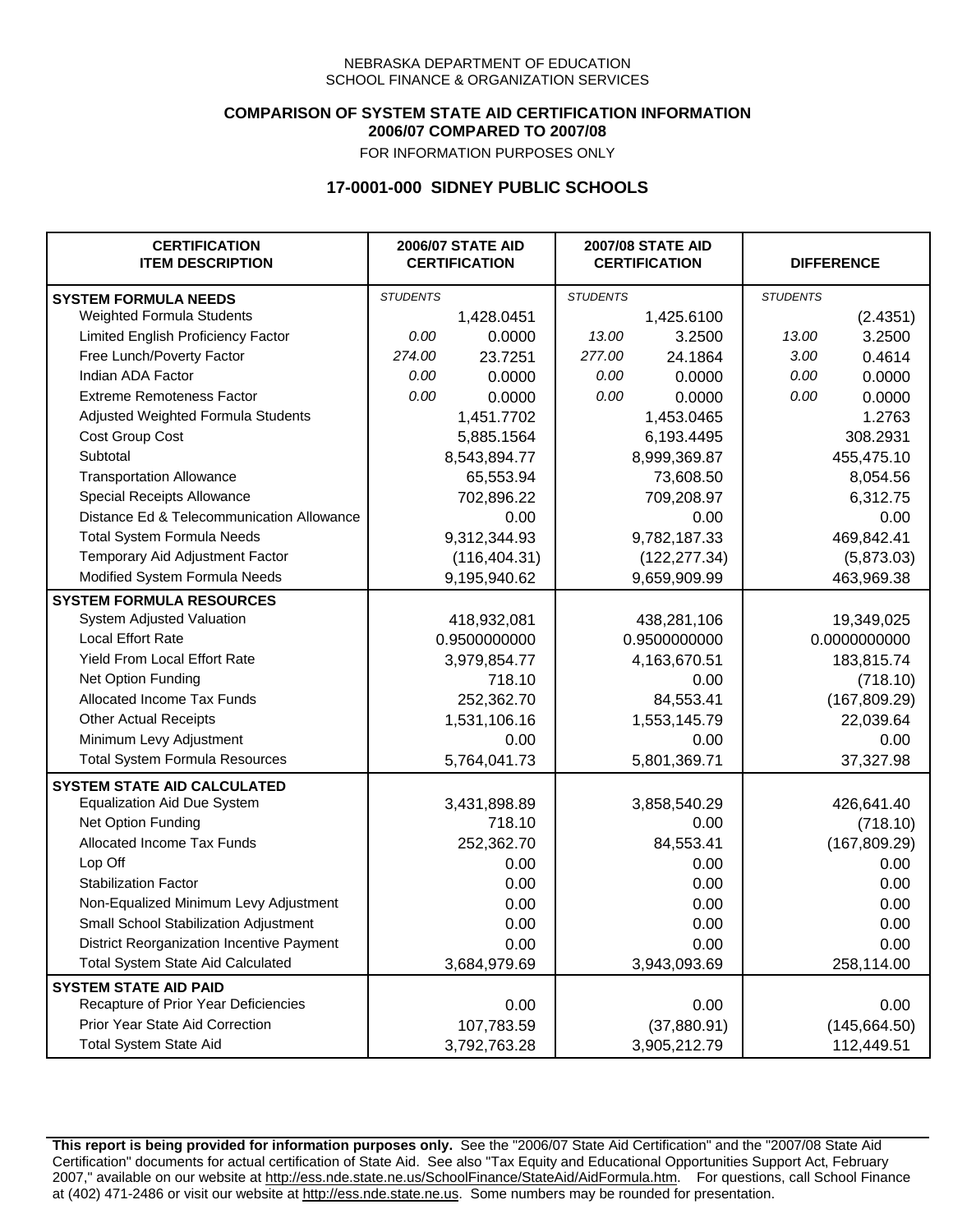NEBRASKA DEPARTMENT OF EDUCATION
SCHOOL FINANCE & ORGANIZATION SERVICES

**COMPARISON OF SYSTEM STATE AID CERTIFICATION INFORMATION**
**2006/07 COMPARED TO 2007/08**
FOR INFORMATION PURPOSES ONLY

## 17-0001-000 SIDNEY PUBLIC SCHOOLS

| CERTIFICATION ITEM DESCRIPTION | 2006/07 STATE AID CERTIFICATION | | 2007/08 STATE AID CERTIFICATION | | DIFFERENCE | |
|---|---|---|---|---|---|---|
| **SYSTEM FORMULA NEEDS** | *STUDENTS* | | *STUDENTS* | | *STUDENTS* | |
| Weighted Formula Students | | 1,428.0451 | | 1,425.6100 | | (2.4351) |
| Limited English Proficiency Factor | *0.00* | 0.0000 | *13.00* | 3.2500 | *13.00* | 3.2500 |
| Free Lunch/Poverty Factor | *274.00* | 23.7251 | *277.00* | 24.1864 | *3.00* | 0.4614 |
| Indian ADA Factor | *0.00* | 0.0000 | *0.00* | 0.0000 | *0.00* | 0.0000 |
| Extreme Remoteness Factor | *0.00* | 0.0000 | *0.00* | 0.0000 | *0.00* | 0.0000 |
| Adjusted Weighted Formula Students | | 1,451.7702 | | 1,453.0465 | | 1.2763 |
| Cost Group Cost | | 5,885.1564 | | 6,193.4495 | | 308.2931 |
| Subtotal | | 8,543,894.77 | | 8,999,369.87 | | 455,475.10 |
| Transportation Allowance | | 65,553.94 | | 73,608.50 | | 8,054.56 |
| Special Receipts Allowance | | 702,896.22 | | 709,208.97 | | 6,312.75 |
| Distance Ed & Telecommunication Allowance | | 0.00 | | 0.00 | | 0.00 |
| Total System Formula Needs | | 9,312,344.93 | | 9,782,187.33 | | 469,842.41 |
| Temporary Aid Adjustment Factor | | (116,404.31) | | (122,277.34) | | (5,873.03) |
| Modified System Formula Needs | | 9,195,940.62 | | 9,659,909.99 | | 463,969.38 |
| **SYSTEM FORMULA RESOURCES** | | | | | | |
| System Adjusted Valuation | | 418,932,081 | | 438,281,106 | | 19,349,025 |
| Local Effort Rate | | 0.9500000000 | | 0.9500000000 | | 0.0000000000 |
| Yield From Local Effort Rate | | 3,979,854.77 | | 4,163,670.51 | | 183,815.74 |
| Net Option Funding | | 718.10 | | 0.00 | | (718.10) |
| Allocated Income Tax Funds | | 252,362.70 | | 84,553.41 | | (167,809.29) |
| Other Actual Receipts | | 1,531,106.16 | | 1,553,145.79 | | 22,039.64 |
| Minimum Levy Adjustment | | 0.00 | | 0.00 | | 0.00 |
| Total System Formula Resources | | 5,764,041.73 | | 5,801,369.71 | | 37,327.98 |
| **SYSTEM STATE AID CALCULATED** | | | | | | |
| Equalization Aid Due System | | 3,431,898.89 | | 3,858,540.29 | | 426,641.40 |
| Net Option Funding | | 718.10 | | 0.00 | | (718.10) |
| Allocated Income Tax Funds | | 252,362.70 | | 84,553.41 | | (167,809.29) |
| Lop Off | | 0.00 | | 0.00 | | 0.00 |
| Stabilization Factor | | 0.00 | | 0.00 | | 0.00 |
| Non-Equalized Minimum Levy Adjustment | | 0.00 | | 0.00 | | 0.00 |
| Small School Stabilization Adjustment | | 0.00 | | 0.00 | | 0.00 |
| District Reorganization Incentive Payment | | 0.00 | | 0.00 | | 0.00 |
| Total System State Aid Calculated | | 3,684,979.69 | | 3,943,093.69 | | 258,114.00 |
| **SYSTEM STATE AID PAID** | | | | | | |
| Recapture of Prior Year Deficiencies | | 0.00 | | 0.00 | | 0.00 |
| Prior Year State Aid Correction | | 107,783.59 | | (37,880.91) | | (145,664.50) |
| Total System State Aid | | 3,792,763.28 | | 3,905,212.79 | | 112,449.51 |

**This report is being provided for information purposes only.** See the "2006/07 State Aid Certification" and the "2007/08 State Aid Certification" documents for actual certification of State Aid. See also "Tax Equity and Educational Opportunities Support Act, February 2007," available on our website at http://ess.nde.state.ne.us/SchoolFinance/StateAid/AidFormula.htm. For questions, call School Finance at (402) 471-2486 or visit our website at http://ess.nde.state.ne.us. Some numbers may be rounded for presentation.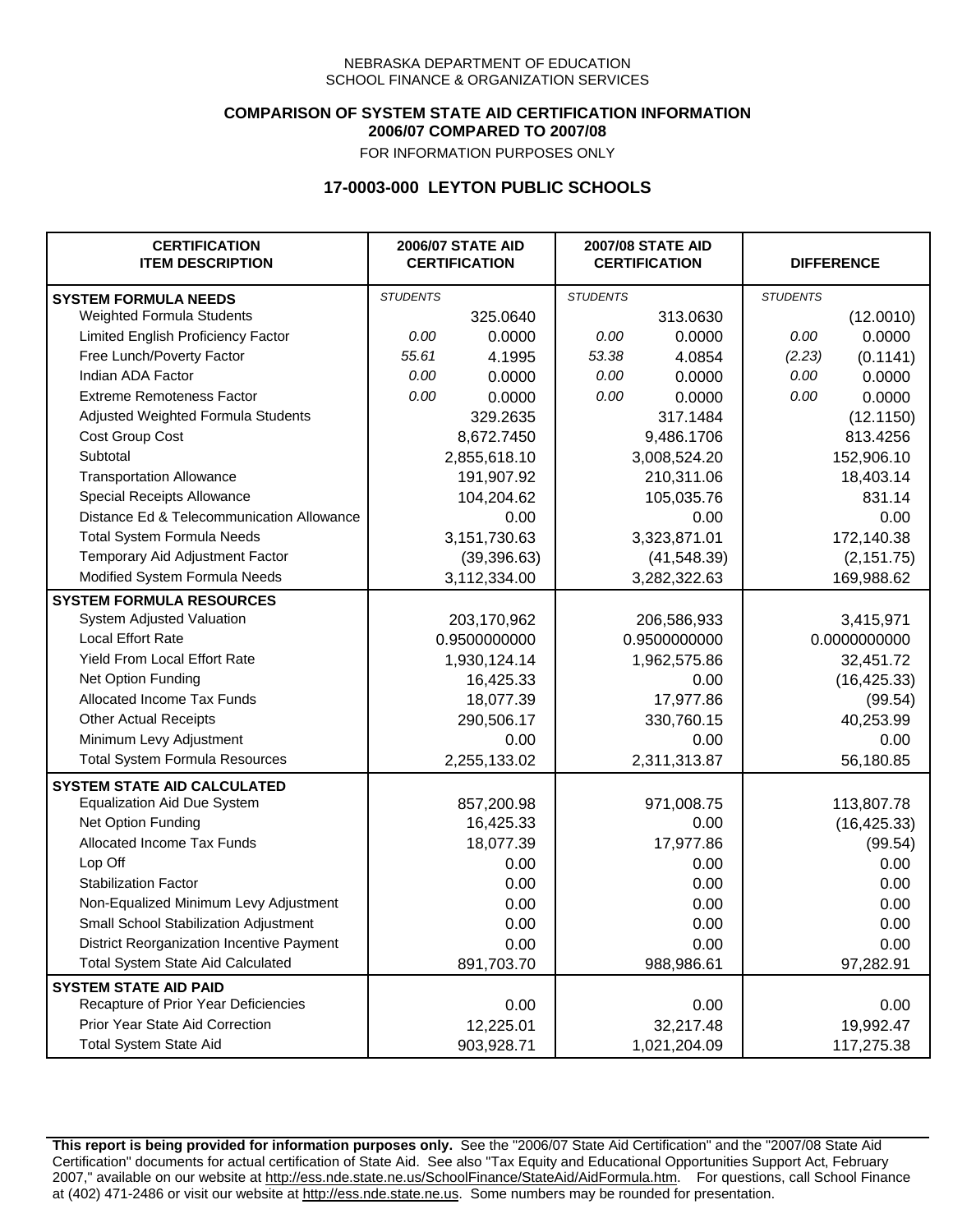NEBRASKA DEPARTMENT OF EDUCATION
SCHOOL FINANCE & ORGANIZATION SERVICES

**COMPARISON OF SYSTEM STATE AID CERTIFICATION INFORMATION**
**2006/07 COMPARED TO 2007/08**
FOR INFORMATION PURPOSES ONLY

## 17-0003-000 LEYTON PUBLIC SCHOOLS

| CERTIFICATION ITEM DESCRIPTION | 2006/07 STATE AID CERTIFICATION | | 2007/08 STATE AID CERTIFICATION | | DIFFERENCE | |
|---|---|---|---|---|---|---|
| **SYSTEM FORMULA NEEDS** | *STUDENTS* | | *STUDENTS* | | *STUDENTS* | |
| Weighted Formula Students | | 325.0640 | | 313.0630 | | (12.0010) |
| Limited English Proficiency Factor | *0.00* | 0.0000 | *0.00* | 0.0000 | *0.00* | 0.0000 |
| Free Lunch/Poverty Factor | *55.61* | 4.1995 | *53.38* | 4.0854 | *(2.23)* | (0.1141) |
| Indian ADA Factor | *0.00* | 0.0000 | *0.00* | 0.0000 | *0.00* | 0.0000 |
| Extreme Remoteness Factor | *0.00* | 0.0000 | *0.00* | 0.0000 | *0.00* | 0.0000 |
| Adjusted Weighted Formula Students | | 329.2635 | | 317.1484 | | (12.1150) |
| Cost Group Cost | | 8,672.7450 | | 9,486.1706 | | 813.4256 |
| Subtotal | | 2,855,618.10 | | 3,008,524.20 | | 152,906.10 |
| Transportation Allowance | | 191,907.92 | | 210,311.06 | | 18,403.14 |
| Special Receipts Allowance | | 104,204.62 | | 105,035.76 | | 831.14 |
| Distance Ed & Telecommunication Allowance | | 0.00 | | 0.00 | | 0.00 |
| Total System Formula Needs | | 3,151,730.63 | | 3,323,871.01 | | 172,140.38 |
| Temporary Aid Adjustment Factor | | (39,396.63) | | (41,548.39) | | (2,151.75) |
| Modified System Formula Needs | | 3,112,334.00 | | 3,282,322.63 | | 169,988.62 |
| **SYSTEM FORMULA RESOURCES** | | | | | | |
| System Adjusted Valuation | | 203,170,962 | | 206,586,933 | | 3,415,971 |
| Local Effort Rate | | 0.9500000000 | | 0.9500000000 | | 0.0000000000 |
| Yield From Local Effort Rate | | 1,930,124.14 | | 1,962,575.86 | | 32,451.72 |
| Net Option Funding | | 16,425.33 | | 0.00 | | (16,425.33) |
| Allocated Income Tax Funds | | 18,077.39 | | 17,977.86 | | (99.54) |
| Other Actual Receipts | | 290,506.17 | | 330,760.15 | | 40,253.99 |
| Minimum Levy Adjustment | | 0.00 | | 0.00 | | 0.00 |
| Total System Formula Resources | | 2,255,133.02 | | 2,311,313.87 | | 56,180.85 |
| **SYSTEM STATE AID CALCULATED** | | | | | | |
| Equalization Aid Due System | | 857,200.98 | | 971,008.75 | | 113,807.78 |
| Net Option Funding | | 16,425.33 | | 0.00 | | (16,425.33) |
| Allocated Income Tax Funds | | 18,077.39 | | 17,977.86 | | (99.54) |
| Lop Off | | 0.00 | | 0.00 | | 0.00 |
| Stabilization Factor | | 0.00 | | 0.00 | | 0.00 |
| Non-Equalized Minimum Levy Adjustment | | 0.00 | | 0.00 | | 0.00 |
| Small School Stabilization Adjustment | | 0.00 | | 0.00 | | 0.00 |
| District Reorganization Incentive Payment | | 0.00 | | 0.00 | | 0.00 |
| Total System State Aid Calculated | | 891,703.70 | | 988,986.61 | | 97,282.91 |
| **SYSTEM STATE AID PAID** | | | | | | |
| Recapture of Prior Year Deficiencies | | 0.00 | | 0.00 | | 0.00 |
| Prior Year State Aid Correction | | 12,225.01 | | 32,217.48 | | 19,992.47 |
| Total System State Aid | | 903,928.71 | | 1,021,204.09 | | 117,275.38 |

**This report is being provided for information purposes only.** See the "2006/07 State Aid Certification" and the "2007/08 State Aid Certification" documents for actual certification of State Aid. See also "Tax Equity and Educational Opportunities Support Act, February 2007," available on our website at http://ess.nde.state.ne.us/SchoolFinance/StateAid/AidFormula.htm. For questions, call School Finance at (402) 471-2486 or visit our website at http://ess.nde.state.ne.us. Some numbers may be rounded for presentation.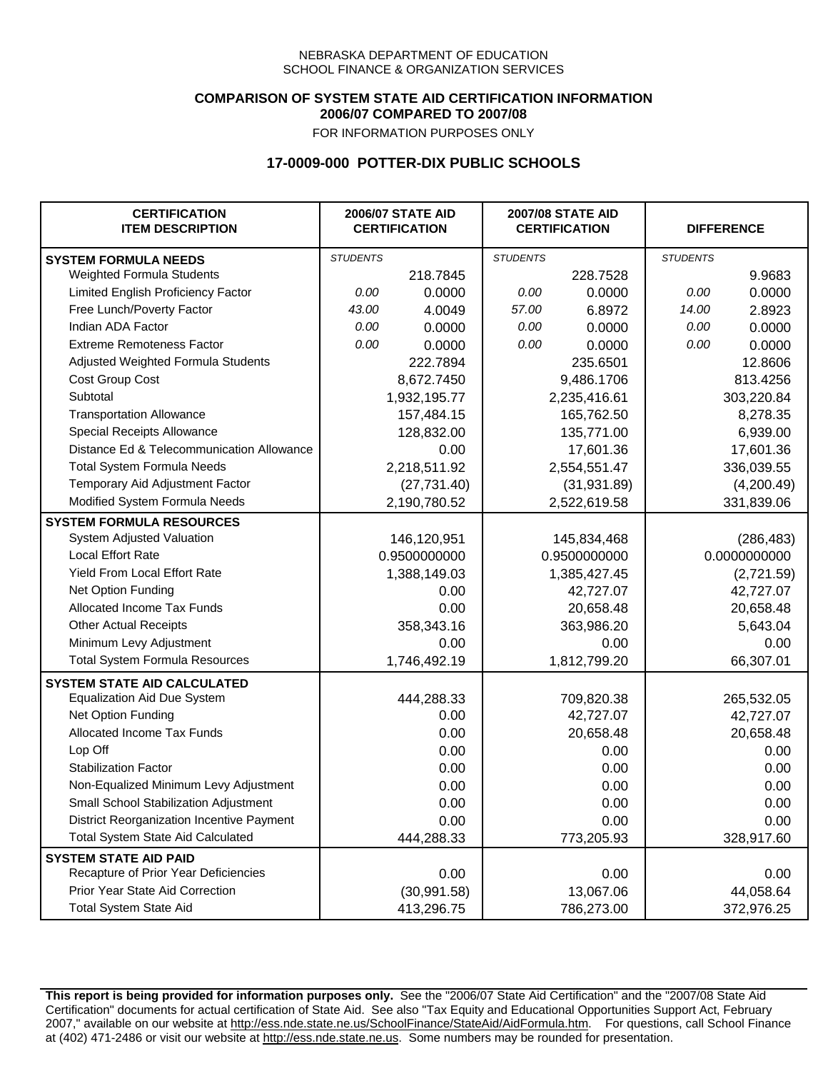NEBRASKA DEPARTMENT OF EDUCATION
SCHOOL FINANCE & ORGANIZATION SERVICES

**COMPARISON OF SYSTEM STATE AID CERTIFICATION INFORMATION**
**2006/07 COMPARED TO 2007/08**
FOR INFORMATION PURPOSES ONLY

## 17-0009-000 POTTER-DIX PUBLIC SCHOOLS

| CERTIFICATION ITEM DESCRIPTION | 2006/07 STATE AID CERTIFICATION | | 2007/08 STATE AID CERTIFICATION | | DIFFERENCE | |
|---|---|---|---|---|---|---|
| **SYSTEM FORMULA NEEDS** | *STUDENTS* | | *STUDENTS* | | *STUDENTS* | |
| Weighted Formula Students | | 218.7845 | | 228.7528 | | 9.9683 |
| Limited English Proficiency Factor | *0.00* | 0.0000 | *0.00* | 0.0000 | *0.00* | 0.0000 |
| Free Lunch/Poverty Factor | *43.00* | 4.0049 | *57.00* | 6.8972 | *14.00* | 2.8923 |
| Indian ADA Factor | *0.00* | 0.0000 | *0.00* | 0.0000 | *0.00* | 0.0000 |
| Extreme Remoteness Factor | *0.00* | 0.0000 | *0.00* | 0.0000 | *0.00* | 0.0000 |
| Adjusted Weighted Formula Students | | 222.7894 | | 235.6501 | | 12.8606 |
| Cost Group Cost | | 8,672.7450 | | 9,486.1706 | | 813.4256 |
| Subtotal | | 1,932,195.77 | | 2,235,416.61 | | 303,220.84 |
| Transportation Allowance | | 157,484.15 | | 165,762.50 | | 8,278.35 |
| Special Receipts Allowance | | 128,832.00 | | 135,771.00 | | 6,939.00 |
| Distance Ed & Telecommunication Allowance | | 0.00 | | 17,601.36 | | 17,601.36 |
| Total System Formula Needs | | 2,218,511.92 | | 2,554,551.47 | | 336,039.55 |
| Temporary Aid Adjustment Factor | | (27,731.40) | | (31,931.89) | | (4,200.49) |
| Modified System Formula Needs | | 2,190,780.52 | | 2,522,619.58 | | 331,839.06 |
| **SYSTEM FORMULA RESOURCES** | | | | | | |
| System Adjusted Valuation | | 146,120,951 | | 145,834,468 | | (286,483) |
| Local Effort Rate | | 0.9500000000 | | 0.9500000000 | | 0.0000000000 |
| Yield From Local Effort Rate | | 1,388,149.03 | | 1,385,427.45 | | (2,721.59) |
| Net Option Funding | | 0.00 | | 42,727.07 | | 42,727.07 |
| Allocated Income Tax Funds | | 0.00 | | 20,658.48 | | 20,658.48 |
| Other Actual Receipts | | 358,343.16 | | 363,986.20 | | 5,643.04 |
| Minimum Levy Adjustment | | 0.00 | | 0.00 | | 0.00 |
| Total System Formula Resources | | 1,746,492.19 | | 1,812,799.20 | | 66,307.01 |
| **SYSTEM STATE AID CALCULATED** | | | | | | |
| Equalization Aid Due System | | 444,288.33 | | 709,820.38 | | 265,532.05 |
| Net Option Funding | | 0.00 | | 42,727.07 | | 42,727.07 |
| Allocated Income Tax Funds | | 0.00 | | 20,658.48 | | 20,658.48 |
| Lop Off | | 0.00 | | 0.00 | | 0.00 |
| Stabilization Factor | | 0.00 | | 0.00 | | 0.00 |
| Non-Equalized Minimum Levy Adjustment | | 0.00 | | 0.00 | | 0.00 |
| Small School Stabilization Adjustment | | 0.00 | | 0.00 | | 0.00 |
| District Reorganization Incentive Payment | | 0.00 | | 0.00 | | 0.00 |
| Total System State Aid Calculated | | 444,288.33 | | 773,205.93 | | 328,917.60 |
| **SYSTEM STATE AID PAID** | | | | | | |
| Recapture of Prior Year Deficiencies | | 0.00 | | 0.00 | | 0.00 |
| Prior Year State Aid Correction | | (30,991.58) | | 13,067.06 | | 44,058.64 |
| Total System State Aid | | 413,296.75 | | 786,273.00 | | 372,976.25 |

**This report is being provided for information purposes only.** See the "2006/07 State Aid Certification" and the "2007/08 State Aid Certification" documents for actual certification of State Aid. See also "Tax Equity and Educational Opportunities Support Act, February 2007," available on our website at http://ess.nde.state.ne.us/SchoolFinance/StateAid/AidFormula.htm. For questions, call School Finance at (402) 471-2486 or visit our website at http://ess.nde.state.ne.us. Some numbers may be rounded for presentation.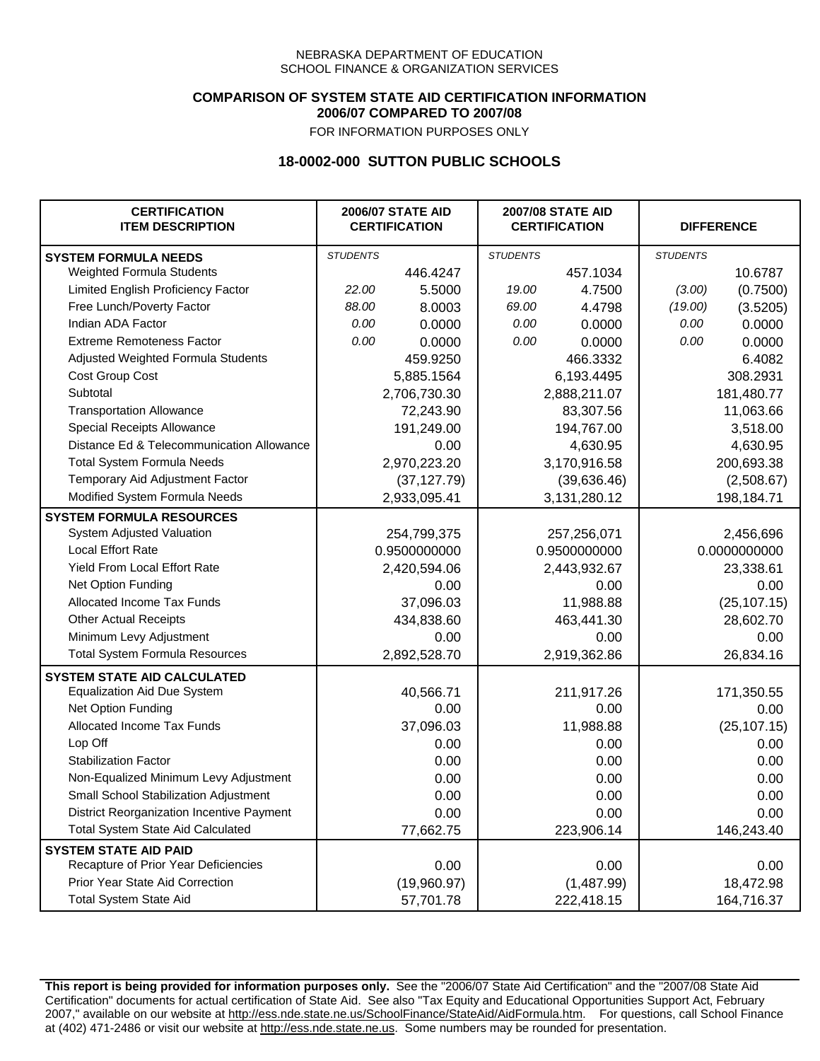NEBRASKA DEPARTMENT OF EDUCATION
SCHOOL FINANCE & ORGANIZATION SERVICES

**COMPARISON OF SYSTEM STATE AID CERTIFICATION INFORMATION**
**2006/07 COMPARED TO 2007/08**
FOR INFORMATION PURPOSES ONLY

## 18-0002-000 SUTTON PUBLIC SCHOOLS

| CERTIFICATION ITEM DESCRIPTION | 2006/07 STATE AID CERTIFICATION | | 2007/08 STATE AID CERTIFICATION | | DIFFERENCE | |
|---|---|---|---|---|---|---|
| **SYSTEM FORMULA NEEDS** | *STUDENTS* | | *STUDENTS* | | *STUDENTS* | |
| Weighted Formula Students | | 446.4247 | | 457.1034 | | 10.6787 |
| Limited English Proficiency Factor | *22.00* | 5.5000 | *19.00* | 4.7500 | *(3.00)* | (0.7500) |
| Free Lunch/Poverty Factor | *88.00* | 8.0003 | *69.00* | 4.4798 | *(19.00)* | (3.5205) |
| Indian ADA Factor | *0.00* | 0.0000 | *0.00* | 0.0000 | *0.00* | 0.0000 |
| Extreme Remoteness Factor | *0.00* | 0.0000 | *0.00* | 0.0000 | *0.00* | 0.0000 |
| Adjusted Weighted Formula Students | | 459.9250 | | 466.3332 | | 6.4082 |
| Cost Group Cost | | 5,885.1564 | | 6,193.4495 | | 308.2931 |
| Subtotal | | 2,706,730.30 | | 2,888,211.07 | | 181,480.77 |
| Transportation Allowance | | 72,243.90 | | 83,307.56 | | 11,063.66 |
| Special Receipts Allowance | | 191,249.00 | | 194,767.00 | | 3,518.00 |
| Distance Ed & Telecommunication Allowance | | 0.00 | | 4,630.95 | | 4,630.95 |
| Total System Formula Needs | | 2,970,223.20 | | 3,170,916.58 | | 200,693.38 |
| Temporary Aid Adjustment Factor | | (37,127.79) | | (39,636.46) | | (2,508.67) |
| Modified System Formula Needs | | 2,933,095.41 | | 3,131,280.12 | | 198,184.71 |
| **SYSTEM FORMULA RESOURCES** | | | | | | |
| System Adjusted Valuation | | 254,799,375 | | 257,256,071 | | 2,456,696 |
| Local Effort Rate | | 0.9500000000 | | 0.9500000000 | | 0.0000000000 |
| Yield From Local Effort Rate | | 2,420,594.06 | | 2,443,932.67 | | 23,338.61 |
| Net Option Funding | | 0.00 | | 0.00 | | 0.00 |
| Allocated Income Tax Funds | | 37,096.03 | | 11,988.88 | | (25,107.15) |
| Other Actual Receipts | | 434,838.60 | | 463,441.30 | | 28,602.70 |
| Minimum Levy Adjustment | | 0.00 | | 0.00 | | 0.00 |
| Total System Formula Resources | | 2,892,528.70 | | 2,919,362.86 | | 26,834.16 |
| **SYSTEM STATE AID CALCULATED** | | | | | | |
| Equalization Aid Due System | | 40,566.71 | | 211,917.26 | | 171,350.55 |
| Net Option Funding | | 0.00 | | 0.00 | | 0.00 |
| Allocated Income Tax Funds | | 37,096.03 | | 11,988.88 | | (25,107.15) |
| Lop Off | | 0.00 | | 0.00 | | 0.00 |
| Stabilization Factor | | 0.00 | | 0.00 | | 0.00 |
| Non-Equalized Minimum Levy Adjustment | | 0.00 | | 0.00 | | 0.00 |
| Small School Stabilization Adjustment | | 0.00 | | 0.00 | | 0.00 |
| District Reorganization Incentive Payment | | 0.00 | | 0.00 | | 0.00 |
| Total System State Aid Calculated | | 77,662.75 | | 223,906.14 | | 146,243.40 |
| **SYSTEM STATE AID PAID** | | | | | | |
| Recapture of Prior Year Deficiencies | | 0.00 | | 0.00 | | 0.00 |
| Prior Year State Aid Correction | | (19,960.97) | | (1,487.99) | | 18,472.98 |
| Total System State Aid | | 57,701.78 | | 222,418.15 | | 164,716.37 |

**This report is being provided for information purposes only.** See the "2006/07 State Aid Certification" and the "2007/08 State Aid Certification" documents for actual certification of State Aid. See also "Tax Equity and Educational Opportunities Support Act, February 2007," available on our website at http://ess.nde.state.ne.us/SchoolFinance/StateAid/AidFormula.htm. For questions, call School Finance at (402) 471-2486 or visit our website at http://ess.nde.state.ne.us. Some numbers may be rounded for presentation.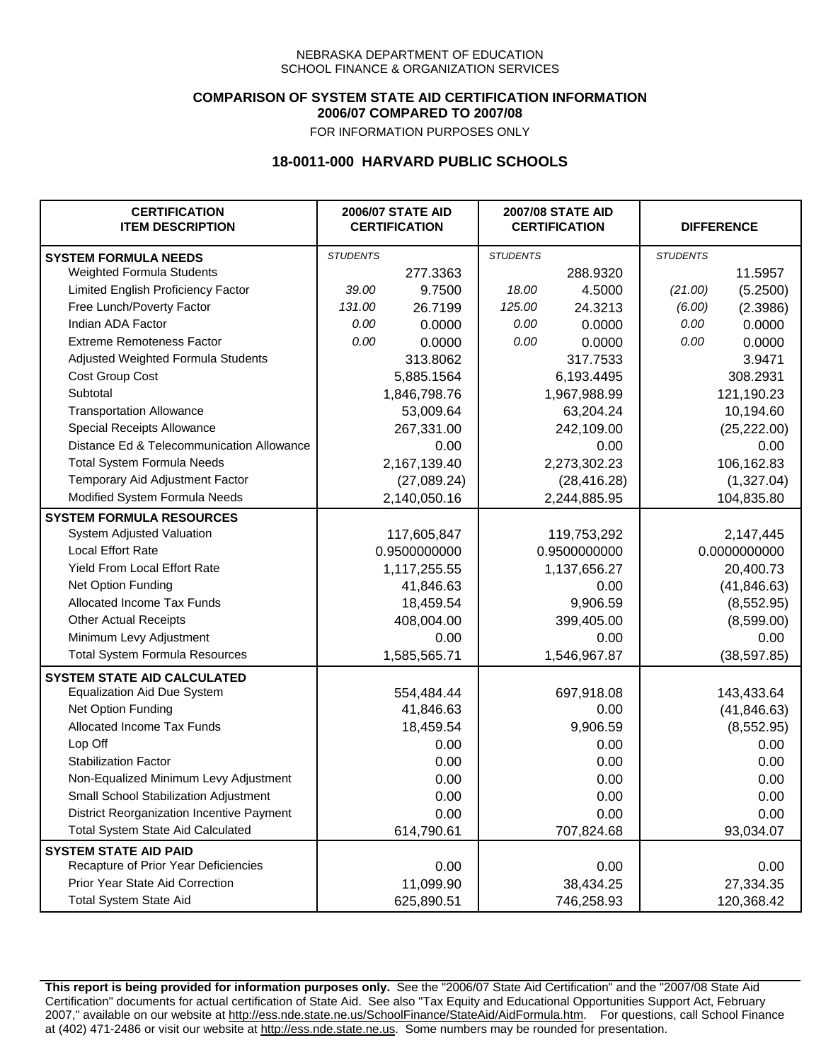NEBRASKA DEPARTMENT OF EDUCATION
SCHOOL FINANCE & ORGANIZATION SERVICES

**COMPARISON OF SYSTEM STATE AID CERTIFICATION INFORMATION**
**2006/07 COMPARED TO 2007/08**
FOR INFORMATION PURPOSES ONLY

## 18-0011-000 HARVARD PUBLIC SCHOOLS

| CERTIFICATION ITEM DESCRIPTION | 2006/07 STATE AID CERTIFICATION | | 2007/08 STATE AID CERTIFICATION | | DIFFERENCE | |
|---|---|---|---|---|---|---|
| **SYSTEM FORMULA NEEDS** | *STUDENTS* | | *STUDENTS* | | *STUDENTS* | |
| Weighted Formula Students | | 277.3363 | | 288.9320 | | 11.5957 |
| Limited English Proficiency Factor | *39.00* | 9.7500 | *18.00* | 4.5000 | *(21.00)* | (5.2500) |
| Free Lunch/Poverty Factor | *131.00* | 26.7199 | *125.00* | 24.3213 | *(6.00)* | (2.3986) |
| Indian ADA Factor | *0.00* | 0.0000 | *0.00* | 0.0000 | *0.00* | 0.0000 |
| Extreme Remoteness Factor | *0.00* | 0.0000 | *0.00* | 0.0000 | *0.00* | 0.0000 |
| Adjusted Weighted Formula Students | | 313.8062 | | 317.7533 | | 3.9471 |
| Cost Group Cost | | 5,885.1564 | | 6,193.4495 | | 308.2931 |
| Subtotal | | 1,846,798.76 | | 1,967,988.99 | | 121,190.23 |
| Transportation Allowance | | 53,009.64 | | 63,204.24 | | 10,194.60 |
| Special Receipts Allowance | | 267,331.00 | | 242,109.00 | | (25,222.00) |
| Distance Ed & Telecommunication Allowance | | 0.00 | | 0.00 | | 0.00 |
| Total System Formula Needs | | 2,167,139.40 | | 2,273,302.23 | | 106,162.83 |
| Temporary Aid Adjustment Factor | | (27,089.24) | | (28,416.28) | | (1,327.04) |
| Modified System Formula Needs | | 2,140,050.16 | | 2,244,885.95 | | 104,835.80 |
| **SYSTEM FORMULA RESOURCES** | | | | | | |
| System Adjusted Valuation | | 117,605,847 | | 119,753,292 | | 2,147,445 |
| Local Effort Rate | | 0.9500000000 | | 0.9500000000 | | 0.0000000000 |
| Yield From Local Effort Rate | | 1,117,255.55 | | 1,137,656.27 | | 20,400.73 |
| Net Option Funding | | 41,846.63 | | 0.00 | | (41,846.63) |
| Allocated Income Tax Funds | | 18,459.54 | | 9,906.59 | | (8,552.95) |
| Other Actual Receipts | | 408,004.00 | | 399,405.00 | | (8,599.00) |
| Minimum Levy Adjustment | | 0.00 | | 0.00 | | 0.00 |
| Total System Formula Resources | | 1,585,565.71 | | 1,546,967.87 | | (38,597.85) |
| **SYSTEM STATE AID CALCULATED** | | | | | | |
| Equalization Aid Due System | | 554,484.44 | | 697,918.08 | | 143,433.64 |
| Net Option Funding | | 41,846.63 | | 0.00 | | (41,846.63) |
| Allocated Income Tax Funds | | 18,459.54 | | 9,906.59 | | (8,552.95) |
| Lop Off | | 0.00 | | 0.00 | | 0.00 |
| Stabilization Factor | | 0.00 | | 0.00 | | 0.00 |
| Non-Equalized Minimum Levy Adjustment | | 0.00 | | 0.00 | | 0.00 |
| Small School Stabilization Adjustment | | 0.00 | | 0.00 | | 0.00 |
| District Reorganization Incentive Payment | | 0.00 | | 0.00 | | 0.00 |
| Total System State Aid Calculated | | 614,790.61 | | 707,824.68 | | 93,034.07 |
| **SYSTEM STATE AID PAID** | | | | | | |
| Recapture of Prior Year Deficiencies | | 0.00 | | 0.00 | | 0.00 |
| Prior Year State Aid Correction | | 11,099.90 | | 38,434.25 | | 27,334.35 |
| Total System State Aid | | 625,890.51 | | 746,258.93 | | 120,368.42 |

**This report is being provided for information purposes only.** See the "2006/07 State Aid Certification" and the "2007/08 State Aid Certification" documents for actual certification of State Aid. See also "Tax Equity and Educational Opportunities Support Act, February 2007," available on our website at http://ess.nde.state.ne.us/SchoolFinance/StateAid/AidFormula.htm. For questions, call School Finance at (402) 471-2486 or visit our website at http://ess.nde.state.ne.us. Some numbers may be rounded for presentation.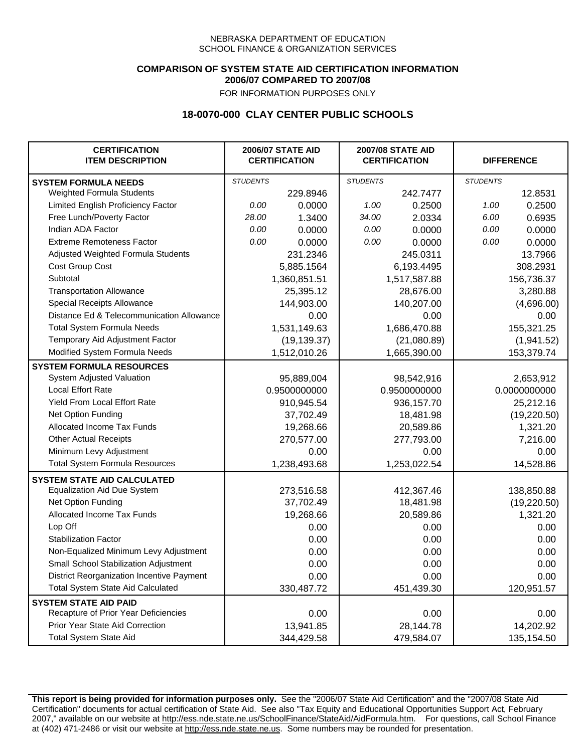NEBRASKA DEPARTMENT OF EDUCATION
SCHOOL FINANCE & ORGANIZATION SERVICES

**COMPARISON OF SYSTEM STATE AID CERTIFICATION INFORMATION**
**2006/07 COMPARED TO 2007/08**
FOR INFORMATION PURPOSES ONLY

## 18-0070-000 CLAY CENTER PUBLIC SCHOOLS

| CERTIFICATION ITEM DESCRIPTION | 2006/07 STATE AID CERTIFICATION | | 2007/08 STATE AID CERTIFICATION | | DIFFERENCE | |
|---|---|---|---|---|---|---|
| **SYSTEM FORMULA NEEDS** | *STUDENTS* | | *STUDENTS* | | *STUDENTS* | |
| Weighted Formula Students | | 229.8946 | | 242.7477 | | 12.8531 |
| Limited English Proficiency Factor | *0.00* | 0.0000 | *1.00* | 0.2500 | *1.00* | 0.2500 |
| Free Lunch/Poverty Factor | *28.00* | 1.3400 | *34.00* | 2.0334 | *6.00* | 0.6935 |
| Indian ADA Factor | *0.00* | 0.0000 | *0.00* | 0.0000 | *0.00* | 0.0000 |
| Extreme Remoteness Factor | *0.00* | 0.0000 | *0.00* | 0.0000 | *0.00* | 0.0000 |
| Adjusted Weighted Formula Students | | 231.2346 | | 245.0311 | | 13.7966 |
| Cost Group Cost | | 5,885.1564 | | 6,193.4495 | | 308.2931 |
| Subtotal | | 1,360,851.51 | | 1,517,587.88 | | 156,736.37 |
| Transportation Allowance | | 25,395.12 | | 28,676.00 | | 3,280.88 |
| Special Receipts Allowance | | 144,903.00 | | 140,207.00 | | (4,696.00) |
| Distance Ed & Telecommunication Allowance | | 0.00 | | 0.00 | | 0.00 |
| Total System Formula Needs | | 1,531,149.63 | | 1,686,470.88 | | 155,321.25 |
| Temporary Aid Adjustment Factor | | (19,139.37) | | (21,080.89) | | (1,941.52) |
| Modified System Formula Needs | | 1,512,010.26 | | 1,665,390.00 | | 153,379.74 |
| **SYSTEM FORMULA RESOURCES** | | | | | | |
| System Adjusted Valuation | | 95,889,004 | | 98,542,916 | | 2,653,912 |
| Local Effort Rate | | 0.9500000000 | | 0.9500000000 | | 0.0000000000 |
| Yield From Local Effort Rate | | 910,945.54 | | 936,157.70 | | 25,212.16 |
| Net Option Funding | | 37,702.49 | | 18,481.98 | | (19,220.50) |
| Allocated Income Tax Funds | | 19,268.66 | | 20,589.86 | | 1,321.20 |
| Other Actual Receipts | | 270,577.00 | | 277,793.00 | | 7,216.00 |
| Minimum Levy Adjustment | | 0.00 | | 0.00 | | 0.00 |
| Total System Formula Resources | | 1,238,493.68 | | 1,253,022.54 | | 14,528.86 |
| **SYSTEM STATE AID CALCULATED** | | | | | | |
| Equalization Aid Due System | | 273,516.58 | | 412,367.46 | | 138,850.88 |
| Net Option Funding | | 37,702.49 | | 18,481.98 | | (19,220.50) |
| Allocated Income Tax Funds | | 19,268.66 | | 20,589.86 | | 1,321.20 |
| Lop Off | | 0.00 | | 0.00 | | 0.00 |
| Stabilization Factor | | 0.00 | | 0.00 | | 0.00 |
| Non-Equalized Minimum Levy Adjustment | | 0.00 | | 0.00 | | 0.00 |
| Small School Stabilization Adjustment | | 0.00 | | 0.00 | | 0.00 |
| District Reorganization Incentive Payment | | 0.00 | | 0.00 | | 0.00 |
| Total System State Aid Calculated | | 330,487.72 | | 451,439.30 | | 120,951.57 |
| **SYSTEM STATE AID PAID** | | | | | | |
| Recapture of Prior Year Deficiencies | | 0.00 | | 0.00 | | 0.00 |
| Prior Year State Aid Correction | | 13,941.85 | | 28,144.78 | | 14,202.92 |
| Total System State Aid | | 344,429.58 | | 479,584.07 | | 135,154.50 |

**This report is being provided for information purposes only.** See the "2006/07 State Aid Certification" and the "2007/08 State Aid Certification" documents for actual certification of State Aid. See also "Tax Equity and Educational Opportunities Support Act, February 2007," available on our website at http://ess.nde.state.ne.us/SchoolFinance/StateAid/AidFormula.htm. For questions, call School Finance at (402) 471-2486 or visit our website at http://ess.nde.state.ne.us. Some numbers may be rounded for presentation.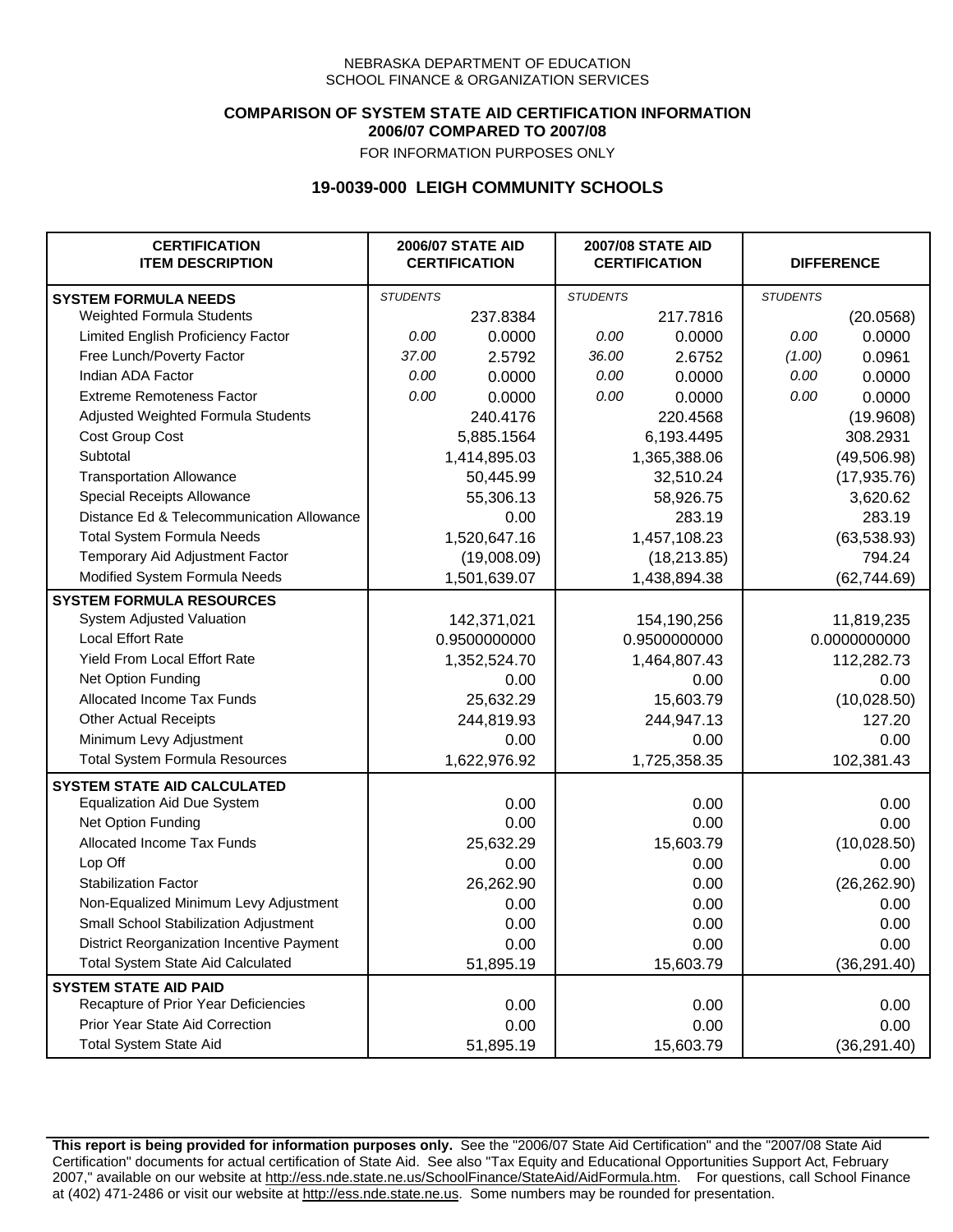NEBRASKA DEPARTMENT OF EDUCATION
SCHOOL FINANCE & ORGANIZATION SERVICES

**COMPARISON OF SYSTEM STATE AID CERTIFICATION INFORMATION**
**2006/07 COMPARED TO 2007/08**
FOR INFORMATION PURPOSES ONLY

## 19-0039-000 LEIGH COMMUNITY SCHOOLS

| CERTIFICATION ITEM DESCRIPTION | 2006/07 STATE AID CERTIFICATION | | 2007/08 STATE AID CERTIFICATION | | DIFFERENCE | |
|---|---|---|---|---|---|---|
| **SYSTEM FORMULA NEEDS** | *STUDENTS* | | *STUDENTS* | | *STUDENTS* | |
| Weighted Formula Students | | 237.8384 | | 217.7816 | | (20.0568) |
| Limited English Proficiency Factor | *0.00* | 0.0000 | *0.00* | 0.0000 | *0.00* | 0.0000 |
| Free Lunch/Poverty Factor | *37.00* | 2.5792 | *36.00* | 2.6752 | *(1.00)* | 0.0961 |
| Indian ADA Factor | *0.00* | 0.0000 | *0.00* | 0.0000 | *0.00* | 0.0000 |
| Extreme Remoteness Factor | *0.00* | 0.0000 | *0.00* | 0.0000 | *0.00* | 0.0000 |
| Adjusted Weighted Formula Students | | 240.4176 | | 220.4568 | | (19.9608) |
| Cost Group Cost | | 5,885.1564 | | 6,193.4495 | | 308.2931 |
| Subtotal | | 1,414,895.03 | | 1,365,388.06 | | (49,506.98) |
| Transportation Allowance | | 50,445.99 | | 32,510.24 | | (17,935.76) |
| Special Receipts Allowance | | 55,306.13 | | 58,926.75 | | 3,620.62 |
| Distance Ed & Telecommunication Allowance | | 0.00 | | 283.19 | | 283.19 |
| Total System Formula Needs | | 1,520,647.16 | | 1,457,108.23 | | (63,538.93) |
| Temporary Aid Adjustment Factor | | (19,008.09) | | (18,213.85) | | 794.24 |
| Modified System Formula Needs | | 1,501,639.07 | | 1,438,894.38 | | (62,744.69) |
| **SYSTEM FORMULA RESOURCES** | | | | | | |
| System Adjusted Valuation | | 142,371,021 | | 154,190,256 | | 11,819,235 |
| Local Effort Rate | | 0.9500000000 | | 0.9500000000 | | 0.0000000000 |
| Yield From Local Effort Rate | | 1,352,524.70 | | 1,464,807.43 | | 112,282.73 |
| Net Option Funding | | 0.00 | | 0.00 | | 0.00 |
| Allocated Income Tax Funds | | 25,632.29 | | 15,603.79 | | (10,028.50) |
| Other Actual Receipts | | 244,819.93 | | 244,947.13 | | 127.20 |
| Minimum Levy Adjustment | | 0.00 | | 0.00 | | 0.00 |
| Total System Formula Resources | | 1,622,976.92 | | 1,725,358.35 | | 102,381.43 |
| **SYSTEM STATE AID CALCULATED** | | | | | | |
| Equalization Aid Due System | | 0.00 | | 0.00 | | 0.00 |
| Net Option Funding | | 0.00 | | 0.00 | | 0.00 |
| Allocated Income Tax Funds | | 25,632.29 | | 15,603.79 | | (10,028.50) |
| Lop Off | | 0.00 | | 0.00 | | 0.00 |
| Stabilization Factor | | 26,262.90 | | 0.00 | | (26,262.90) |
| Non-Equalized Minimum Levy Adjustment | | 0.00 | | 0.00 | | 0.00 |
| Small School Stabilization Adjustment | | 0.00 | | 0.00 | | 0.00 |
| District Reorganization Incentive Payment | | 0.00 | | 0.00 | | 0.00 |
| Total System State Aid Calculated | | 51,895.19 | | 15,603.79 | | (36,291.40) |
| **SYSTEM STATE AID PAID** | | | | | | |
| Recapture of Prior Year Deficiencies | | 0.00 | | 0.00 | | 0.00 |
| Prior Year State Aid Correction | | 0.00 | | 0.00 | | 0.00 |
| Total System State Aid | | 51,895.19 | | 15,603.79 | | (36,291.40) |

**This report is being provided for information purposes only.** See the "2006/07 State Aid Certification" and the "2007/08 State Aid Certification" documents for actual certification of State Aid. See also "Tax Equity and Educational Opportunities Support Act, February 2007," available on our website at http://ess.nde.state.ne.us/SchoolFinance/StateAid/AidFormula.htm. For questions, call School Finance at (402) 471-2486 or visit our website at http://ess.nde.state.ne.us. Some numbers may be rounded for presentation.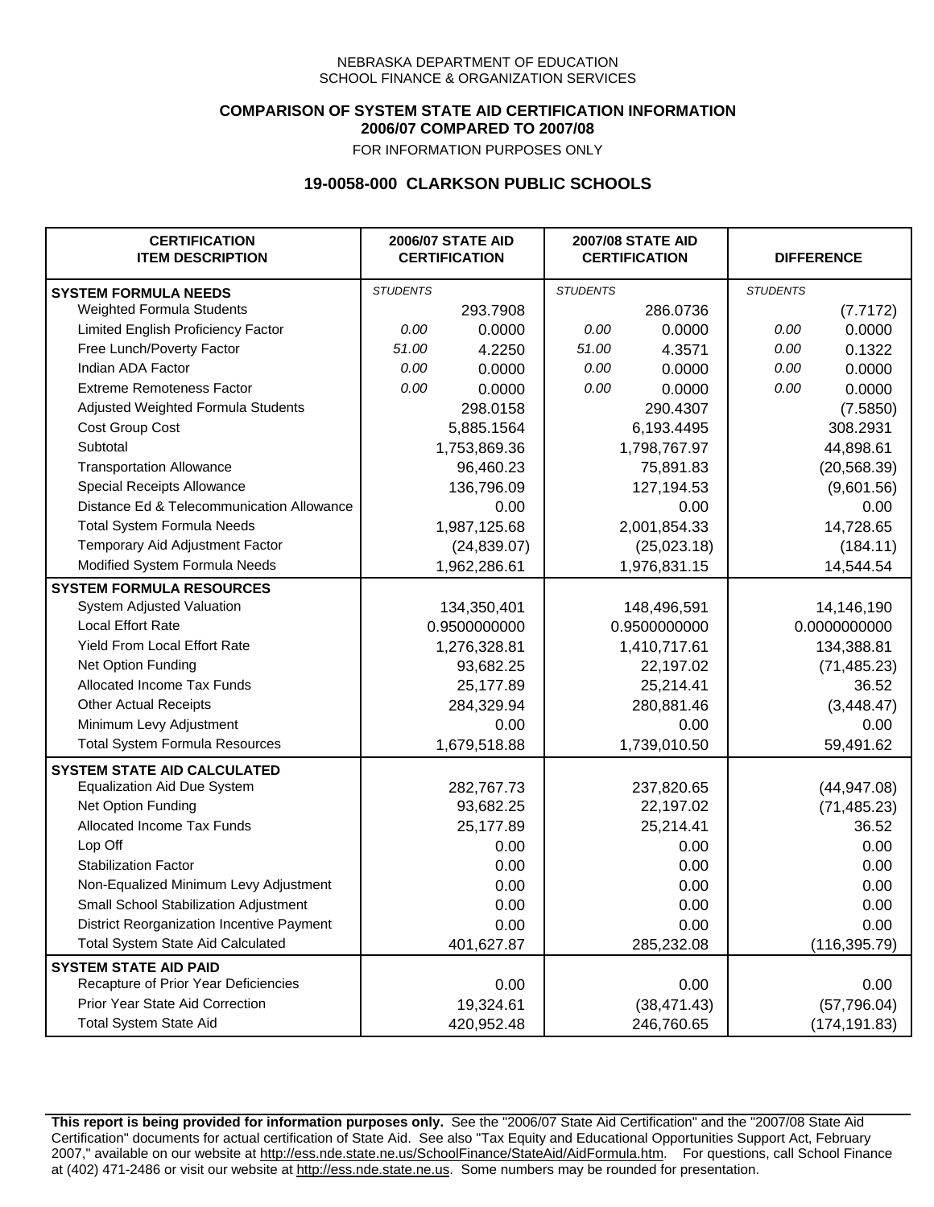NEBRASKA DEPARTMENT OF EDUCATION
SCHOOL FINANCE & ORGANIZATION SERVICES

**COMPARISON OF SYSTEM STATE AID CERTIFICATION INFORMATION**
**2006/07 COMPARED TO 2007/08**
FOR INFORMATION PURPOSES ONLY

## 19-0058-000 CLARKSON PUBLIC SCHOOLS

| CERTIFICATION ITEM DESCRIPTION | 2006/07 STATE AID CERTIFICATION | | 2007/08 STATE AID CERTIFICATION | | DIFFERENCE | |
|---|---|---|---|---|---|---|
| **SYSTEM FORMULA NEEDS** | *STUDENTS* | | *STUDENTS* | | *STUDENTS* | |
| Weighted Formula Students | | 293.7908 | | 286.0736 | | (7.7172) |
| Limited English Proficiency Factor | *0.00* | 0.0000 | *0.00* | 0.0000 | *0.00* | 0.0000 |
| Free Lunch/Poverty Factor | *51.00* | 4.2250 | *51.00* | 4.3571 | *0.00* | 0.1322 |
| Indian ADA Factor | *0.00* | 0.0000 | *0.00* | 0.0000 | *0.00* | 0.0000 |
| Extreme Remoteness Factor | *0.00* | 0.0000 | *0.00* | 0.0000 | *0.00* | 0.0000 |
| Adjusted Weighted Formula Students | | 298.0158 | | 290.4307 | | (7.5850) |
| Cost Group Cost | | 5,885.1564 | | 6,193.4495 | | 308.2931 |
| Subtotal | | 1,753,869.36 | | 1,798,767.97 | | 44,898.61 |
| Transportation Allowance | | 96,460.23 | | 75,891.83 | | (20,568.39) |
| Special Receipts Allowance | | 136,796.09 | | 127,194.53 | | (9,601.56) |
| Distance Ed & Telecommunication Allowance | | 0.00 | | 0.00 | | 0.00 |
| Total System Formula Needs | | 1,987,125.68 | | 2,001,854.33 | | 14,728.65 |
| Temporary Aid Adjustment Factor | | (24,839.07) | | (25,023.18) | | (184.11) |
| Modified System Formula Needs | | 1,962,286.61 | | 1,976,831.15 | | 14,544.54 |
| **SYSTEM FORMULA RESOURCES** | | | | | | |
| System Adjusted Valuation | | 134,350,401 | | 148,496,591 | | 14,146,190 |
| Local Effort Rate | | 0.9500000000 | | 0.9500000000 | | 0.0000000000 |
| Yield From Local Effort Rate | | 1,276,328.81 | | 1,410,717.61 | | 134,388.81 |
| Net Option Funding | | 93,682.25 | | 22,197.02 | | (71,485.23) |
| Allocated Income Tax Funds | | 25,177.89 | | 25,214.41 | | 36.52 |
| Other Actual Receipts | | 284,329.94 | | 280,881.46 | | (3,448.47) |
| Minimum Levy Adjustment | | 0.00 | | 0.00 | | 0.00 |
| Total System Formula Resources | | 1,679,518.88 | | 1,739,010.50 | | 59,491.62 |
| **SYSTEM STATE AID CALCULATED** | | | | | | |
| Equalization Aid Due System | | 282,767.73 | | 237,820.65 | | (44,947.08) |
| Net Option Funding | | 93,682.25 | | 22,197.02 | | (71,485.23) |
| Allocated Income Tax Funds | | 25,177.89 | | 25,214.41 | | 36.52 |
| Lop Off | | 0.00 | | 0.00 | | 0.00 |
| Stabilization Factor | | 0.00 | | 0.00 | | 0.00 |
| Non-Equalized Minimum Levy Adjustment | | 0.00 | | 0.00 | | 0.00 |
| Small School Stabilization Adjustment | | 0.00 | | 0.00 | | 0.00 |
| District Reorganization Incentive Payment | | 0.00 | | 0.00 | | 0.00 |
| Total System State Aid Calculated | | 401,627.87 | | 285,232.08 | | (116,395.79) |
| **SYSTEM STATE AID PAID** | | | | | | |
| Recapture of Prior Year Deficiencies | | 0.00 | | 0.00 | | 0.00 |
| Prior Year State Aid Correction | | 19,324.61 | | (38,471.43) | | (57,796.04) |
| Total System State Aid | | 420,952.48 | | 246,760.65 | | (174,191.83) |

**This report is being provided for information purposes only.** See the "2006/07 State Aid Certification" and the "2007/08 State Aid Certification" documents for actual certification of State Aid. See also "Tax Equity and Educational Opportunities Support Act, February 2007," available on our website at http://ess.nde.state.ne.us/SchoolFinance/StateAid/AidFormula.htm. For questions, call School Finance at (402) 471-2486 or visit our website at http://ess.nde.state.ne.us. Some numbers may be rounded for presentation.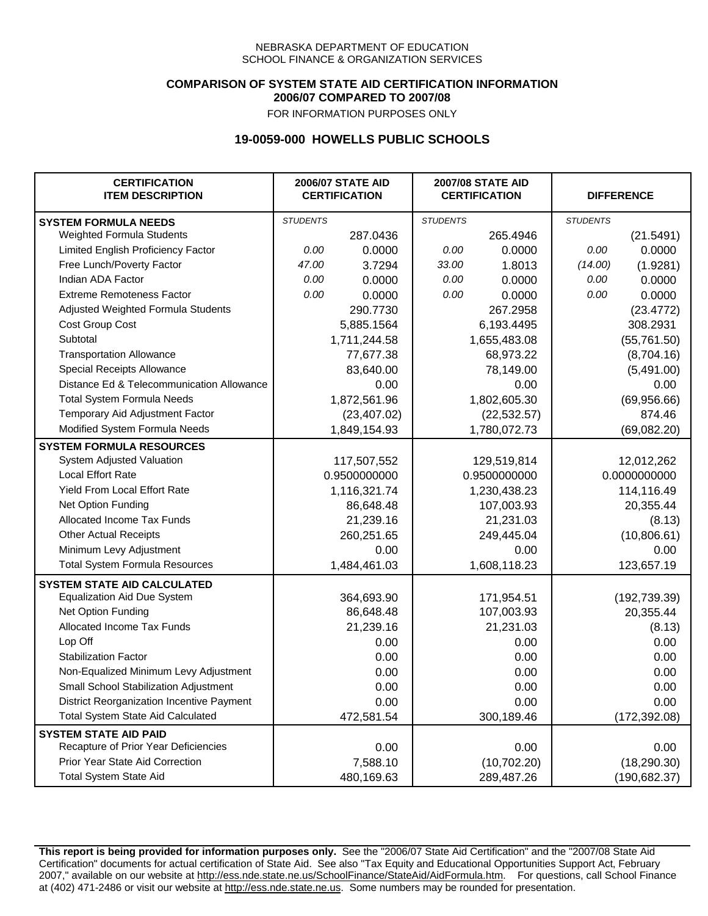NEBRASKA DEPARTMENT OF EDUCATION
SCHOOL FINANCE & ORGANIZATION SERVICES

**COMPARISON OF SYSTEM STATE AID CERTIFICATION INFORMATION**
**2006/07 COMPARED TO 2007/08**
FOR INFORMATION PURPOSES ONLY

## 19-0059-000 HOWELLS PUBLIC SCHOOLS

| CERTIFICATION ITEM DESCRIPTION | 2006/07 STATE AID CERTIFICATION | | 2007/08 STATE AID CERTIFICATION | | DIFFERENCE | |
|---|---|---|---|---|---|---|
| **SYSTEM FORMULA NEEDS** | *STUDENTS* | | *STUDENTS* | | *STUDENTS* | |
| Weighted Formula Students | | 287.0436 | | 265.4946 | | (21.5491) |
| Limited English Proficiency Factor | *0.00* | 0.0000 | *0.00* | 0.0000 | *0.00* | 0.0000 |
| Free Lunch/Poverty Factor | *47.00* | 3.7294 | *33.00* | 1.8013 | *(14.00)* | (1.9281) |
| Indian ADA Factor | *0.00* | 0.0000 | *0.00* | 0.0000 | *0.00* | 0.0000 |
| Extreme Remoteness Factor | *0.00* | 0.0000 | *0.00* | 0.0000 | *0.00* | 0.0000 |
| Adjusted Weighted Formula Students | | 290.7730 | | 267.2958 | | (23.4772) |
| Cost Group Cost | | 5,885.1564 | | 6,193.4495 | | 308.2931 |
| Subtotal | | 1,711,244.58 | | 1,655,483.08 | | (55,761.50) |
| Transportation Allowance | | 77,677.38 | | 68,973.22 | | (8,704.16) |
| Special Receipts Allowance | | 83,640.00 | | 78,149.00 | | (5,491.00) |
| Distance Ed & Telecommunication Allowance | | 0.00 | | 0.00 | | 0.00 |
| Total System Formula Needs | | 1,872,561.96 | | 1,802,605.30 | | (69,956.66) |
| Temporary Aid Adjustment Factor | | (23,407.02) | | (22,532.57) | | 874.46 |
| Modified System Formula Needs | | 1,849,154.93 | | 1,780,072.73 | | (69,082.20) |
| **SYSTEM FORMULA RESOURCES** | | | | | | |
| System Adjusted Valuation | | 117,507,552 | | 129,519,814 | | 12,012,262 |
| Local Effort Rate | | 0.9500000000 | | 0.9500000000 | | 0.0000000000 |
| Yield From Local Effort Rate | | 1,116,321.74 | | 1,230,438.23 | | 114,116.49 |
| Net Option Funding | | 86,648.48 | | 107,003.93 | | 20,355.44 |
| Allocated Income Tax Funds | | 21,239.16 | | 21,231.03 | | (8.13) |
| Other Actual Receipts | | 260,251.65 | | 249,445.04 | | (10,806.61) |
| Minimum Levy Adjustment | | 0.00 | | 0.00 | | 0.00 |
| Total System Formula Resources | | 1,484,461.03 | | 1,608,118.23 | | 123,657.19 |
| **SYSTEM STATE AID CALCULATED** | | | | | | |
| Equalization Aid Due System | | 364,693.90 | | 171,954.51 | | (192,739.39) |
| Net Option Funding | | 86,648.48 | | 107,003.93 | | 20,355.44 |
| Allocated Income Tax Funds | | 21,239.16 | | 21,231.03 | | (8.13) |
| Lop Off | | 0.00 | | 0.00 | | 0.00 |
| Stabilization Factor | | 0.00 | | 0.00 | | 0.00 |
| Non-Equalized Minimum Levy Adjustment | | 0.00 | | 0.00 | | 0.00 |
| Small School Stabilization Adjustment | | 0.00 | | 0.00 | | 0.00 |
| District Reorganization Incentive Payment | | 0.00 | | 0.00 | | 0.00 |
| Total System State Aid Calculated | | 472,581.54 | | 300,189.46 | | (172,392.08) |
| **SYSTEM STATE AID PAID** | | | | | | |
| Recapture of Prior Year Deficiencies | | 0.00 | | 0.00 | | 0.00 |
| Prior Year State Aid Correction | | 7,588.10 | | (10,702.20) | | (18,290.30) |
| Total System State Aid | | 480,169.63 | | 289,487.26 | | (190,682.37) |

**This report is being provided for information purposes only.** See the "2006/07 State Aid Certification" and the "2007/08 State Aid Certification" documents for actual certification of State Aid. See also "Tax Equity and Educational Opportunities Support Act, February 2007," available on our website at http://ess.nde.state.ne.us/SchoolFinance/StateAid/AidFormula.htm. For questions, call School Finance at (402) 471-2486 or visit our website at http://ess.nde.state.ne.us. Some numbers may be rounded for presentation.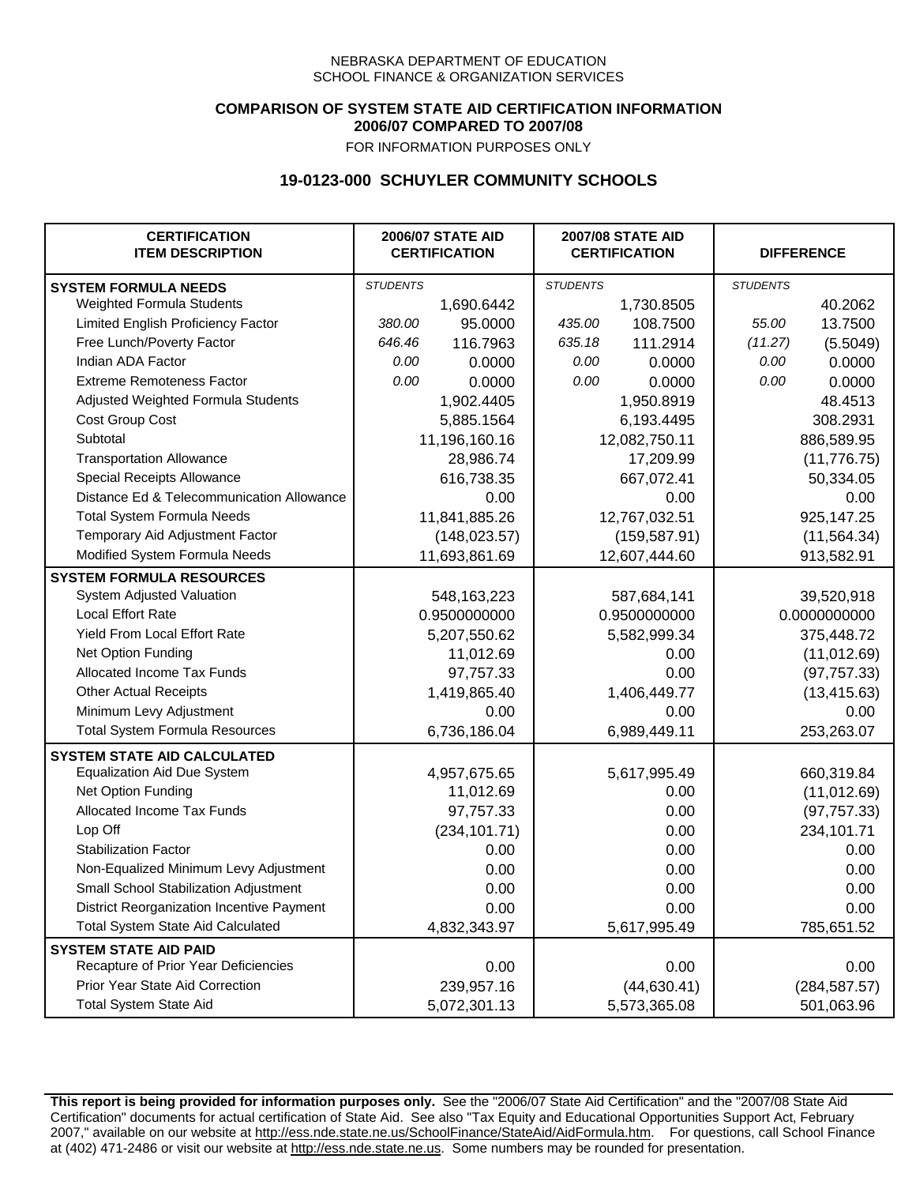NEBRASKA DEPARTMENT OF EDUCATION
SCHOOL FINANCE & ORGANIZATION SERVICES

**COMPARISON OF SYSTEM STATE AID CERTIFICATION INFORMATION**
**2006/07 COMPARED TO 2007/08**
FOR INFORMATION PURPOSES ONLY

## 19-0123-000 SCHUYLER COMMUNITY SCHOOLS

| CERTIFICATION ITEM DESCRIPTION | 2006/07 STATE AID CERTIFICATION | | 2007/08 STATE AID CERTIFICATION | | DIFFERENCE | |
|---|---|---|---|---|---|---|
| **SYSTEM FORMULA NEEDS** | *STUDENTS* | | *STUDENTS* | | *STUDENTS* | |
| Weighted Formula Students | | 1,690.6442 | | 1,730.8505 | | 40.2062 |
| Limited English Proficiency Factor | *380.00* | 95.0000 | *435.00* | 108.7500 | *55.00* | 13.7500 |
| Free Lunch/Poverty Factor | *646.46* | 116.7963 | *635.18* | 111.2914 | *(11.27)* | (5.5049) |
| Indian ADA Factor | *0.00* | 0.0000 | *0.00* | 0.0000 | *0.00* | 0.0000 |
| Extreme Remoteness Factor | *0.00* | 0.0000 | *0.00* | 0.0000 | *0.00* | 0.0000 |
| Adjusted Weighted Formula Students | | 1,902.4405 | | 1,950.8919 | | 48.4513 |
| Cost Group Cost | | 5,885.1564 | | 6,193.4495 | | 308.2931 |
| Subtotal | | 11,196,160.16 | | 12,082,750.11 | | 886,589.95 |
| Transportation Allowance | | 28,986.74 | | 17,209.99 | | (11,776.75) |
| Special Receipts Allowance | | 616,738.35 | | 667,072.41 | | 50,334.05 |
| Distance Ed & Telecommunication Allowance | | 0.00 | | 0.00 | | 0.00 |
| Total System Formula Needs | | 11,841,885.26 | | 12,767,032.51 | | 925,147.25 |
| Temporary Aid Adjustment Factor | | (148,023.57) | | (159,587.91) | | (11,564.34) |
| Modified System Formula Needs | | 11,693,861.69 | | 12,607,444.60 | | 913,582.91 |
| **SYSTEM FORMULA RESOURCES** | | | | | | |
| System Adjusted Valuation | | 548,163,223 | | 587,684,141 | | 39,520,918 |
| Local Effort Rate | | 0.9500000000 | | 0.9500000000 | | 0.0000000000 |
| Yield From Local Effort Rate | | 5,207,550.62 | | 5,582,999.34 | | 375,448.72 |
| Net Option Funding | | 11,012.69 | | 0.00 | | (11,012.69) |
| Allocated Income Tax Funds | | 97,757.33 | | 0.00 | | (97,757.33) |
| Other Actual Receipts | | 1,419,865.40 | | 1,406,449.77 | | (13,415.63) |
| Minimum Levy Adjustment | | 0.00 | | 0.00 | | 0.00 |
| Total System Formula Resources | | 6,736,186.04 | | 6,989,449.11 | | 253,263.07 |
| **SYSTEM STATE AID CALCULATED** | | | | | | |
| Equalization Aid Due System | | 4,957,675.65 | | 5,617,995.49 | | 660,319.84 |
| Net Option Funding | | 11,012.69 | | 0.00 | | (11,012.69) |
| Allocated Income Tax Funds | | 97,757.33 | | 0.00 | | (97,757.33) |
| Lop Off | | (234,101.71) | | 0.00 | | 234,101.71 |
| Stabilization Factor | | 0.00 | | 0.00 | | 0.00 |
| Non-Equalized Minimum Levy Adjustment | | 0.00 | | 0.00 | | 0.00 |
| Small School Stabilization Adjustment | | 0.00 | | 0.00 | | 0.00 |
| District Reorganization Incentive Payment | | 0.00 | | 0.00 | | 0.00 |
| Total System State Aid Calculated | | 4,832,343.97 | | 5,617,995.49 | | 785,651.52 |
| **SYSTEM STATE AID PAID** | | | | | | |
| Recapture of Prior Year Deficiencies | | 0.00 | | 0.00 | | 0.00 |
| Prior Year State Aid Correction | | 239,957.16 | | (44,630.41) | | (284,587.57) |
| Total System State Aid | | 5,072,301.13 | | 5,573,365.08 | | 501,063.96 |

**This report is being provided for information purposes only.** See the "2006/07 State Aid Certification" and the "2007/08 State Aid Certification" documents for actual certification of State Aid. See also "Tax Equity and Educational Opportunities Support Act, February 2007," available on our website at http://ess.nde.state.ne.us/SchoolFinance/StateAid/AidFormula.htm. For questions, call School Finance at (402) 471-2486 or visit our website at http://ess.nde.state.ne.us. Some numbers may be rounded for presentation.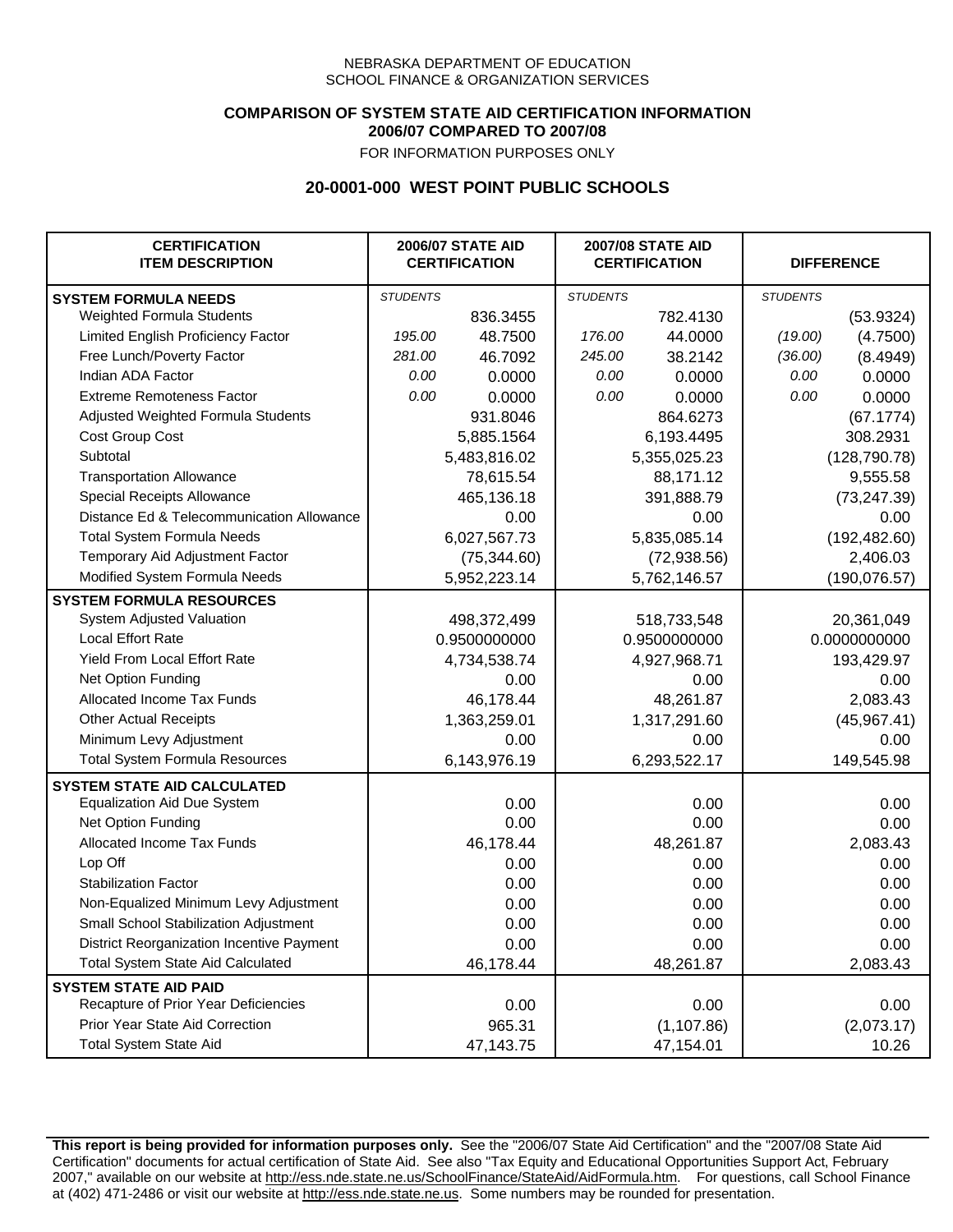NEBRASKA DEPARTMENT OF EDUCATION
SCHOOL FINANCE & ORGANIZATION SERVICES

**COMPARISON OF SYSTEM STATE AID CERTIFICATION INFORMATION**
**2006/07 COMPARED TO 2007/08**
FOR INFORMATION PURPOSES ONLY

## 20-0001-000 WEST POINT PUBLIC SCHOOLS

| CERTIFICATION ITEM DESCRIPTION | 2006/07 STATE AID CERTIFICATION | | 2007/08 STATE AID CERTIFICATION | | DIFFERENCE | |
|---|---|---|---|---|---|---|
| **SYSTEM FORMULA NEEDS** | *STUDENTS* | | *STUDENTS* | | *STUDENTS* | |
| Weighted Formula Students | | 836.3455 | | 782.4130 | | (53.9324) |
| Limited English Proficiency Factor | *195.00* | 48.7500 | *176.00* | 44.0000 | *(19.00)* | (4.7500) |
| Free Lunch/Poverty Factor | *281.00* | 46.7092 | *245.00* | 38.2142 | *(36.00)* | (8.4949) |
| Indian ADA Factor | *0.00* | 0.0000 | *0.00* | 0.0000 | *0.00* | 0.0000 |
| Extreme Remoteness Factor | *0.00* | 0.0000 | *0.00* | 0.0000 | *0.00* | 0.0000 |
| Adjusted Weighted Formula Students | | 931.8046 | | 864.6273 | | (67.1774) |
| Cost Group Cost | | 5,885.1564 | | 6,193.4495 | | 308.2931 |
| Subtotal | | 5,483,816.02 | | 5,355,025.23 | | (128,790.78) |
| Transportation Allowance | | 78,615.54 | | 88,171.12 | | 9,555.58 |
| Special Receipts Allowance | | 465,136.18 | | 391,888.79 | | (73,247.39) |
| Distance Ed & Telecommunication Allowance | | 0.00 | | 0.00 | | 0.00 |
| Total System Formula Needs | | 6,027,567.73 | | 5,835,085.14 | | (192,482.60) |
| Temporary Aid Adjustment Factor | | (75,344.60) | | (72,938.56) | | 2,406.03 |
| Modified System Formula Needs | | 5,952,223.14 | | 5,762,146.57 | | (190,076.57) |
| **SYSTEM FORMULA RESOURCES** | | | | | | |
| System Adjusted Valuation | | 498,372,499 | | 518,733,548 | | 20,361,049 |
| Local Effort Rate | | 0.9500000000 | | 0.9500000000 | | 0.0000000000 |
| Yield From Local Effort Rate | | 4,734,538.74 | | 4,927,968.71 | | 193,429.97 |
| Net Option Funding | | 0.00 | | 0.00 | | 0.00 |
| Allocated Income Tax Funds | | 46,178.44 | | 48,261.87 | | 2,083.43 |
| Other Actual Receipts | | 1,363,259.01 | | 1,317,291.60 | | (45,967.41) |
| Minimum Levy Adjustment | | 0.00 | | 0.00 | | 0.00 |
| Total System Formula Resources | | 6,143,976.19 | | 6,293,522.17 | | 149,545.98 |
| **SYSTEM STATE AID CALCULATED** | | | | | | |
| Equalization Aid Due System | | 0.00 | | 0.00 | | 0.00 |
| Net Option Funding | | 0.00 | | 0.00 | | 0.00 |
| Allocated Income Tax Funds | | 46,178.44 | | 48,261.87 | | 2,083.43 |
| Lop Off | | 0.00 | | 0.00 | | 0.00 |
| Stabilization Factor | | 0.00 | | 0.00 | | 0.00 |
| Non-Equalized Minimum Levy Adjustment | | 0.00 | | 0.00 | | 0.00 |
| Small School Stabilization Adjustment | | 0.00 | | 0.00 | | 0.00 |
| District Reorganization Incentive Payment | | 0.00 | | 0.00 | | 0.00 |
| Total System State Aid Calculated | | 46,178.44 | | 48,261.87 | | 2,083.43 |
| **SYSTEM STATE AID PAID** | | | | | | |
| Recapture of Prior Year Deficiencies | | 0.00 | | 0.00 | | 0.00 |
| Prior Year State Aid Correction | | 965.31 | | (1,107.86) | | (2,073.17) |
| Total System State Aid | | 47,143.75 | | 47,154.01 | | 10.26 |

**This report is being provided for information purposes only.** See the "2006/07 State Aid Certification" and the "2007/08 State Aid Certification" documents for actual certification of State Aid. See also "Tax Equity and Educational Opportunities Support Act, February 2007," available on our website at http://ess.nde.state.ne.us/SchoolFinance/StateAid/AidFormula.htm. For questions, call School Finance at (402) 471-2486 or visit our website at http://ess.nde.state.ne.us. Some numbers may be rounded for presentation.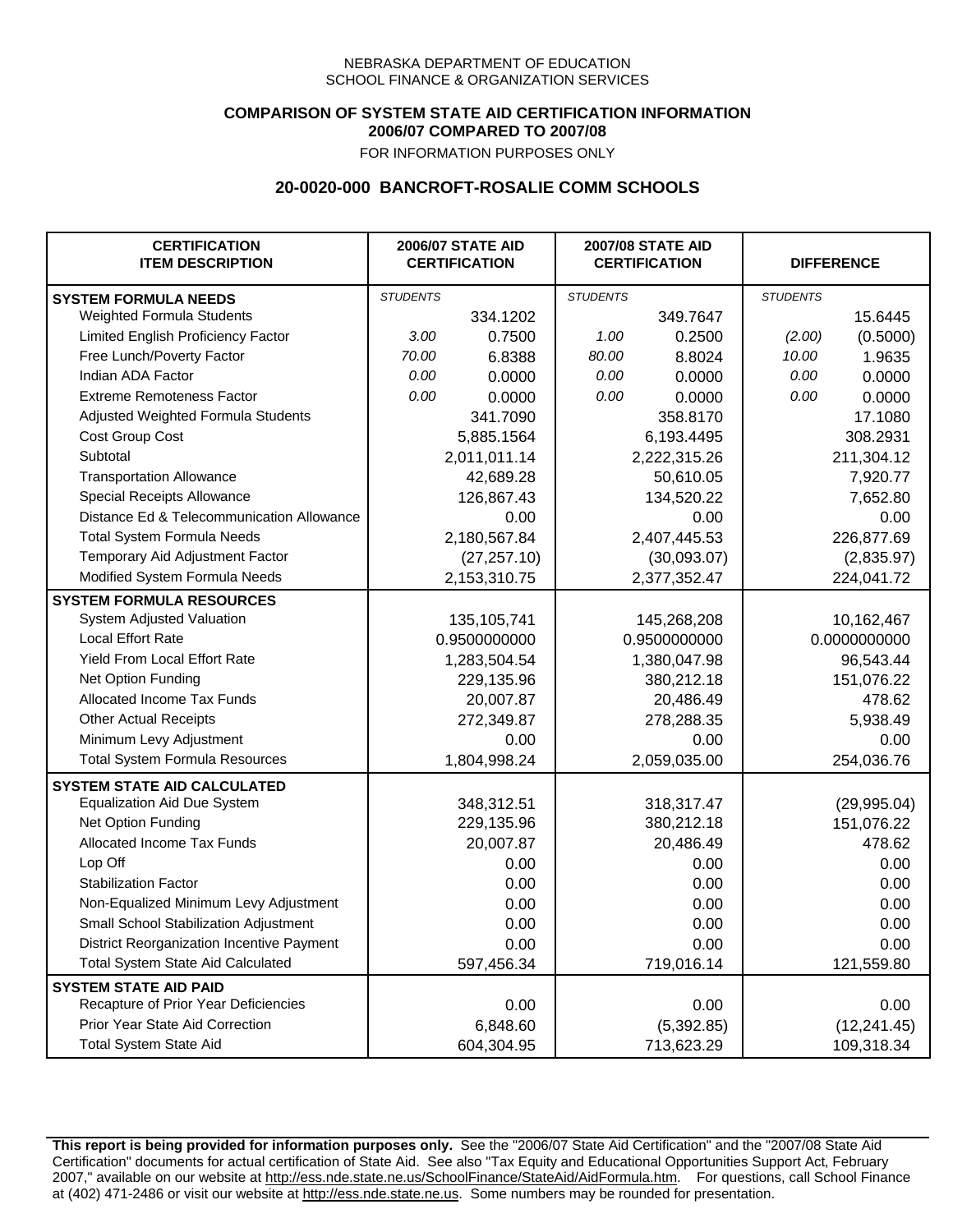NEBRASKA DEPARTMENT OF EDUCATION
SCHOOL FINANCE & ORGANIZATION SERVICES

**COMPARISON OF SYSTEM STATE AID CERTIFICATION INFORMATION**
**2006/07 COMPARED TO 2007/08**

FOR INFORMATION PURPOSES ONLY

## 20-0020-000 BANCROFT-ROSALIE COMM SCHOOLS

| CERTIFICATION ITEM DESCRIPTION | 2006/07 STATE AID CERTIFICATION | | 2007/08 STATE AID CERTIFICATION | | DIFFERENCE | |
|---|---|---|---|---|---|---|
| **SYSTEM FORMULA NEEDS** | *STUDENTS* | | *STUDENTS* | | *STUDENTS* | |
| Weighted Formula Students | | 334.1202 | | 349.7647 | | 15.6445 |
| Limited English Proficiency Factor | *3.00* | 0.7500 | *1.00* | 0.2500 | *(2.00)* | (0.5000) |
| Free Lunch/Poverty Factor | *70.00* | 6.8388 | *80.00* | 8.8024 | *10.00* | 1.9635 |
| Indian ADA Factor | *0.00* | 0.0000 | *0.00* | 0.0000 | *0.00* | 0.0000 |
| Extreme Remoteness Factor | *0.00* | 0.0000 | *0.00* | 0.0000 | *0.00* | 0.0000 |
| Adjusted Weighted Formula Students | | 341.7090 | | 358.8170 | | 17.1080 |
| Cost Group Cost | | 5,885.1564 | | 6,193.4495 | | 308.2931 |
| Subtotal | | 2,011,011.14 | | 2,222,315.26 | | 211,304.12 |
| Transportation Allowance | | 42,689.28 | | 50,610.05 | | 7,920.77 |
| Special Receipts Allowance | | 126,867.43 | | 134,520.22 | | 7,652.80 |
| Distance Ed & Telecommunication Allowance | | 0.00 | | 0.00 | | 0.00 |
| Total System Formula Needs | | 2,180,567.84 | | 2,407,445.53 | | 226,877.69 |
| Temporary Aid Adjustment Factor | | (27,257.10) | | (30,093.07) | | (2,835.97) |
| Modified System Formula Needs | | 2,153,310.75 | | 2,377,352.47 | | 224,041.72 |
| **SYSTEM FORMULA RESOURCES** | | | | | | |
| System Adjusted Valuation | | 135,105,741 | | 145,268,208 | | 10,162,467 |
| Local Effort Rate | | 0.9500000000 | | 0.9500000000 | | 0.0000000000 |
| Yield From Local Effort Rate | | 1,283,504.54 | | 1,380,047.98 | | 96,543.44 |
| Net Option Funding | | 229,135.96 | | 380,212.18 | | 151,076.22 |
| Allocated Income Tax Funds | | 20,007.87 | | 20,486.49 | | 478.62 |
| Other Actual Receipts | | 272,349.87 | | 278,288.35 | | 5,938.49 |
| Minimum Levy Adjustment | | 0.00 | | 0.00 | | 0.00 |
| Total System Formula Resources | | 1,804,998.24 | | 2,059,035.00 | | 254,036.76 |
| **SYSTEM STATE AID CALCULATED** | | | | | | |
| Equalization Aid Due System | | 348,312.51 | | 318,317.47 | | (29,995.04) |
| Net Option Funding | | 229,135.96 | | 380,212.18 | | 151,076.22 |
| Allocated Income Tax Funds | | 20,007.87 | | 20,486.49 | | 478.62 |
| Lop Off | | 0.00 | | 0.00 | | 0.00 |
| Stabilization Factor | | 0.00 | | 0.00 | | 0.00 |
| Non-Equalized Minimum Levy Adjustment | | 0.00 | | 0.00 | | 0.00 |
| Small School Stabilization Adjustment | | 0.00 | | 0.00 | | 0.00 |
| District Reorganization Incentive Payment | | 0.00 | | 0.00 | | 0.00 |
| Total System State Aid Calculated | | 597,456.34 | | 719,016.14 | | 121,559.80 |
| **SYSTEM STATE AID PAID** | | | | | | |
| Recapture of Prior Year Deficiencies | | 0.00 | | 0.00 | | 0.00 |
| Prior Year State Aid Correction | | 6,848.60 | | (5,392.85) | | (12,241.45) |
| Total System State Aid | | 604,304.95 | | 713,623.29 | | 109,318.34 |

**This report is being provided for information purposes only.** See the "2006/07 State Aid Certification" and the "2007/08 State Aid Certification" documents for actual certification of State Aid. See also "Tax Equity and Educational Opportunities Support Act, February 2007," available on our website at http://ess.nde.state.ne.us/SchoolFinance/StateAid/AidFormula.htm. For questions, call School Finance at (402) 471-2486 or visit our website at http://ess.nde.state.ne.us. Some numbers may be rounded for presentation.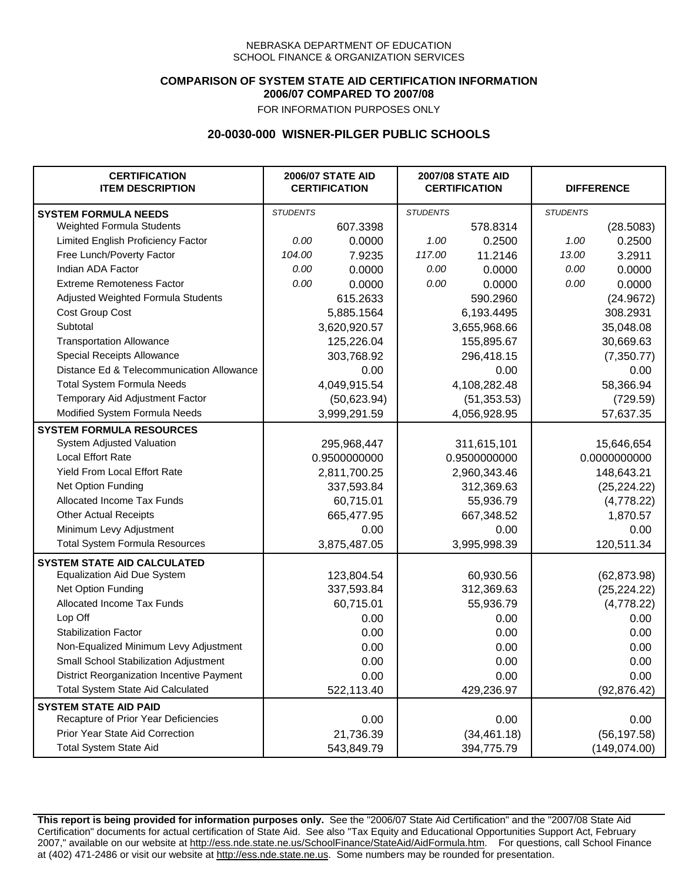NEBRASKA DEPARTMENT OF EDUCATION
SCHOOL FINANCE & ORGANIZATION SERVICES

**COMPARISON OF SYSTEM STATE AID CERTIFICATION INFORMATION**
**2006/07 COMPARED TO 2007/08**
FOR INFORMATION PURPOSES ONLY

**20-0030-000 WISNER-PILGER PUBLIC SCHOOLS**

| CERTIFICATION ITEM DESCRIPTION | 2006/07 STATE AID CERTIFICATION | | 2007/08 STATE AID CERTIFICATION | | DIFFERENCE | |
|---|---|---|---|---|---|---|
| **SYSTEM FORMULA NEEDS** | *STUDENTS* | | *STUDENTS* | | *STUDENTS* | |
| Weighted Formula Students | | 607.3398 | | 578.8314 | | (28.5083) |
| Limited English Proficiency Factor | *0.00* | 0.0000 | *1.00* | 0.2500 | *1.00* | 0.2500 |
| Free Lunch/Poverty Factor | *104.00* | 7.9235 | *117.00* | 11.2146 | *13.00* | 3.2911 |
| Indian ADA Factor | *0.00* | 0.0000 | *0.00* | 0.0000 | *0.00* | 0.0000 |
| Extreme Remoteness Factor | *0.00* | 0.0000 | *0.00* | 0.0000 | *0.00* | 0.0000 |
| Adjusted Weighted Formula Students | | 615.2633 | | 590.2960 | | (24.9672) |
| Cost Group Cost | | 5,885.1564 | | 6,193.4495 | | 308.2931 |
| Subtotal | | 3,620,920.57 | | 3,655,968.66 | | 35,048.08 |
| Transportation Allowance | | 125,226.04 | | 155,895.67 | | 30,669.63 |
| Special Receipts Allowance | | 303,768.92 | | 296,418.15 | | (7,350.77) |
| Distance Ed & Telecommunication Allowance | | 0.00 | | 0.00 | | 0.00 |
| Total System Formula Needs | | 4,049,915.54 | | 4,108,282.48 | | 58,366.94 |
| Temporary Aid Adjustment Factor | | (50,623.94) | | (51,353.53) | | (729.59) |
| Modified System Formula Needs | | 3,999,291.59 | | 4,056,928.95 | | 57,637.35 |
| **SYSTEM FORMULA RESOURCES** | | | | | | |
| System Adjusted Valuation | | 295,968,447 | | 311,615,101 | | 15,646,654 |
| Local Effort Rate | | 0.9500000000 | | 0.9500000000 | | 0.0000000000 |
| Yield From Local Effort Rate | | 2,811,700.25 | | 2,960,343.46 | | 148,643.21 |
| Net Option Funding | | 337,593.84 | | 312,369.63 | | (25,224.22) |
| Allocated Income Tax Funds | | 60,715.01 | | 55,936.79 | | (4,778.22) |
| Other Actual Receipts | | 665,477.95 | | 667,348.52 | | 1,870.57 |
| Minimum Levy Adjustment | | 0.00 | | 0.00 | | 0.00 |
| Total System Formula Resources | | 3,875,487.05 | | 3,995,998.39 | | 120,511.34 |
| **SYSTEM STATE AID CALCULATED** | | | | | | |
| Equalization Aid Due System | | 123,804.54 | | 60,930.56 | | (62,873.98) |
| Net Option Funding | | 337,593.84 | | 312,369.63 | | (25,224.22) |
| Allocated Income Tax Funds | | 60,715.01 | | 55,936.79 | | (4,778.22) |
| Lop Off | | 0.00 | | 0.00 | | 0.00 |
| Stabilization Factor | | 0.00 | | 0.00 | | 0.00 |
| Non-Equalized Minimum Levy Adjustment | | 0.00 | | 0.00 | | 0.00 |
| Small School Stabilization Adjustment | | 0.00 | | 0.00 | | 0.00 |
| District Reorganization Incentive Payment | | 0.00 | | 0.00 | | 0.00 |
| Total System State Aid Calculated | | 522,113.40 | | 429,236.97 | | (92,876.42) |
| **SYSTEM STATE AID PAID** | | | | | | |
| Recapture of Prior Year Deficiencies | | 0.00 | | 0.00 | | 0.00 |
| Prior Year State Aid Correction | | 21,736.39 | | (34,461.18) | | (56,197.58) |
| Total System State Aid | | 543,849.79 | | 394,775.79 | | (149,074.00) |

**This report is being provided for information purposes only.** See the "2006/07 State Aid Certification" and the "2007/08 State Aid Certification" documents for actual certification of State Aid. See also "Tax Equity and Educational Opportunities Support Act, February 2007," available on our website at http://ess.nde.state.ne.us/SchoolFinance/StateAid/AidFormula.htm. For questions, call School Finance at (402) 471-2486 or visit our website at http://ess.nde.state.ne.us. Some numbers may be rounded for presentation.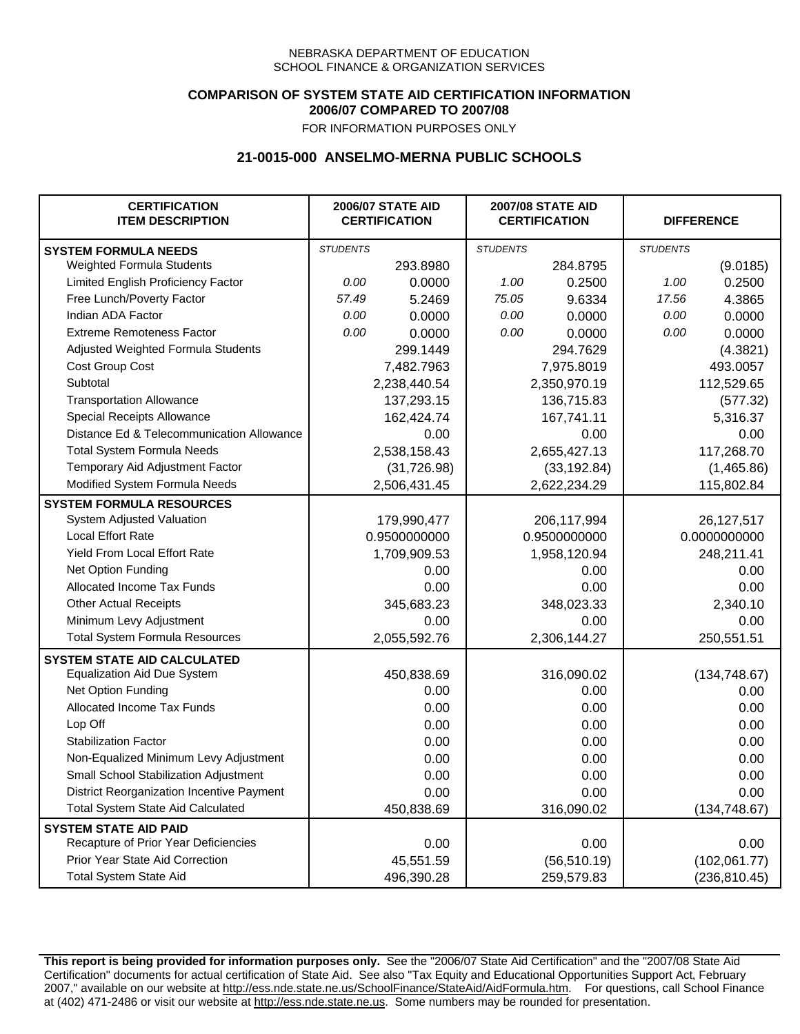NEBRASKA DEPARTMENT OF EDUCATION
SCHOOL FINANCE & ORGANIZATION SERVICES

**COMPARISON OF SYSTEM STATE AID CERTIFICATION INFORMATION**
**2006/07 COMPARED TO 2007/08**
FOR INFORMATION PURPOSES ONLY

## 21-0015-000 ANSELMO-MERNA PUBLIC SCHOOLS

| CERTIFICATION ITEM DESCRIPTION | 2006/07 STATE AID CERTIFICATION | | 2007/08 STATE AID CERTIFICATION | | DIFFERENCE | |
|---|---|---|---|---|---|---|
| **SYSTEM FORMULA NEEDS** | *STUDENTS* | | *STUDENTS* | | *STUDENTS* | |
| Weighted Formula Students | | 293.8980 | | 284.8795 | | (9.0185) |
| Limited English Proficiency Factor | *0.00* | 0.0000 | *1.00* | 0.2500 | *1.00* | 0.2500 |
| Free Lunch/Poverty Factor | *57.49* | 5.2469 | *75.05* | 9.6334 | *17.56* | 4.3865 |
| Indian ADA Factor | *0.00* | 0.0000 | *0.00* | 0.0000 | *0.00* | 0.0000 |
| Extreme Remoteness Factor | *0.00* | 0.0000 | *0.00* | 0.0000 | *0.00* | 0.0000 |
| Adjusted Weighted Formula Students | | 299.1449 | | 294.7629 | | (4.3821) |
| Cost Group Cost | | 7,482.7963 | | 7,975.8019 | | 493.0057 |
| Subtotal | | 2,238,440.54 | | 2,350,970.19 | | 112,529.65 |
| Transportation Allowance | | 137,293.15 | | 136,715.83 | | (577.32) |
| Special Receipts Allowance | | 162,424.74 | | 167,741.11 | | 5,316.37 |
| Distance Ed & Telecommunication Allowance | | 0.00 | | 0.00 | | 0.00 |
| Total System Formula Needs | | 2,538,158.43 | | 2,655,427.13 | | 117,268.70 |
| Temporary Aid Adjustment Factor | | (31,726.98) | | (33,192.84) | | (1,465.86) |
| Modified System Formula Needs | | 2,506,431.45 | | 2,622,234.29 | | 115,802.84 |
| **SYSTEM FORMULA RESOURCES** | | | | | | |
| System Adjusted Valuation | | 179,990,477 | | 206,117,994 | | 26,127,517 |
| Local Effort Rate | | 0.9500000000 | | 0.9500000000 | | 0.0000000000 |
| Yield From Local Effort Rate | | 1,709,909.53 | | 1,958,120.94 | | 248,211.41 |
| Net Option Funding | | 0.00 | | 0.00 | | 0.00 |
| Allocated Income Tax Funds | | 0.00 | | 0.00 | | 0.00 |
| Other Actual Receipts | | 345,683.23 | | 348,023.33 | | 2,340.10 |
| Minimum Levy Adjustment | | 0.00 | | 0.00 | | 0.00 |
| Total System Formula Resources | | 2,055,592.76 | | 2,306,144.27 | | 250,551.51 |
| **SYSTEM STATE AID CALCULATED** | | | | | | |
| Equalization Aid Due System | | 450,838.69 | | 316,090.02 | | (134,748.67) |
| Net Option Funding | | 0.00 | | 0.00 | | 0.00 |
| Allocated Income Tax Funds | | 0.00 | | 0.00 | | 0.00 |
| Lop Off | | 0.00 | | 0.00 | | 0.00 |
| Stabilization Factor | | 0.00 | | 0.00 | | 0.00 |
| Non-Equalized Minimum Levy Adjustment | | 0.00 | | 0.00 | | 0.00 |
| Small School Stabilization Adjustment | | 0.00 | | 0.00 | | 0.00 |
| District Reorganization Incentive Payment | | 0.00 | | 0.00 | | 0.00 |
| Total System State Aid Calculated | | 450,838.69 | | 316,090.02 | | (134,748.67) |
| **SYSTEM STATE AID PAID** | | | | | | |
| Recapture of Prior Year Deficiencies | | 0.00 | | 0.00 | | 0.00 |
| Prior Year State Aid Correction | | 45,551.59 | | (56,510.19) | | (102,061.77) |
| Total System State Aid | | 496,390.28 | | 259,579.83 | | (236,810.45) |

**This report is being provided for information purposes only.** See the "2006/07 State Aid Certification" and the "2007/08 State Aid Certification" documents for actual certification of State Aid. See also "Tax Equity and Educational Opportunities Support Act, February 2007," available on our website at http://ess.nde.state.ne.us/SchoolFinance/StateAid/AidFormula.htm. For questions, call School Finance at (402) 471-2486 or visit our website at http://ess.nde.state.ne.us. Some numbers may be rounded for presentation.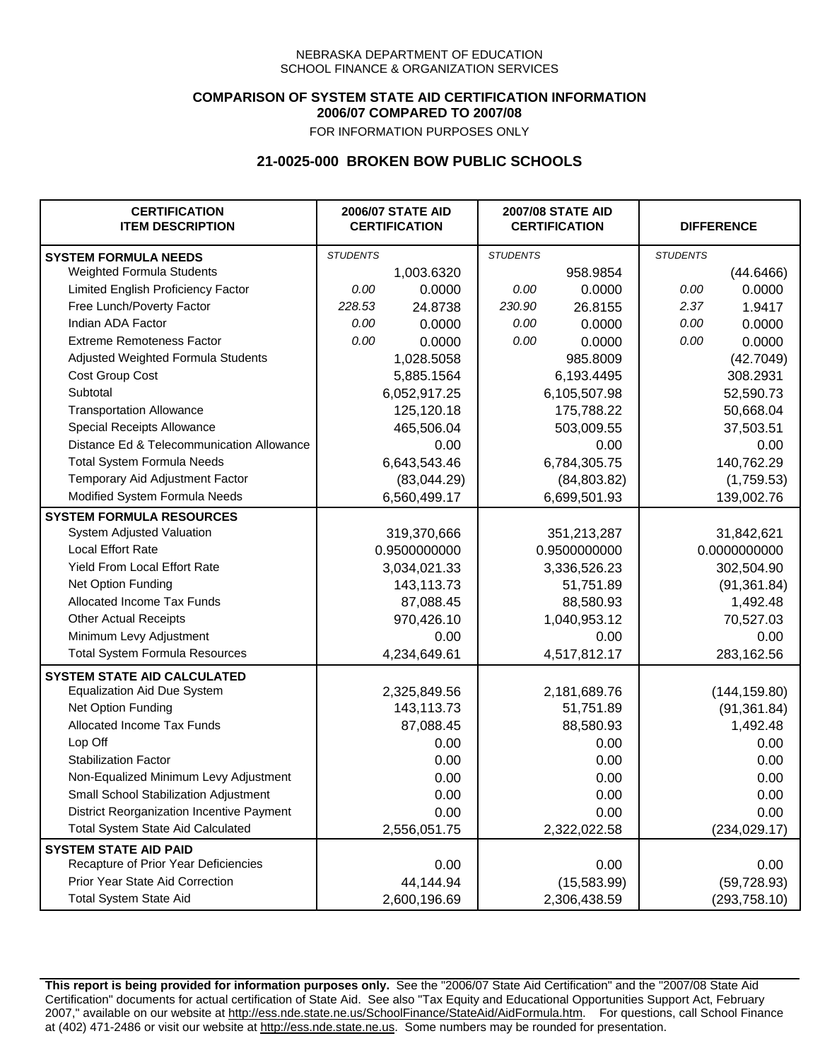NEBRASKA DEPARTMENT OF EDUCATION
SCHOOL FINANCE & ORGANIZATION SERVICES

**COMPARISON OF SYSTEM STATE AID CERTIFICATION INFORMATION**
**2006/07 COMPARED TO 2007/08**
FOR INFORMATION PURPOSES ONLY

## 21-0025-000 BROKEN BOW PUBLIC SCHOOLS

| CERTIFICATION ITEM DESCRIPTION | 2006/07 STATE AID CERTIFICATION | | 2007/08 STATE AID CERTIFICATION | | DIFFERENCE | |
|---|---|---|---|---|---|---|
| **SYSTEM FORMULA NEEDS** | *STUDENTS* | | *STUDENTS* | | *STUDENTS* | |
| Weighted Formula Students | | 1,003.6320 | | 958.9854 | | (44.6466) |
| Limited English Proficiency Factor | *0.00* | 0.0000 | *0.00* | 0.0000 | *0.00* | 0.0000 |
| Free Lunch/Poverty Factor | *228.53* | 24.8738 | *230.90* | 26.8155 | *2.37* | 1.9417 |
| Indian ADA Factor | *0.00* | 0.0000 | *0.00* | 0.0000 | *0.00* | 0.0000 |
| Extreme Remoteness Factor | *0.00* | 0.0000 | *0.00* | 0.0000 | *0.00* | 0.0000 |
| Adjusted Weighted Formula Students | | 1,028.5058 | | 985.8009 | | (42.7049) |
| Cost Group Cost | | 5,885.1564 | | 6,193.4495 | | 308.2931 |
| Subtotal | | 6,052,917.25 | | 6,105,507.98 | | 52,590.73 |
| Transportation Allowance | | 125,120.18 | | 175,788.22 | | 50,668.04 |
| Special Receipts Allowance | | 465,506.04 | | 503,009.55 | | 37,503.51 |
| Distance Ed & Telecommunication Allowance | | 0.00 | | 0.00 | | 0.00 |
| Total System Formula Needs | | 6,643,543.46 | | 6,784,305.75 | | 140,762.29 |
| Temporary Aid Adjustment Factor | | (83,044.29) | | (84,803.82) | | (1,759.53) |
| Modified System Formula Needs | | 6,560,499.17 | | 6,699,501.93 | | 139,002.76 |
| **SYSTEM FORMULA RESOURCES** | | | | | | |
| System Adjusted Valuation | | 319,370,666 | | 351,213,287 | | 31,842,621 |
| Local Effort Rate | | 0.9500000000 | | 0.9500000000 | | 0.0000000000 |
| Yield From Local Effort Rate | | 3,034,021.33 | | 3,336,526.23 | | 302,504.90 |
| Net Option Funding | | 143,113.73 | | 51,751.89 | | (91,361.84) |
| Allocated Income Tax Funds | | 87,088.45 | | 88,580.93 | | 1,492.48 |
| Other Actual Receipts | | 970,426.10 | | 1,040,953.12 | | 70,527.03 |
| Minimum Levy Adjustment | | 0.00 | | 0.00 | | 0.00 |
| Total System Formula Resources | | 4,234,649.61 | | 4,517,812.17 | | 283,162.56 |
| **SYSTEM STATE AID CALCULATED** | | | | | | |
| Equalization Aid Due System | | 2,325,849.56 | | 2,181,689.76 | | (144,159.80) |
| Net Option Funding | | 143,113.73 | | 51,751.89 | | (91,361.84) |
| Allocated Income Tax Funds | | 87,088.45 | | 88,580.93 | | 1,492.48 |
| Lop Off | | 0.00 | | 0.00 | | 0.00 |
| Stabilization Factor | | 0.00 | | 0.00 | | 0.00 |
| Non-Equalized Minimum Levy Adjustment | | 0.00 | | 0.00 | | 0.00 |
| Small School Stabilization Adjustment | | 0.00 | | 0.00 | | 0.00 |
| District Reorganization Incentive Payment | | 0.00 | | 0.00 | | 0.00 |
| Total System State Aid Calculated | | 2,556,051.75 | | 2,322,022.58 | | (234,029.17) |
| **SYSTEM STATE AID PAID** | | | | | | |
| Recapture of Prior Year Deficiencies | | 0.00 | | 0.00 | | 0.00 |
| Prior Year State Aid Correction | | 44,144.94 | | (15,583.99) | | (59,728.93) |
| Total System State Aid | | 2,600,196.69 | | 2,306,438.59 | | (293,758.10) |

**This report is being provided for information purposes only.** See the "2006/07 State Aid Certification" and the "2007/08 State Aid Certification" documents for actual certification of State Aid. See also "Tax Equity and Educational Opportunities Support Act, February 2007," available on our website at http://ess.nde.state.ne.us/SchoolFinance/StateAid/AidFormula.htm. For questions, call School Finance at (402) 471-2486 or visit our website at http://ess.nde.state.ne.us. Some numbers may be rounded for presentation.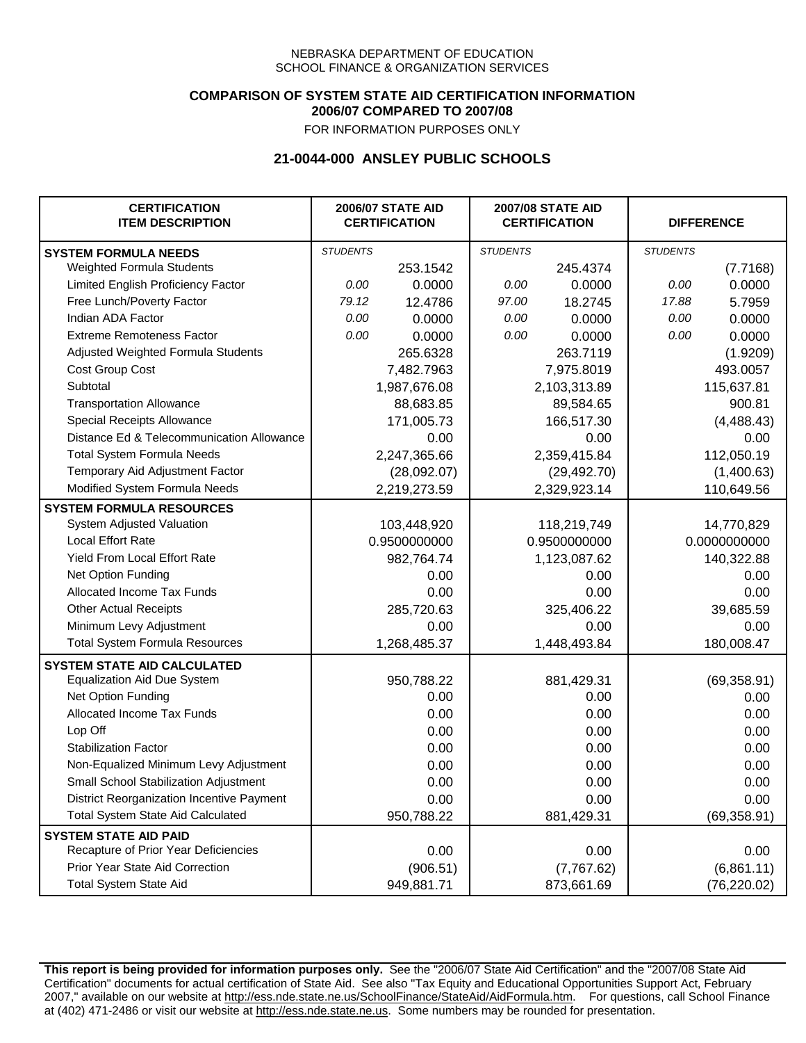NEBRASKA DEPARTMENT OF EDUCATION
SCHOOL FINANCE & ORGANIZATION SERVICES

**COMPARISON OF SYSTEM STATE AID CERTIFICATION INFORMATION**
**2006/07 COMPARED TO 2007/08**
FOR INFORMATION PURPOSES ONLY

## 21-0044-000 ANSLEY PUBLIC SCHOOLS

| CERTIFICATION ITEM DESCRIPTION | 2006/07 STATE AID CERTIFICATION | | 2007/08 STATE AID CERTIFICATION | | DIFFERENCE | |
|---|---|---|---|---|---|---|
| **SYSTEM FORMULA NEEDS** | *STUDENTS* | | *STUDENTS* | | *STUDENTS* | |
| Weighted Formula Students | | 253.1542 | | 245.4374 | | (7.7168) |
| Limited English Proficiency Factor | 0.00 | 0.0000 | 0.00 | 0.0000 | 0.00 | 0.0000 |
| Free Lunch/Poverty Factor | 79.12 | 12.4786 | 97.00 | 18.2745 | 17.88 | 5.7959 |
| Indian ADA Factor | 0.00 | 0.0000 | 0.00 | 0.0000 | 0.00 | 0.0000 |
| Extreme Remoteness Factor | 0.00 | 0.0000 | 0.00 | 0.0000 | 0.00 | 0.0000 |
| Adjusted Weighted Formula Students | | 265.6328 | | 263.7119 | | (1.9209) |
| Cost Group Cost | | 7,482.7963 | | 7,975.8019 | | 493.0057 |
| Subtotal | | 1,987,676.08 | | 2,103,313.89 | | 115,637.81 |
| Transportation Allowance | | 88,683.85 | | 89,584.65 | | 900.81 |
| Special Receipts Allowance | | 171,005.73 | | 166,517.30 | | (4,488.43) |
| Distance Ed & Telecommunication Allowance | | 0.00 | | 0.00 | | 0.00 |
| Total System Formula Needs | | 2,247,365.66 | | 2,359,415.84 | | 112,050.19 |
| Temporary Aid Adjustment Factor | | (28,092.07) | | (29,492.70) | | (1,400.63) |
| Modified System Formula Needs | | 2,219,273.59 | | 2,329,923.14 | | 110,649.56 |
| **SYSTEM FORMULA RESOURCES** | | | | | | |
| System Adjusted Valuation | | 103,448,920 | | 118,219,749 | | 14,770,829 |
| Local Effort Rate | | 0.9500000000 | | 0.9500000000 | | 0.0000000000 |
| Yield From Local Effort Rate | | 982,764.74 | | 1,123,087.62 | | 140,322.88 |
| Net Option Funding | | 0.00 | | 0.00 | | 0.00 |
| Allocated Income Tax Funds | | 0.00 | | 0.00 | | 0.00 |
| Other Actual Receipts | | 285,720.63 | | 325,406.22 | | 39,685.59 |
| Minimum Levy Adjustment | | 0.00 | | 0.00 | | 0.00 |
| Total System Formula Resources | | 1,268,485.37 | | 1,448,493.84 | | 180,008.47 |
| **SYSTEM STATE AID CALCULATED** | | | | | | |
| Equalization Aid Due System | | 950,788.22 | | 881,429.31 | | (69,358.91) |
| Net Option Funding | | 0.00 | | 0.00 | | 0.00 |
| Allocated Income Tax Funds | | 0.00 | | 0.00 | | 0.00 |
| Lop Off | | 0.00 | | 0.00 | | 0.00 |
| Stabilization Factor | | 0.00 | | 0.00 | | 0.00 |
| Non-Equalized Minimum Levy Adjustment | | 0.00 | | 0.00 | | 0.00 |
| Small School Stabilization Adjustment | | 0.00 | | 0.00 | | 0.00 |
| District Reorganization Incentive Payment | | 0.00 | | 0.00 | | 0.00 |
| Total System State Aid Calculated | | 950,788.22 | | 881,429.31 | | (69,358.91) |
| **SYSTEM STATE AID PAID** | | | | | | |
| Recapture of Prior Year Deficiencies | | 0.00 | | 0.00 | | 0.00 |
| Prior Year State Aid Correction | | (906.51) | | (7,767.62) | | (6,861.11) |
| Total System State Aid | | 949,881.71 | | 873,661.69 | | (76,220.02) |

**This report is being provided for information purposes only.** See the "2006/07 State Aid Certification" and the "2007/08 State Aid Certification" documents for actual certification of State Aid. See also "Tax Equity and Educational Opportunities Support Act, February 2007," available on our website at http://ess.nde.state.ne.us/SchoolFinance/StateAid/AidFormula.htm. For questions, call School Finance at (402) 471-2486 or visit our website at http://ess.nde.state.ne.us. Some numbers may be rounded for presentation.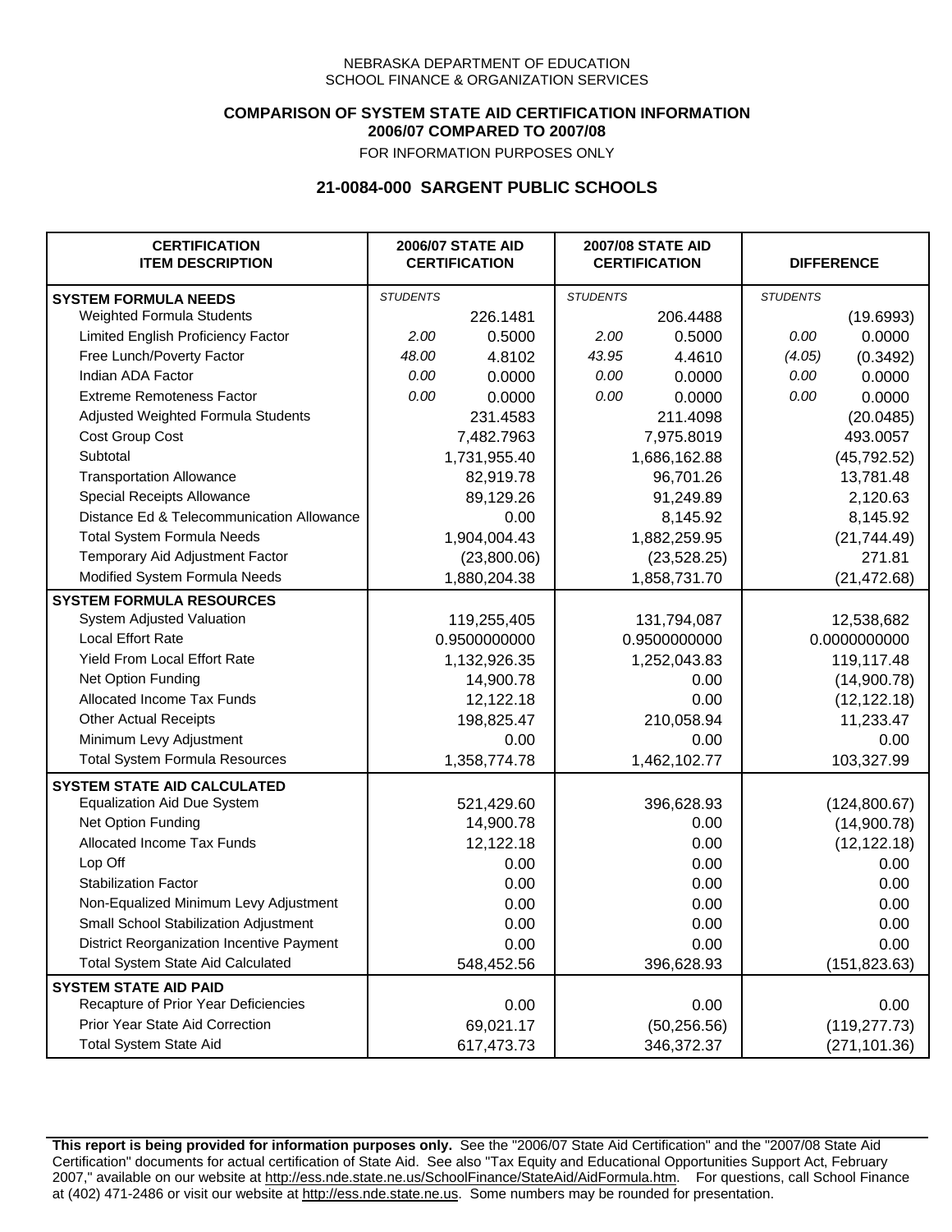NEBRASKA DEPARTMENT OF EDUCATION
SCHOOL FINANCE & ORGANIZATION SERVICES

**COMPARISON OF SYSTEM STATE AID CERTIFICATION INFORMATION**
**2006/07 COMPARED TO 2007/08**
FOR INFORMATION PURPOSES ONLY

## 21-0084-000 SARGENT PUBLIC SCHOOLS

| CERTIFICATION ITEM DESCRIPTION | 2006/07 STATE AID CERTIFICATION | | 2007/08 STATE AID CERTIFICATION | | DIFFERENCE | |
|---|---|---|---|---|---|---|
| **SYSTEM FORMULA NEEDS** | *STUDENTS* | | *STUDENTS* | | *STUDENTS* | |
| Weighted Formula Students | | 226.1481 | | 206.4488 | | (19.6993) |
| Limited English Proficiency Factor | *2.00* | 0.5000 | *2.00* | 0.5000 | *0.00* | 0.0000 |
| Free Lunch/Poverty Factor | *48.00* | 4.8102 | *43.95* | 4.4610 | *(4.05)* | (0.3492) |
| Indian ADA Factor | *0.00* | 0.0000 | *0.00* | 0.0000 | *0.00* | 0.0000 |
| Extreme Remoteness Factor | *0.00* | 0.0000 | *0.00* | 0.0000 | *0.00* | 0.0000 |
| Adjusted Weighted Formula Students | | 231.4583 | | 211.4098 | | (20.0485) |
| Cost Group Cost | | 7,482.7963 | | 7,975.8019 | | 493.0057 |
| Subtotal | | 1,731,955.40 | | 1,686,162.88 | | (45,792.52) |
| Transportation Allowance | | 82,919.78 | | 96,701.26 | | 13,781.48 |
| Special Receipts Allowance | | 89,129.26 | | 91,249.89 | | 2,120.63 |
| Distance Ed & Telecommunication Allowance | | 0.00 | | 8,145.92 | | 8,145.92 |
| Total System Formula Needs | | 1,904,004.43 | | 1,882,259.95 | | (21,744.49) |
| Temporary Aid Adjustment Factor | | (23,800.06) | | (23,528.25) | | 271.81 |
| Modified System Formula Needs | | 1,880,204.38 | | 1,858,731.70 | | (21,472.68) |
| **SYSTEM FORMULA RESOURCES** | | | | | | |
| System Adjusted Valuation | | 119,255,405 | | 131,794,087 | | 12,538,682 |
| Local Effort Rate | | 0.9500000000 | | 0.9500000000 | | 0.0000000000 |
| Yield From Local Effort Rate | | 1,132,926.35 | | 1,252,043.83 | | 119,117.48 |
| Net Option Funding | | 14,900.78 | | 0.00 | | (14,900.78) |
| Allocated Income Tax Funds | | 12,122.18 | | 0.00 | | (12,122.18) |
| Other Actual Receipts | | 198,825.47 | | 210,058.94 | | 11,233.47 |
| Minimum Levy Adjustment | | 0.00 | | 0.00 | | 0.00 |
| Total System Formula Resources | | 1,358,774.78 | | 1,462,102.77 | | 103,327.99 |
| **SYSTEM STATE AID CALCULATED** | | | | | | |
| Equalization Aid Due System | | 521,429.60 | | 396,628.93 | | (124,800.67) |
| Net Option Funding | | 14,900.78 | | 0.00 | | (14,900.78) |
| Allocated Income Tax Funds | | 12,122.18 | | 0.00 | | (12,122.18) |
| Lop Off | | 0.00 | | 0.00 | | 0.00 |
| Stabilization Factor | | 0.00 | | 0.00 | | 0.00 |
| Non-Equalized Minimum Levy Adjustment | | 0.00 | | 0.00 | | 0.00 |
| Small School Stabilization Adjustment | | 0.00 | | 0.00 | | 0.00 |
| District Reorganization Incentive Payment | | 0.00 | | 0.00 | | 0.00 |
| Total System State Aid Calculated | | 548,452.56 | | 396,628.93 | | (151,823.63) |
| **SYSTEM STATE AID PAID** | | | | | | |
| Recapture of Prior Year Deficiencies | | 0.00 | | 0.00 | | 0.00 |
| Prior Year State Aid Correction | | 69,021.17 | | (50,256.56) | | (119,277.73) |
| Total System State Aid | | 617,473.73 | | 346,372.37 | | (271,101.36) |

**This report is being provided for information purposes only.** See the "2006/07 State Aid Certification" and the "2007/08 State Aid Certification" documents for actual certification of State Aid. See also "Tax Equity and Educational Opportunities Support Act, February 2007," available on our website at http://ess.nde.state.ne.us/SchoolFinance/StateAid/AidFormula.htm. For questions, call School Finance at (402) 471-2486 or visit our website at http://ess.nde.state.ne.us. Some numbers may be rounded for presentation.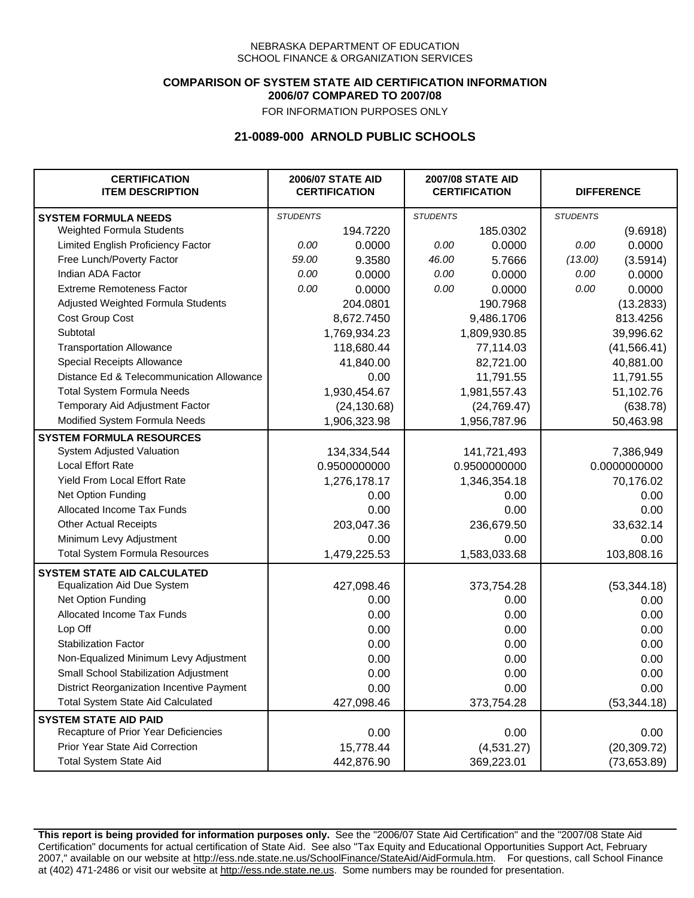NEBRASKA DEPARTMENT OF EDUCATION
SCHOOL FINANCE & ORGANIZATION SERVICES

**COMPARISON OF SYSTEM STATE AID CERTIFICATION INFORMATION**
**2006/07 COMPARED TO 2007/08**
FOR INFORMATION PURPOSES ONLY

## 21-0089-000 ARNOLD PUBLIC SCHOOLS

| CERTIFICATION ITEM DESCRIPTION | 2006/07 STATE AID CERTIFICATION | | 2007/08 STATE AID CERTIFICATION | | DIFFERENCE | |
|---|---|---|---|---|---|---|
| **SYSTEM FORMULA NEEDS** | *STUDENTS* | | *STUDENTS* | | *STUDENTS* | |
| Weighted Formula Students | | 194.7220 | | 185.0302 | | (9.6918) |
| Limited English Proficiency Factor | *0.00* | 0.0000 | *0.00* | 0.0000 | *0.00* | 0.0000 |
| Free Lunch/Poverty Factor | *59.00* | 9.3580 | *46.00* | 5.7666 | *(13.00)* | (3.5914) |
| Indian ADA Factor | *0.00* | 0.0000 | *0.00* | 0.0000 | *0.00* | 0.0000 |
| Extreme Remoteness Factor | *0.00* | 0.0000 | *0.00* | 0.0000 | *0.00* | 0.0000 |
| Adjusted Weighted Formula Students | | 204.0801 | | 190.7968 | | (13.2833) |
| Cost Group Cost | | 8,672.7450 | | 9,486.1706 | | 813.4256 |
| Subtotal | | 1,769,934.23 | | 1,809,930.85 | | 39,996.62 |
| Transportation Allowance | | 118,680.44 | | 77,114.03 | | (41,566.41) |
| Special Receipts Allowance | | 41,840.00 | | 82,721.00 | | 40,881.00 |
| Distance Ed & Telecommunication Allowance | | 0.00 | | 11,791.55 | | 11,791.55 |
| Total System Formula Needs | | 1,930,454.67 | | 1,981,557.43 | | 51,102.76 |
| Temporary Aid Adjustment Factor | | (24,130.68) | | (24,769.47) | | (638.78) |
| Modified System Formula Needs | | 1,906,323.98 | | 1,956,787.96 | | 50,463.98 |
| **SYSTEM FORMULA RESOURCES** | | | | | | |
| System Adjusted Valuation | | 134,334,544 | | 141,721,493 | | 7,386,949 |
| Local Effort Rate | | 0.9500000000 | | 0.9500000000 | | 0.0000000000 |
| Yield From Local Effort Rate | | 1,276,178.17 | | 1,346,354.18 | | 70,176.02 |
| Net Option Funding | | 0.00 | | 0.00 | | 0.00 |
| Allocated Income Tax Funds | | 0.00 | | 0.00 | | 0.00 |
| Other Actual Receipts | | 203,047.36 | | 236,679.50 | | 33,632.14 |
| Minimum Levy Adjustment | | 0.00 | | 0.00 | | 0.00 |
| Total System Formula Resources | | 1,479,225.53 | | 1,583,033.68 | | 103,808.16 |
| **SYSTEM STATE AID CALCULATED** | | | | | | |
| Equalization Aid Due System | | 427,098.46 | | 373,754.28 | | (53,344.18) |
| Net Option Funding | | 0.00 | | 0.00 | | 0.00 |
| Allocated Income Tax Funds | | 0.00 | | 0.00 | | 0.00 |
| Lop Off | | 0.00 | | 0.00 | | 0.00 |
| Stabilization Factor | | 0.00 | | 0.00 | | 0.00 |
| Non-Equalized Minimum Levy Adjustment | | 0.00 | | 0.00 | | 0.00 |
| Small School Stabilization Adjustment | | 0.00 | | 0.00 | | 0.00 |
| District Reorganization Incentive Payment | | 0.00 | | 0.00 | | 0.00 |
| Total System State Aid Calculated | | 427,098.46 | | 373,754.28 | | (53,344.18) |
| **SYSTEM STATE AID PAID** | | | | | | |
| Recapture of Prior Year Deficiencies | | 0.00 | | 0.00 | | 0.00 |
| Prior Year State Aid Correction | | 15,778.44 | | (4,531.27) | | (20,309.72) |
| Total System State Aid | | 442,876.90 | | 369,223.01 | | (73,653.89) |

**This report is being provided for information purposes only.** See the "2006/07 State Aid Certification" and the "2007/08 State Aid Certification" documents for actual certification of State Aid. See also "Tax Equity and Educational Opportunities Support Act, February 2007," available on our website at http://ess.nde.state.ne.us/SchoolFinance/StateAid/AidFormula.htm. For questions, call School Finance at (402) 471-2486 or visit our website at http://ess.nde.state.ne.us. Some numbers may be rounded for presentation.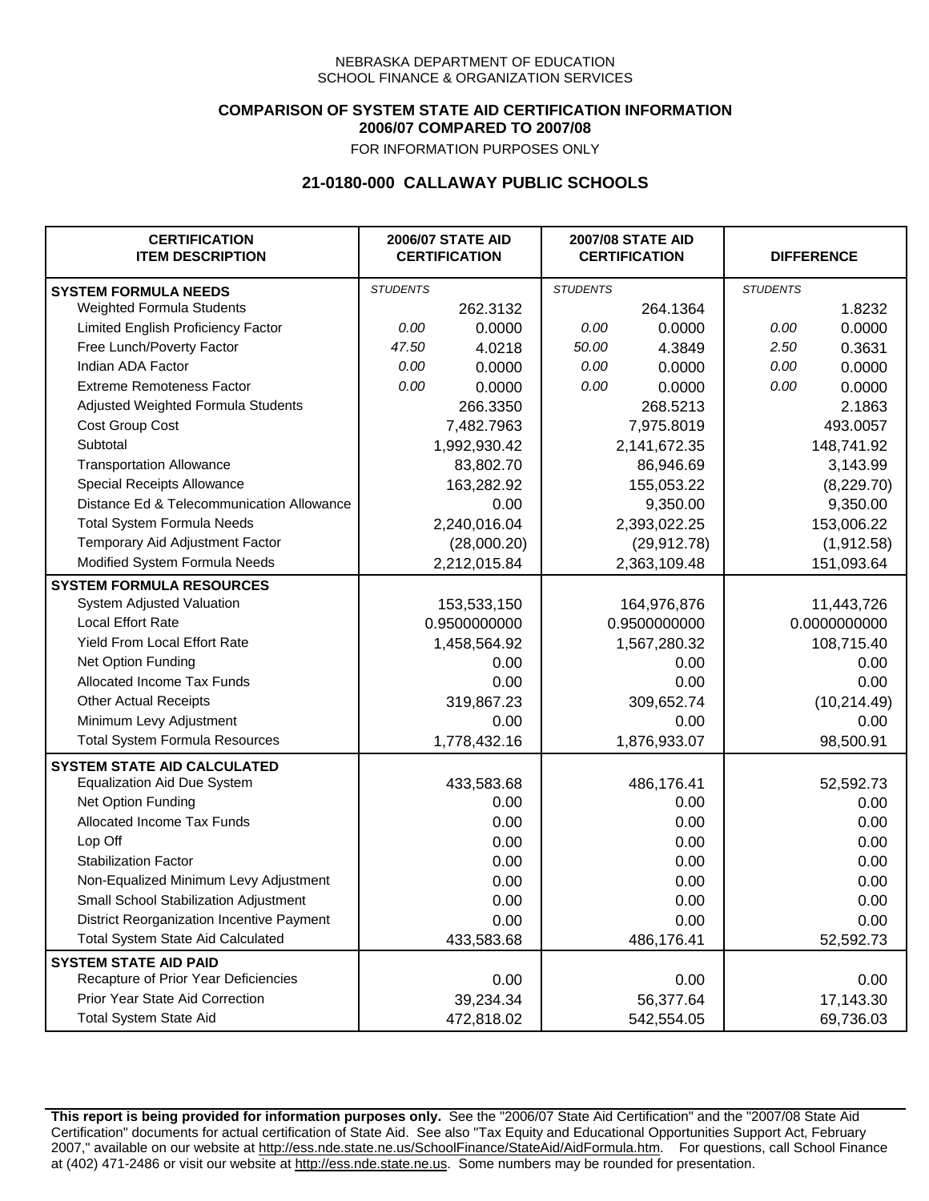NEBRASKA DEPARTMENT OF EDUCATION
SCHOOL FINANCE & ORGANIZATION SERVICES

**COMPARISON OF SYSTEM STATE AID CERTIFICATION INFORMATION**
**2006/07 COMPARED TO 2007/08**
FOR INFORMATION PURPOSES ONLY

## 21-0180-000 CALLAWAY PUBLIC SCHOOLS

| CERTIFICATION ITEM DESCRIPTION | 2006/07 STATE AID CERTIFICATION | | 2007/08 STATE AID CERTIFICATION | | DIFFERENCE | |
|---|---|---|---|---|---|---|
| **SYSTEM FORMULA NEEDS** | *STUDENTS* | | *STUDENTS* | | *STUDENTS* | |
| Weighted Formula Students | | 262.3132 | | 264.1364 | | 1.8232 |
| Limited English Proficiency Factor | *0.00* | 0.0000 | *0.00* | 0.0000 | *0.00* | 0.0000 |
| Free Lunch/Poverty Factor | *47.50* | 4.0218 | *50.00* | 4.3849 | *2.50* | 0.3631 |
| Indian ADA Factor | *0.00* | 0.0000 | *0.00* | 0.0000 | *0.00* | 0.0000 |
| Extreme Remoteness Factor | *0.00* | 0.0000 | *0.00* | 0.0000 | *0.00* | 0.0000 |
| Adjusted Weighted Formula Students | | 266.3350 | | 268.5213 | | 2.1863 |
| Cost Group Cost | | 7,482.7963 | | 7,975.8019 | | 493.0057 |
| Subtotal | | 1,992,930.42 | | 2,141,672.35 | | 148,741.92 |
| Transportation Allowance | | 83,802.70 | | 86,946.69 | | 3,143.99 |
| Special Receipts Allowance | | 163,282.92 | | 155,053.22 | | (8,229.70) |
| Distance Ed & Telecommunication Allowance | | 0.00 | | 9,350.00 | | 9,350.00 |
| Total System Formula Needs | | 2,240,016.04 | | 2,393,022.25 | | 153,006.22 |
| Temporary Aid Adjustment Factor | | (28,000.20) | | (29,912.78) | | (1,912.58) |
| Modified System Formula Needs | | 2,212,015.84 | | 2,363,109.48 | | 151,093.64 |
| **SYSTEM FORMULA RESOURCES** | | | | | | |
| System Adjusted Valuation | | 153,533,150 | | 164,976,876 | | 11,443,726 |
| Local Effort Rate | | 0.9500000000 | | 0.9500000000 | | 0.0000000000 |
| Yield From Local Effort Rate | | 1,458,564.92 | | 1,567,280.32 | | 108,715.40 |
| Net Option Funding | | 0.00 | | 0.00 | | 0.00 |
| Allocated Income Tax Funds | | 0.00 | | 0.00 | | 0.00 |
| Other Actual Receipts | | 319,867.23 | | 309,652.74 | | (10,214.49) |
| Minimum Levy Adjustment | | 0.00 | | 0.00 | | 0.00 |
| Total System Formula Resources | | 1,778,432.16 | | 1,876,933.07 | | 98,500.91 |
| **SYSTEM STATE AID CALCULATED** | | | | | | |
| Equalization Aid Due System | | 433,583.68 | | 486,176.41 | | 52,592.73 |
| Net Option Funding | | 0.00 | | 0.00 | | 0.00 |
| Allocated Income Tax Funds | | 0.00 | | 0.00 | | 0.00 |
| Lop Off | | 0.00 | | 0.00 | | 0.00 |
| Stabilization Factor | | 0.00 | | 0.00 | | 0.00 |
| Non-Equalized Minimum Levy Adjustment | | 0.00 | | 0.00 | | 0.00 |
| Small School Stabilization Adjustment | | 0.00 | | 0.00 | | 0.00 |
| District Reorganization Incentive Payment | | 0.00 | | 0.00 | | 0.00 |
| Total System State Aid Calculated | | 433,583.68 | | 486,176.41 | | 52,592.73 |
| **SYSTEM STATE AID PAID** | | | | | | |
| Recapture of Prior Year Deficiencies | | 0.00 | | 0.00 | | 0.00 |
| Prior Year State Aid Correction | | 39,234.34 | | 56,377.64 | | 17,143.30 |
| Total System State Aid | | 472,818.02 | | 542,554.05 | | 69,736.03 |

**This report is being provided for information purposes only.** See the "2006/07 State Aid Certification" and the "2007/08 State Aid Certification" documents for actual certification of State Aid. See also "Tax Equity and Educational Opportunities Support Act, February 2007," available on our website at http://ess.nde.state.ne.us/SchoolFinance/StateAid/AidFormula.htm. For questions, call School Finance at (402) 471-2486 or visit our website at http://ess.nde.state.ne.us. Some numbers may be rounded for presentation.